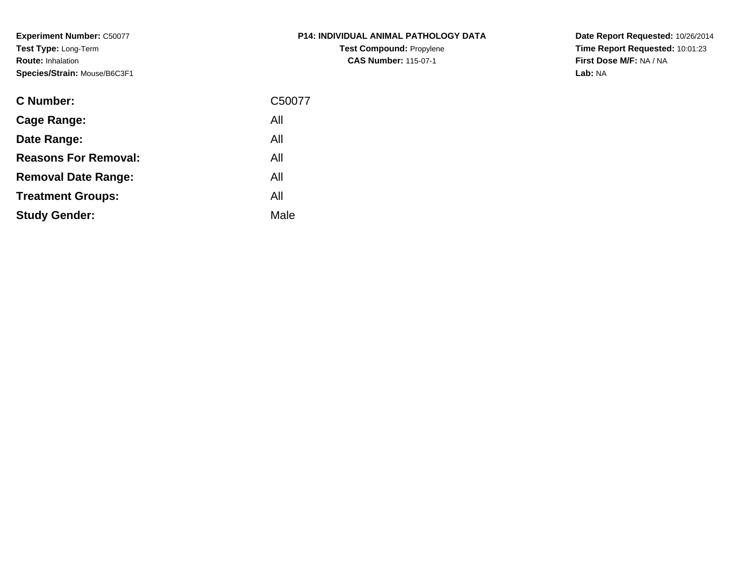**Experiment Number:** C50077
**Test Type:** Long-Term
**Route:** Inhalation
**Species/Strain:** Mouse/B6C3F1

**P14: INDIVIDUAL ANIMAL PATHOLOGY DATA**
**Test Compound:** Propylene
**CAS Number:** 115-07-1

**Date Report Requested:** 10/26/2014
**Time Report Requested:** 10:01:23
**First Dose M/F:** NA / NA
**Lab:** NA

| | |
|---|---|
| **C Number:** | C50077 |
| **Cage Range:** | All |
| **Date Range:** | All |
| **Reasons For Removal:** | All |
| **Removal Date Range:** | All |
| **Treatment Groups:** | All |
| **Study Gender:** | Male |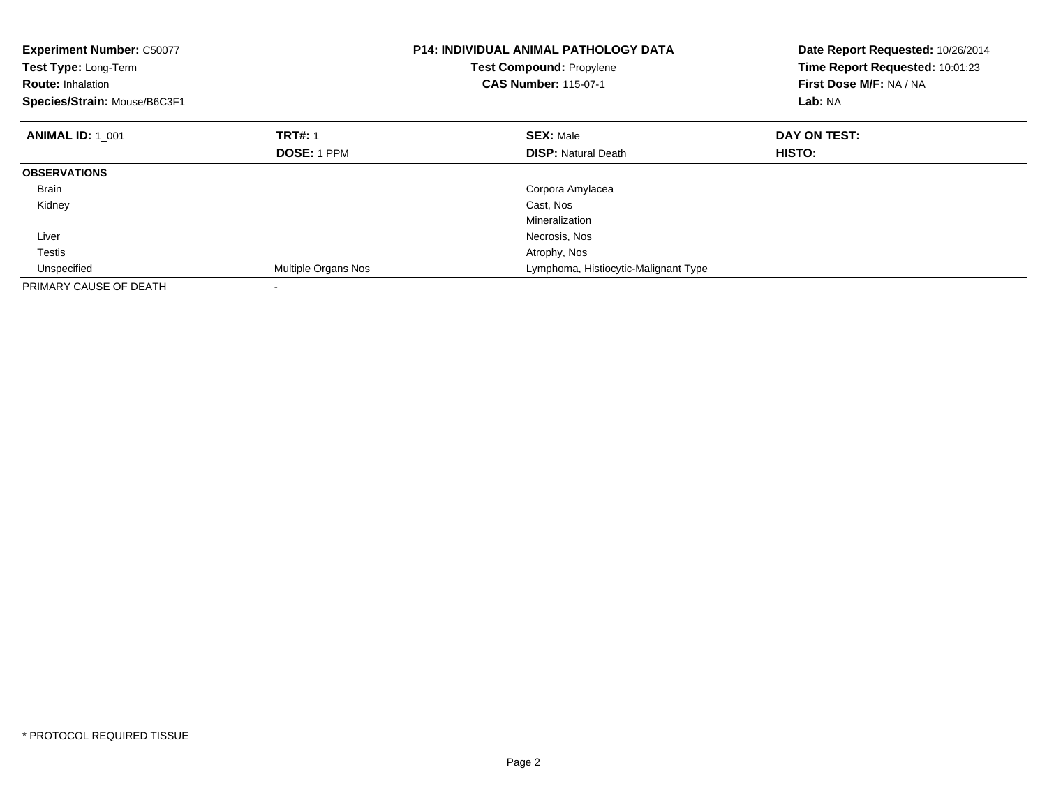**Experiment Number:** C50077
**Test Type:** Long-Term
**Route:** Inhalation
**Species/Strain:** Mouse/B6C3F1

**P14: INDIVIDUAL ANIMAL PATHOLOGY DATA**
**Test Compound:** Propylene
**CAS Number:** 115-07-1

**Date Report Requested:** 10/26/2014
**Time Report Requested:** 10:01:23
**First Dose M/F:** NA / NA
**Lab:** NA

| **ANIMAL ID:** 1_001 | **TRT#:** 1 | **SEX:** Male | **DAY ON TEST:** |
|---|---|---|---|
| | **DOSE:** 1 PPM | **DISP:** Natural Death | **HISTO:** |
| **OBSERVATIONS** | | | |
| Brain | | Corpora Amylacea | |
| Kidney | | Cast, Nos | |
| | | Mineralization | |
| Liver | | Necrosis, Nos | |
| Testis | | Atrophy, Nos | |
| Unspecified | Multiple Organs Nos | Lymphoma, Histiocytic-Malignant Type | |
| PRIMARY CAUSE OF DEATH | - | | |

* PROTOCOL REQUIRED TISSUE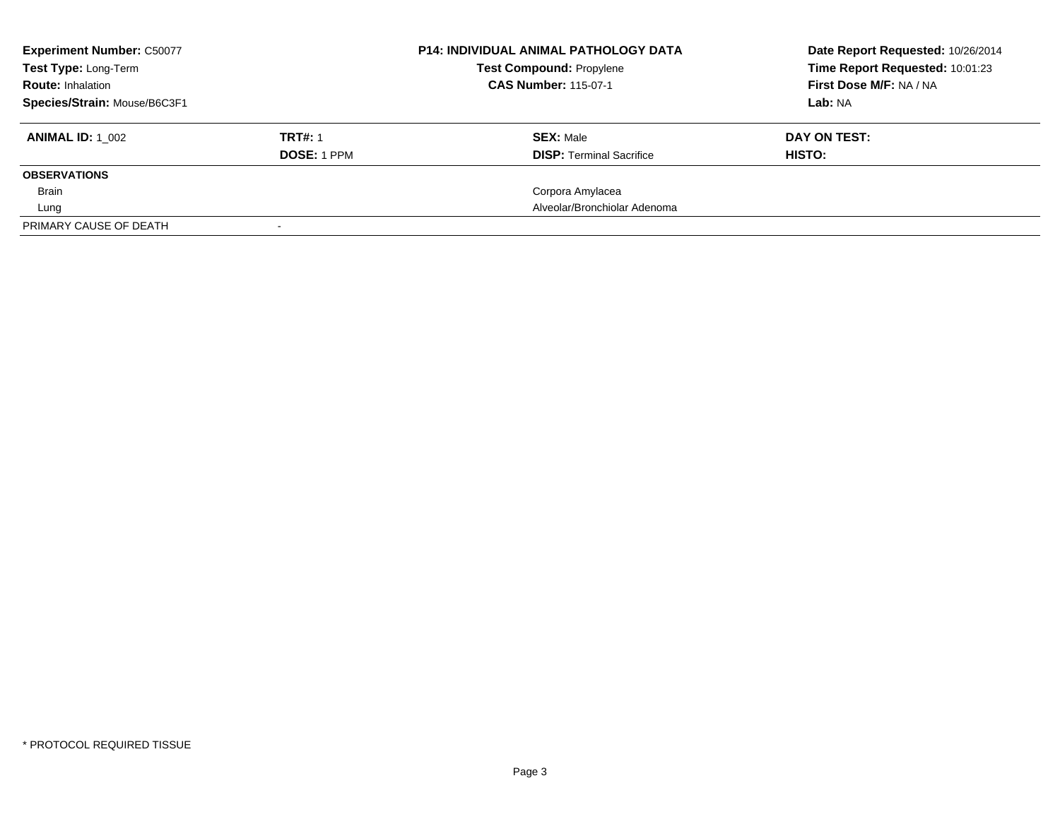**Experiment Number:** C50077
**Test Type:** Long-Term
**Route:** Inhalation
**Species/Strain:** Mouse/B6C3F1

**P14: INDIVIDUAL ANIMAL PATHOLOGY DATA**
**Test Compound:** Propylene
**CAS Number:** 115-07-1

**Date Report Requested:** 10/26/2014
**Time Report Requested:** 10:01:23
**First Dose M/F:** NA / NA
**Lab:** NA

| **ANIMAL ID:** 1_002 | **TRT#:** 1 | **SEX:** Male | **DAY ON TEST:** |
|---|---|---|---|
| | **DOSE:** 1 PPM | **DISP:** Terminal Sacrifice | **HISTO:** |
| **OBSERVATIONS** | | | |
| Brain | | Corpora Amylacea | |
| Lung | | Alveolar/Bronchiolar Adenoma | |
| PRIMARY CAUSE OF DEATH | - | | |

* PROTOCOL REQUIRED TISSUE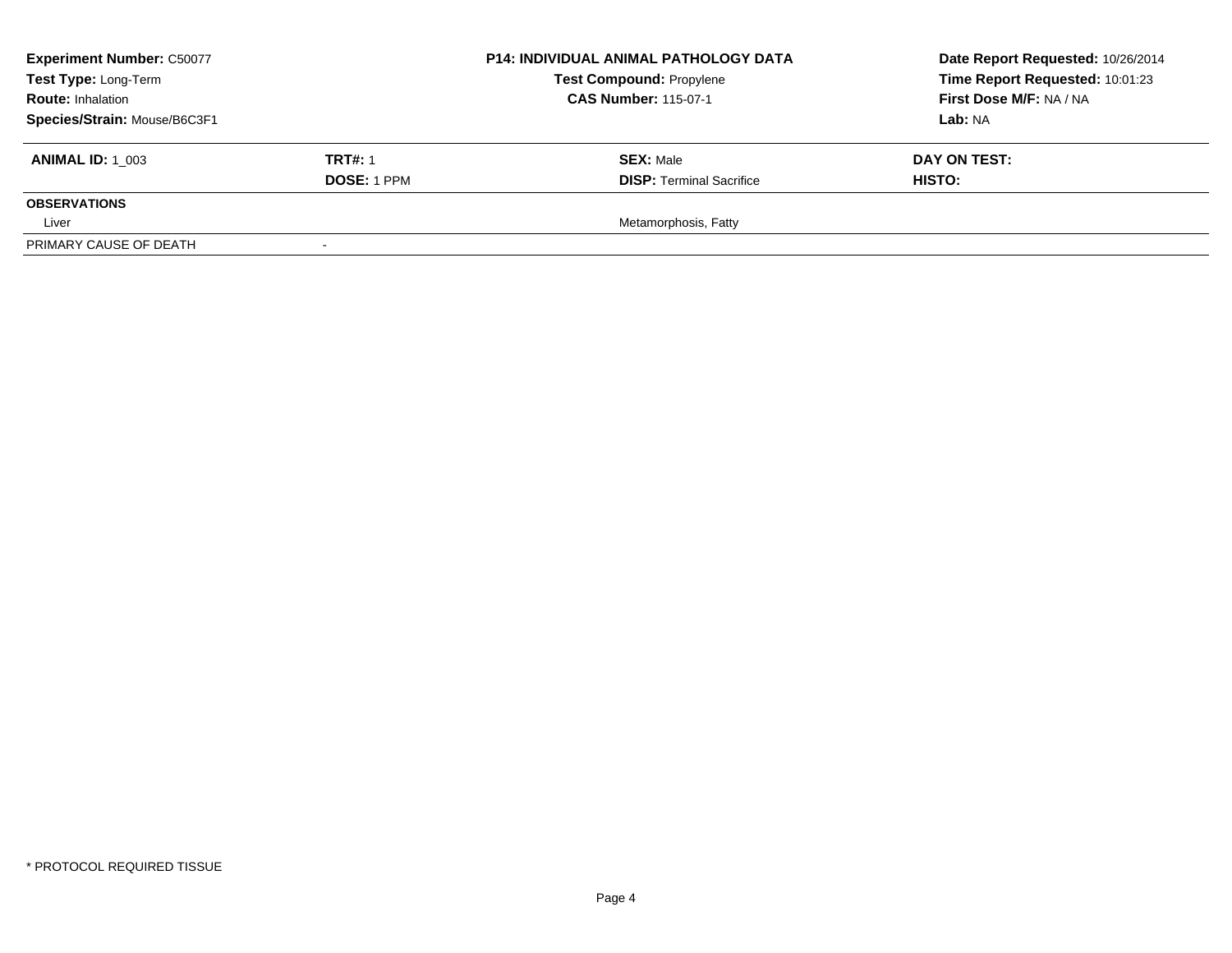**Experiment Number:** C50077
**Test Type:** Long-Term
**Route:** Inhalation
**Species/Strain:** Mouse/B6C3F1

**P14: INDIVIDUAL ANIMAL PATHOLOGY DATA**
**Test Compound:** Propylene
**CAS Number:** 115-07-1

**Date Report Requested:** 10/26/2014
**Time Report Requested:** 10:01:23
**First Dose M/F:** NA / NA
**Lab:** NA

| **ANIMAL ID:** 1_003 | **TRT#:** 1 | **SEX:** Male | **DAY ON TEST:** |
|---|---|---|---|
| | **DOSE:** 1 PPM | **DISP:** Terminal Sacrifice | **HISTO:** |
| **OBSERVATIONS** | | | |
| Liver | | Metamorphosis, Fatty | |
| PRIMARY CAUSE OF DEATH | - | | |

\* PROTOCOL REQUIRED TISSUE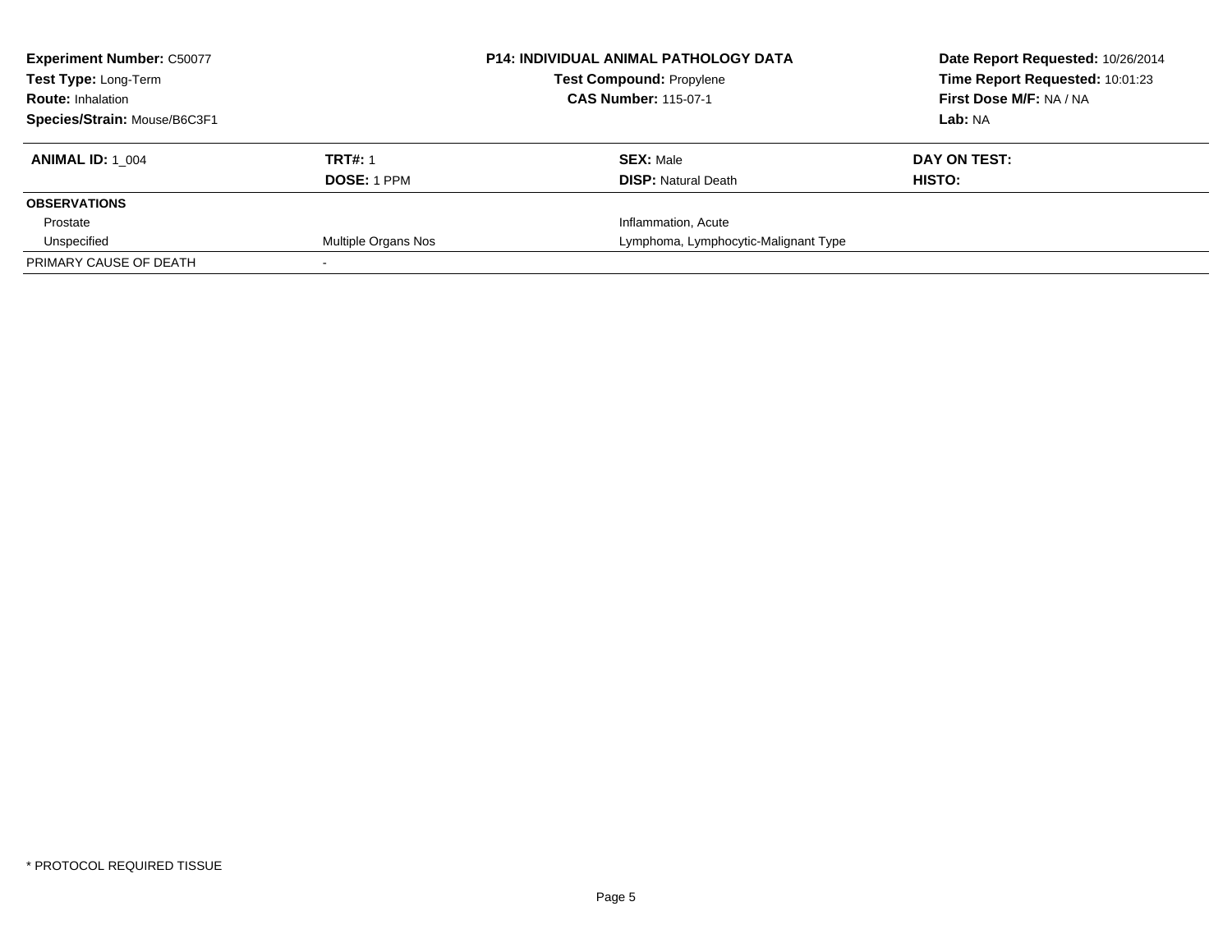**Experiment Number:** C50077
**Test Type:** Long-Term
**Route:** Inhalation
**Species/Strain:** Mouse/B6C3F1

**P14: INDIVIDUAL ANIMAL PATHOLOGY DATA**
**Test Compound:** Propylene
**CAS Number:** 115-07-1

**Date Report Requested:** 10/26/2014
**Time Report Requested:** 10:01:23
**First Dose M/F:** NA / NA
**Lab:** NA

| **ANIMAL ID:** 1_004 | **TRT#:** 1 | **SEX:** Male | **DAY ON TEST:** |
|---|---|---|---|
| | **DOSE:** 1 PPM | **DISP:** Natural Death | **HISTO:** |
| **OBSERVATIONS** | | | |
| Prostate | | Inflammation, Acute | |
| Unspecified | Multiple Organs Nos | Lymphoma, Lymphocytic-Malignant Type | |
| PRIMARY CAUSE OF DEATH | - | | |

* PROTOCOL REQUIRED TISSUE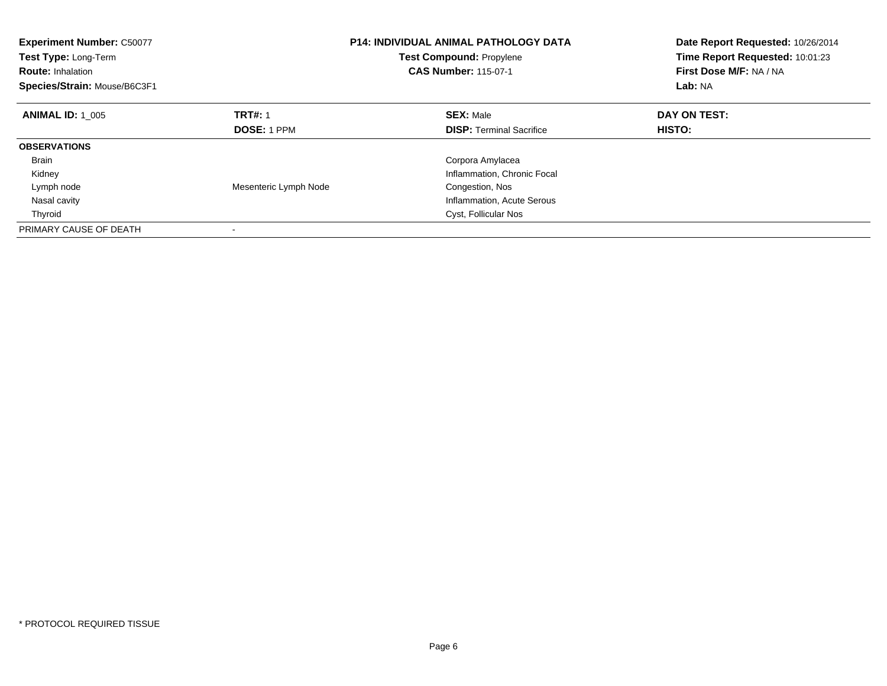**Experiment Number:** C50077
**Test Type:** Long-Term
**Route:** Inhalation
**Species/Strain:** Mouse/B6C3F1

**P14: INDIVIDUAL ANIMAL PATHOLOGY DATA**
**Test Compound:** Propylene
**CAS Number:** 115-07-1

**Date Report Requested:** 10/26/2014
**Time Report Requested:** 10:01:23
**First Dose M/F:** NA / NA
**Lab:** NA

| **ANIMAL ID:** 1_005 | **TRT#:** 1 | **SEX:** Male | **DAY ON TEST:** |
|---|---|---|---|
| | **DOSE:** 1 PPM | **DISP:** Terminal Sacrifice | **HISTO:** |
| **OBSERVATIONS** | | | |
| Brain | | Corpora Amylacea | |
| Kidney | | Inflammation, Chronic Focal | |
| Lymph node | Mesenteric Lymph Node | Congestion, Nos | |
| Nasal cavity | | Inflammation, Acute Serous | |
| Thyroid | | Cyst, Follicular Nos | |
| PRIMARY CAUSE OF DEATH | - | | |

* PROTOCOL REQUIRED TISSUE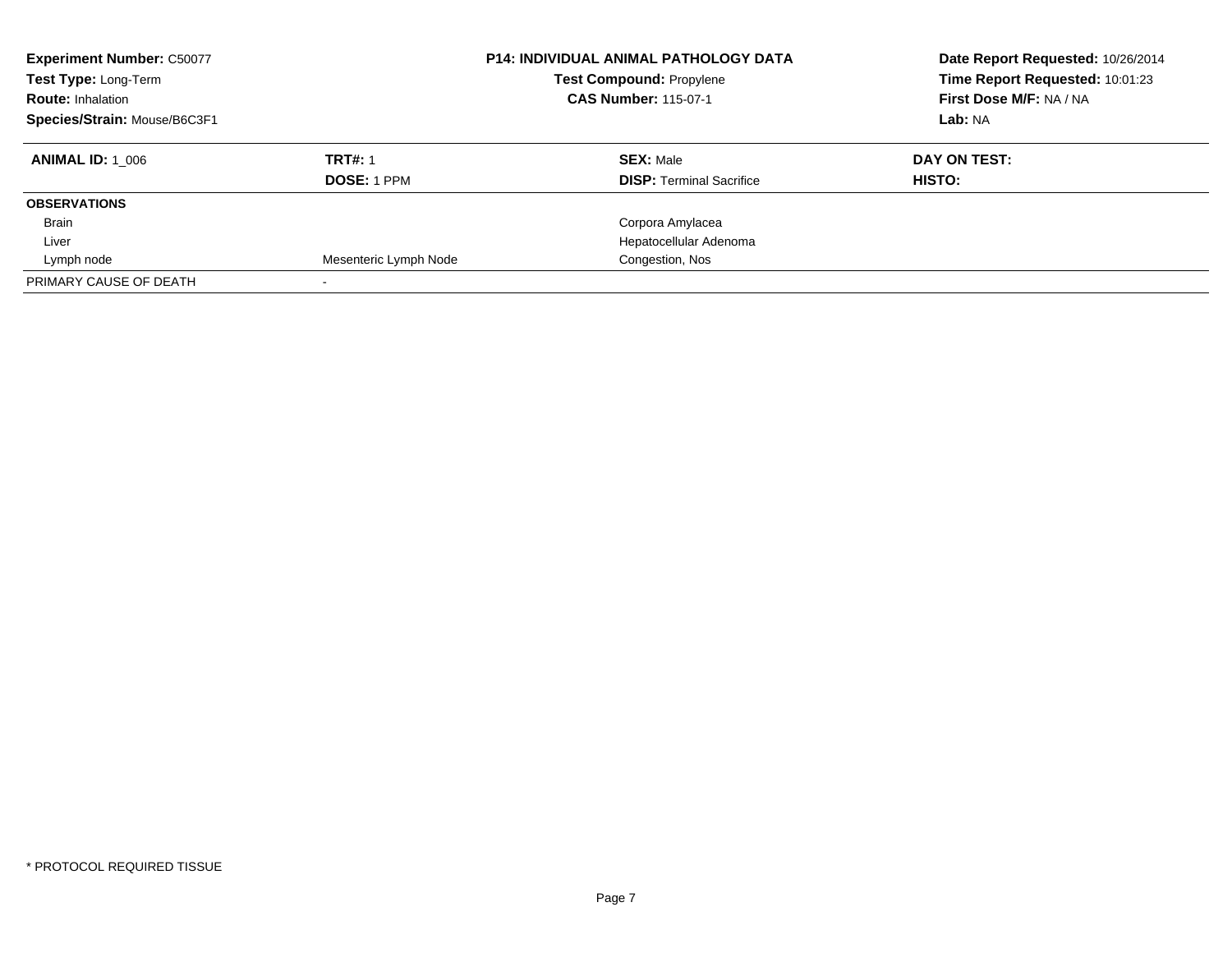**Experiment Number:** C50077
**Test Type:** Long-Term
**Route:** Inhalation
**Species/Strain:** Mouse/B6C3F1

**P14: INDIVIDUAL ANIMAL PATHOLOGY DATA**
**Test Compound:** Propylene
**CAS Number:** 115-07-1

**Date Report Requested:** 10/26/2014
**Time Report Requested:** 10:01:23
**First Dose M/F:** NA / NA
**Lab:** NA

| **ANIMAL ID:** 1_006 | **TRT#:** 1 | **SEX:** Male | **DAY ON TEST:** |
|---|---|---|---|
| | **DOSE:** 1 PPM | **DISP:** Terminal Sacrifice | **HISTO:** |
| **OBSERVATIONS** | | | |
| Brain | | Corpora Amylacea | |
| Liver | | Hepatocellular Adenoma | |
| Lymph node | Mesenteric Lymph Node | Congestion, Nos | |
| PRIMARY CAUSE OF DEATH | - | | |

* PROTOCOL REQUIRED TISSUE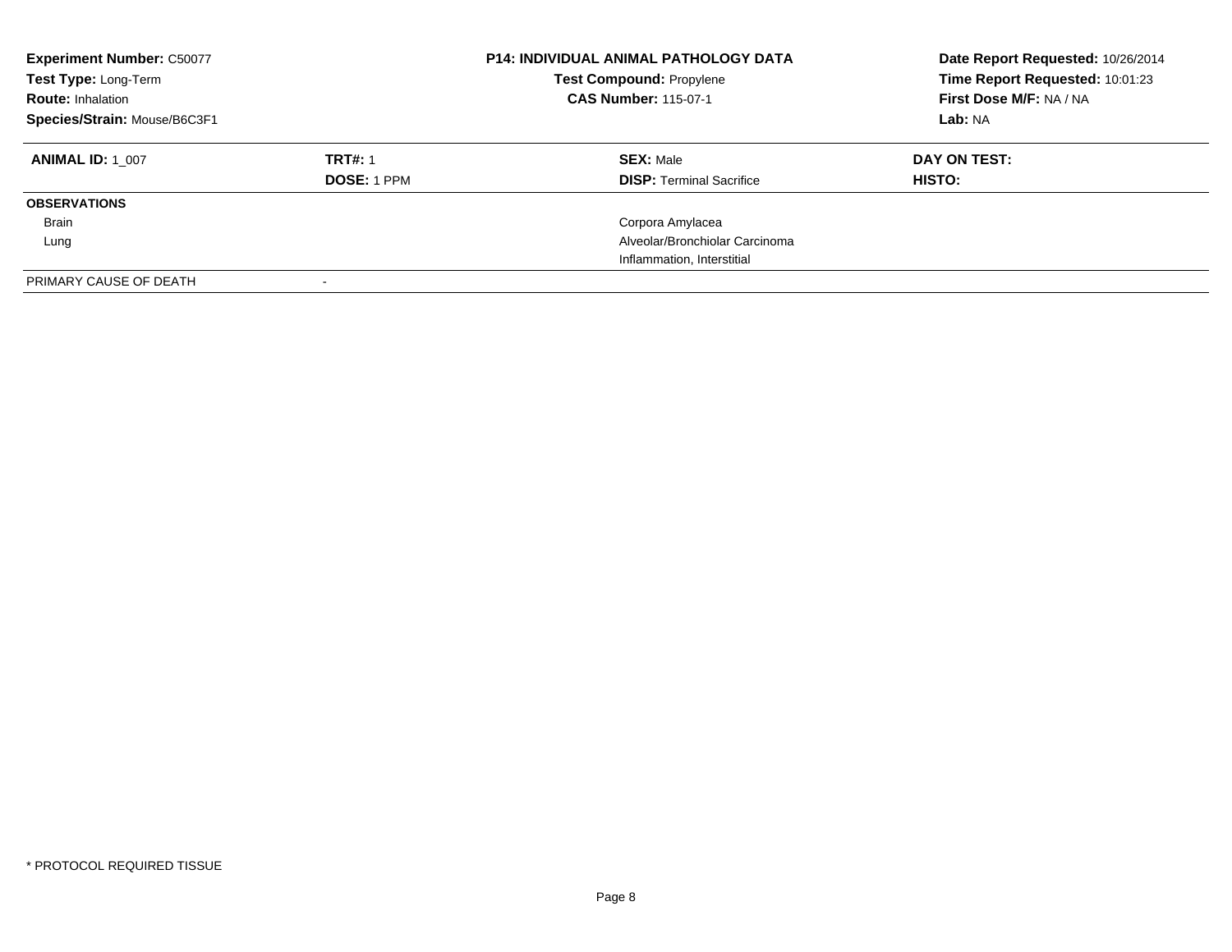| **Experiment Number:** C50077 | **P14: INDIVIDUAL ANIMAL PATHOLOGY DATA** | **Date Report Requested:** 10/26/2014 |
|---|---|---|
| **Test Type:** Long-Term | **Test Compound:** Propylene | **Time Report Requested:** 10:01:23 |
| **Route:** Inhalation | **CAS Number:** 115-07-1 | **First Dose M/F:** NA / NA |
| **Species/Strain:** Mouse/B6C3F1 | | **Lab:** NA |

| **ANIMAL ID:** 1_007 | **TRT#:** 1 | **SEX:** Male | **DAY ON TEST:** |
|---|---|---|---|
| | **DOSE:** 1 PPM | **DISP:** Terminal Sacrifice | **HISTO:** |
| **OBSERVATIONS** | | | |
| Brain | | Corpora Amylacea | |
| Lung | | Alveolar/Bronchiolar Carcinoma | |
| | | Inflammation, Interstitial | |
| PRIMARY CAUSE OF DEATH | - | | |

* PROTOCOL REQUIRED TISSUE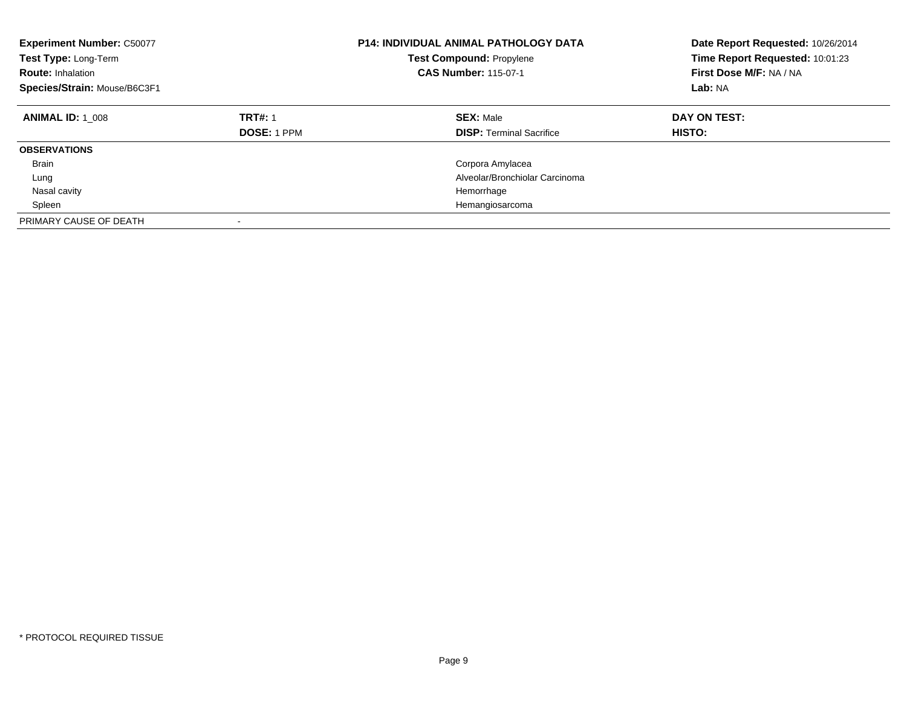**Experiment Number:** C50077
**Test Type:** Long-Term
**Route:** Inhalation
**Species/Strain:** Mouse/B6C3F1

**P14: INDIVIDUAL ANIMAL PATHOLOGY DATA**
**Test Compound:** Propylene
**CAS Number:** 115-07-1

**Date Report Requested:** 10/26/2014
**Time Report Requested:** 10:01:23
**First Dose M/F:** NA / NA
**Lab:** NA

| **ANIMAL ID:** 1_008 | **TRT#:** 1 | **SEX:** Male | **DAY ON TEST:** |
|---|---|---|---|
| | **DOSE:** 1 PPM | **DISP:** Terminal Sacrifice | **HISTO:** |
| **OBSERVATIONS** | | | |
| Brain | | Corpora Amylacea | |
| Lung | | Alveolar/Bronchiolar Carcinoma | |
| Nasal cavity | | Hemorrhage | |
| Spleen | | Hemangiosarcoma | |
| PRIMARY CAUSE OF DEATH | - | | |

* PROTOCOL REQUIRED TISSUE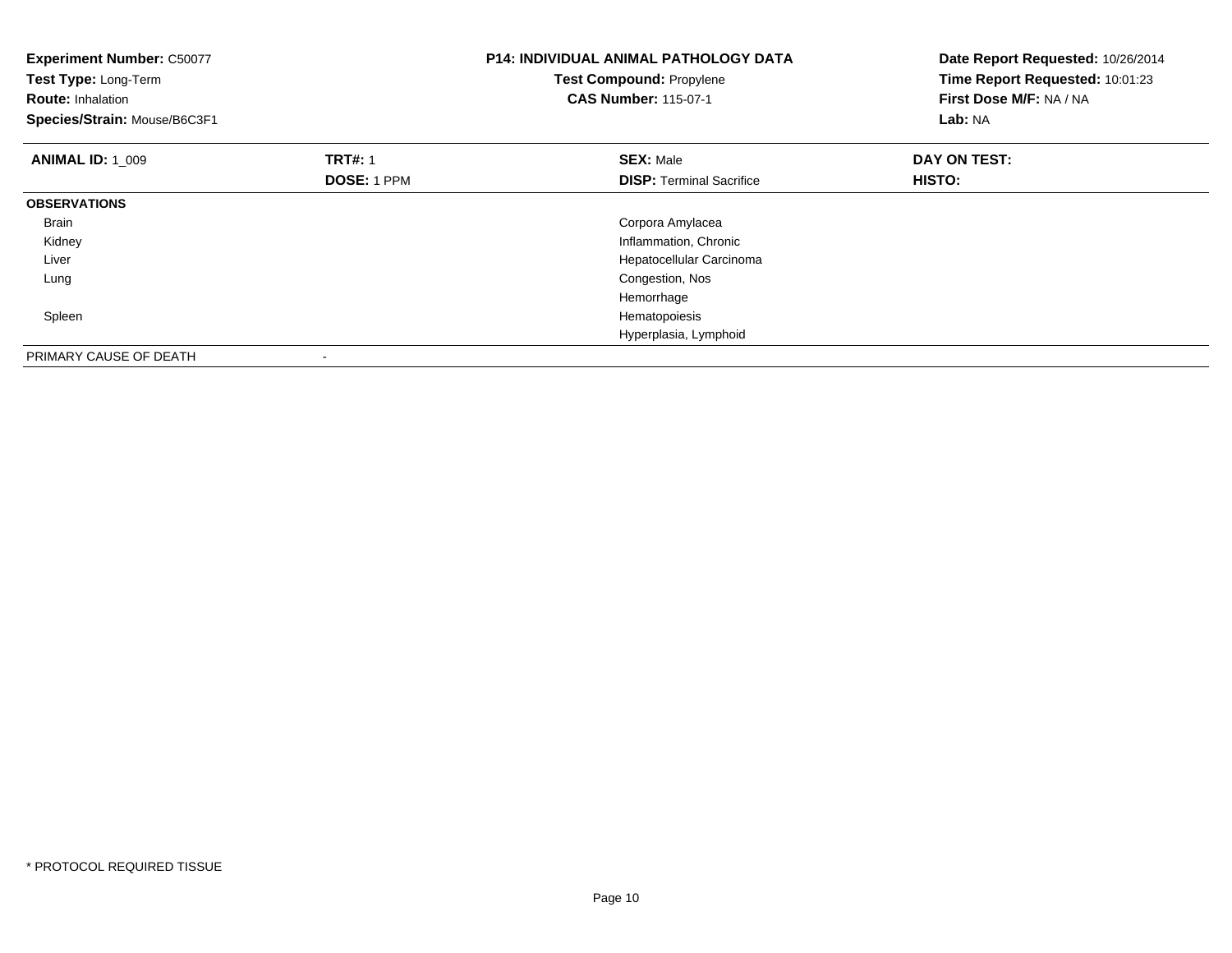**Experiment Number:** C50077
**Test Type:** Long-Term
**Route:** Inhalation
**Species/Strain:** Mouse/B6C3F1

**P14: INDIVIDUAL ANIMAL PATHOLOGY DATA**
**Test Compound:** Propylene
**CAS Number:** 115-07-1

**Date Report Requested:** 10/26/2014
**Time Report Requested:** 10:01:23
**First Dose M/F:** NA / NA
**Lab:** NA

| **ANIMAL ID:** 1_009 | **TRT#:** 1 | **SEX:** Male | **DAY ON TEST:** |
|---|---|---|---|
| | **DOSE:** 1 PPM | **DISP:** Terminal Sacrifice | **HISTO:** |
| **OBSERVATIONS** | | | |
| Brain | | Corpora Amylacea | |
| Kidney | | Inflammation, Chronic | |
| Liver | | Hepatocellular Carcinoma | |
| Lung | | Congestion, Nos | |
| | | Hemorrhage | |
| Spleen | | Hematopoiesis | |
| | | Hyperplasia, Lymphoid | |
| PRIMARY CAUSE OF DEATH | - | | |

* PROTOCOL REQUIRED TISSUE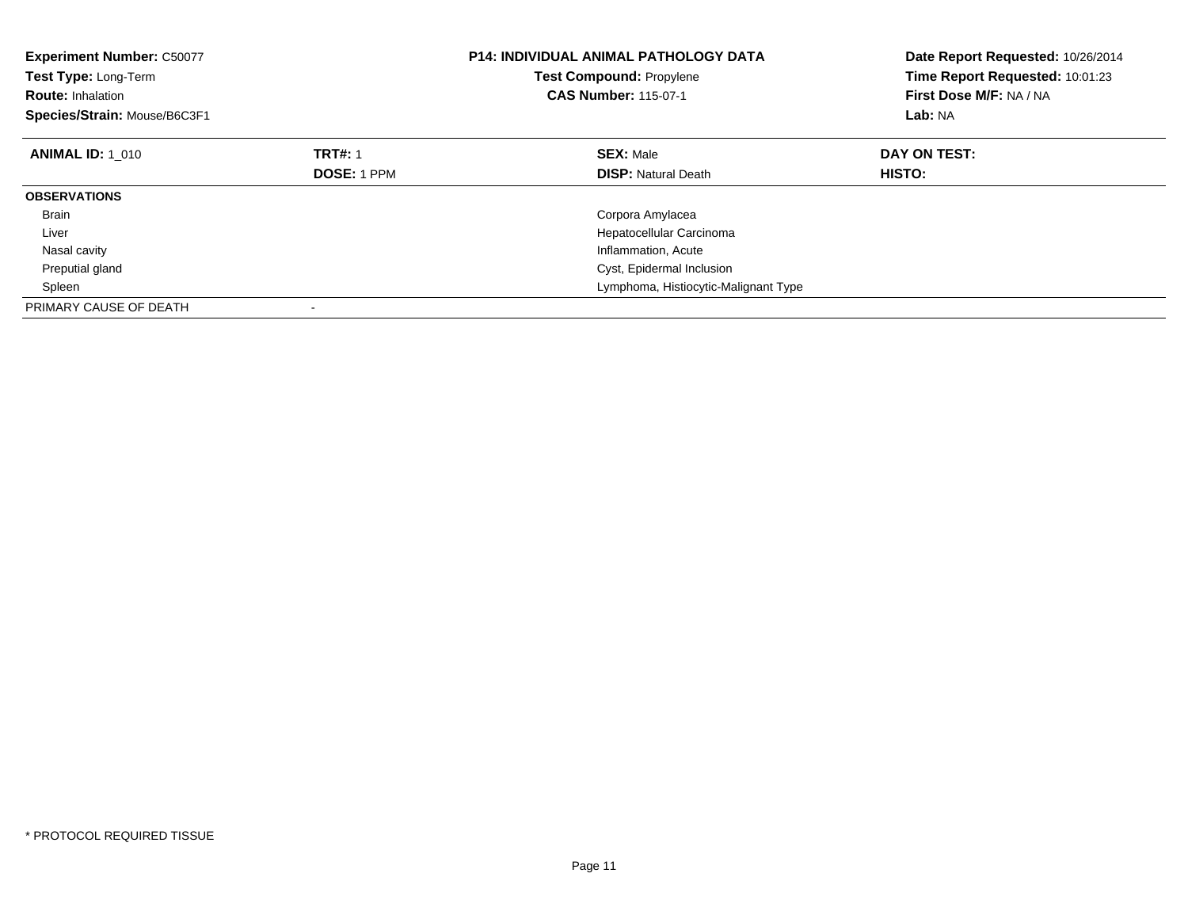**Experiment Number:** C50077
**Test Type:** Long-Term
**Route:** Inhalation
**Species/Strain:** Mouse/B6C3F1

**P14: INDIVIDUAL ANIMAL PATHOLOGY DATA**
**Test Compound:** Propylene
**CAS Number:** 115-07-1

**Date Report Requested:** 10/26/2014
**Time Report Requested:** 10:01:23
**First Dose M/F:** NA / NA
**Lab:** NA

| **ANIMAL ID:** 1_010 | **TRT#:** 1 | **SEX:** Male | **DAY ON TEST:** |
|---|---|---|---|
| | **DOSE:** 1 PPM | **DISP:** Natural Death | **HISTO:** |
| **OBSERVATIONS** | | | |
| Brain | | Corpora Amylacea | |
| Liver | | Hepatocellular Carcinoma | |
| Nasal cavity | | Inflammation, Acute | |
| Preputial gland | | Cyst, Epidermal Inclusion | |
| Spleen | | Lymphoma, Histiocytic-Malignant Type | |
| PRIMARY CAUSE OF DEATH | - | | |

* PROTOCOL REQUIRED TISSUE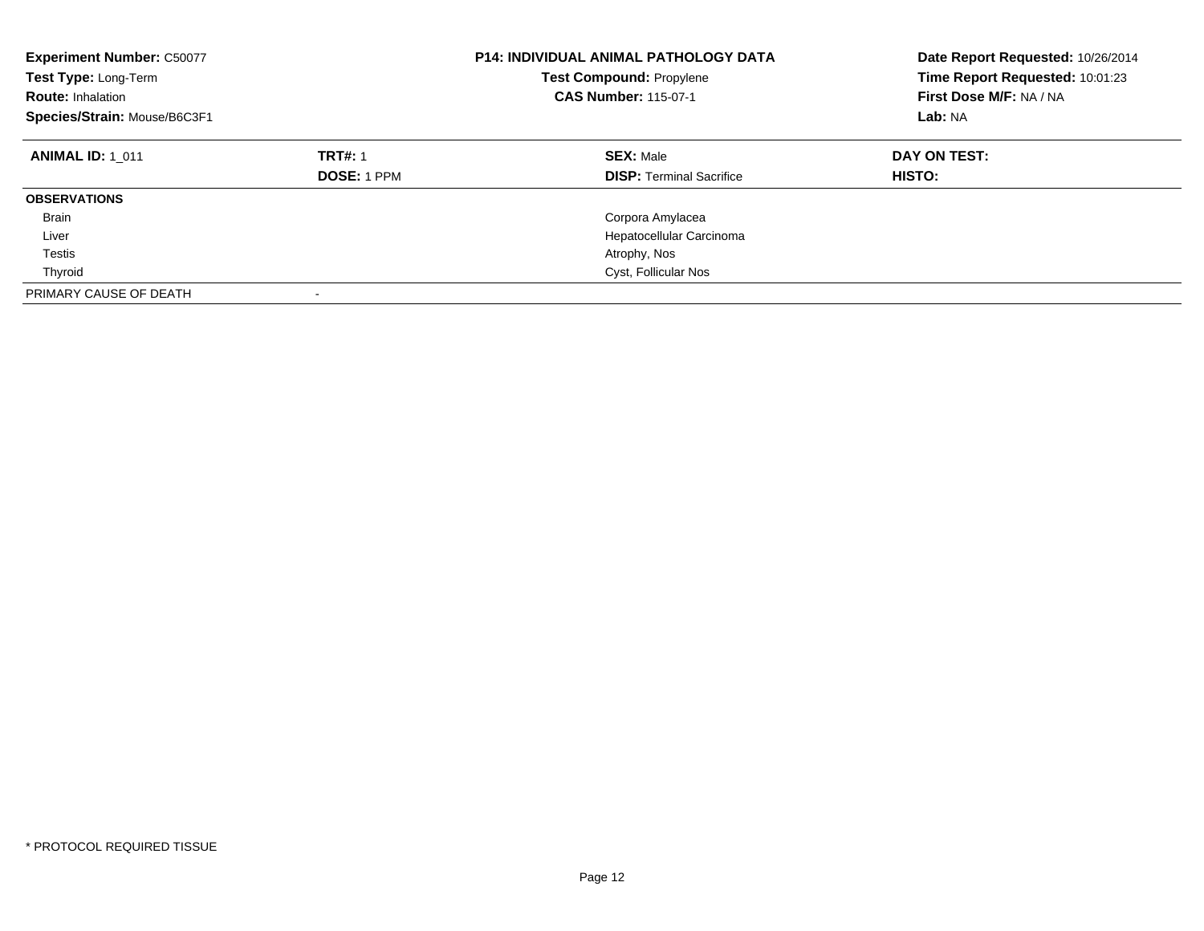| **Experiment Number:** C50077 | **P14: INDIVIDUAL ANIMAL PATHOLOGY DATA** | **Date Report Requested:** 10/26/2014 |
|---|---|---|
| **Test Type:** Long-Term | **Test Compound:** Propylene | **Time Report Requested:** 10:01:23 |
| **Route:** Inhalation | **CAS Number:** 115-07-1 | **First Dose M/F:** NA / NA |
| **Species/Strain:** Mouse/B6C3F1 | | **Lab:** NA |

| **ANIMAL ID:** 1_011 | **TRT#:** 1 | **SEX:** Male | **DAY ON TEST:** |
|---|---|---|---|
| | **DOSE:** 1 PPM | **DISP:** Terminal Sacrifice | **HISTO:** |
| **OBSERVATIONS** | | | |
| Brain | | Corpora Amylacea | |
| Liver | | Hepatocellular Carcinoma | |
| Testis | | Atrophy, Nos | |
| Thyroid | | Cyst, Follicular Nos | |
| PRIMARY CAUSE OF DEATH | - | | |

* PROTOCOL REQUIRED TISSUE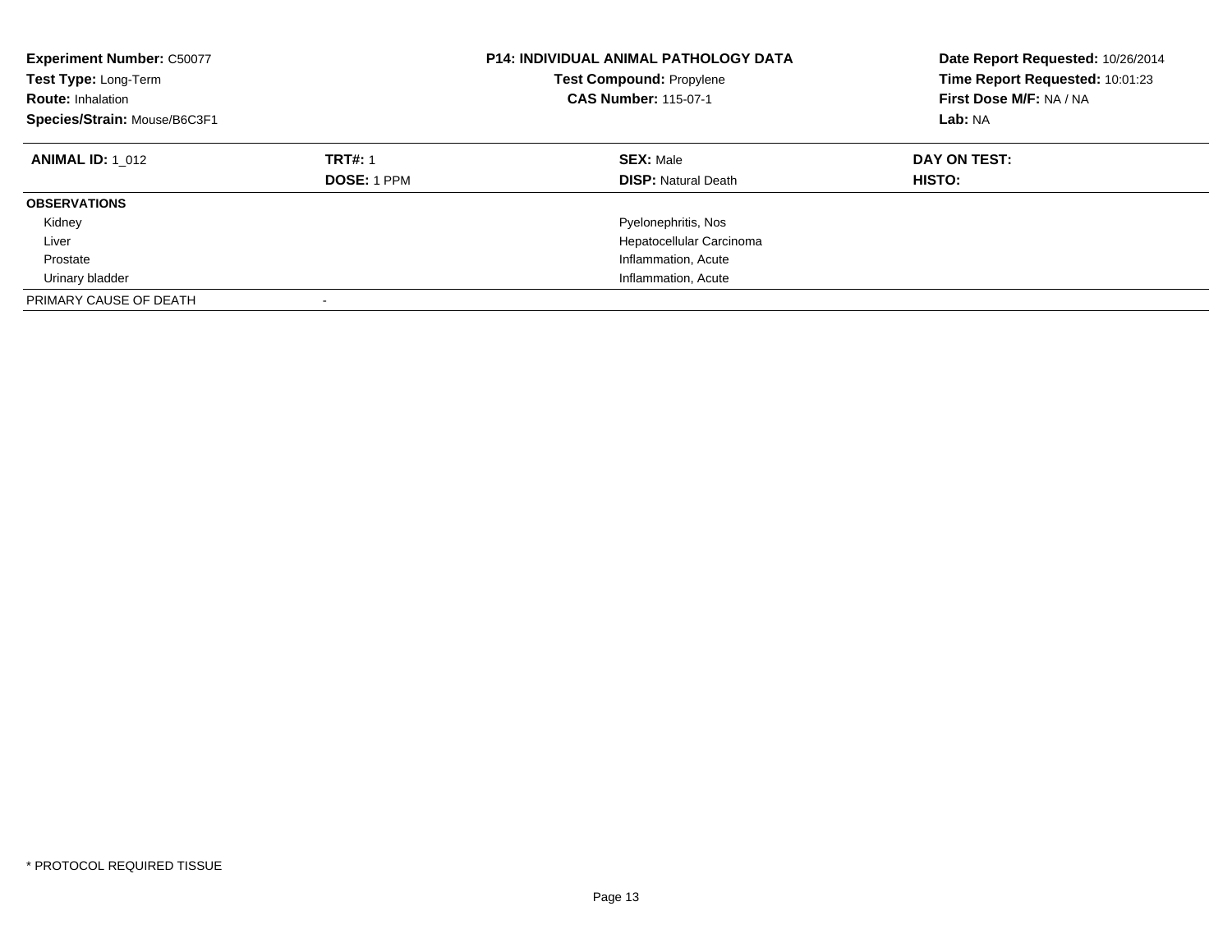**Experiment Number:** C50077
**Test Type:** Long-Term
**Route:** Inhalation
**Species/Strain:** Mouse/B6C3F1

**P14: INDIVIDUAL ANIMAL PATHOLOGY DATA**
**Test Compound:** Propylene
**CAS Number:** 115-07-1

**Date Report Requested:** 10/26/2014
**Time Report Requested:** 10:01:23
**First Dose M/F:** NA / NA
**Lab:** NA

| **ANIMAL ID:** 1_012 | **TRT#:** 1 | **SEX:** Male | **DAY ON TEST:** |
|---|---|---|---|
| | **DOSE:** 1 PPM | **DISP:** Natural Death | **HISTO:** |
| **OBSERVATIONS** | | | |
| Kidney | | Pyelonephritis, Nos | |
| Liver | | Hepatocellular Carcinoma | |
| Prostate | | Inflammation, Acute | |
| Urinary bladder | | Inflammation, Acute | |
| PRIMARY CAUSE OF DEATH | - | | |

* PROTOCOL REQUIRED TISSUE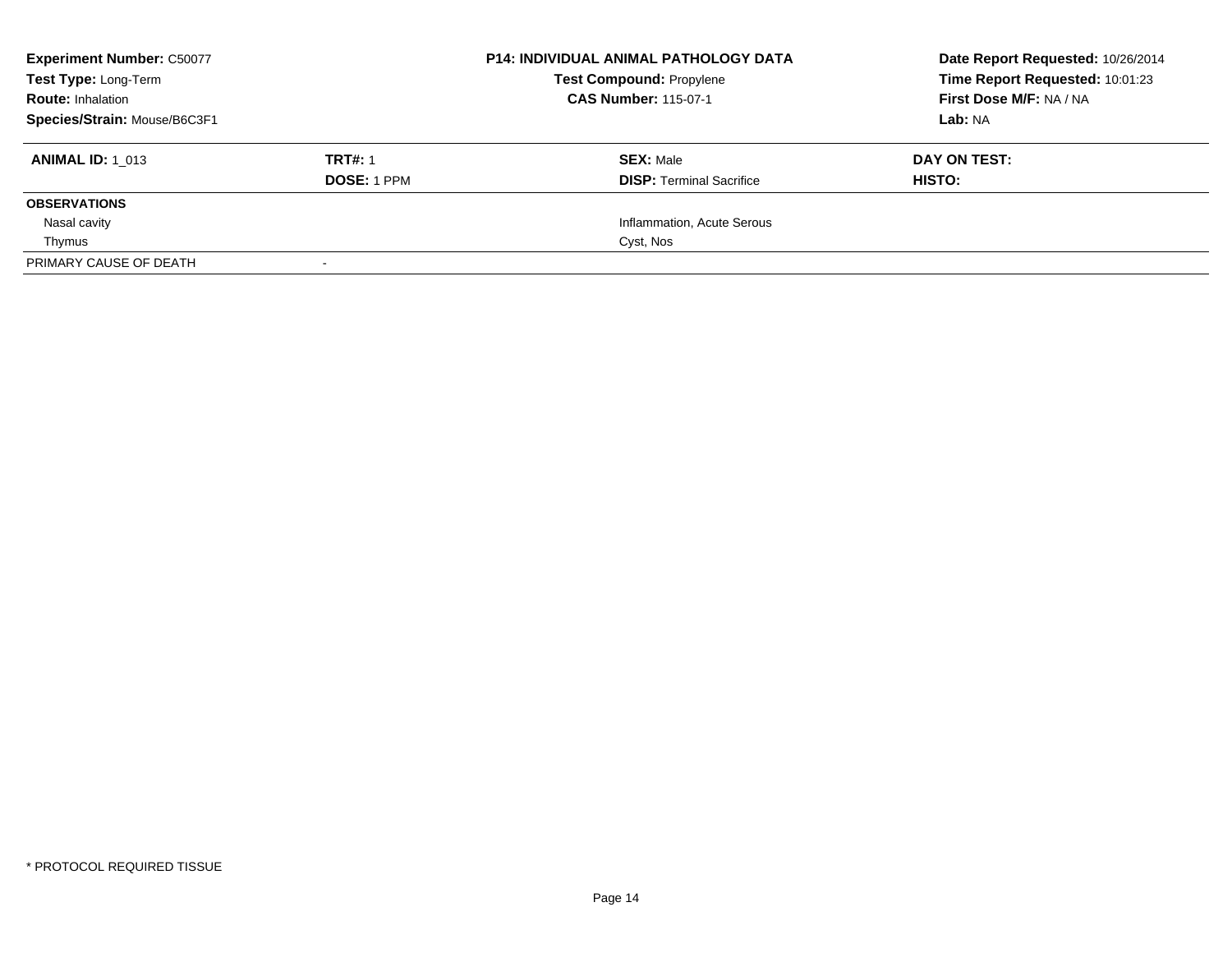**Experiment Number:** C50077
**Test Type:** Long-Term
**Route:** Inhalation
**Species/Strain:** Mouse/B6C3F1

**P14: INDIVIDUAL ANIMAL PATHOLOGY DATA**
**Test Compound:** Propylene
**CAS Number:** 115-07-1

**Date Report Requested:** 10/26/2014
**Time Report Requested:** 10:01:23
**First Dose M/F:** NA / NA
**Lab:** NA

| **ANIMAL ID:** 1_013 | **TRT#:** 1 | **SEX:** Male | **DAY ON TEST:** |
|---|---|---|---|
| | **DOSE:** 1 PPM | **DISP:** Terminal Sacrifice | **HISTO:** |
| **OBSERVATIONS** | | | |
| Nasal cavity | | Inflammation, Acute Serous | |
| Thymus | | Cyst, Nos | |
| PRIMARY CAUSE OF DEATH | - | | |

* PROTOCOL REQUIRED TISSUE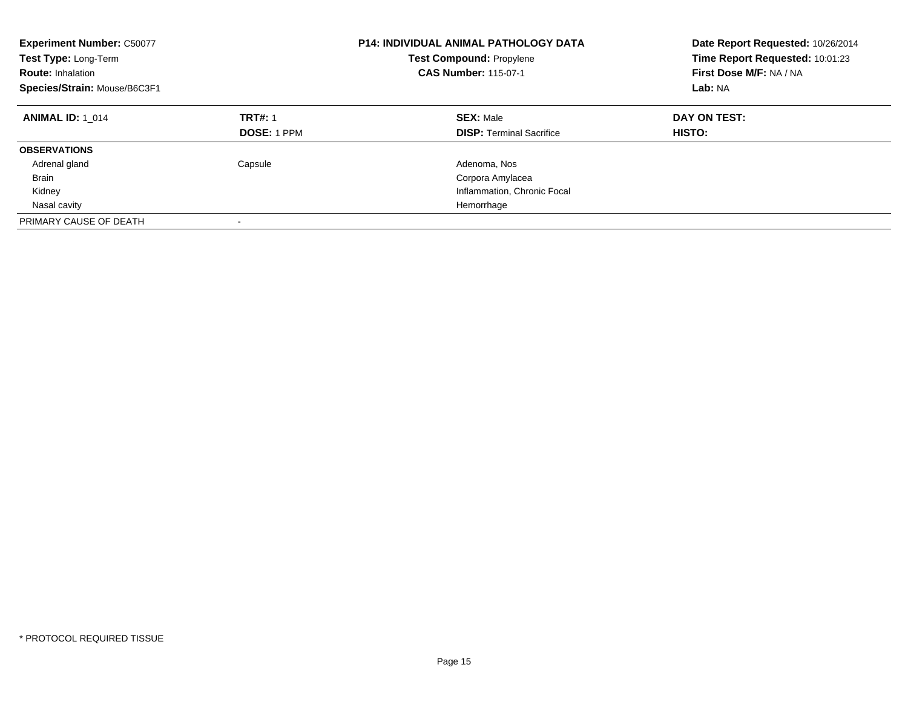**Experiment Number:** C50077
**Test Type:** Long-Term
**Route:** Inhalation
**Species/Strain:** Mouse/B6C3F1

**P14: INDIVIDUAL ANIMAL PATHOLOGY DATA**
**Test Compound:** Propylene
**CAS Number:** 115-07-1

**Date Report Requested:** 10/26/2014
**Time Report Requested:** 10:01:23
**First Dose M/F:** NA / NA
**Lab:** NA

| **ANIMAL ID:** 1_014 | **TRT#:** 1 | **SEX:** Male | **DAY ON TEST:** |
|---|---|---|---|
| | **DOSE:** 1 PPM | **DISP:** Terminal Sacrifice | **HISTO:** |
| **OBSERVATIONS** | | | |
| Adrenal gland | Capsule | Adenoma, Nos | |
| Brain | | Corpora Amylacea | |
| Kidney | | Inflammation, Chronic Focal | |
| Nasal cavity | | Hemorrhage | |
| PRIMARY CAUSE OF DEATH | - | | |

* PROTOCOL REQUIRED TISSUE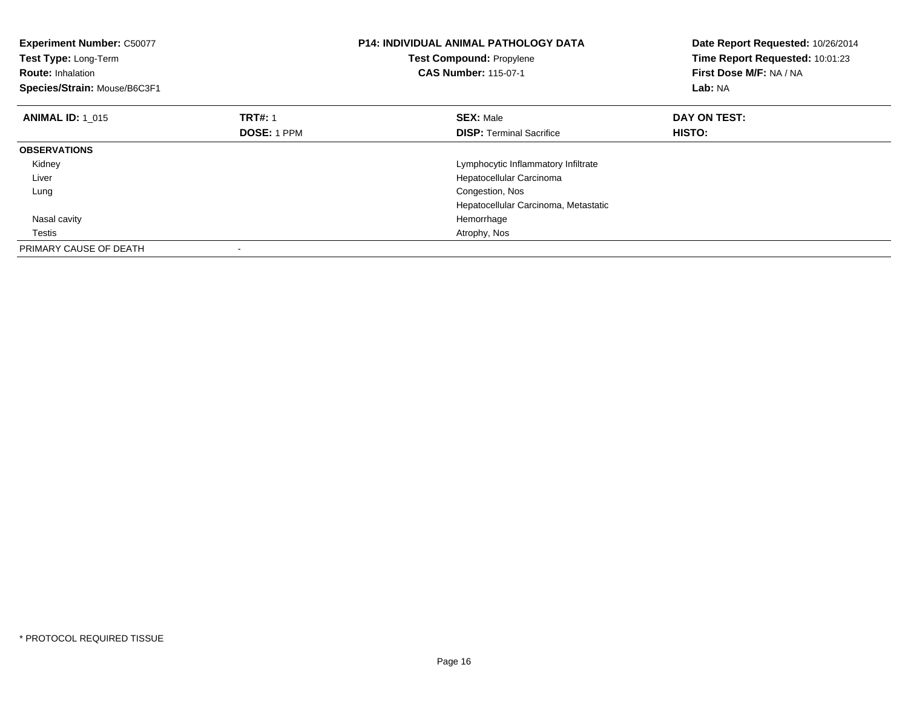**Experiment Number:** C50077
**Test Type:** Long-Term
**Route:** Inhalation
**Species/Strain:** Mouse/B6C3F1

**P14: INDIVIDUAL ANIMAL PATHOLOGY DATA**
**Test Compound:** Propylene
**CAS Number:** 115-07-1

**Date Report Requested:** 10/26/2014
**Time Report Requested:** 10:01:23
**First Dose M/F:** NA / NA
**Lab:** NA

| **ANIMAL ID:** 1_015 | **TRT#:** 1 | **SEX:** Male | **DAY ON TEST:** |
|---|---|---|---|
| | **DOSE:** 1 PPM | **DISP:** Terminal Sacrifice | **HISTO:** |
| **OBSERVATIONS** | | | |
| Kidney | | Lymphocytic Inflammatory Infiltrate | |
| Liver | | Hepatocellular Carcinoma | |
| Lung | | Congestion, Nos | |
| | | Hepatocellular Carcinoma, Metastatic | |
| Nasal cavity | | Hemorrhage | |
| Testis | | Atrophy, Nos | |
| PRIMARY CAUSE OF DEATH | - | | |

* PROTOCOL REQUIRED TISSUE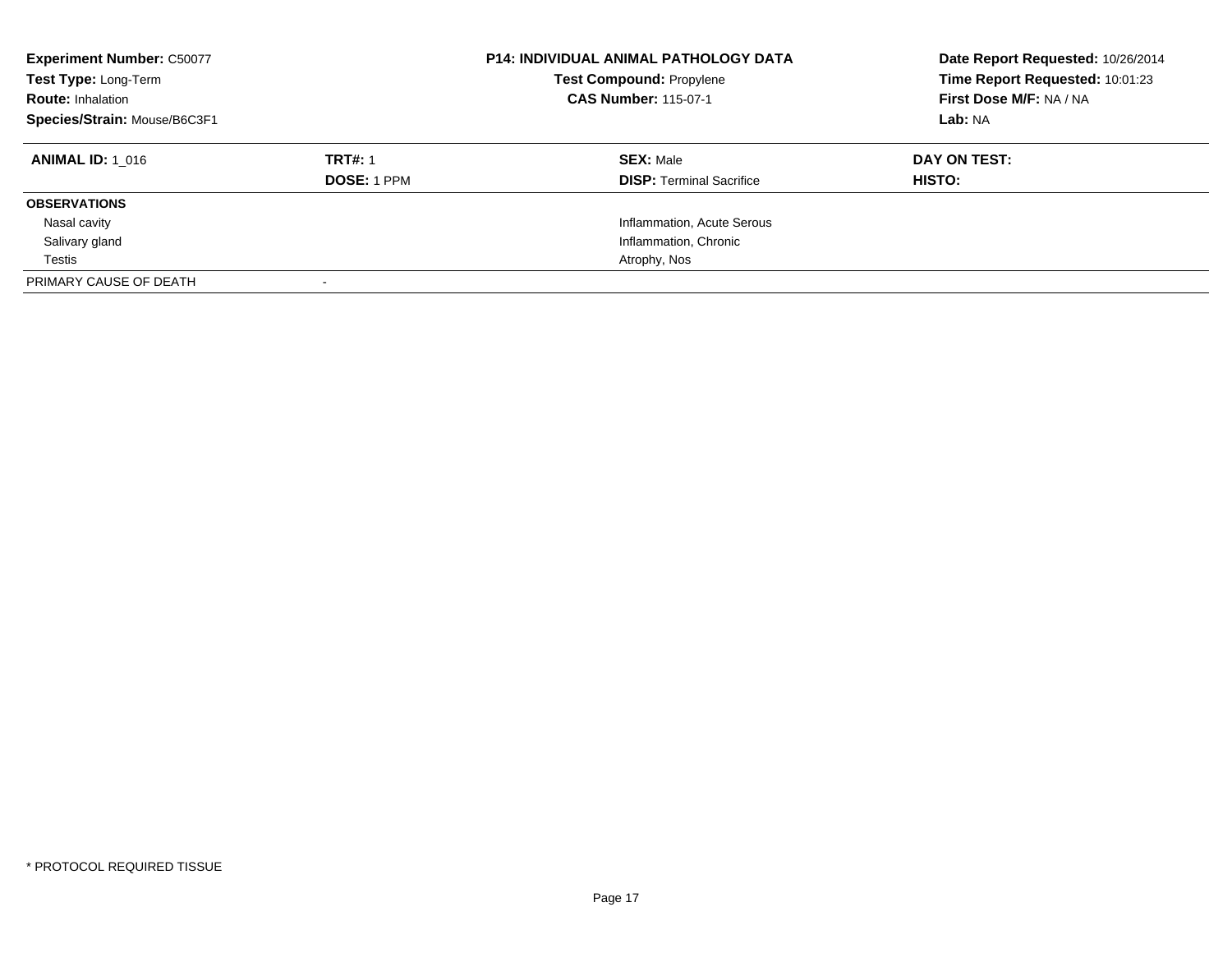**Experiment Number:** C50077
**Test Type:** Long-Term
**Route:** Inhalation
**Species/Strain:** Mouse/B6C3F1

**P14: INDIVIDUAL ANIMAL PATHOLOGY DATA**
**Test Compound:** Propylene
**CAS Number:** 115-07-1

**Date Report Requested:** 10/26/2014
**Time Report Requested:** 10:01:23
**First Dose M/F:** NA / NA
**Lab:** NA

| **ANIMAL ID:** 1_016 | **TRT#:** 1 | **SEX:** Male | **DAY ON TEST:** |
|---|---|---|---|
| | **DOSE:** 1 PPM | **DISP:** Terminal Sacrifice | **HISTO:** |
| **OBSERVATIONS** | | | |
| Nasal cavity | | Inflammation, Acute Serous | |
| Salivary gland | | Inflammation, Chronic | |
| Testis | | Atrophy, Nos | |
| PRIMARY CAUSE OF DEATH | - | | |

* PROTOCOL REQUIRED TISSUE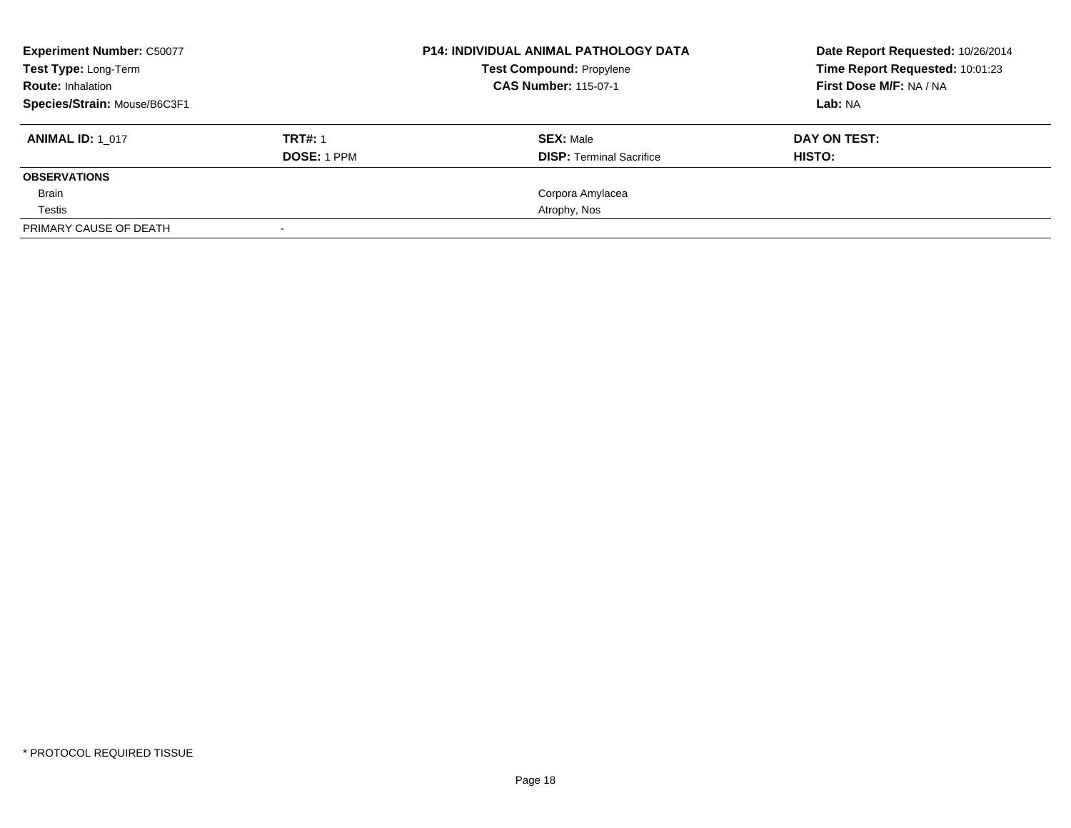**Experiment Number:** C50077
**Test Type:** Long-Term
**Route:** Inhalation
**Species/Strain:** Mouse/B6C3F1

**P14: INDIVIDUAL ANIMAL PATHOLOGY DATA**
**Test Compound:** Propylene
**CAS Number:** 115-07-1

**Date Report Requested:** 10/26/2014
**Time Report Requested:** 10:01:23
**First Dose M/F:** NA / NA
**Lab:** NA

| **ANIMAL ID:** 1_017 | **TRT#:** 1 | **SEX:** Male | **DAY ON TEST:** |
|---|---|---|---|
| | **DOSE:** 1 PPM | **DISP:** Terminal Sacrifice | **HISTO:** |
| **OBSERVATIONS** | | | |
| Brain | | Corpora Amylacea | |
| Testis | | Atrophy, Nos | |
| PRIMARY CAUSE OF DEATH | - | | |

* PROTOCOL REQUIRED TISSUE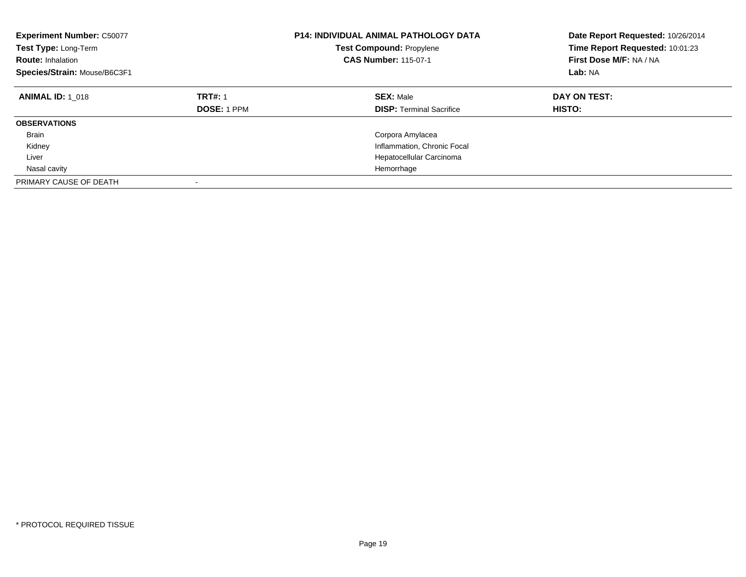**Experiment Number:** C50077
**Test Type:** Long-Term
**Route:** Inhalation
**Species/Strain:** Mouse/B6C3F1

**P14: INDIVIDUAL ANIMAL PATHOLOGY DATA**
**Test Compound:** Propylene
**CAS Number:** 115-07-1

**Date Report Requested:** 10/26/2014
**Time Report Requested:** 10:01:23
**First Dose M/F:** NA / NA
**Lab:** NA

| **ANIMAL ID:** 1_018 | **TRT#:** 1 | **SEX:** Male | **DAY ON TEST:** |
|---|---|---|---|
| | **DOSE:** 1 PPM | **DISP:** Terminal Sacrifice | **HISTO:** |
| **OBSERVATIONS** | | | |
| Brain | | Corpora Amylacea | |
| Kidney | | Inflammation, Chronic Focal | |
| Liver | | Hepatocellular Carcinoma | |
| Nasal cavity | | Hemorrhage | |
| PRIMARY CAUSE OF DEATH | - | | |

* PROTOCOL REQUIRED TISSUE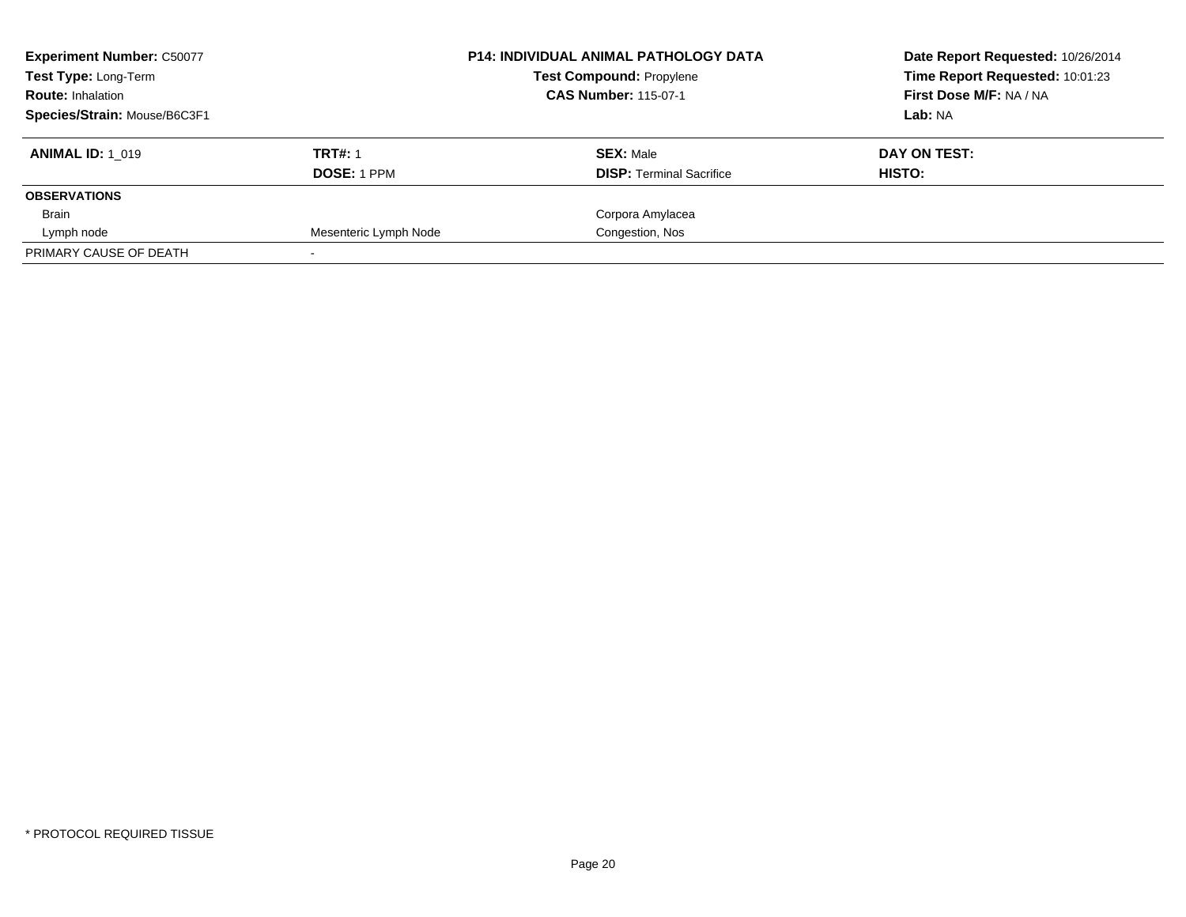**Experiment Number:** C50077
**Test Type:** Long-Term
**Route:** Inhalation
**Species/Strain:** Mouse/B6C3F1

**P14: INDIVIDUAL ANIMAL PATHOLOGY DATA**
**Test Compound:** Propylene
**CAS Number:** 115-07-1

**Date Report Requested:** 10/26/2014
**Time Report Requested:** 10:01:23
**First Dose M/F:** NA / NA
**Lab:** NA

| **ANIMAL ID:** 1_019 | **TRT#:** 1 | **SEX:** Male | **DAY ON TEST:** |
|---|---|---|---|
| | **DOSE:** 1 PPM | **DISP:** Terminal Sacrifice | **HISTO:** |
| **OBSERVATIONS** | | | |
| Brain | | Corpora Amylacea | |
| Lymph node | Mesenteric Lymph Node | Congestion, Nos | |
| PRIMARY CAUSE OF DEATH | - | | |

* PROTOCOL REQUIRED TISSUE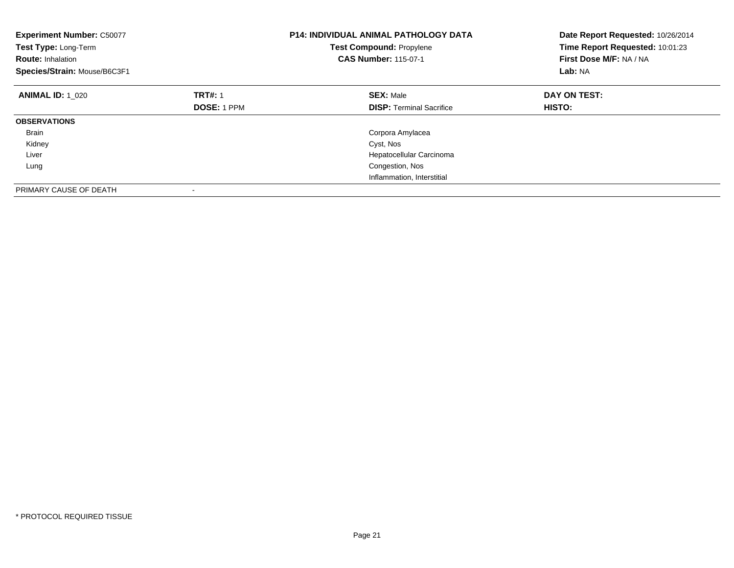**Experiment Number:** C50077
**Test Type:** Long-Term
**Route:** Inhalation
**Species/Strain:** Mouse/B6C3F1

**P14: INDIVIDUAL ANIMAL PATHOLOGY DATA**
**Test Compound:** Propylene
**CAS Number:** 115-07-1

**Date Report Requested:** 10/26/2014
**Time Report Requested:** 10:01:23
**First Dose M/F:** NA / NA
**Lab:** NA

| **ANIMAL ID:** 1_020 | **TRT#:** 1 | **SEX:** Male | **DAY ON TEST:** |
|---|---|---|---|
| | **DOSE:** 1 PPM | **DISP:** Terminal Sacrifice | **HISTO:** |
| **OBSERVATIONS** | | | |
| Brain | | Corpora Amylacea | |
| Kidney | | Cyst, Nos | |
| Liver | | Hepatocellular Carcinoma | |
| Lung | | Congestion, Nos | |
| | | Inflammation, Interstitial | |
| PRIMARY CAUSE OF DEATH | - | | |

\* PROTOCOL REQUIRED TISSUE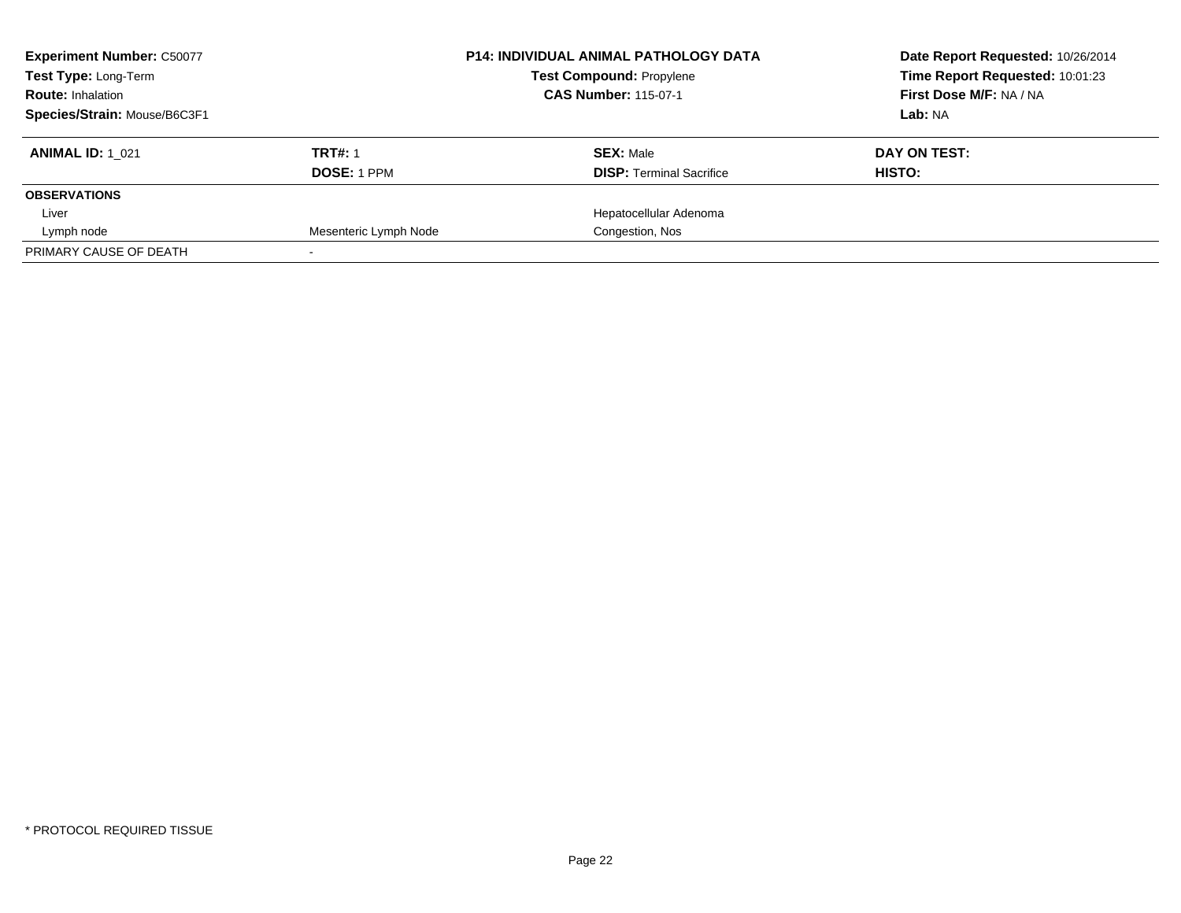**Experiment Number:** C50077
**Test Type:** Long-Term
**Route:** Inhalation
**Species/Strain:** Mouse/B6C3F1

**P14: INDIVIDUAL ANIMAL PATHOLOGY DATA**
**Test Compound:** Propylene
**CAS Number:** 115-07-1

**Date Report Requested:** 10/26/2014
**Time Report Requested:** 10:01:23
**First Dose M/F:** NA / NA
**Lab:** NA

| **ANIMAL ID:** 1_021 | **TRT#:** 1 | **SEX:** Male | **DAY ON TEST:** |
|---|---|---|---|
| | **DOSE:** 1 PPM | **DISP:** Terminal Sacrifice | **HISTO:** |
| **OBSERVATIONS** | | | |
| Liver | | Hepatocellular Adenoma | |
| Lymph node | Mesenteric Lymph Node | Congestion, Nos | |
| PRIMARY CAUSE OF DEATH | - | | |

* PROTOCOL REQUIRED TISSUE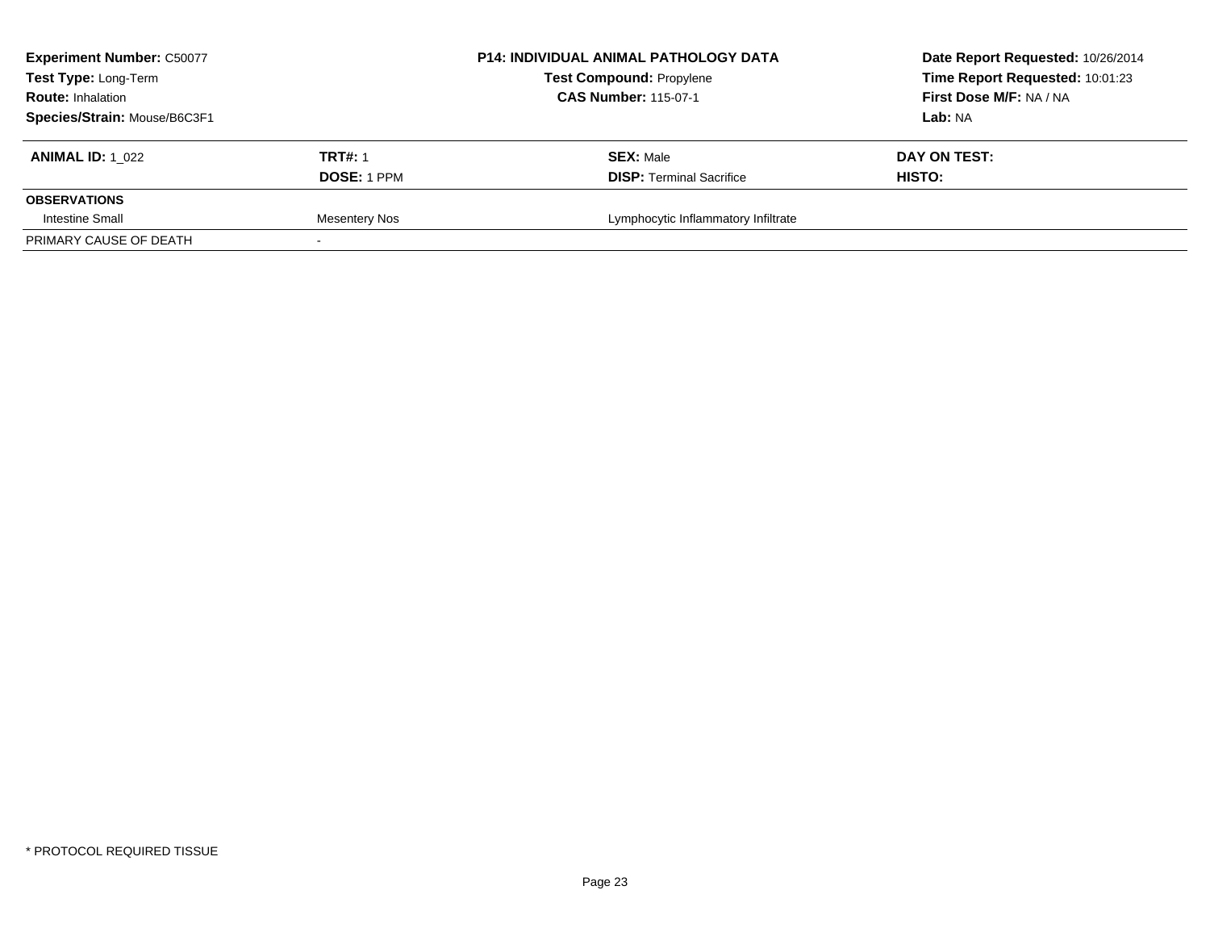**Experiment Number:** C50077
**Test Type:** Long-Term
**Route:** Inhalation
**Species/Strain:** Mouse/B6C3F1

**P14: INDIVIDUAL ANIMAL PATHOLOGY DATA**
**Test Compound:** Propylene
**CAS Number:** 115-07-1

**Date Report Requested:** 10/26/2014
**Time Report Requested:** 10:01:23
**First Dose M/F:** NA / NA
**Lab:** NA

| **ANIMAL ID:** 1_022 | **TRT#:** 1 | **SEX:** Male | **DAY ON TEST:** |
|---|---|---|---|
| | **DOSE:** 1 PPM | **DISP:** Terminal Sacrifice | **HISTO:** |
| **OBSERVATIONS** | | | |
| Intestine Small | Mesentery Nos | Lymphocytic Inflammatory Infiltrate | |
| PRIMARY CAUSE OF DEATH | - | | |

* PROTOCOL REQUIRED TISSUE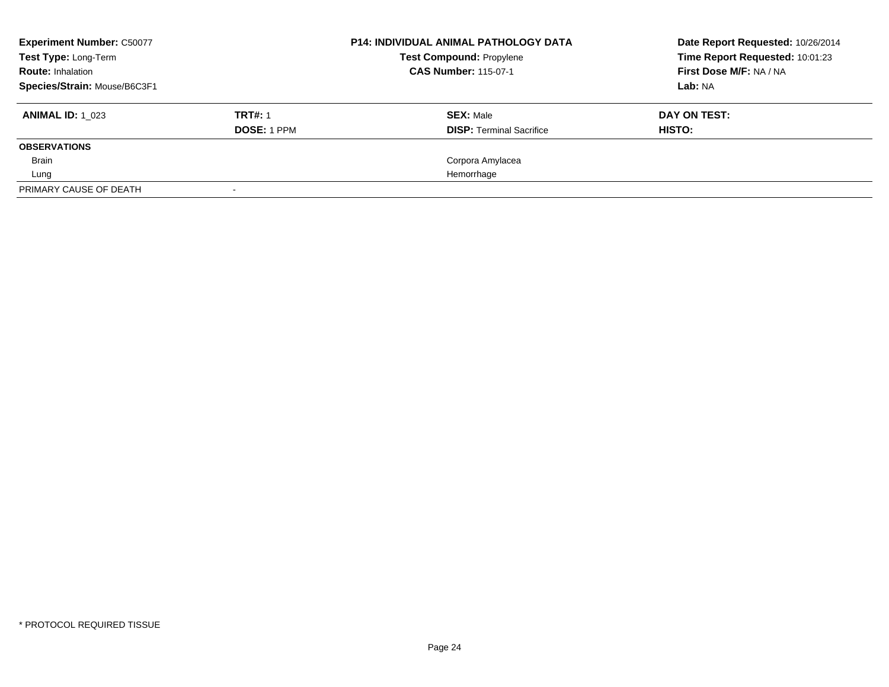**Experiment Number:** C50077
**Test Type:** Long-Term
**Route:** Inhalation
**Species/Strain:** Mouse/B6C3F1

**P14: INDIVIDUAL ANIMAL PATHOLOGY DATA**
**Test Compound:** Propylene
**CAS Number:** 115-07-1

**Date Report Requested:** 10/26/2014
**Time Report Requested:** 10:01:23
**First Dose M/F:** NA / NA
**Lab:** NA

| **ANIMAL ID:** 1_023 | **TRT#:** 1 | **SEX:** Male | **DAY ON TEST:** |
|---|---|---|---|
| | **DOSE:** 1 PPM | **DISP:** Terminal Sacrifice | **HISTO:** |
| **OBSERVATIONS** | | | |
| Brain | | Corpora Amylacea | |
| Lung | | Hemorrhage | |
| PRIMARY CAUSE OF DEATH | - | | |

\* PROTOCOL REQUIRED TISSUE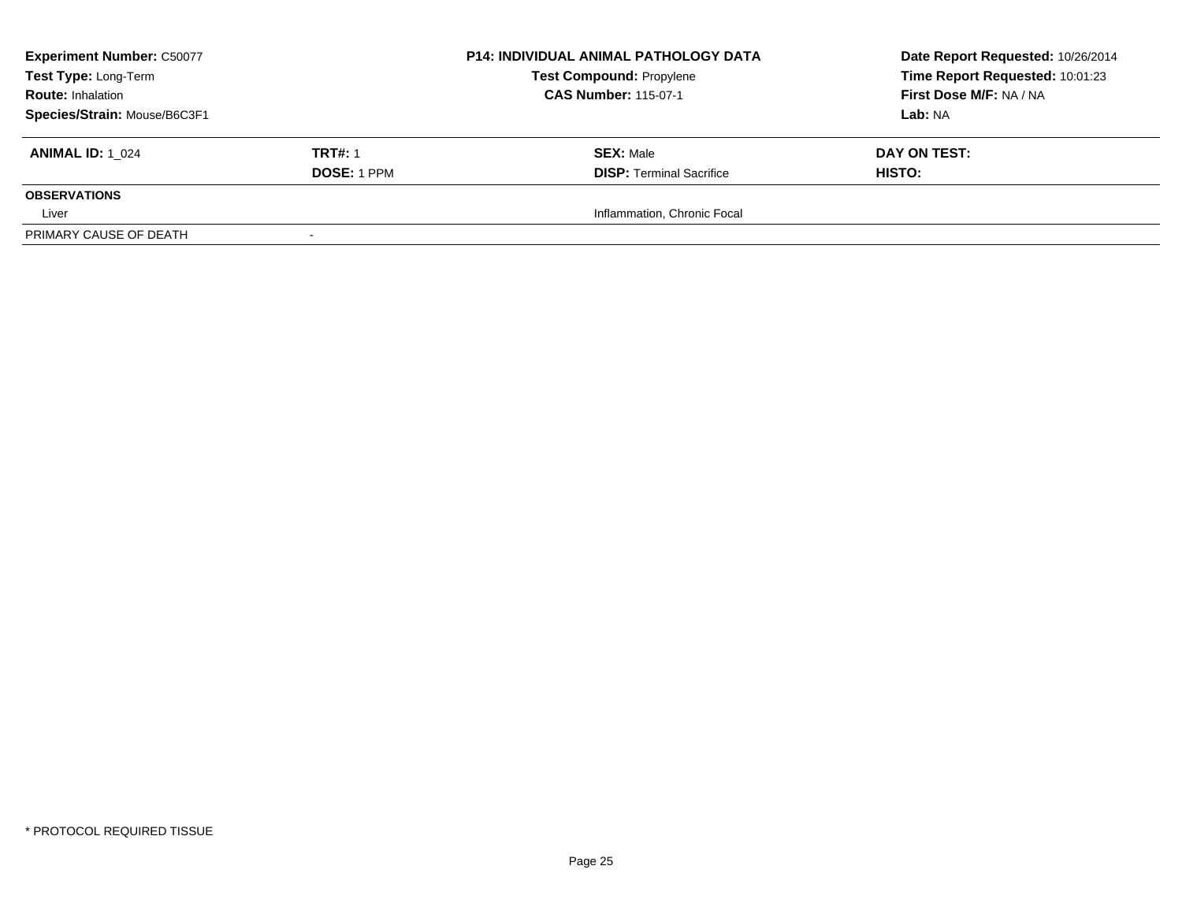**Experiment Number:** C50077
**Test Type:** Long-Term
**Route:** Inhalation
**Species/Strain:** Mouse/B6C3F1

**P14: INDIVIDUAL ANIMAL PATHOLOGY DATA**
**Test Compound:** Propylene
**CAS Number:** 115-07-1

**Date Report Requested:** 10/26/2014
**Time Report Requested:** 10:01:23
**First Dose M/F:** NA / NA
**Lab:** NA

| **ANIMAL ID:** 1_024 | **TRT#:** 1 | **SEX:** Male | **DAY ON TEST:** |
|---|---|---|---|
| | **DOSE:** 1 PPM | **DISP:** Terminal Sacrifice | **HISTO:** |
| **OBSERVATIONS** | | | |
| Liver | | Inflammation, Chronic Focal | |
| PRIMARY CAUSE OF DEATH | - | | |

* PROTOCOL REQUIRED TISSUE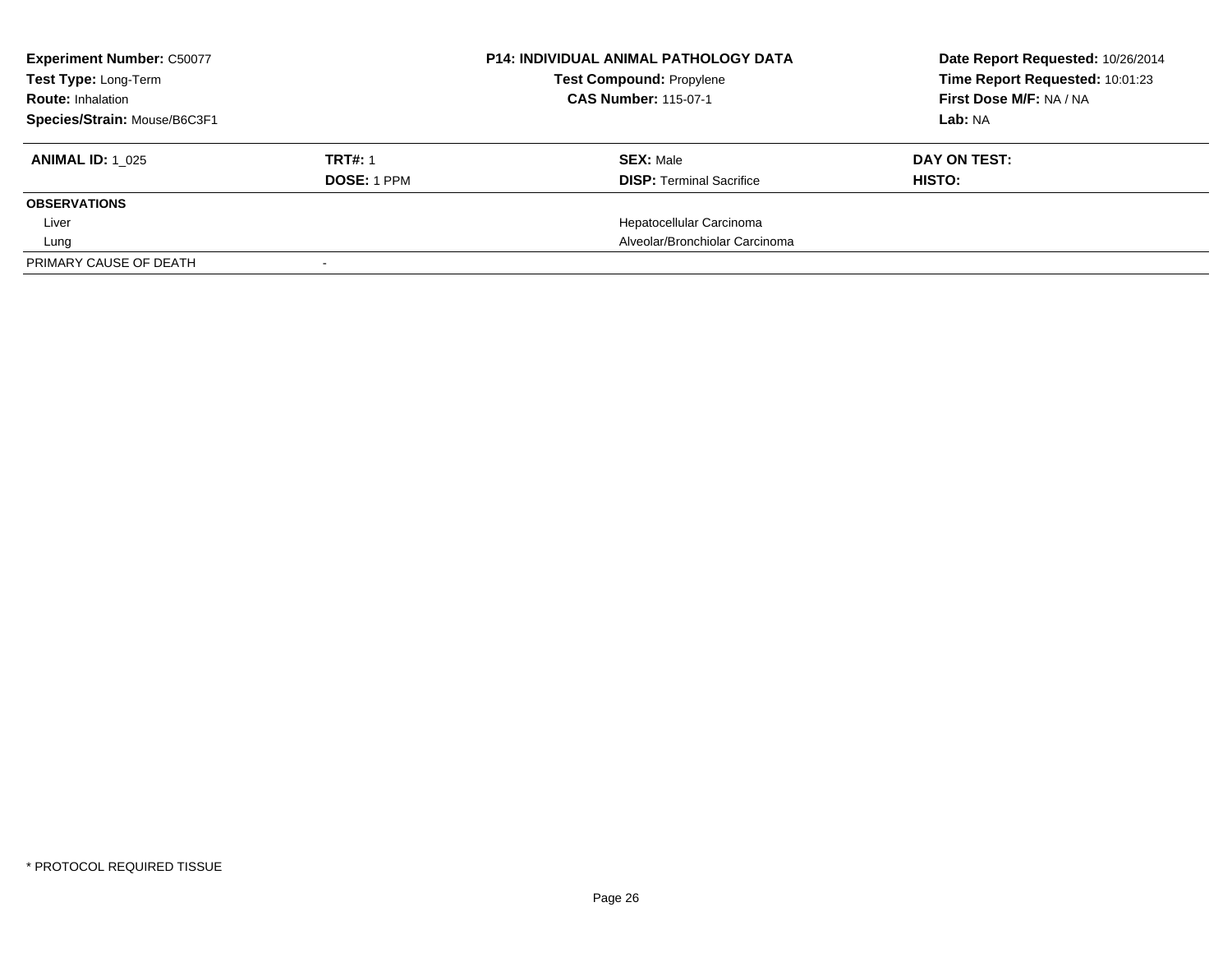**Experiment Number:** C50077
**Test Type:** Long-Term
**Route:** Inhalation
**Species/Strain:** Mouse/B6C3F1

**P14: INDIVIDUAL ANIMAL PATHOLOGY DATA**
**Test Compound:** Propylene
**CAS Number:** 115-07-1

**Date Report Requested:** 10/26/2014
**Time Report Requested:** 10:01:23
**First Dose M/F:** NA / NA
**Lab:** NA

| **ANIMAL ID:** 1_025 | **TRT#:** 1 | **SEX:** Male | **DAY ON TEST:** |
|---|---|---|---|
| | **DOSE:** 1 PPM | **DISP:** Terminal Sacrifice | **HISTO:** |
| **OBSERVATIONS** | | | |
| Liver | | Hepatocellular Carcinoma | |
| Lung | | Alveolar/Bronchiolar Carcinoma | |
| PRIMARY CAUSE OF DEATH | - | | |

* PROTOCOL REQUIRED TISSUE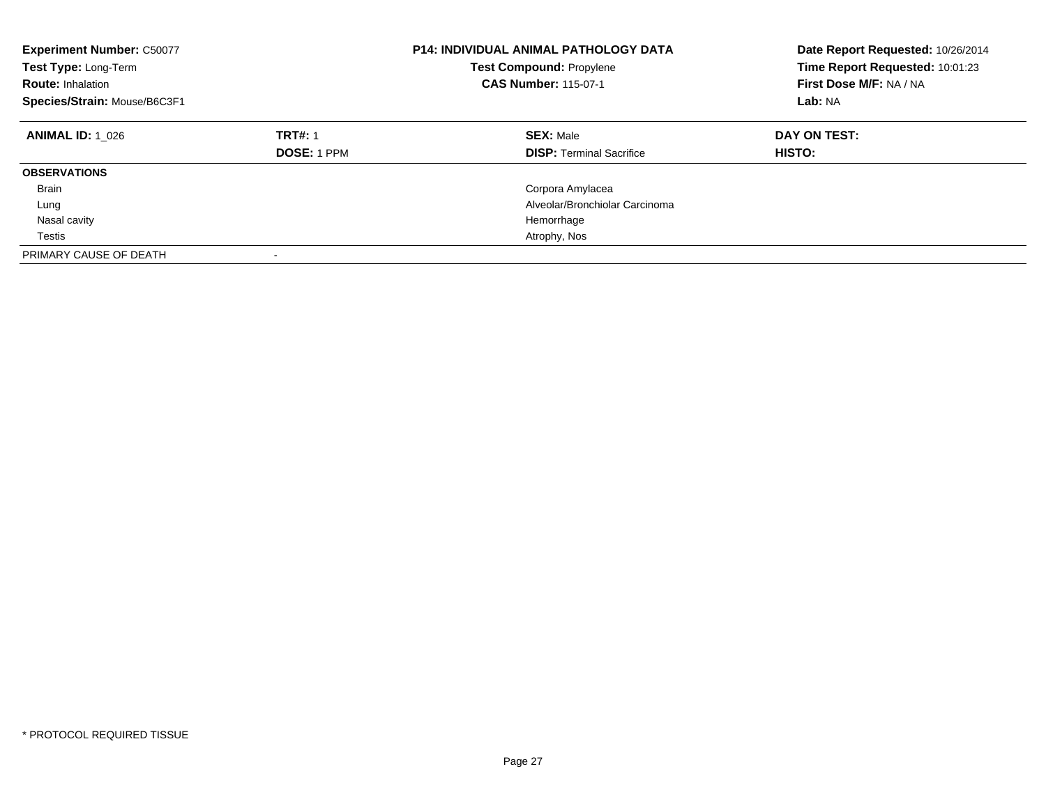**Experiment Number:** C50077
**Test Type:** Long-Term
**Route:** Inhalation
**Species/Strain:** Mouse/B6C3F1

**P14: INDIVIDUAL ANIMAL PATHOLOGY DATA**
**Test Compound:** Propylene
**CAS Number:** 115-07-1

**Date Report Requested:** 10/26/2014
**Time Report Requested:** 10:01:23
**First Dose M/F:** NA / NA
**Lab:** NA

| **ANIMAL ID:** 1_026 | **TRT#:** 1 | **SEX:** Male | **DAY ON TEST:** |
|---|---|---|---|
| | **DOSE:** 1 PPM | **DISP:** Terminal Sacrifice | **HISTO:** |
| **OBSERVATIONS** | | | |
| Brain | | Corpora Amylacea | |
| Lung | | Alveolar/Bronchiolar Carcinoma | |
| Nasal cavity | | Hemorrhage | |
| Testis | | Atrophy, Nos | |
| PRIMARY CAUSE OF DEATH | - | | |

* PROTOCOL REQUIRED TISSUE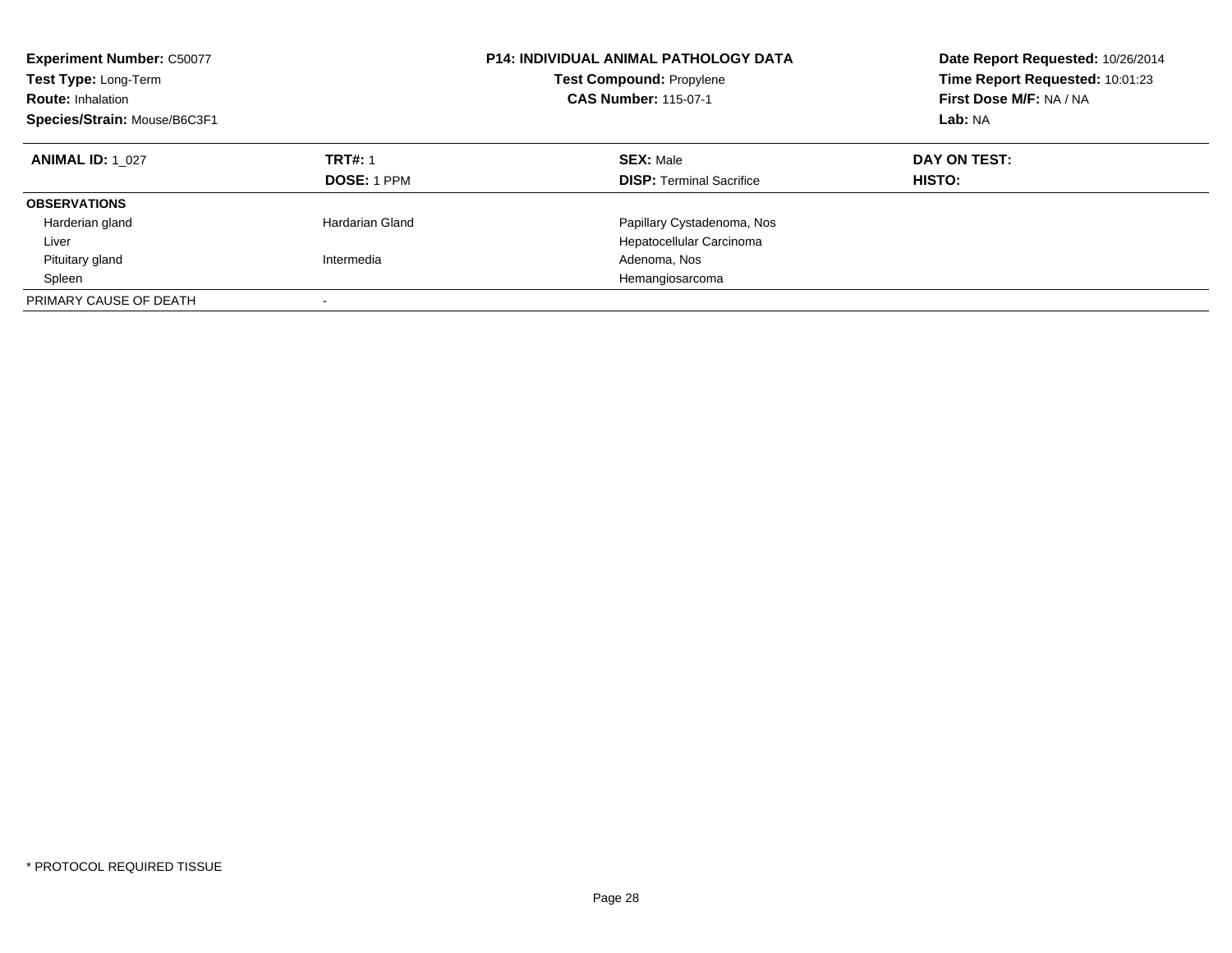**Experiment Number:** C50077
**Test Type:** Long-Term
**Route:** Inhalation
**Species/Strain:** Mouse/B6C3F1

**P14: INDIVIDUAL ANIMAL PATHOLOGY DATA**
**Test Compound:** Propylene
**CAS Number:** 115-07-1

**Date Report Requested:** 10/26/2014
**Time Report Requested:** 10:01:23
**First Dose M/F:** NA / NA
**Lab:** NA

| **ANIMAL ID:** 1_027 | **TRT#:** 1<br>**DOSE:** 1 PPM | **SEX:** Male<br>**DISP:** Terminal Sacrifice | **DAY ON TEST:**<br>**HISTO:** |
|---|---|---|---|
| **OBSERVATIONS** | | | |
| Harderian gland | Hardarian Gland | Papillary Cystadenoma, Nos | |
| Liver | | Hepatocellular Carcinoma | |
| Pituitary gland | Intermedia | Adenoma, Nos | |
| Spleen | | Hemangiosarcoma | |
| PRIMARY CAUSE OF DEATH | - | | |

* PROTOCOL REQUIRED TISSUE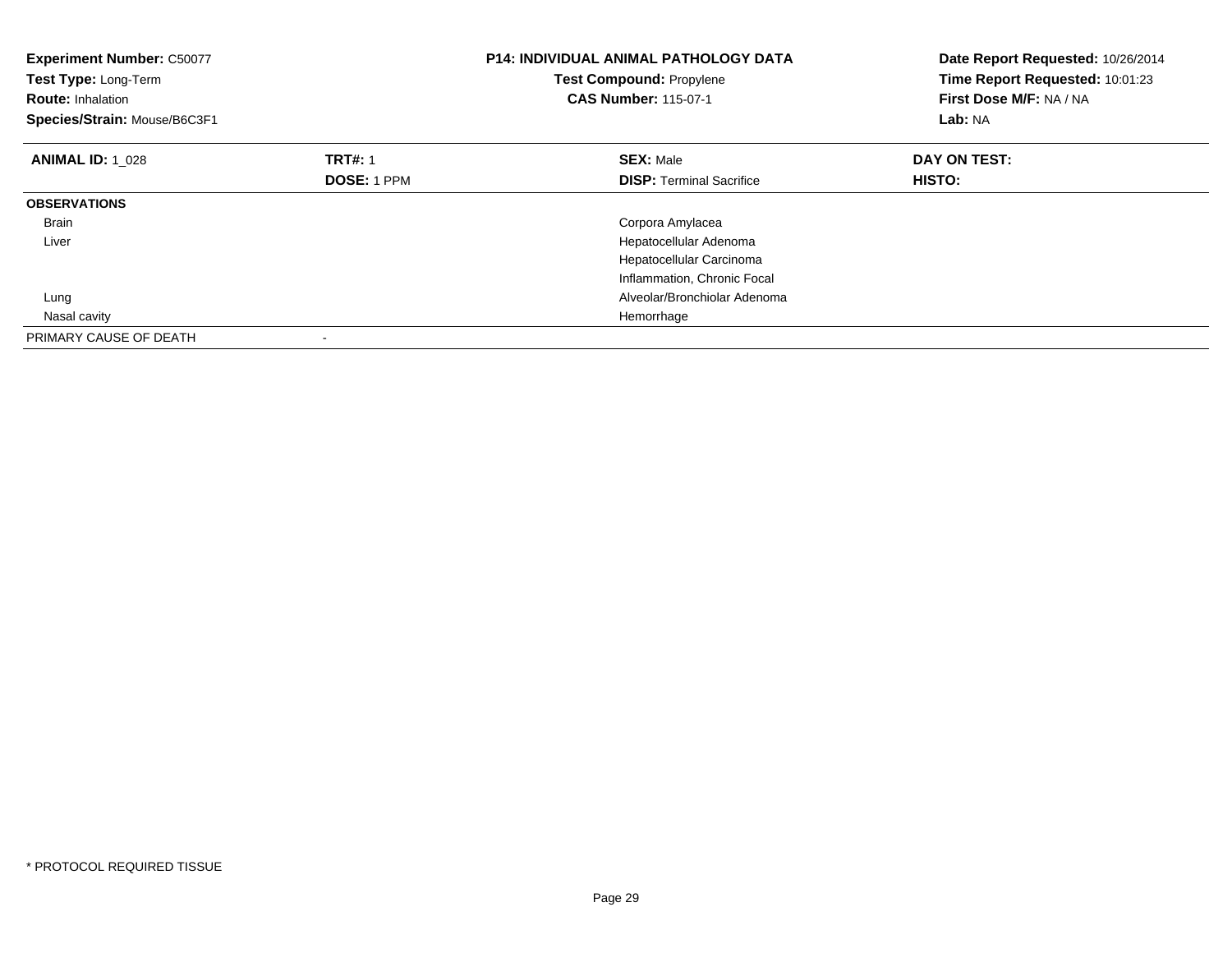**Experiment Number:** C50077
**Test Type:** Long-Term
**Route:** Inhalation
**Species/Strain:** Mouse/B6C3F1

**P14: INDIVIDUAL ANIMAL PATHOLOGY DATA**
**Test Compound:** Propylene
**CAS Number:** 115-07-1

**Date Report Requested:** 10/26/2014
**Time Report Requested:** 10:01:23
**First Dose M/F:** NA / NA
**Lab:** NA

| **ANIMAL ID:** 1_028 | **TRT#:** 1 | **SEX:** Male | **DAY ON TEST:** |
|---|---|---|---|
| | **DOSE:** 1 PPM | **DISP:** Terminal Sacrifice | **HISTO:** |
| **OBSERVATIONS** | | | |
| Brain | | Corpora Amylacea | |
| Liver | | Hepatocellular Adenoma | |
| | | Hepatocellular Carcinoma | |
| | | Inflammation, Chronic Focal | |
| Lung | | Alveolar/Bronchiolar Adenoma | |
| Nasal cavity | | Hemorrhage | |
| PRIMARY CAUSE OF DEATH | - | | |

* PROTOCOL REQUIRED TISSUE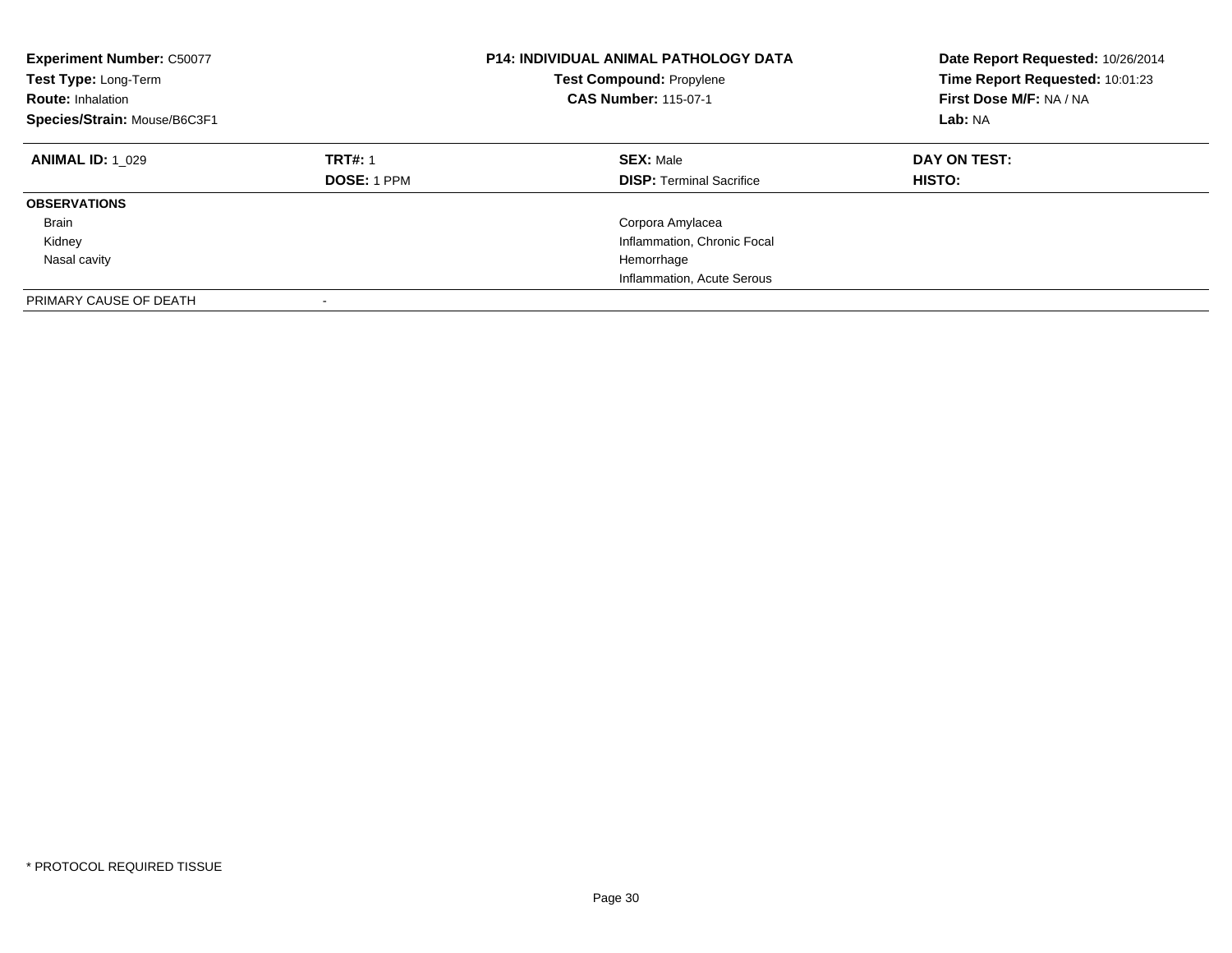**Experiment Number:** C50077
**Test Type:** Long-Term
**Route:** Inhalation
**Species/Strain:** Mouse/B6C3F1

**P14: INDIVIDUAL ANIMAL PATHOLOGY DATA**
**Test Compound:** Propylene
**CAS Number:** 115-07-1

**Date Report Requested:** 10/26/2014
**Time Report Requested:** 10:01:23
**First Dose M/F:** NA / NA
**Lab:** NA

| **ANIMAL ID:** 1_029 | **TRT#:** 1 | **SEX:** Male | **DAY ON TEST:** |
|---|---|---|---|
| | **DOSE:** 1 PPM | **DISP:** Terminal Sacrifice | **HISTO:** |
| **OBSERVATIONS** | | | |
| Brain | | Corpora Amylacea | |
| Kidney | | Inflammation, Chronic Focal | |
| Nasal cavity | | Hemorrhage | |
| | | Inflammation, Acute Serous | |
| PRIMARY CAUSE OF DEATH | - | | |

* PROTOCOL REQUIRED TISSUE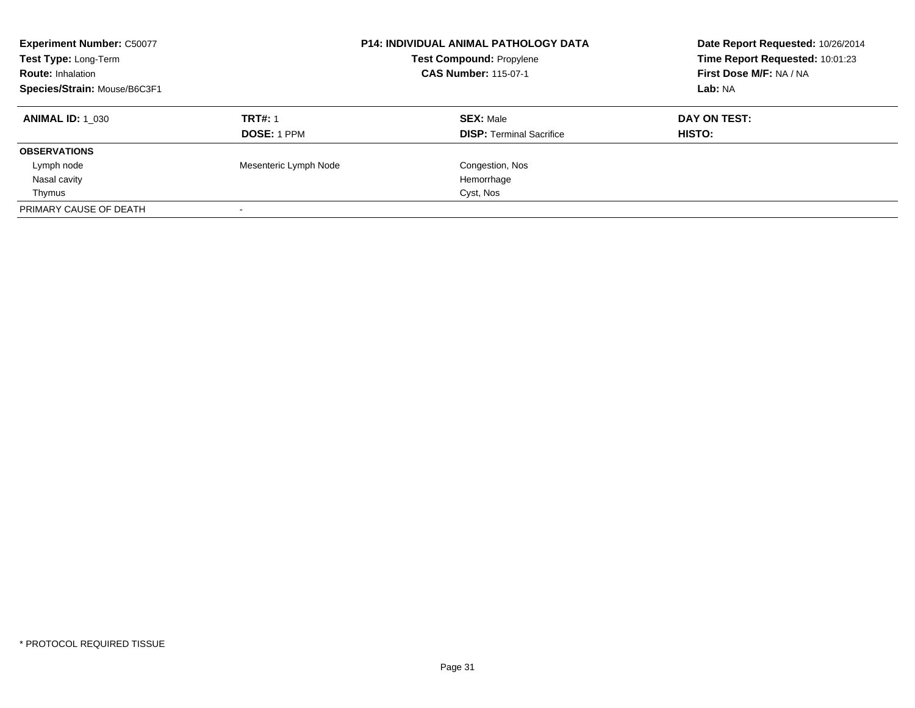**Experiment Number:** C50077
**Test Type:** Long-Term
**Route:** Inhalation
**Species/Strain:** Mouse/B6C3F1

**P14: INDIVIDUAL ANIMAL PATHOLOGY DATA**
**Test Compound:** Propylene
**CAS Number:** 115-07-1

**Date Report Requested:** 10/26/2014
**Time Report Requested:** 10:01:23
**First Dose M/F:** NA / NA
**Lab:** NA

| **ANIMAL ID:** 1_030 | **TRT#:** 1 | **SEX:** Male | **DAY ON TEST:** |
|---|---|---|---|
| | **DOSE:** 1 PPM | **DISP:** Terminal Sacrifice | **HISTO:** |
| **OBSERVATIONS** | | | |
| Lymph node | Mesenteric Lymph Node | Congestion, Nos | |
| Nasal cavity | | Hemorrhage | |
| Thymus | | Cyst, Nos | |
| PRIMARY CAUSE OF DEATH | - | | |

* PROTOCOL REQUIRED TISSUE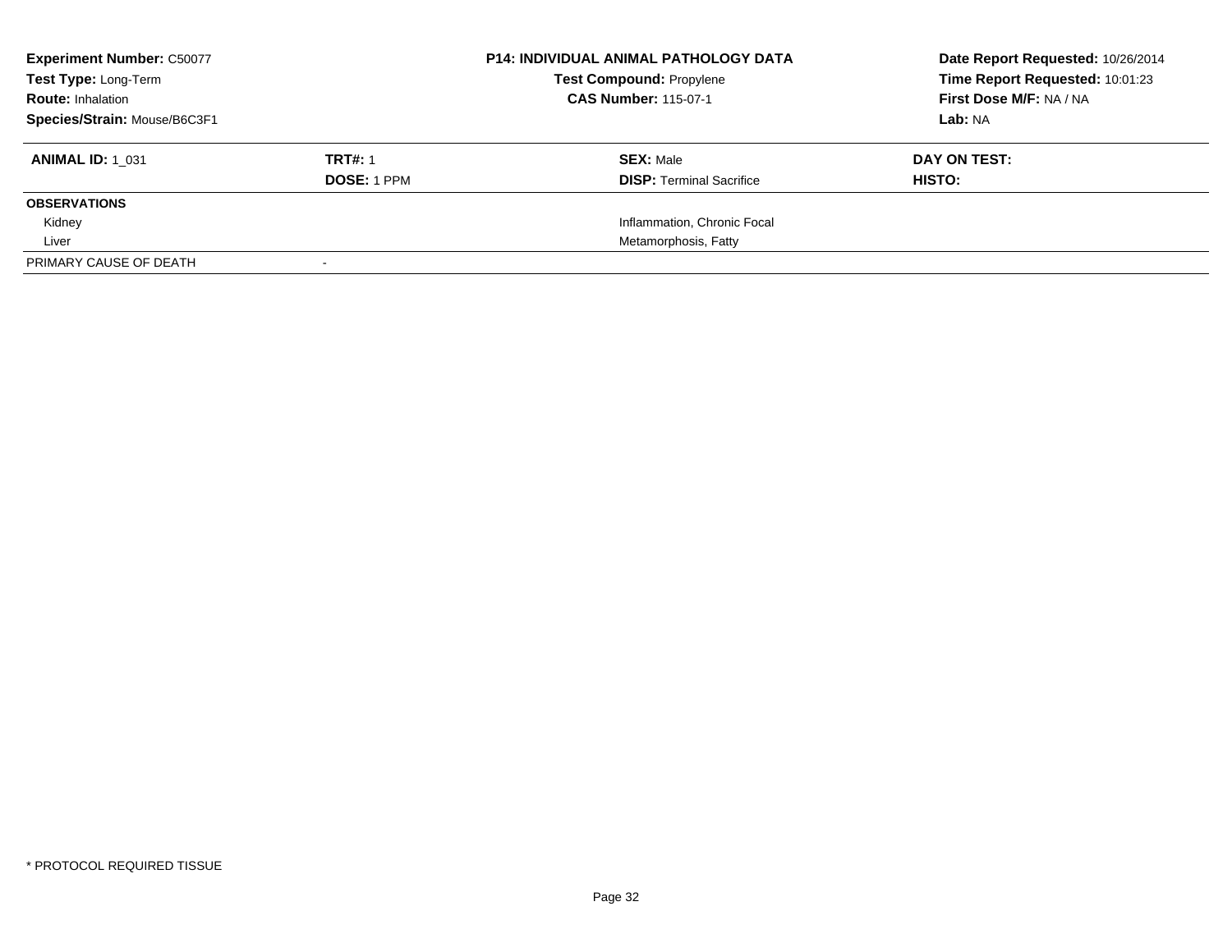| **Experiment Number:** C50077 | | **P14: INDIVIDUAL ANIMAL PATHOLOGY DATA** | **Date Report Requested:** 10/26/2014 |
|---|---|---|---|
| **Test Type:** Long-Term | | **Test Compound:** Propylene | **Time Report Requested:** 10:01:23 |
| **Route:** Inhalation | | **CAS Number:** 115-07-1 | **First Dose M/F:** NA / NA |
| **Species/Strain:** Mouse/B6C3F1 | | | **Lab:** NA |

| **ANIMAL ID:** 1_031 | **TRT#:** 1 | **SEX:** Male | **DAY ON TEST:** |
|---|---|---|---|
| | **DOSE:** 1 PPM | **DISP:** Terminal Sacrifice | **HISTO:** |
| **OBSERVATIONS** | | | |
| Kidney | | Inflammation, Chronic Focal | |
| Liver | | Metamorphosis, Fatty | |
| PRIMARY CAUSE OF DEATH | - | | |

* PROTOCOL REQUIRED TISSUE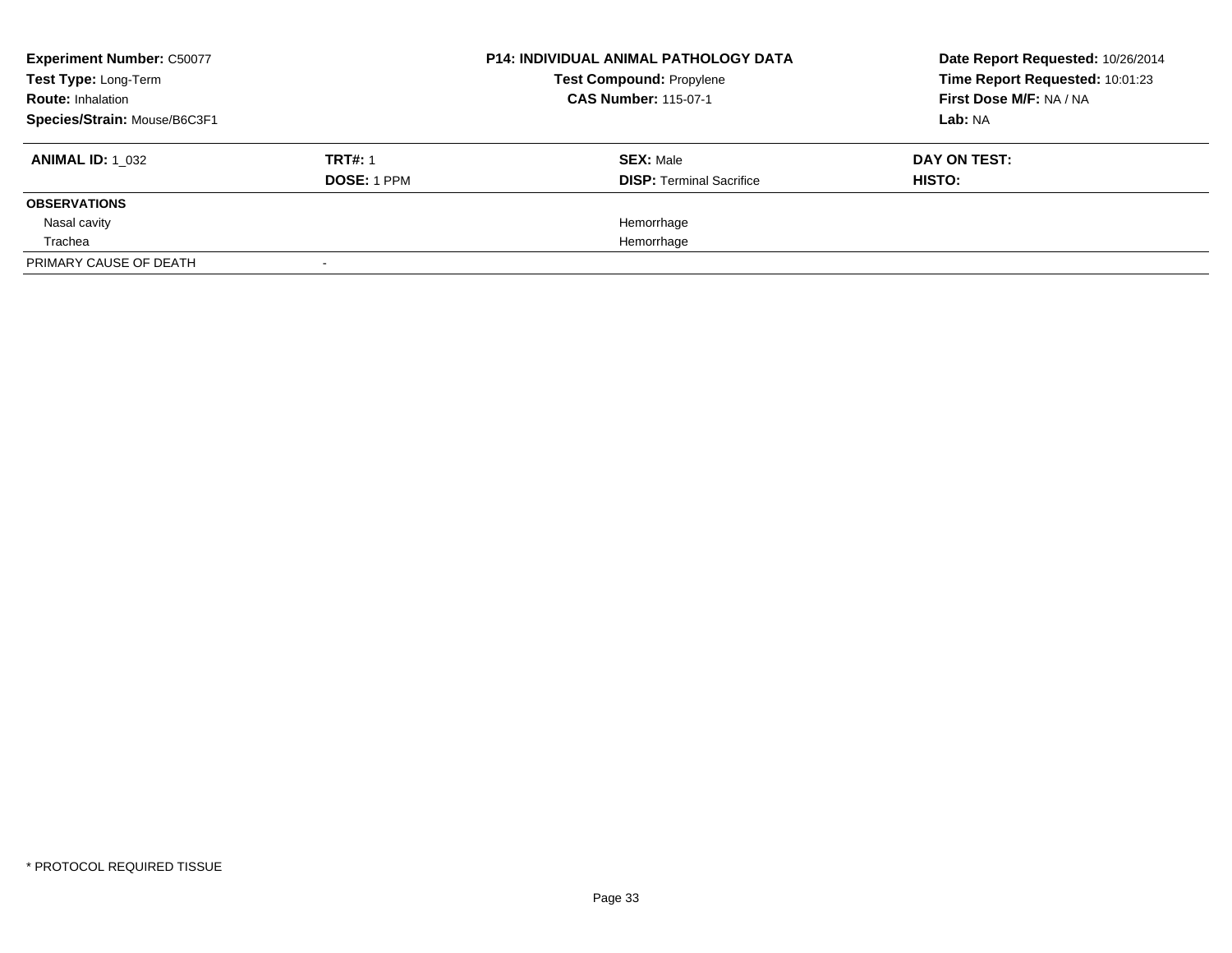**Experiment Number:** C50077
**Test Type:** Long-Term
**Route:** Inhalation
**Species/Strain:** Mouse/B6C3F1

**P14: INDIVIDUAL ANIMAL PATHOLOGY DATA**
**Test Compound:** Propylene
**CAS Number:** 115-07-1

**Date Report Requested:** 10/26/2014
**Time Report Requested:** 10:01:23
**First Dose M/F:** NA / NA
**Lab:** NA

| **ANIMAL ID:** 1_032 | **TRT#:** 1 | **SEX:** Male | **DAY ON TEST:** |
|---|---|---|---|
| | **DOSE:** 1 PPM | **DISP:** Terminal Sacrifice | **HISTO:** |
| **OBSERVATIONS** | | | |
| Nasal cavity | | Hemorrhage | |
| Trachea | | Hemorrhage | |
| PRIMARY CAUSE OF DEATH | - | | |

* PROTOCOL REQUIRED TISSUE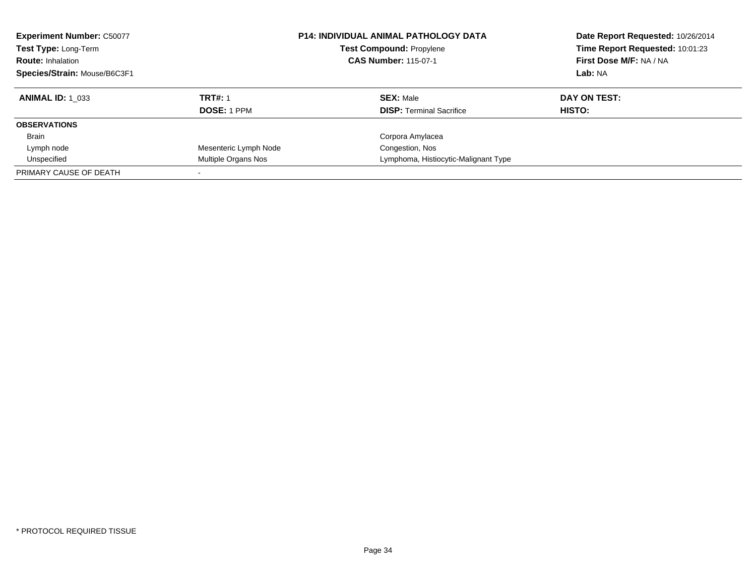**Experiment Number:** C50077
**Test Type:** Long-Term
**Route:** Inhalation
**Species/Strain:** Mouse/B6C3F1

**P14: INDIVIDUAL ANIMAL PATHOLOGY DATA**
**Test Compound:** Propylene
**CAS Number:** 115-07-1

**Date Report Requested:** 10/26/2014
**Time Report Requested:** 10:01:23
**First Dose M/F:** NA / NA
**Lab:** NA

| **ANIMAL ID:** 1_033 | **TRT#:** 1 | **SEX:** Male | **DAY ON TEST:** |
|---|---|---|---|
| | **DOSE:** 1 PPM | **DISP:** Terminal Sacrifice | **HISTO:** |
| **OBSERVATIONS** | | | |
| Brain | | Corpora Amylacea | |
| Lymph node | Mesenteric Lymph Node | Congestion, Nos | |
| Unspecified | Multiple Organs Nos | Lymphoma, Histiocytic-Malignant Type | |
| PRIMARY CAUSE OF DEATH | - | | |

* PROTOCOL REQUIRED TISSUE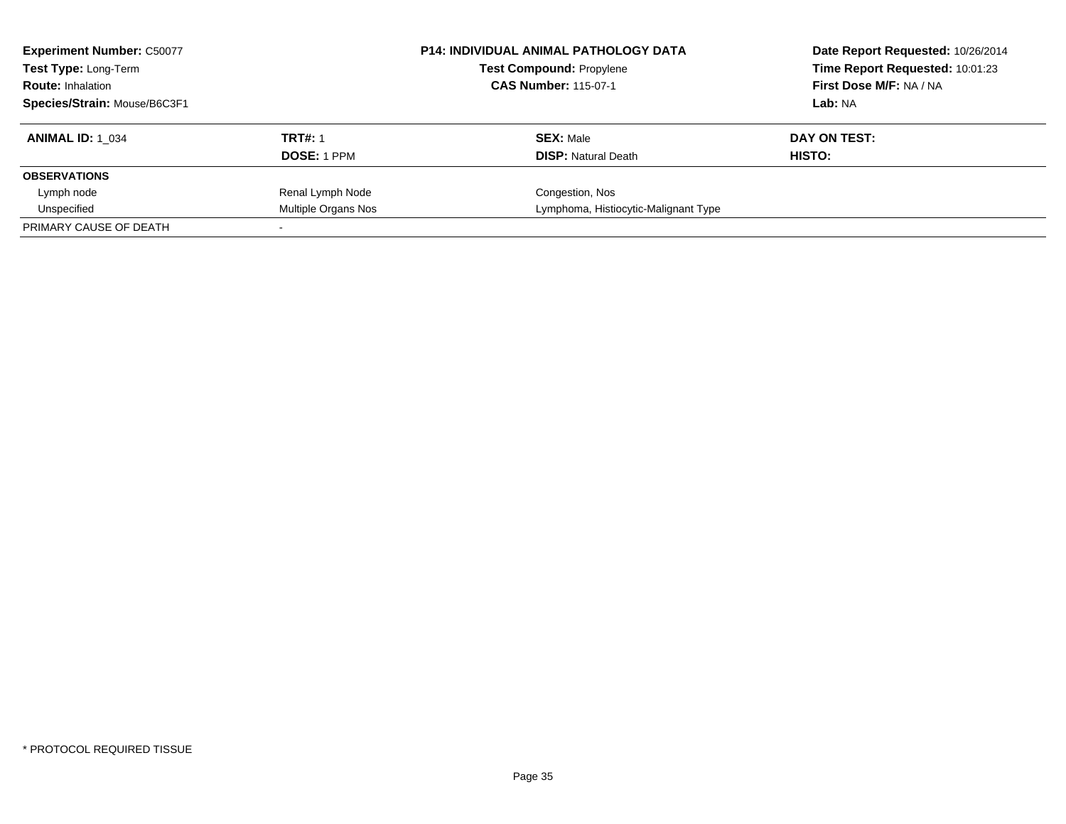**Experiment Number:** C50077
**Test Type:** Long-Term
**Route:** Inhalation
**Species/Strain:** Mouse/B6C3F1

**P14: INDIVIDUAL ANIMAL PATHOLOGY DATA**
**Test Compound:** Propylene
**CAS Number:** 115-07-1

**Date Report Requested:** 10/26/2014
**Time Report Requested:** 10:01:23
**First Dose M/F:** NA / NA
**Lab:** NA

| **ANIMAL ID:** 1_034 | **TRT#:** 1 | **SEX:** Male | **DAY ON TEST:** |
|---|---|---|---|
| | **DOSE:** 1 PPM | **DISP:** Natural Death | **HISTO:** |
| **OBSERVATIONS** | | | |
| Lymph node | Renal Lymph Node | Congestion, Nos | |
| Unspecified | Multiple Organs Nos | Lymphoma, Histiocytic-Malignant Type | |
| PRIMARY CAUSE OF DEATH | - | | |

* PROTOCOL REQUIRED TISSUE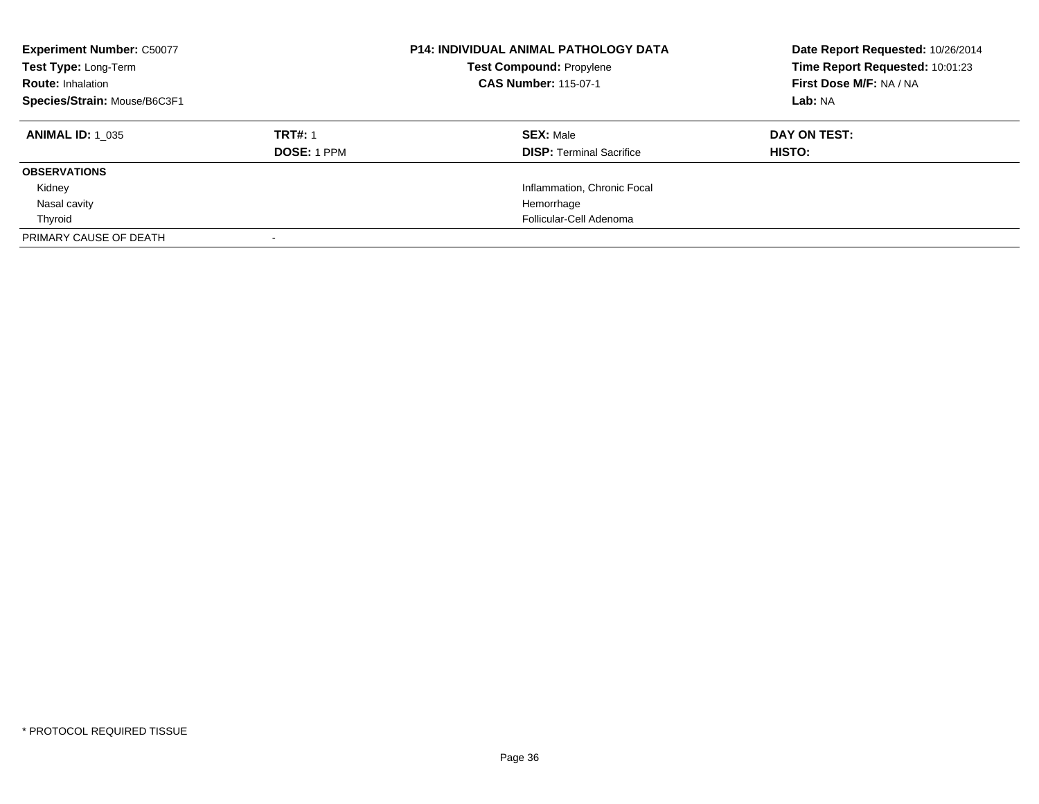**Experiment Number:** C50077
**Test Type:** Long-Term
**Route:** Inhalation
**Species/Strain:** Mouse/B6C3F1

**P14: INDIVIDUAL ANIMAL PATHOLOGY DATA**
**Test Compound:** Propylene
**CAS Number:** 115-07-1

**Date Report Requested:** 10/26/2014
**Time Report Requested:** 10:01:23
**First Dose M/F:** NA / NA
**Lab:** NA

| **ANIMAL ID:** 1_035 | **TRT#:** 1 | **SEX:** Male | **DAY ON TEST:** |
|---|---|---|---|
| | **DOSE:** 1 PPM | **DISP:** Terminal Sacrifice | **HISTO:** |
| **OBSERVATIONS** | | | |
| Kidney | | Inflammation, Chronic Focal | |
| Nasal cavity | | Hemorrhage | |
| Thyroid | | Follicular-Cell Adenoma | |
| PRIMARY CAUSE OF DEATH | - | | |

* PROTOCOL REQUIRED TISSUE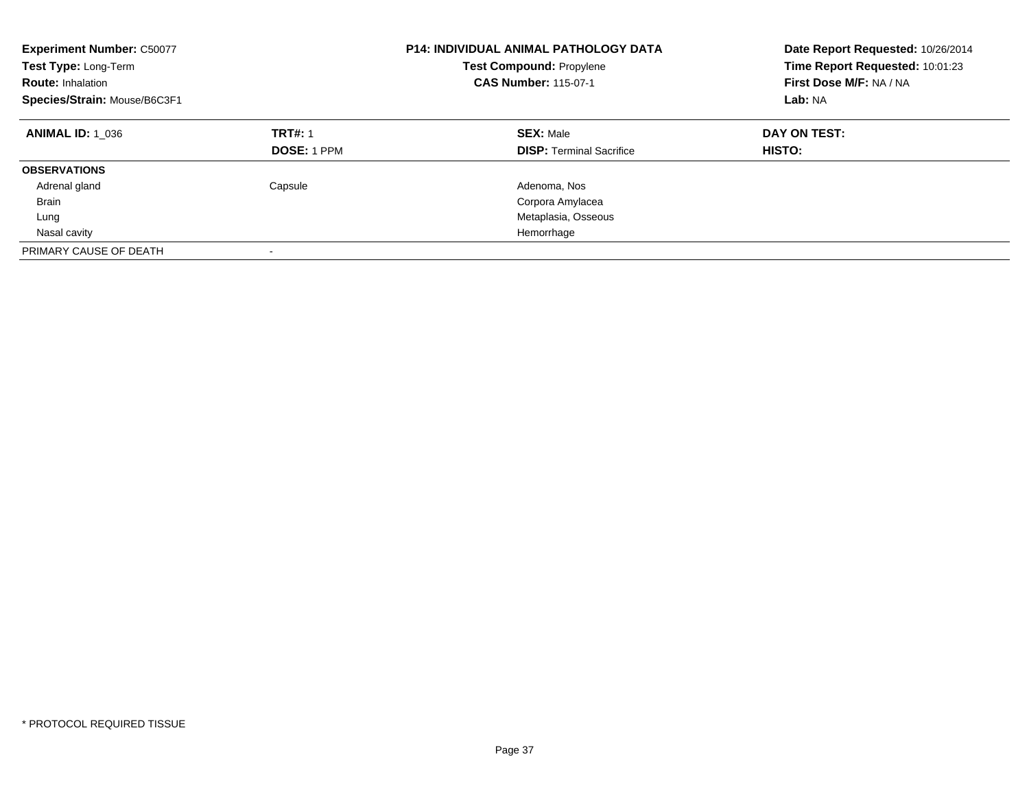**Experiment Number:** C50077
**Test Type:** Long-Term
**Route:** Inhalation
**Species/Strain:** Mouse/B6C3F1

**P14: INDIVIDUAL ANIMAL PATHOLOGY DATA**
**Test Compound:** Propylene
**CAS Number:** 115-07-1

**Date Report Requested:** 10/26/2014
**Time Report Requested:** 10:01:23
**First Dose M/F:** NA / NA
**Lab:** NA

| **ANIMAL ID:** 1_036 | **TRT#:** 1 | **SEX:** Male | **DAY ON TEST:** |
|---|---|---|---|
| | **DOSE:** 1 PPM | **DISP:** Terminal Sacrifice | **HISTO:** |
| **OBSERVATIONS** | | | |
| Adrenal gland | Capsule | Adenoma, Nos | |
| Brain | | Corpora Amylacea | |
| Lung | | Metaplasia, Osseous | |
| Nasal cavity | | Hemorrhage | |
| PRIMARY CAUSE OF DEATH | - | | |

* PROTOCOL REQUIRED TISSUE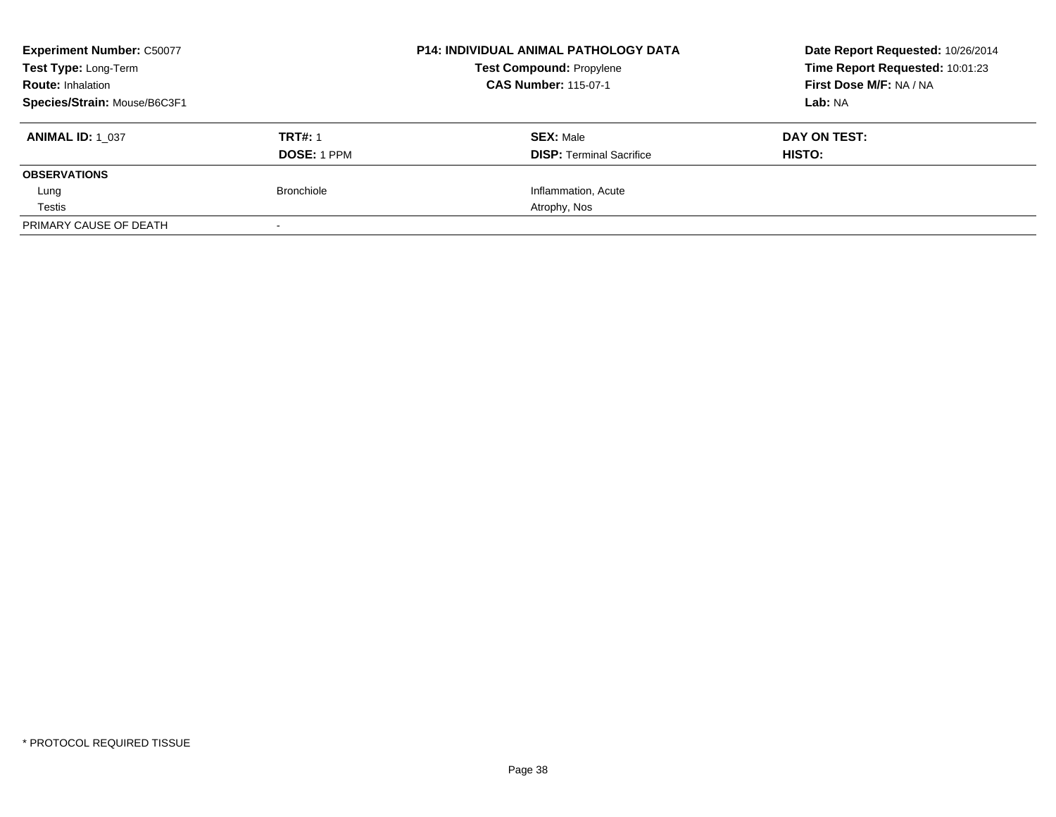**Experiment Number:** C50077
**Test Type:** Long-Term
**Route:** Inhalation
**Species/Strain:** Mouse/B6C3F1

**P14: INDIVIDUAL ANIMAL PATHOLOGY DATA**
**Test Compound:** Propylene
**CAS Number:** 115-07-1

**Date Report Requested:** 10/26/2014
**Time Report Requested:** 10:01:23
**First Dose M/F:** NA / NA
**Lab:** NA

| **ANIMAL ID:** 1_037 | **TRT#:** 1 | **SEX:** Male | **DAY ON TEST:** |
|---|---|---|---|
| | **DOSE:** 1 PPM | **DISP:** Terminal Sacrifice | **HISTO:** |
| **OBSERVATIONS** | | | |
| Lung | Bronchiole | Inflammation, Acute | |
| Testis | | Atrophy, Nos | |
| PRIMARY CAUSE OF DEATH | - | | |

* PROTOCOL REQUIRED TISSUE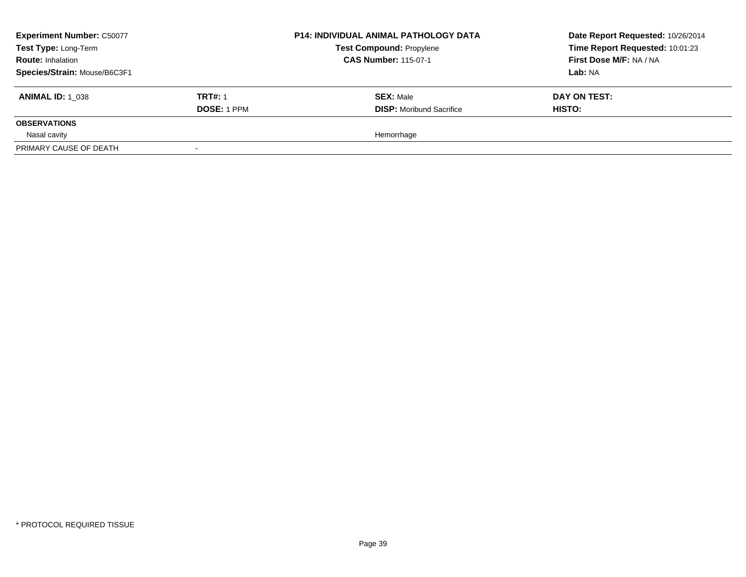| **Experiment Number:** C50077 | | **P14: INDIVIDUAL ANIMAL PATHOLOGY DATA** | **Date Report Requested:** 10/26/2014 |
|---|---|---|---|
| **Test Type:** Long-Term | | **Test Compound:** Propylene | **Time Report Requested:** 10:01:23 |
| **Route:** Inhalation | | **CAS Number:** 115-07-1 | **First Dose M/F:** NA / NA |
| **Species/Strain:** Mouse/B6C3F1 | | | **Lab:** NA |

| **ANIMAL ID:** 1_038 | **TRT#:** 1 | **SEX:** Male | **DAY ON TEST:** |
|---|---|---|---|
| | **DOSE:** 1 PPM | **DISP:** Moribund Sacrifice | **HISTO:** |
| **OBSERVATIONS** | | | |
| Nasal cavity | | Hemorrhage | |
| PRIMARY CAUSE OF DEATH | - | | |

\* PROTOCOL REQUIRED TISSUE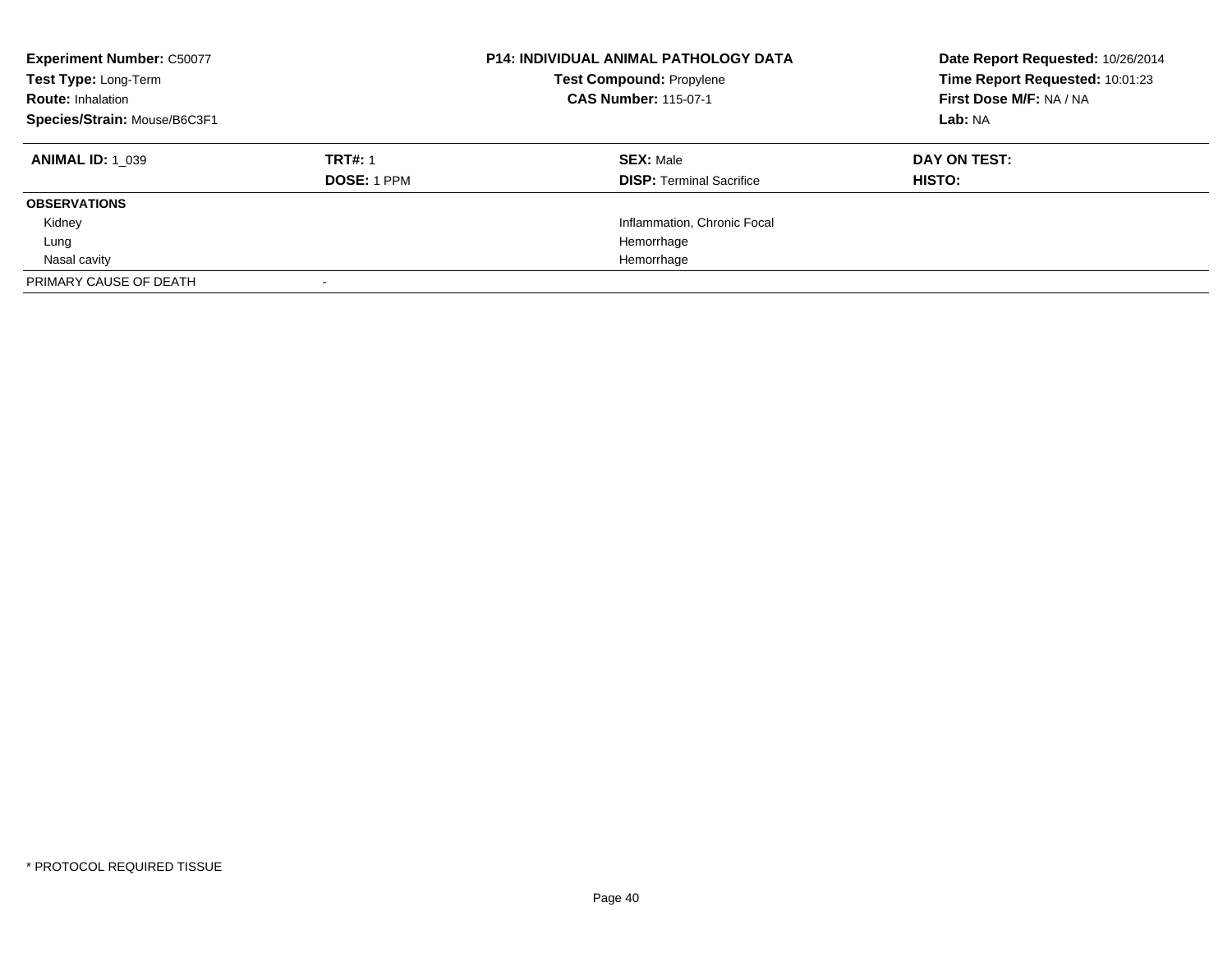**Experiment Number:** C50077
**Test Type:** Long-Term
**Route:** Inhalation
**Species/Strain:** Mouse/B6C3F1

**P14: INDIVIDUAL ANIMAL PATHOLOGY DATA**
**Test Compound:** Propylene
**CAS Number:** 115-07-1

**Date Report Requested:** 10/26/2014
**Time Report Requested:** 10:01:23
**First Dose M/F:** NA / NA
**Lab:** NA

| **ANIMAL ID:** 1_039 | **TRT#:** 1 | **SEX:** Male | **DAY ON TEST:** |
|---|---|---|---|
| | **DOSE:** 1 PPM | **DISP:** Terminal Sacrifice | **HISTO:** |
| **OBSERVATIONS** | | | |
| Kidney | | Inflammation, Chronic Focal | |
| Lung | | Hemorrhage | |
| Nasal cavity | | Hemorrhage | |
| PRIMARY CAUSE OF DEATH | - | | |

* PROTOCOL REQUIRED TISSUE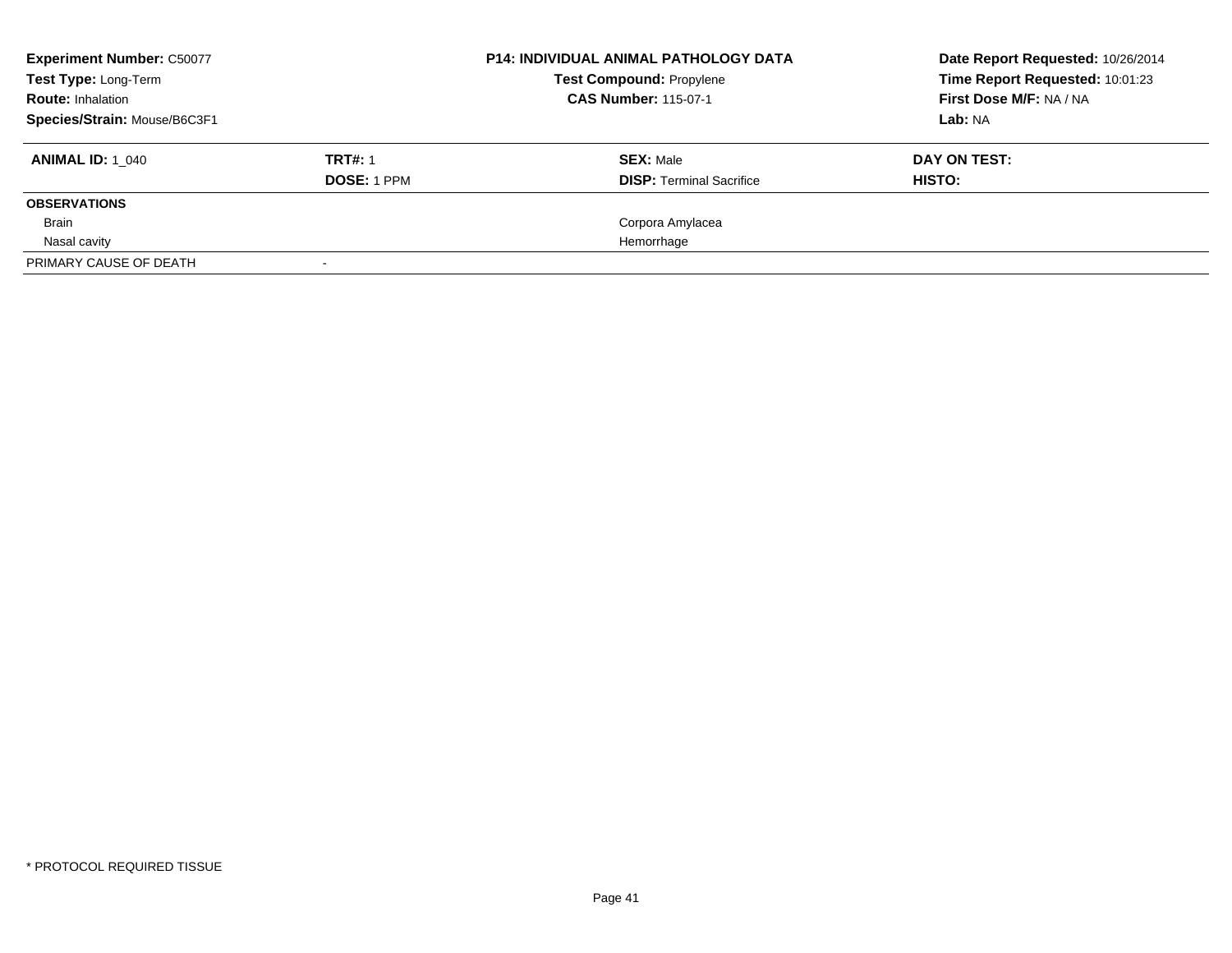**Experiment Number:** C50077
**Test Type:** Long-Term
**Route:** Inhalation
**Species/Strain:** Mouse/B6C3F1

**P14: INDIVIDUAL ANIMAL PATHOLOGY DATA**
**Test Compound:** Propylene
**CAS Number:** 115-07-1

**Date Report Requested:** 10/26/2014
**Time Report Requested:** 10:01:23
**First Dose M/F:** NA / NA
**Lab:** NA

| **ANIMAL ID:** 1_040 | **TRT#:** 1 | **SEX:** Male | **DAY ON TEST:** |
|---|---|---|---|
| | **DOSE:** 1 PPM | **DISP:** Terminal Sacrifice | **HISTO:** |
| **OBSERVATIONS** | | | |
| Brain | | Corpora Amylacea | |
| Nasal cavity | | Hemorrhage | |
| PRIMARY CAUSE OF DEATH | - | | |

* PROTOCOL REQUIRED TISSUE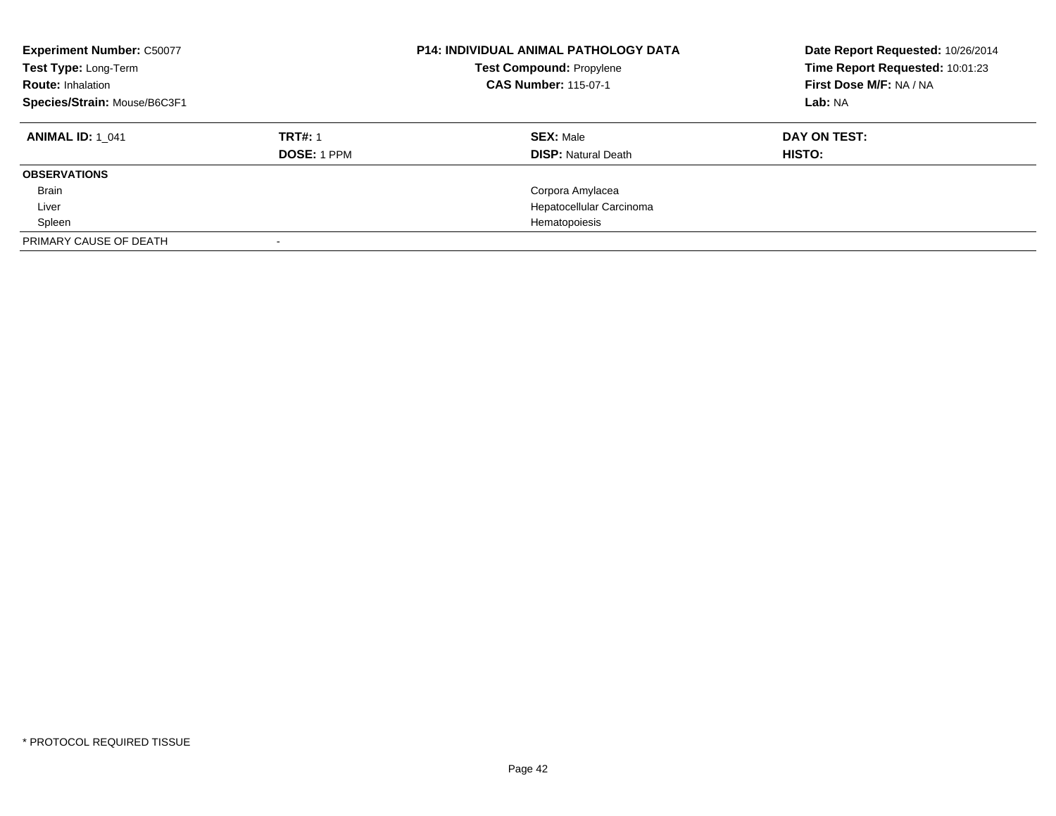**Experiment Number:** C50077
**Test Type:** Long-Term
**Route:** Inhalation
**Species/Strain:** Mouse/B6C3F1

**P14: INDIVIDUAL ANIMAL PATHOLOGY DATA**
**Test Compound:** Propylene
**CAS Number:** 115-07-1

**Date Report Requested:** 10/26/2014
**Time Report Requested:** 10:01:23
**First Dose M/F:** NA / NA
**Lab:** NA

| **ANIMAL ID:** 1_041 | **TRT#:** 1 | **SEX:** Male | **DAY ON TEST:** |
|---|---|---|---|
| | **DOSE:** 1 PPM | **DISP:** Natural Death | **HISTO:** |
| **OBSERVATIONS** | | | |
| Brain | | Corpora Amylacea | |
| Liver | | Hepatocellular Carcinoma | |
| Spleen | | Hematopoiesis | |
| PRIMARY CAUSE OF DEATH | - | | |

* PROTOCOL REQUIRED TISSUE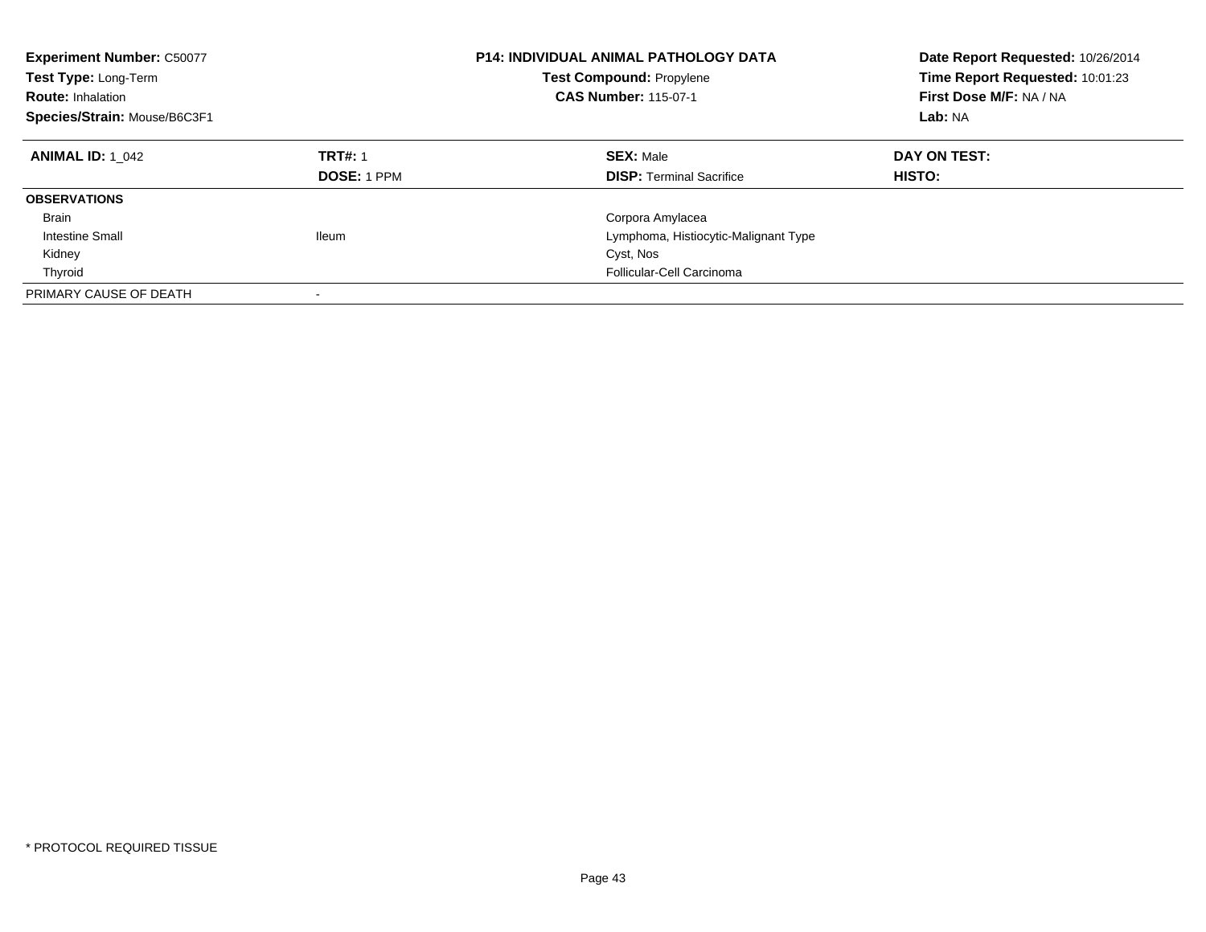**Experiment Number:** C50077
**Test Type:** Long-Term
**Route:** Inhalation
**Species/Strain:** Mouse/B6C3F1

**P14: INDIVIDUAL ANIMAL PATHOLOGY DATA**
**Test Compound:** Propylene
**CAS Number:** 115-07-1

**Date Report Requested:** 10/26/2014
**Time Report Requested:** 10:01:23
**First Dose M/F:** NA / NA
**Lab:** NA

| **ANIMAL ID:** 1_042 | **TRT#:** 1 | **SEX:** Male | **DAY ON TEST:** |
|---|---|---|---|
| | **DOSE:** 1 PPM | **DISP:** Terminal Sacrifice | **HISTO:** |
| **OBSERVATIONS** | | | |
| Brain | | Corpora Amylacea | |
| Intestine Small | Ileum | Lymphoma, Histiocytic-Malignant Type | |
| Kidney | | Cyst, Nos | |
| Thyroid | | Follicular-Cell Carcinoma | |
| PRIMARY CAUSE OF DEATH | - | | |

* PROTOCOL REQUIRED TISSUE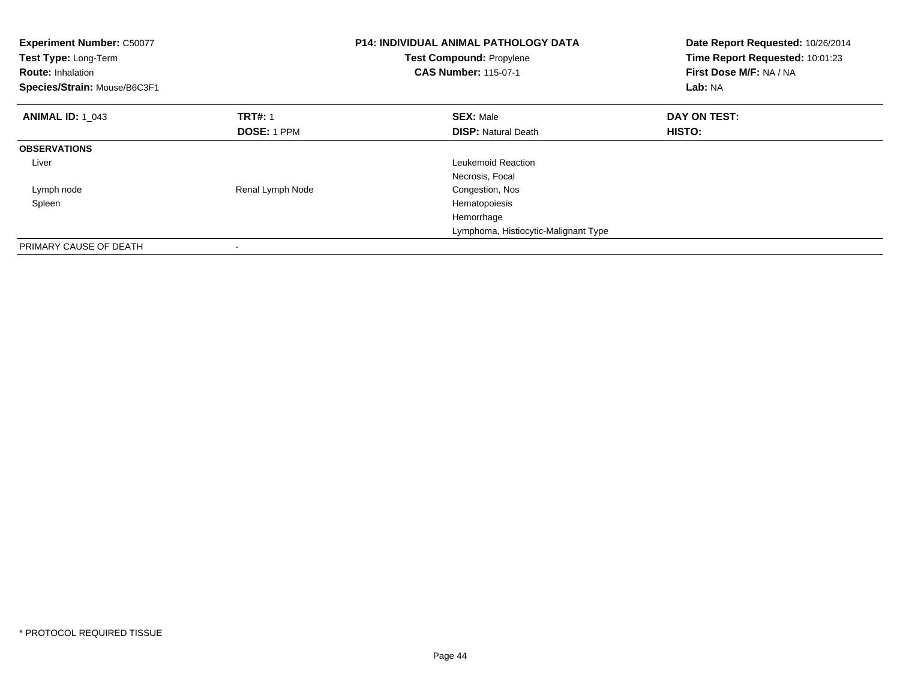**Experiment Number:** C50077
**Test Type:** Long-Term
**Route:** Inhalation
**Species/Strain:** Mouse/B6C3F1

**P14: INDIVIDUAL ANIMAL PATHOLOGY DATA**
**Test Compound:** Propylene
**CAS Number:** 115-07-1

**Date Report Requested:** 10/26/2014
**Time Report Requested:** 10:01:23
**First Dose M/F:** NA / NA
**Lab:** NA

| **ANIMAL ID:** 1_043 | **TRT#:** 1 | **SEX:** Male | **DAY ON TEST:** |
|---|---|---|---|
| | **DOSE:** 1 PPM | **DISP:** Natural Death | **HISTO:** |
| **OBSERVATIONS** | | | |
| Liver | | Leukemoid Reaction | |
| | | Necrosis, Focal | |
| Lymph node | Renal Lymph Node | Congestion, Nos | |
| Spleen | | Hematopoiesis | |
| | | Hemorrhage | |
| | | Lymphoma, Histiocytic-Malignant Type | |
| PRIMARY CAUSE OF DEATH | - | | |

* PROTOCOL REQUIRED TISSUE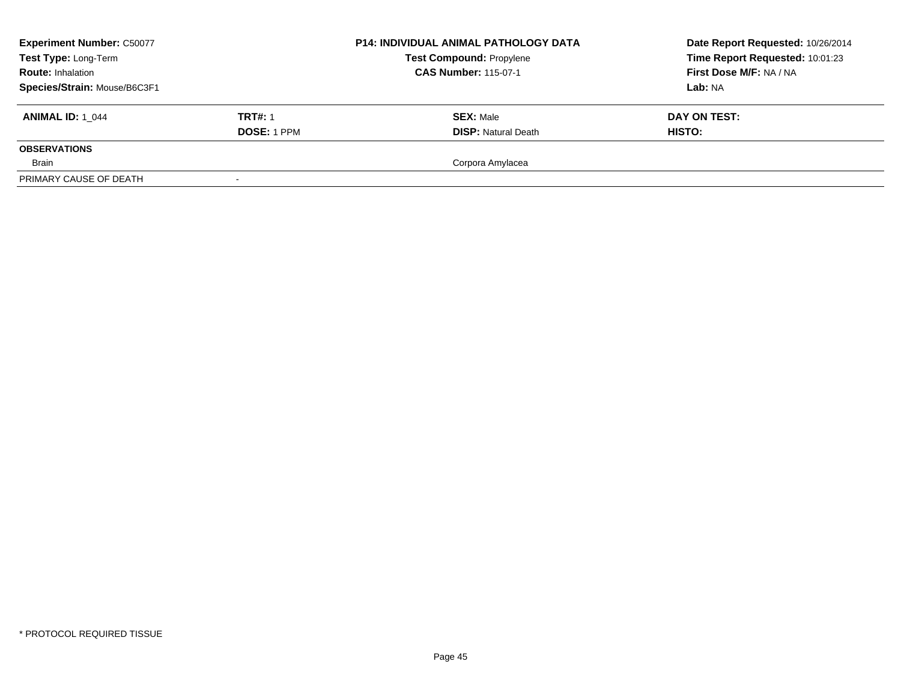| **Experiment Number:** C50077 | | **P14: INDIVIDUAL ANIMAL PATHOLOGY DATA** | **Date Report Requested:** 10/26/2014 |
|---|---|---|---|
| **Test Type:** Long-Term | | **Test Compound:** Propylene | **Time Report Requested:** 10:01:23 |
| **Route:** Inhalation | | **CAS Number:** 115-07-1 | **First Dose M/F:** NA / NA |
| **Species/Strain:** Mouse/B6C3F1 | | | **Lab:** NA |

| **ANIMAL ID:** 1_044 | **TRT#:** 1 | **SEX:** Male | **DAY ON TEST:** |
|---|---|---|---|
| | **DOSE:** 1 PPM | **DISP:** Natural Death | **HISTO:** |
| **OBSERVATIONS** | | | |
| Brain | | Corpora Amylacea | |
| PRIMARY CAUSE OF DEATH | - | | |

* PROTOCOL REQUIRED TISSUE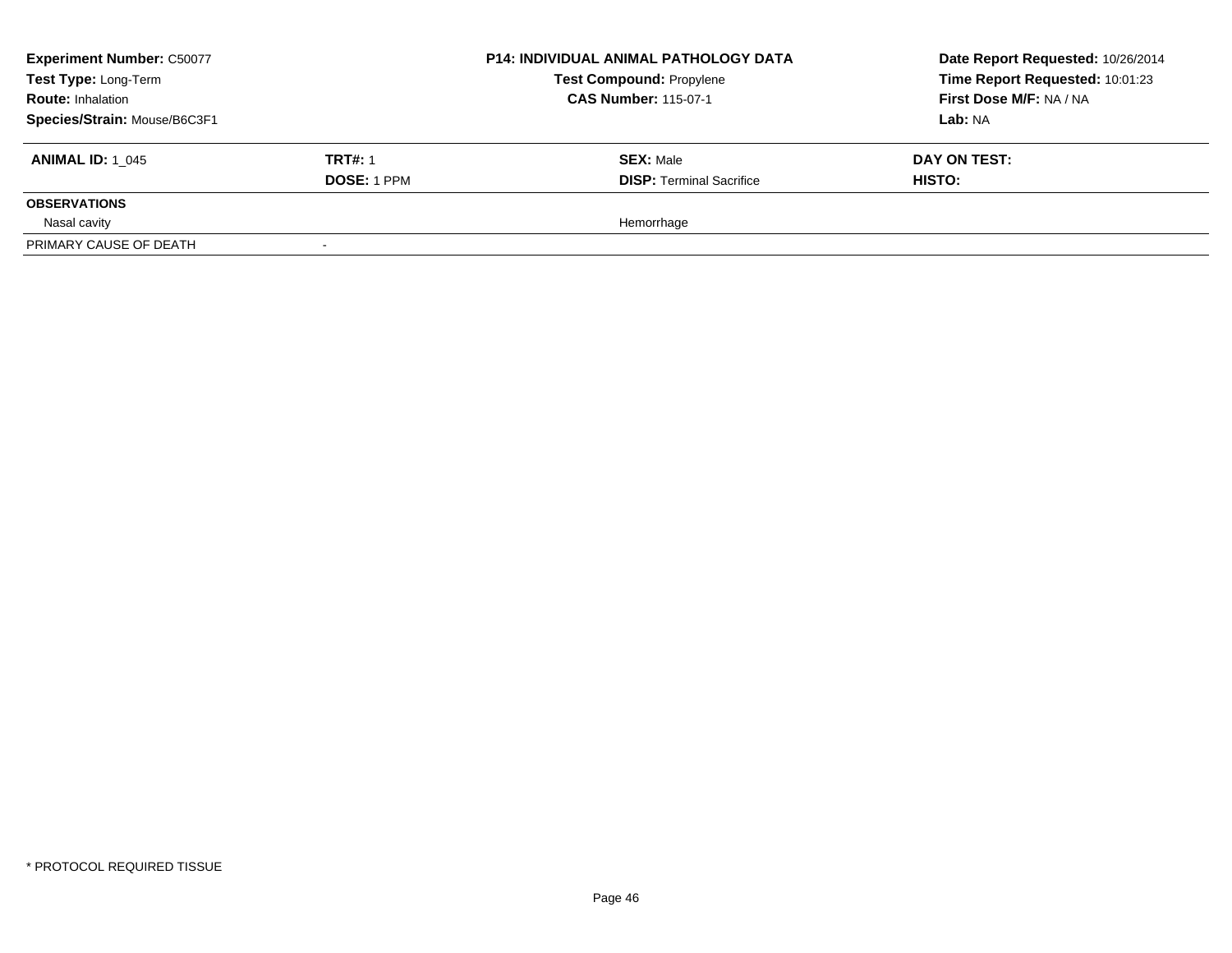**Experiment Number:** C50077
**Test Type:** Long-Term
**Route:** Inhalation
**Species/Strain:** Mouse/B6C3F1

**P14: INDIVIDUAL ANIMAL PATHOLOGY DATA**
**Test Compound:** Propylene
**CAS Number:** 115-07-1

**Date Report Requested:** 10/26/2014
**Time Report Requested:** 10:01:23
**First Dose M/F:** NA / NA
**Lab:** NA

| **ANIMAL ID:** 1_045 | **TRT#:** 1 | **SEX:** Male | **DAY ON TEST:** |
|---|---|---|---|
| | **DOSE:** 1 PPM | **DISP:** Terminal Sacrifice | **HISTO:** |
| **OBSERVATIONS** | | | |
| Nasal cavity | | Hemorrhage | |
| PRIMARY CAUSE OF DEATH | - | | |

\* PROTOCOL REQUIRED TISSUE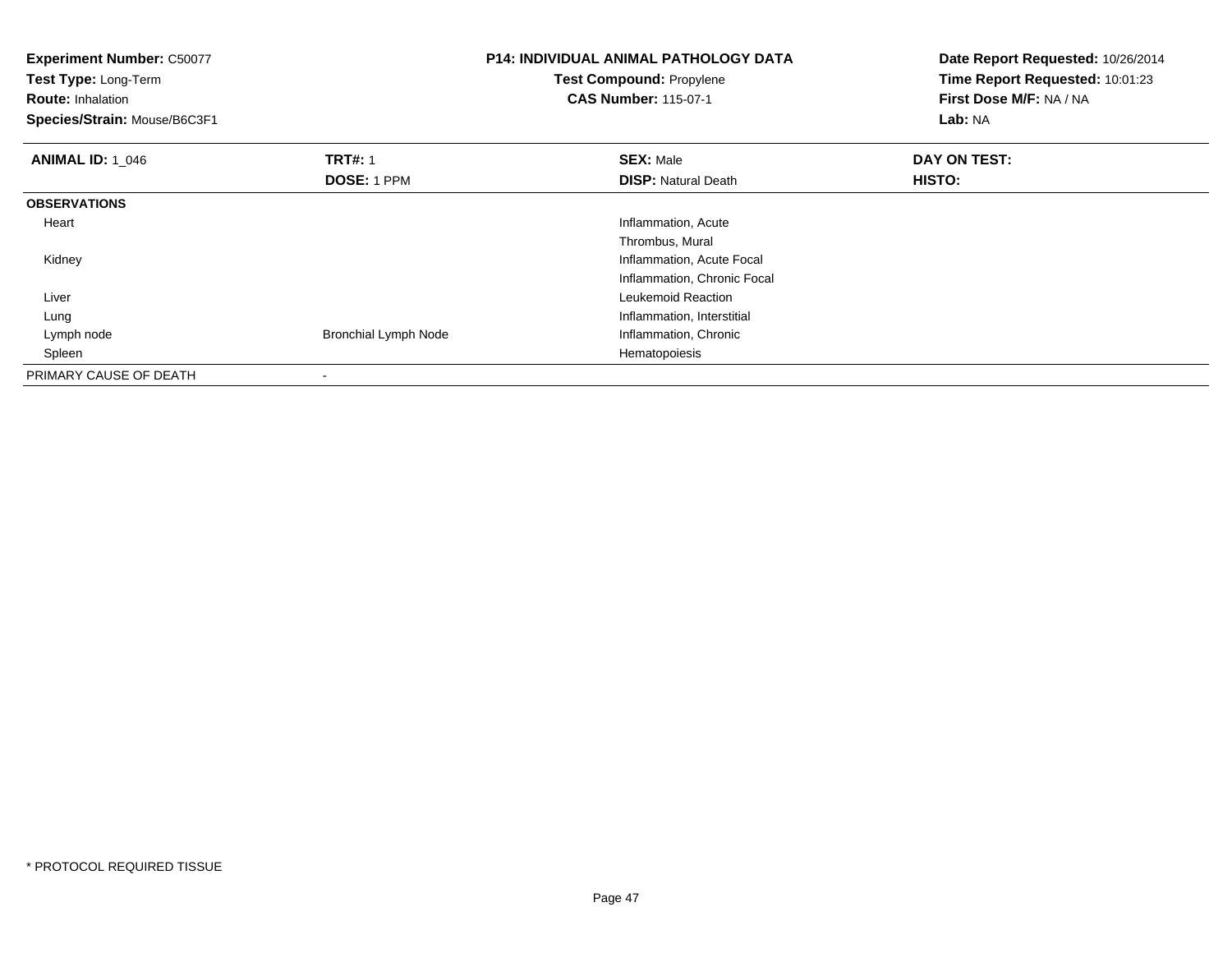**Experiment Number:** C50077
**Test Type:** Long-Term
**Route:** Inhalation
**Species/Strain:** Mouse/B6C3F1

**P14: INDIVIDUAL ANIMAL PATHOLOGY DATA**
**Test Compound:** Propylene
**CAS Number:** 115-07-1

**Date Report Requested:** 10/26/2014
**Time Report Requested:** 10:01:23
**First Dose M/F:** NA / NA
**Lab:** NA

| **ANIMAL ID:** 1_046 | **TRT#:** 1 | **SEX:** Male | **DAY ON TEST:** |
|---|---|---|---|
| | **DOSE:** 1 PPM | **DISP:** Natural Death | **HISTO:** |
| **OBSERVATIONS** | | | |
| Heart | | Inflammation, Acute | |
| | | Thrombus, Mural | |
| Kidney | | Inflammation, Acute Focal | |
| | | Inflammation, Chronic Focal | |
| Liver | | Leukemoid Reaction | |
| Lung | | Inflammation, Interstitial | |
| Lymph node | Bronchial Lymph Node | Inflammation, Chronic | |
| Spleen | | Hematopoiesis | |
| PRIMARY CAUSE OF DEATH | - | | |

* PROTOCOL REQUIRED TISSUE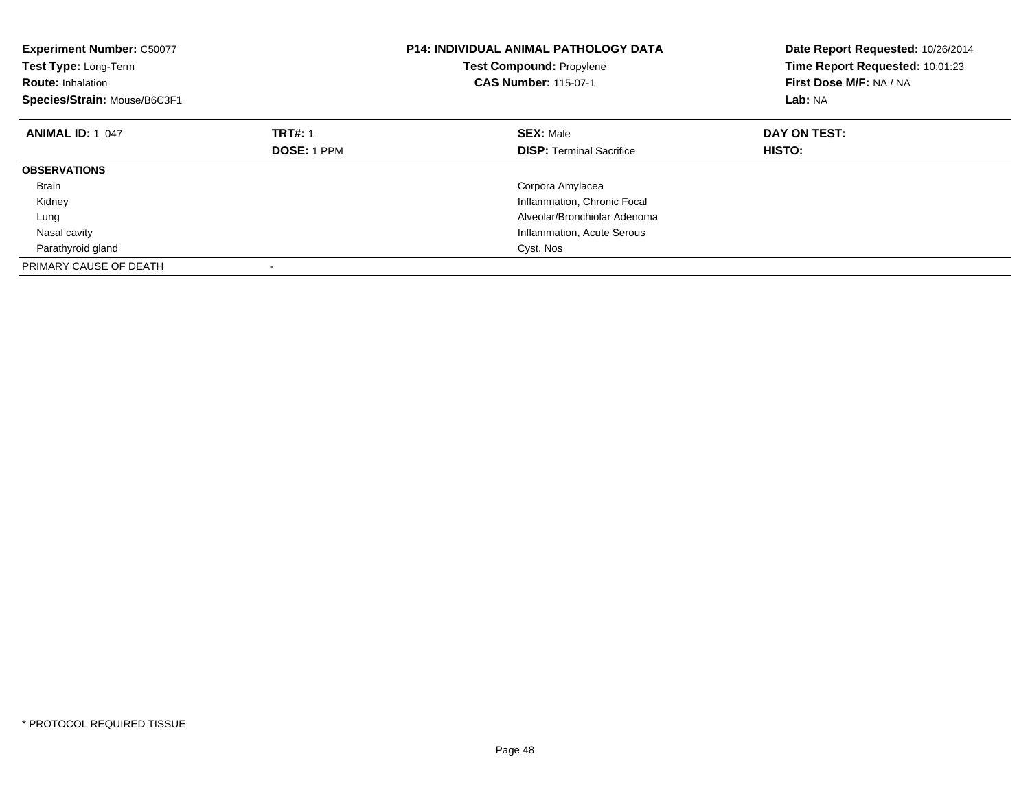**Experiment Number:** C50077
**Test Type:** Long-Term
**Route:** Inhalation
**Species/Strain:** Mouse/B6C3F1

**P14: INDIVIDUAL ANIMAL PATHOLOGY DATA**
**Test Compound:** Propylene
**CAS Number:** 115-07-1

**Date Report Requested:** 10/26/2014
**Time Report Requested:** 10:01:23
**First Dose M/F:** NA / NA
**Lab:** NA

| **ANIMAL ID:** 1_047 | **TRT#:** 1 | **SEX:** Male | **DAY ON TEST:** |
|---|---|---|---|
| | **DOSE:** 1 PPM | **DISP:** Terminal Sacrifice | **HISTO:** |
| **OBSERVATIONS** | | | |
| Brain | | Corpora Amylacea | |
| Kidney | | Inflammation, Chronic Focal | |
| Lung | | Alveolar/Bronchiolar Adenoma | |
| Nasal cavity | | Inflammation, Acute Serous | |
| Parathyroid gland | | Cyst, Nos | |
| PRIMARY CAUSE OF DEATH | - | | |

* PROTOCOL REQUIRED TISSUE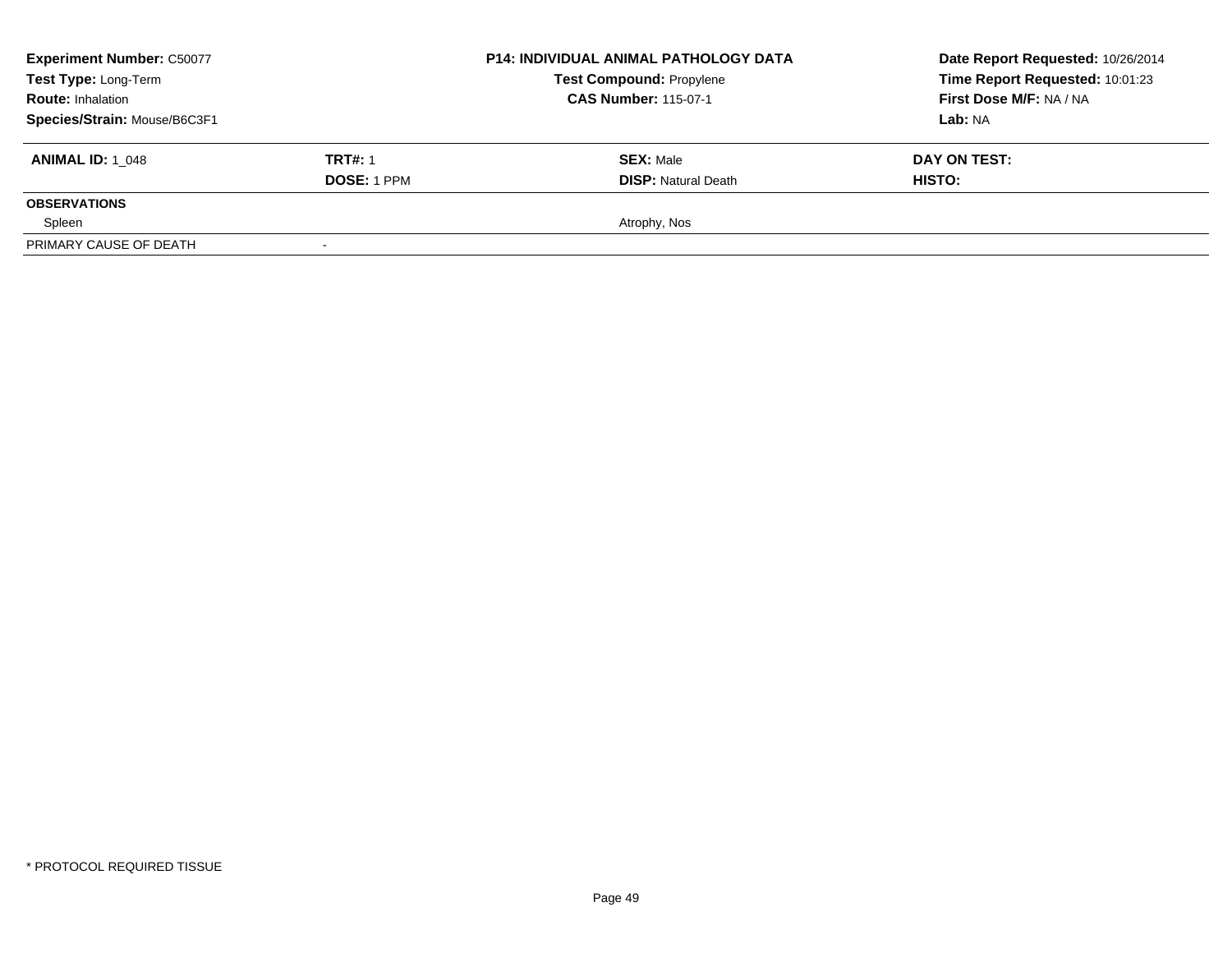| **Experiment Number:** C50077 | | **P14: INDIVIDUAL ANIMAL PATHOLOGY DATA** | **Date Report Requested:** 10/26/2014 |
|---|---|---|---|
| **Test Type:** Long-Term | | **Test Compound:** Propylene | **Time Report Requested:** 10:01:23 |
| **Route:** Inhalation | | **CAS Number:** 115-07-1 | **First Dose M/F:** NA / NA |
| **Species/Strain:** Mouse/B6C3F1 | | | **Lab:** NA |

| **ANIMAL ID:** 1_048 | **TRT#:** 1 | **SEX:** Male | **DAY ON TEST:** |
|---|---|---|---|
| | **DOSE:** 1 PPM | **DISP:** Natural Death | **HISTO:** |
| **OBSERVATIONS** | | | |
| Spleen | | Atrophy, Nos | |
| PRIMARY CAUSE OF DEATH | - | | |

* PROTOCOL REQUIRED TISSUE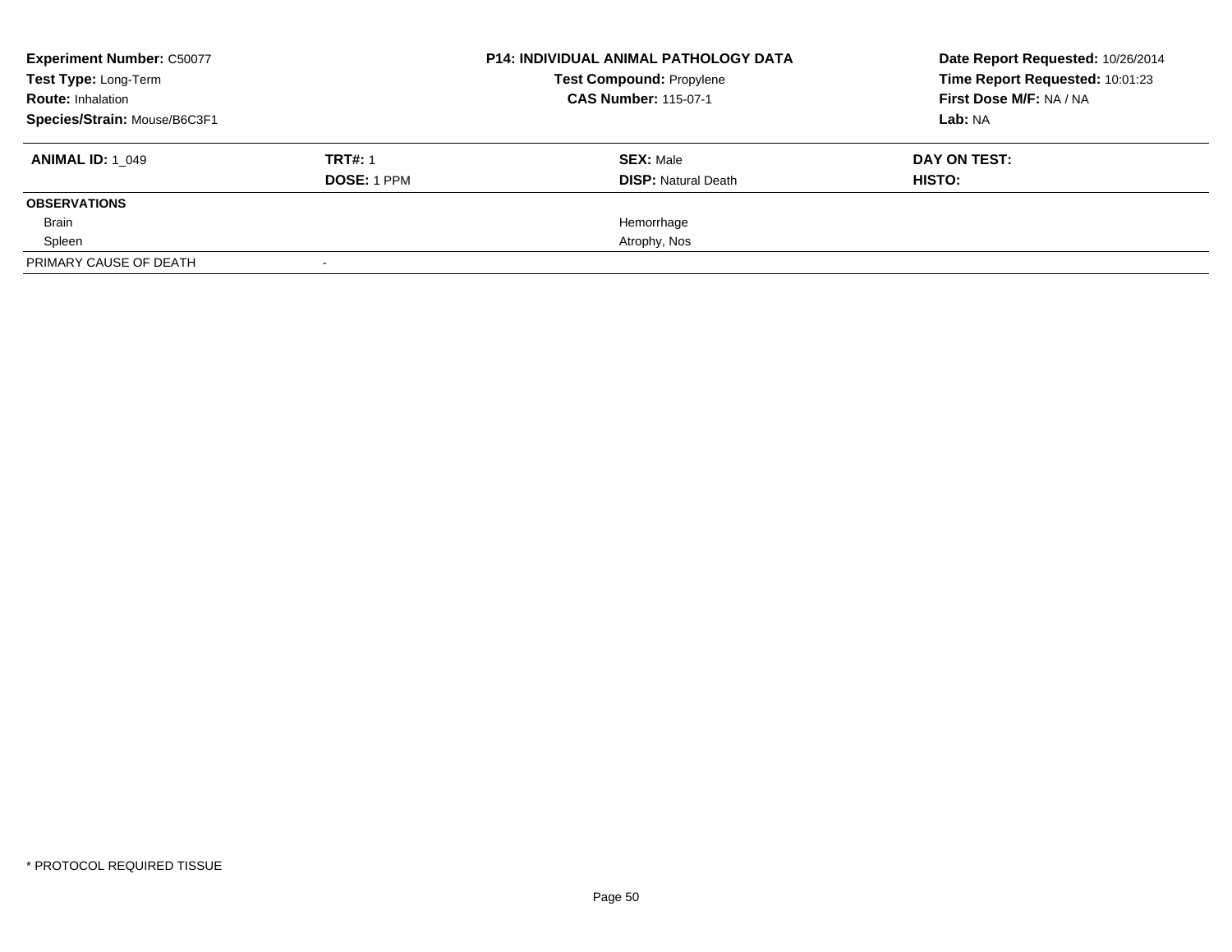**Experiment Number:** C50077
**Test Type:** Long-Term
**Route:** Inhalation
**Species/Strain:** Mouse/B6C3F1

**P14: INDIVIDUAL ANIMAL PATHOLOGY DATA**
**Test Compound:** Propylene
**CAS Number:** 115-07-1

**Date Report Requested:** 10/26/2014
**Time Report Requested:** 10:01:23
**First Dose M/F:** NA / NA
**Lab:** NA

| **ANIMAL ID:** 1_049 | **TRT#:** 1 | **SEX:** Male | **DAY ON TEST:** |
|---|---|---|---|
| | **DOSE:** 1 PPM | **DISP:** Natural Death | **HISTO:** |
| **OBSERVATIONS** | | | |
| Brain | | Hemorrhage | |
| Spleen | | Atrophy, Nos | |
| PRIMARY CAUSE OF DEATH | - | | |

\* PROTOCOL REQUIRED TISSUE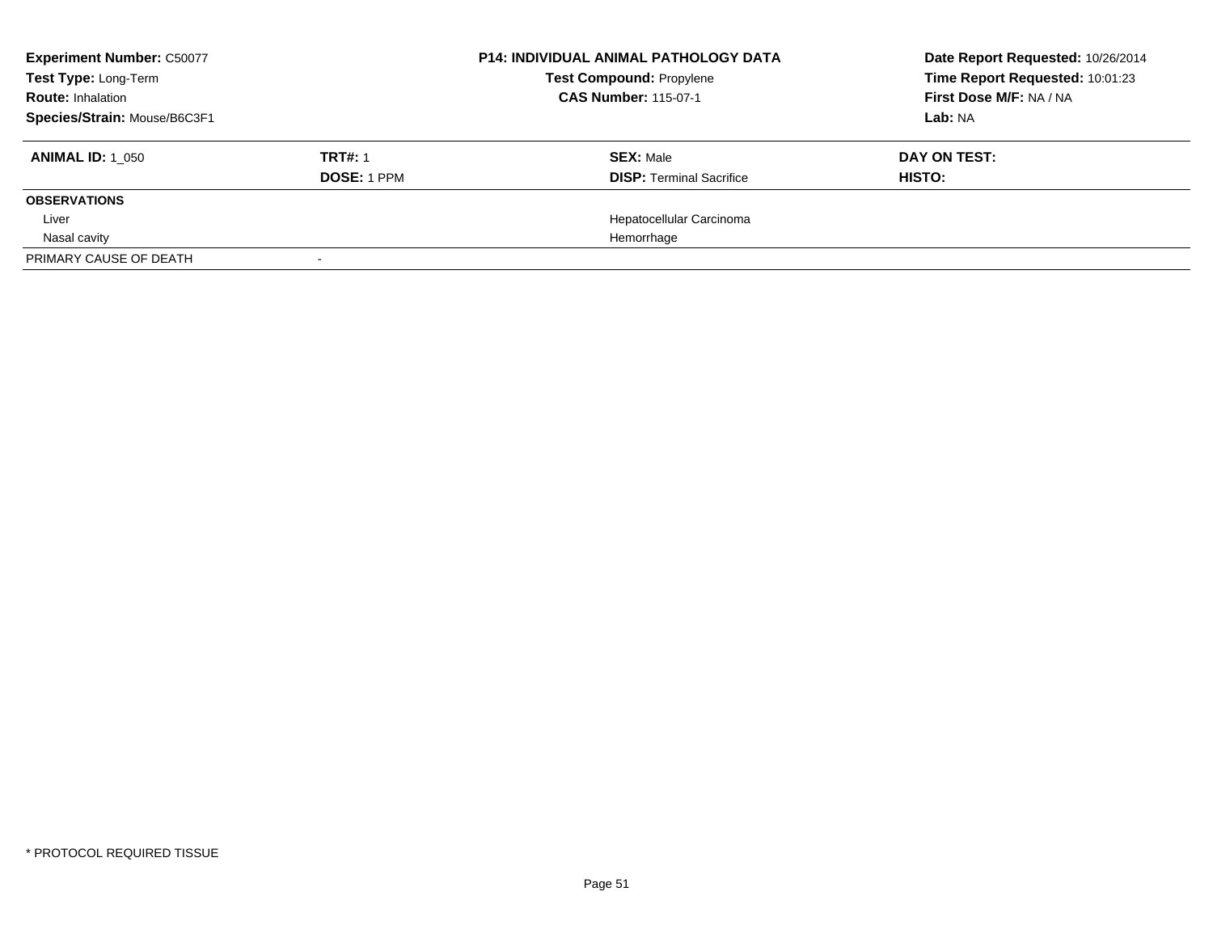| **Experiment Number:** C50077 | | **P14: INDIVIDUAL ANIMAL PATHOLOGY DATA** | **Date Report Requested:** 10/26/2014 |
|---|---|---|---|
| **Test Type:** Long-Term | | **Test Compound:** Propylene | **Time Report Requested:** 10:01:23 |
| **Route:** Inhalation | | **CAS Number:** 115-07-1 | **First Dose M/F:** NA / NA |
| **Species/Strain:** Mouse/B6C3F1 | | | **Lab:** NA |

| **ANIMAL ID:** 1_050 | **TRT#:** 1 | **SEX:** Male | **DAY ON TEST:** |
|---|---|---|---|
| | **DOSE:** 1 PPM | **DISP:** Terminal Sacrifice | **HISTO:** |
| **OBSERVATIONS** | | | |
| Liver | | Hepatocellular Carcinoma | |
| Nasal cavity | | Hemorrhage | |
| PRIMARY CAUSE OF DEATH | - | | |

\* PROTOCOL REQUIRED TISSUE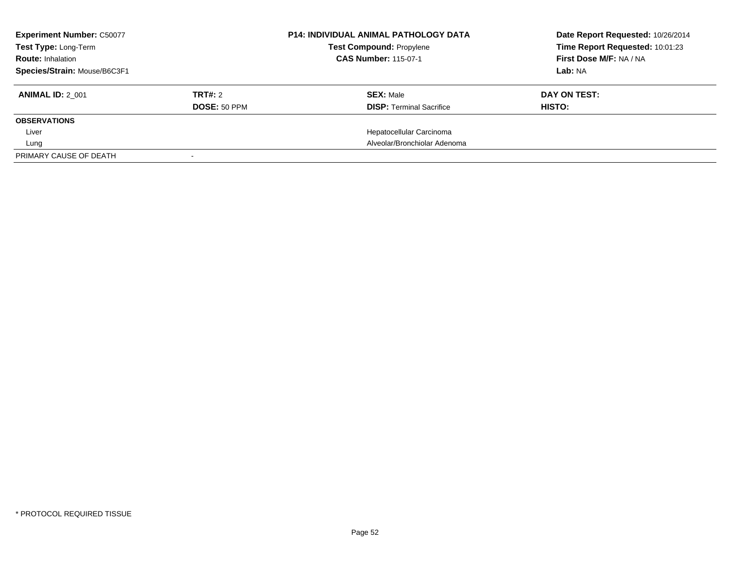**Experiment Number:** C50077
**Test Type:** Long-Term
**Route:** Inhalation
**Species/Strain:** Mouse/B6C3F1

**P14: INDIVIDUAL ANIMAL PATHOLOGY DATA**
**Test Compound:** Propylene
**CAS Number:** 115-07-1

**Date Report Requested:** 10/26/2014
**Time Report Requested:** 10:01:23
**First Dose M/F:** NA / NA
**Lab:** NA

| **ANIMAL ID:** 2_001 | **TRT#:** 2 | **SEX:** Male | **DAY ON TEST:** |
|---|---|---|---|
| | **DOSE:** 50 PPM | **DISP:** Terminal Sacrifice | **HISTO:** |
| **OBSERVATIONS** | | | |
| Liver | | Hepatocellular Carcinoma | |
| Lung | | Alveolar/Bronchiolar Adenoma | |
| PRIMARY CAUSE OF DEATH | - | | |

* PROTOCOL REQUIRED TISSUE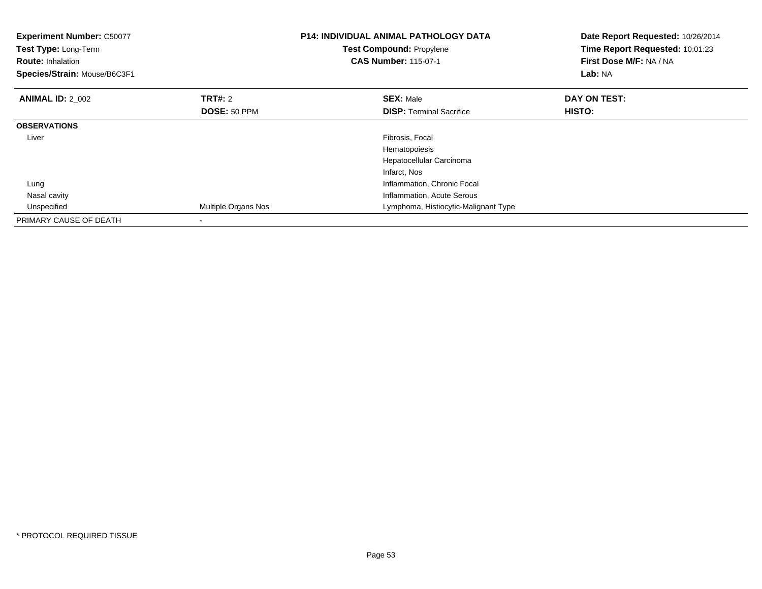**Experiment Number:** C50077
**Test Type:** Long-Term
**Route:** Inhalation
**Species/Strain:** Mouse/B6C3F1

**P14: INDIVIDUAL ANIMAL PATHOLOGY DATA**
**Test Compound:** Propylene
**CAS Number:** 115-07-1

**Date Report Requested:** 10/26/2014
**Time Report Requested:** 10:01:23
**First Dose M/F:** NA / NA
**Lab:** NA

| **ANIMAL ID:** 2_002 | **TRT#:** 2 | **SEX:** Male | **DAY ON TEST:** |
|---|---|---|---|
| | **DOSE:** 50 PPM | **DISP:** Terminal Sacrifice | **HISTO:** |
| **OBSERVATIONS** | | | |
| Liver | | Fibrosis, Focal | |
| | | Hematopoiesis | |
| | | Hepatocellular Carcinoma | |
| | | Infarct, Nos | |
| Lung | | Inflammation, Chronic Focal | |
| Nasal cavity | | Inflammation, Acute Serous | |
| Unspecified | Multiple Organs Nos | Lymphoma, Histiocytic-Malignant Type | |
| PRIMARY CAUSE OF DEATH | - | | |

* PROTOCOL REQUIRED TISSUE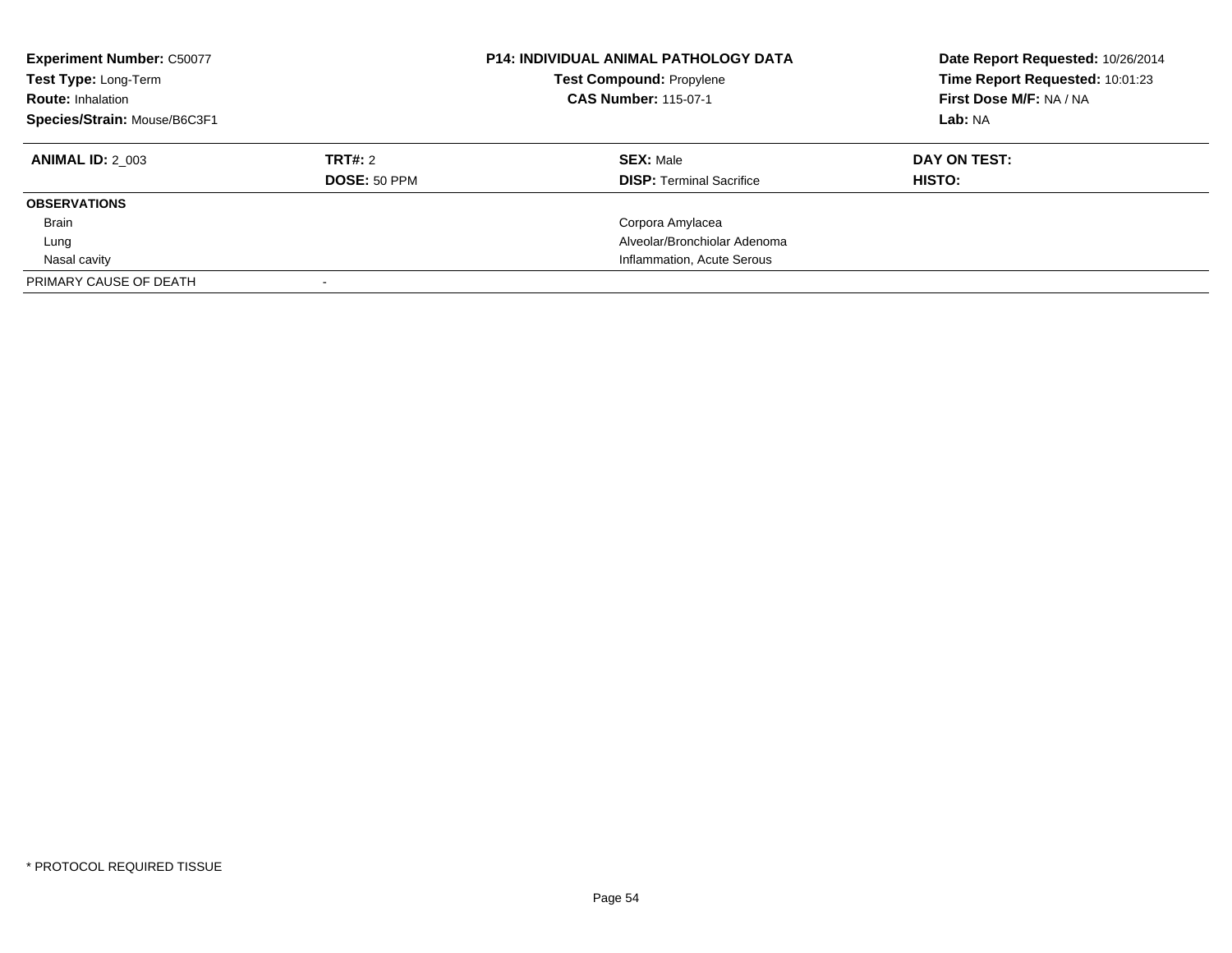**Experiment Number:** C50077
**Test Type:** Long-Term
**Route:** Inhalation
**Species/Strain:** Mouse/B6C3F1

**P14: INDIVIDUAL ANIMAL PATHOLOGY DATA**
**Test Compound:** Propylene
**CAS Number:** 115-07-1

**Date Report Requested:** 10/26/2014
**Time Report Requested:** 10:01:23
**First Dose M/F:** NA / NA
**Lab:** NA

| **ANIMAL ID:** 2_003 | **TRT#:** 2 | **SEX:** Male | **DAY ON TEST:** |
|---|---|---|---|
| | **DOSE:** 50 PPM | **DISP:** Terminal Sacrifice | **HISTO:** |
| **OBSERVATIONS** | | | |
| Brain | | Corpora Amylacea | |
| Lung | | Alveolar/Bronchiolar Adenoma | |
| Nasal cavity | | Inflammation, Acute Serous | |
| PRIMARY CAUSE OF DEATH | - | | |

* PROTOCOL REQUIRED TISSUE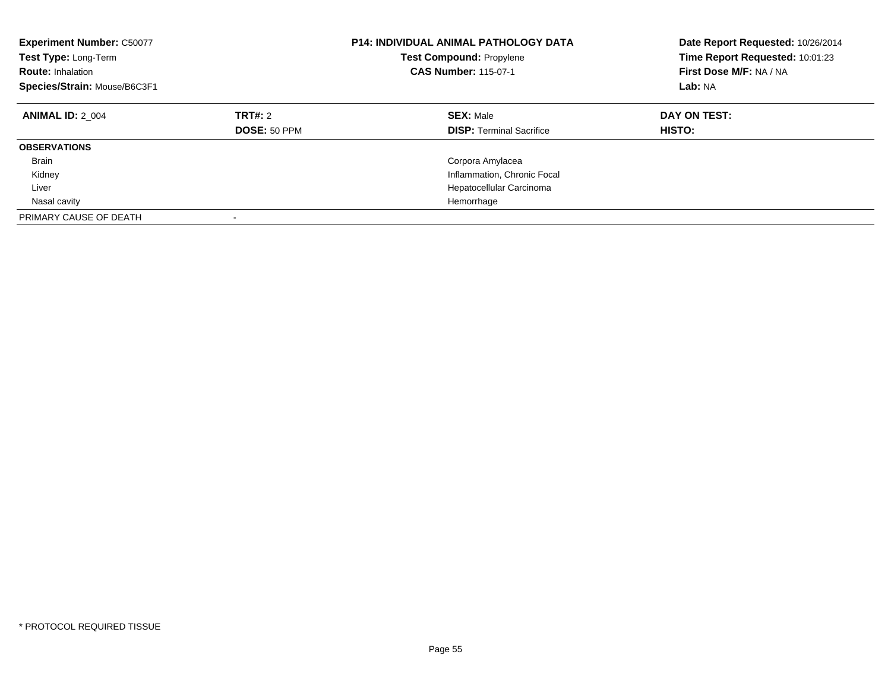**Experiment Number:** C50077
**Test Type:** Long-Term
**Route:** Inhalation
**Species/Strain:** Mouse/B6C3F1

**P14: INDIVIDUAL ANIMAL PATHOLOGY DATA**
**Test Compound:** Propylene
**CAS Number:** 115-07-1

**Date Report Requested:** 10/26/2014
**Time Report Requested:** 10:01:23
**First Dose M/F:** NA / NA
**Lab:** NA

| **ANIMAL ID:** 2_004 | **TRT#:** 2 | **SEX:** Male | **DAY ON TEST:** |
|---|---|---|---|
| | **DOSE:** 50 PPM | **DISP:** Terminal Sacrifice | **HISTO:** |
| **OBSERVATIONS** | | | |
| Brain | | Corpora Amylacea | |
| Kidney | | Inflammation, Chronic Focal | |
| Liver | | Hepatocellular Carcinoma | |
| Nasal cavity | | Hemorrhage | |
| PRIMARY CAUSE OF DEATH | - | | |

* PROTOCOL REQUIRED TISSUE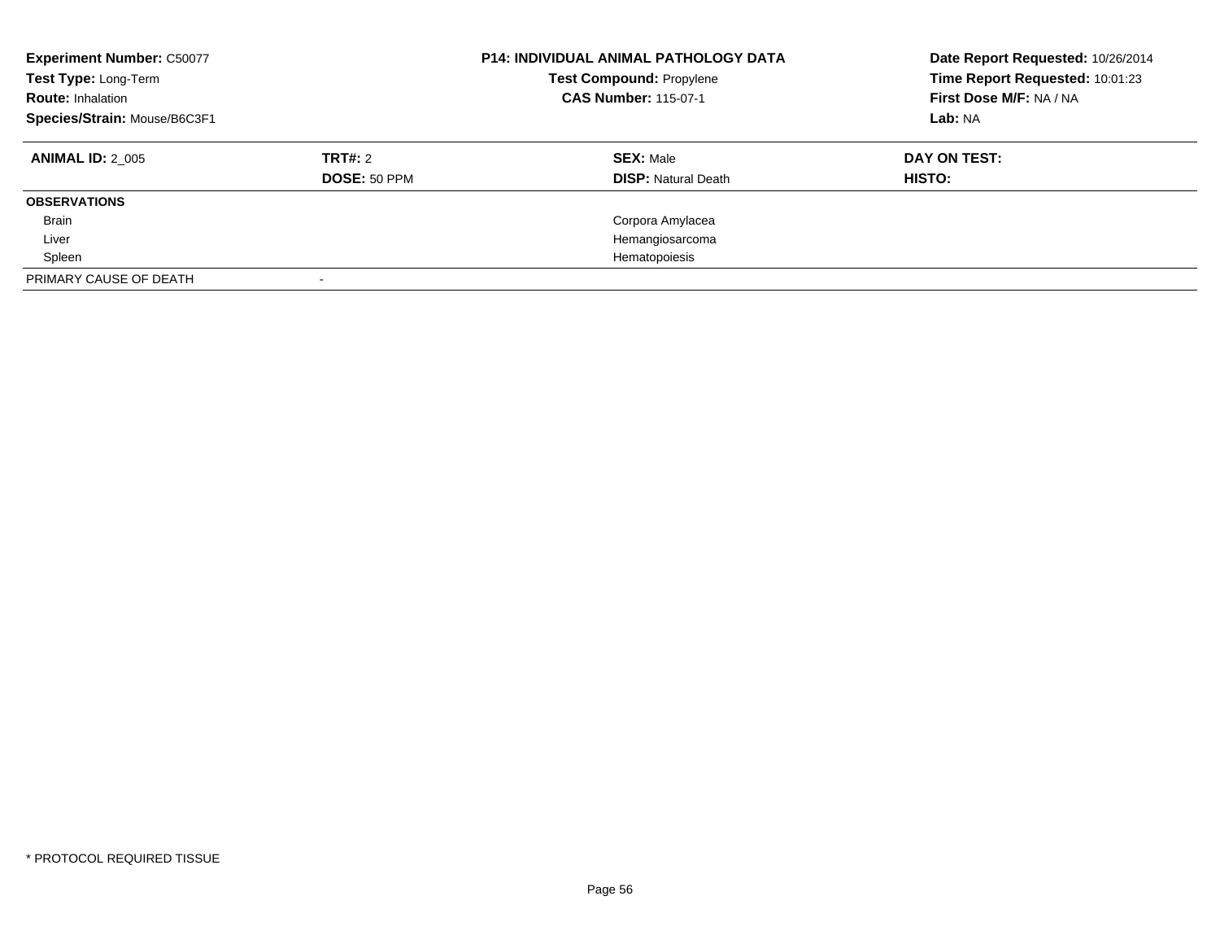**Experiment Number:** C50077
**Test Type:** Long-Term
**Route:** Inhalation
**Species/Strain:** Mouse/B6C3F1

**P14: INDIVIDUAL ANIMAL PATHOLOGY DATA**
**Test Compound:** Propylene
**CAS Number:** 115-07-1

**Date Report Requested:** 10/26/2014
**Time Report Requested:** 10:01:23
**First Dose M/F:** NA / NA
**Lab:** NA

| **ANIMAL ID:** 2_005 | **TRT#:** 2 | **SEX:** Male | **DAY ON TEST:** |
|---|---|---|---|
| | **DOSE:** 50 PPM | **DISP:** Natural Death | **HISTO:** |
| **OBSERVATIONS** | | | |
| Brain | | Corpora Amylacea | |
| Liver | | Hemangiosarcoma | |
| Spleen | | Hematopoiesis | |
| PRIMARY CAUSE OF DEATH | - | | |

* PROTOCOL REQUIRED TISSUE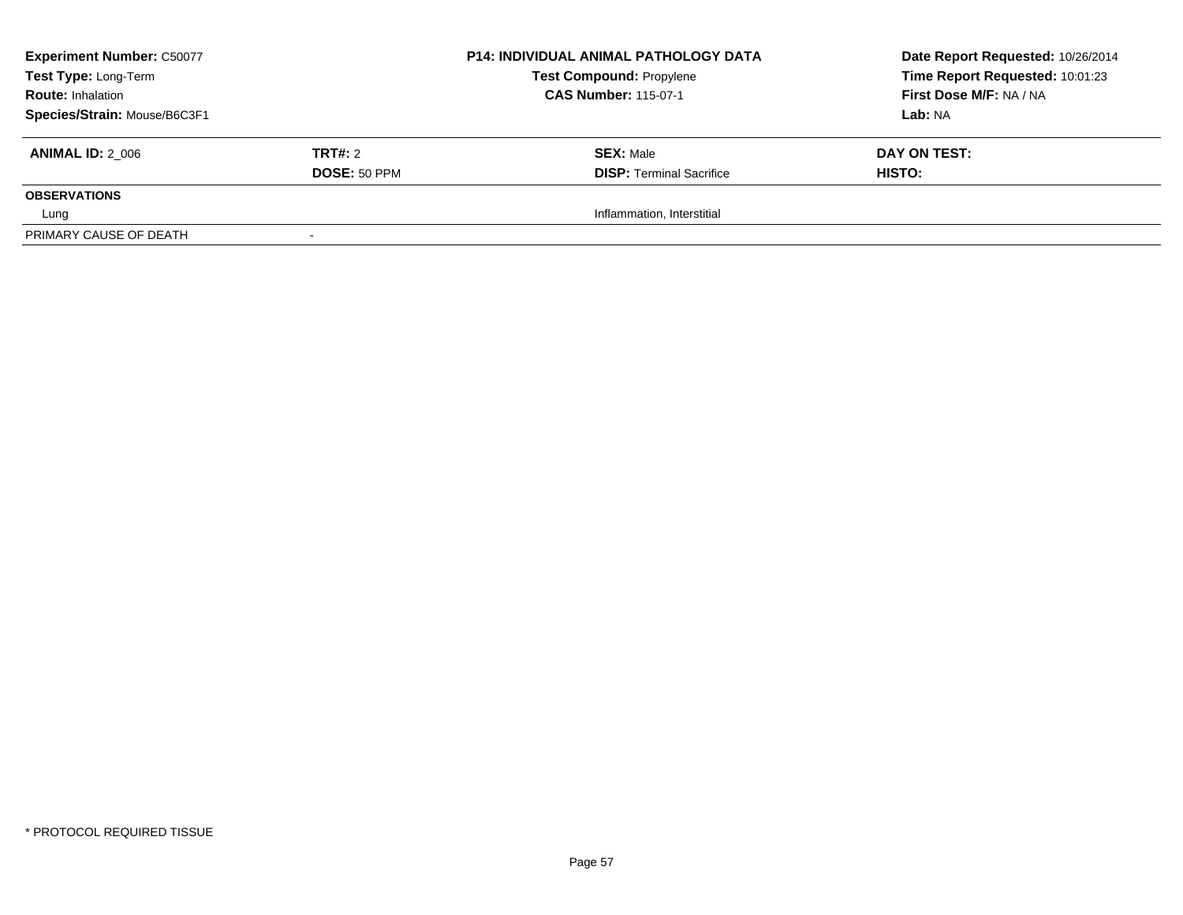| **Experiment Number:** C50077 | | **P14: INDIVIDUAL ANIMAL PATHOLOGY DATA** | **Date Report Requested:** 10/26/2014 |
|---|---|---|---|
| **Test Type:** Long-Term | | **Test Compound:** Propylene | **Time Report Requested:** 10:01:23 |
| **Route:** Inhalation | | **CAS Number:** 115-07-1 | **First Dose M/F:** NA / NA |
| **Species/Strain:** Mouse/B6C3F1 | | | **Lab:** NA |

| **ANIMAL ID:** 2_006 | **TRT#:** 2 | **SEX:** Male | **DAY ON TEST:** |
|---|---|---|---|
| | **DOSE:** 50 PPM | **DISP:** Terminal Sacrifice | **HISTO:** |
| **OBSERVATIONS** | | | |
| Lung | | Inflammation, Interstitial | |
| PRIMARY CAUSE OF DEATH | - | | |

* PROTOCOL REQUIRED TISSUE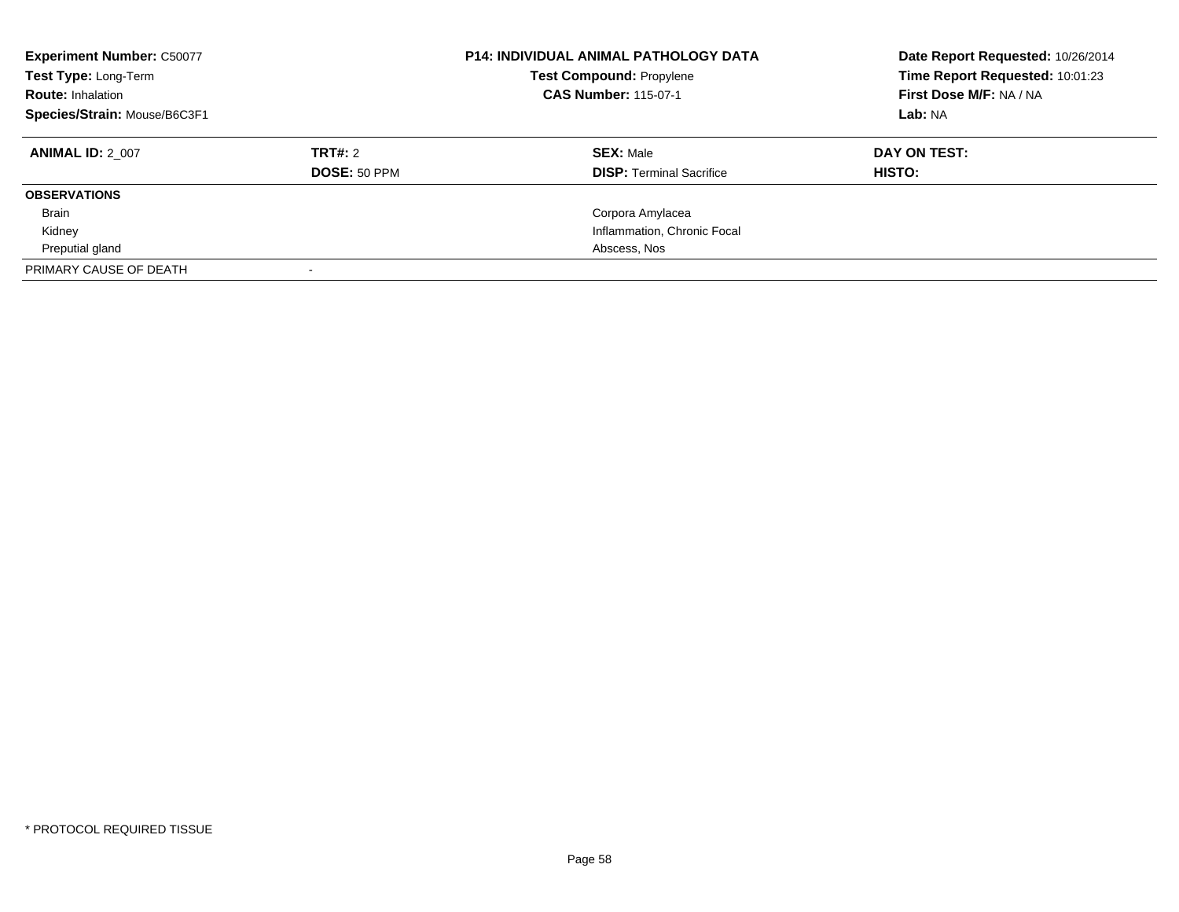**Experiment Number:** C50077
**Test Type:** Long-Term
**Route:** Inhalation
**Species/Strain:** Mouse/B6C3F1

**P14: INDIVIDUAL ANIMAL PATHOLOGY DATA**
**Test Compound:** Propylene
**CAS Number:** 115-07-1

**Date Report Requested:** 10/26/2014
**Time Report Requested:** 10:01:23
**First Dose M/F:** NA / NA
**Lab:** NA

| **ANIMAL ID:** 2_007 | **TRT#:** 2 | **SEX:** Male | **DAY ON TEST:** |
|---|---|---|---|
| | **DOSE:** 50 PPM | **DISP:** Terminal Sacrifice | **HISTO:** |
| **OBSERVATIONS** | | | |
| Brain | | Corpora Amylacea | |
| Kidney | | Inflammation, Chronic Focal | |
| Preputial gland | | Abscess, Nos | |
| PRIMARY CAUSE OF DEATH | - | | |

* PROTOCOL REQUIRED TISSUE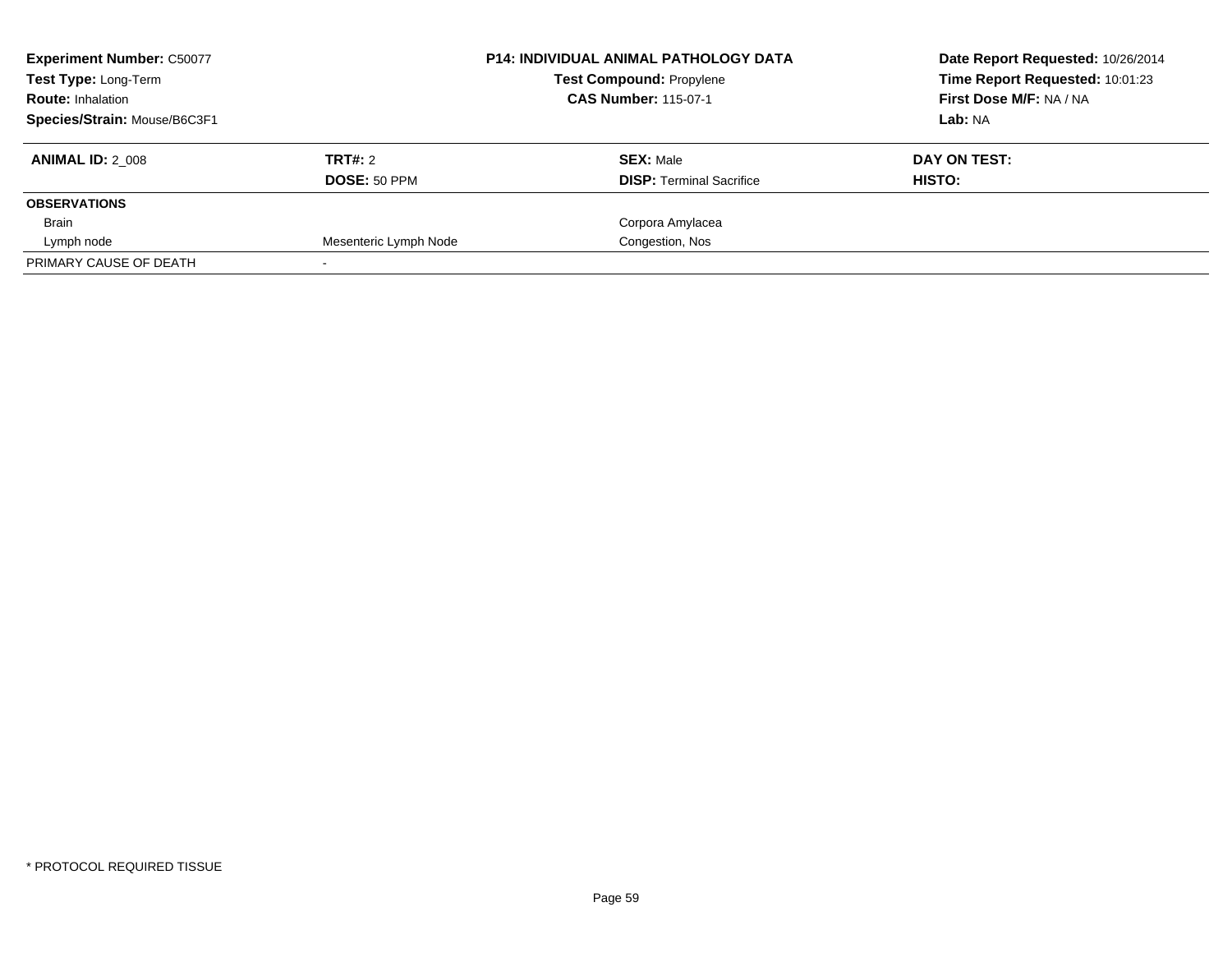**Experiment Number:** C50077
**Test Type:** Long-Term
**Route:** Inhalation
**Species/Strain:** Mouse/B6C3F1

**P14: INDIVIDUAL ANIMAL PATHOLOGY DATA**
**Test Compound:** Propylene
**CAS Number:** 115-07-1

**Date Report Requested:** 10/26/2014
**Time Report Requested:** 10:01:23
**First Dose M/F:** NA / NA
**Lab:** NA

| **ANIMAL ID:** 2_008 | **TRT#:** 2 | **SEX:** Male | **DAY ON TEST:** |
|---|---|---|---|
| | **DOSE:** 50 PPM | **DISP:** Terminal Sacrifice | **HISTO:** |
| **OBSERVATIONS** | | | |
| Brain | | Corpora Amylacea | |
| Lymph node | Mesenteric Lymph Node | Congestion, Nos | |
| PRIMARY CAUSE OF DEATH | - | | |

* PROTOCOL REQUIRED TISSUE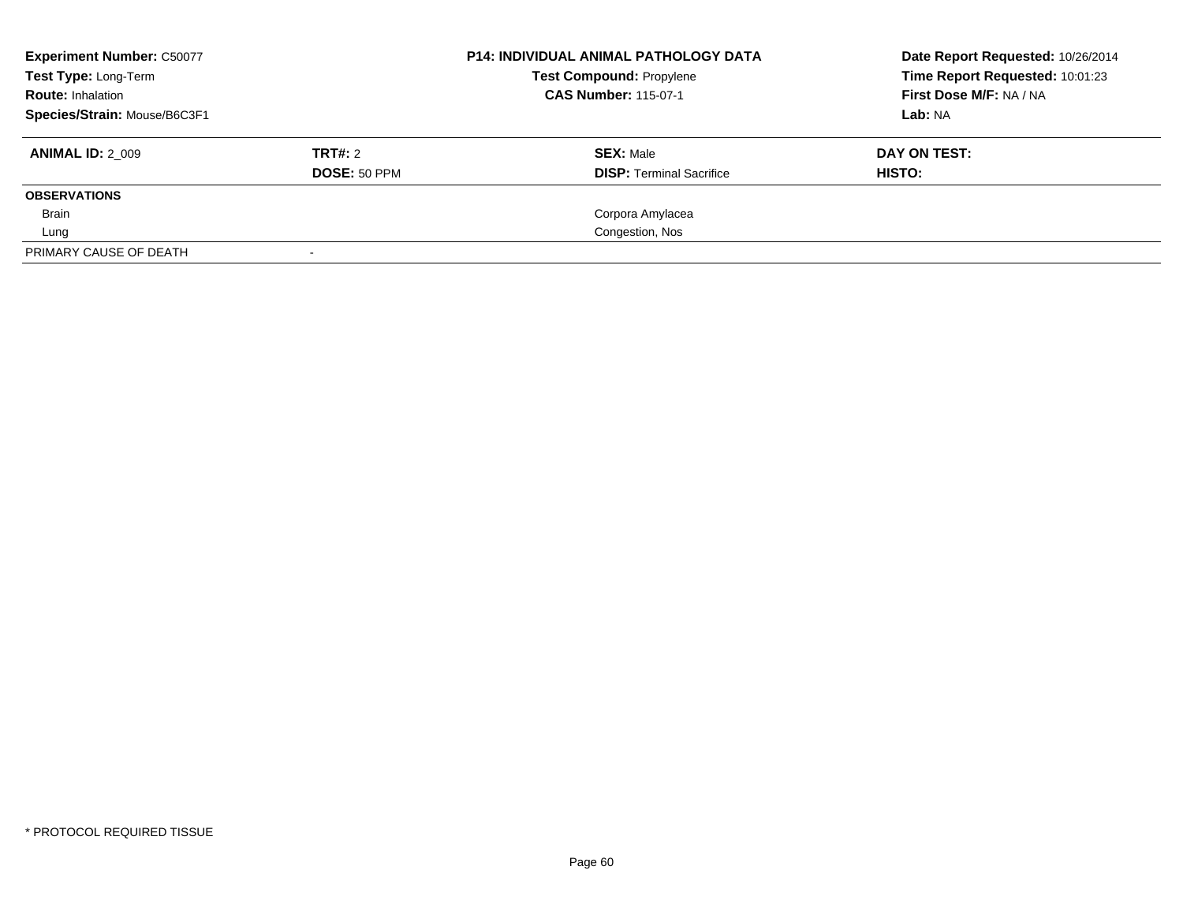**Experiment Number:** C50077
**Test Type:** Long-Term
**Route:** Inhalation
**Species/Strain:** Mouse/B6C3F1

**P14: INDIVIDUAL ANIMAL PATHOLOGY DATA**
**Test Compound:** Propylene
**CAS Number:** 115-07-1

**Date Report Requested:** 10/26/2014
**Time Report Requested:** 10:01:23
**First Dose M/F:** NA / NA
**Lab:** NA

| **ANIMAL ID:** 2_009 | **TRT#:** 2 | **SEX:** Male | **DAY ON TEST:** |
|---|---|---|---|
| | **DOSE:** 50 PPM | **DISP:** Terminal Sacrifice | **HISTO:** |
| **OBSERVATIONS** | | | |
| Brain | | Corpora Amylacea | |
| Lung | | Congestion, Nos | |
| PRIMARY CAUSE OF DEATH | - | | |

* PROTOCOL REQUIRED TISSUE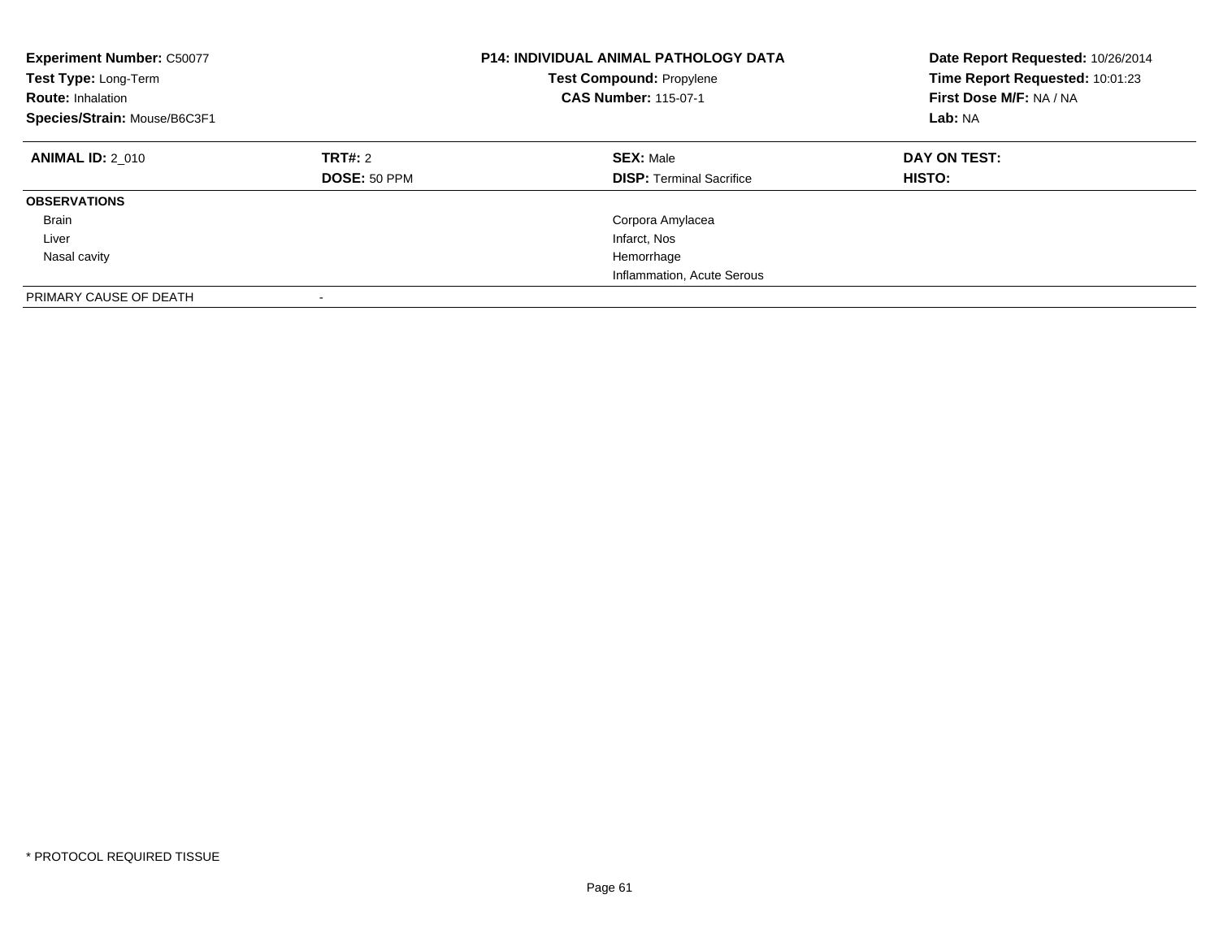| **Experiment Number:** C50077 | | **P14: INDIVIDUAL ANIMAL PATHOLOGY DATA** | **Date Report Requested:** 10/26/2014 |
|---|---|---|---|
| **Test Type:** Long-Term | | **Test Compound:** Propylene | **Time Report Requested:** 10:01:23 |
| **Route:** Inhalation | | **CAS Number:** 115-07-1 | **First Dose M/F:** NA / NA |
| **Species/Strain:** Mouse/B6C3F1 | | | **Lab:** NA |

| **ANIMAL ID:** 2_010 | **TRT#:** 2 | **SEX:** Male | **DAY ON TEST:** |
|---|---|---|---|
| | **DOSE:** 50 PPM | **DISP:** Terminal Sacrifice | **HISTO:** |
| **OBSERVATIONS** | | | |
| Brain | | Corpora Amylacea | |
| Liver | | Infarct, Nos | |
| Nasal cavity | | Hemorrhage | |
| | | Inflammation, Acute Serous | |
| PRIMARY CAUSE OF DEATH | - | | |

* PROTOCOL REQUIRED TISSUE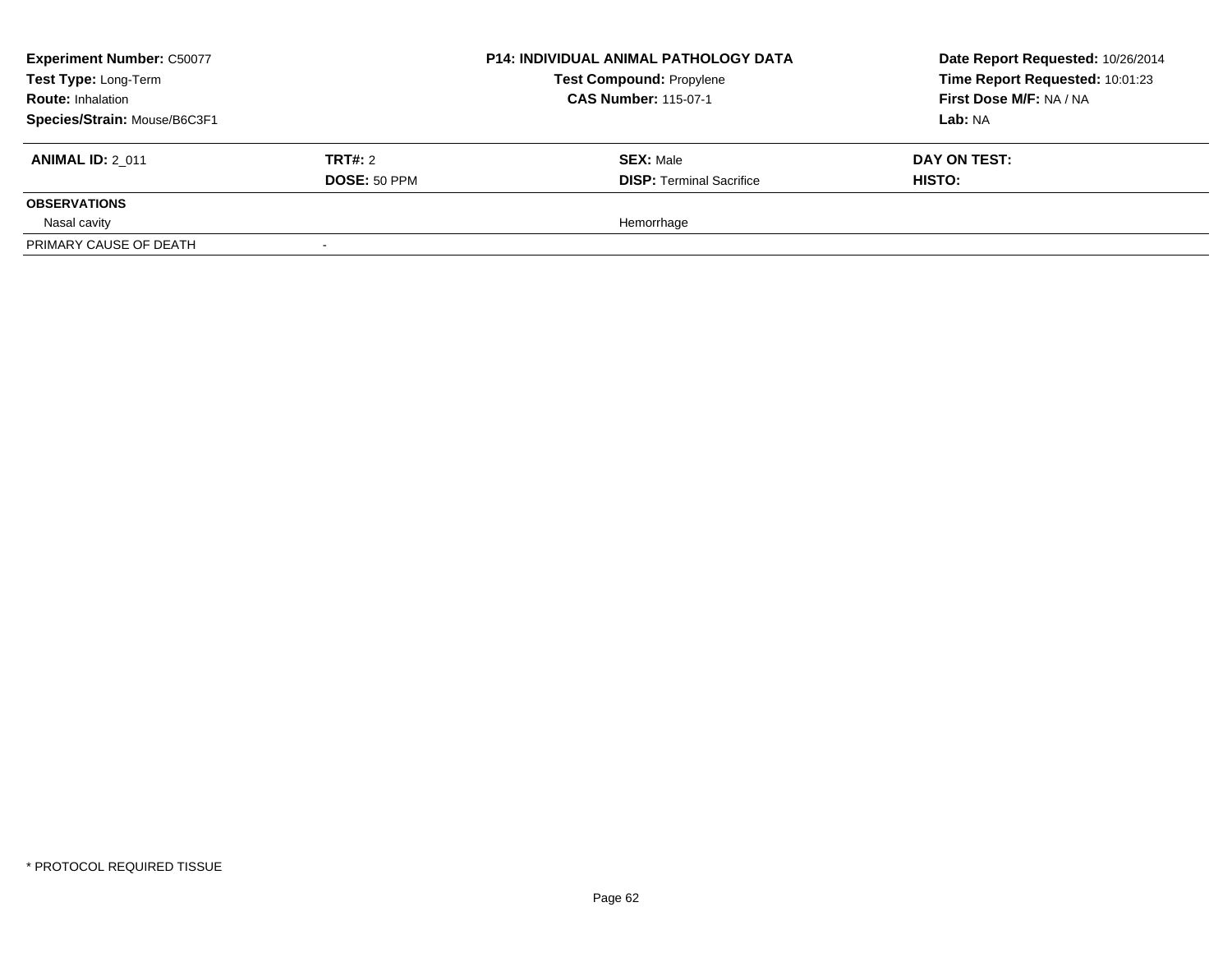**Experiment Number:** C50077
**Test Type:** Long-Term
**Route:** Inhalation
**Species/Strain:** Mouse/B6C3F1

**P14: INDIVIDUAL ANIMAL PATHOLOGY DATA**
**Test Compound:** Propylene
**CAS Number:** 115-07-1

**Date Report Requested:** 10/26/2014
**Time Report Requested:** 10:01:23
**First Dose M/F:** NA / NA
**Lab:** NA

| **ANIMAL ID:** 2_011 | **TRT#:** 2 | **SEX:** Male | **DAY ON TEST:** |
|---|---|---|---|
| | **DOSE:** 50 PPM | **DISP:** Terminal Sacrifice | **HISTO:** |
| **OBSERVATIONS** | | | |
| Nasal cavity | | Hemorrhage | |
| PRIMARY CAUSE OF DEATH | - | | |

* PROTOCOL REQUIRED TISSUE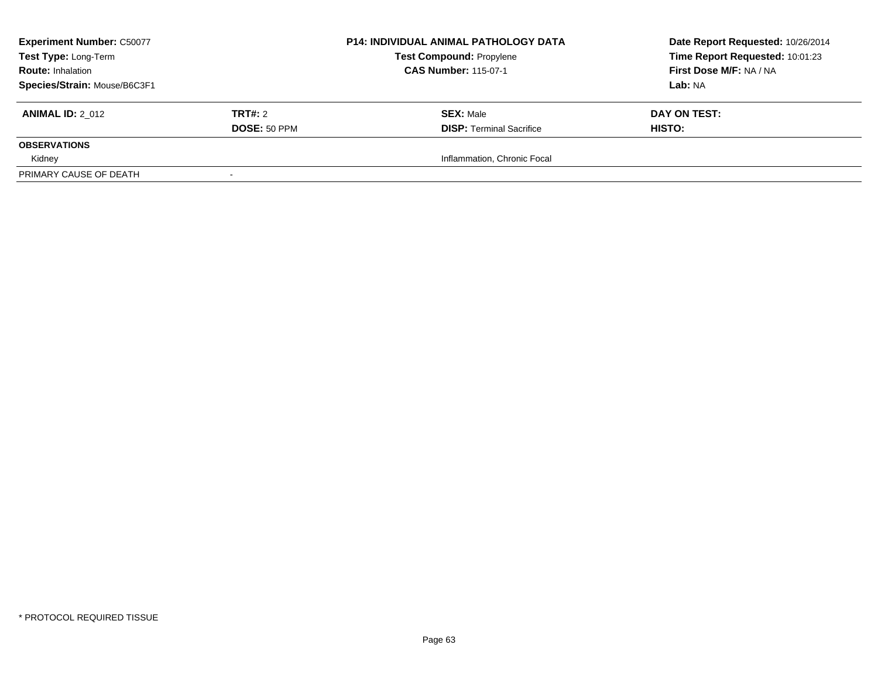| **Experiment Number:** C50077 | **P14: INDIVIDUAL ANIMAL PATHOLOGY DATA** | **Date Report Requested:** 10/26/2014 |
|---|---|---|
| **Test Type:** Long-Term | **Test Compound:** Propylene | **Time Report Requested:** 10:01:23 |
| **Route:** Inhalation | **CAS Number:** 115-07-1 | **First Dose M/F:** NA / NA |
| **Species/Strain:** Mouse/B6C3F1 | | **Lab:** NA |

| **ANIMAL ID:** 2_012 | **TRT#:** 2 | **SEX:** Male | **DAY ON TEST:** |
|---|---|---|---|
| | **DOSE:** 50 PPM | **DISP:** Terminal Sacrifice | **HISTO:** |
| **OBSERVATIONS** | | | |
| Kidney | | Inflammation, Chronic Focal | |
| PRIMARY CAUSE OF DEATH | - | | |

\* PROTOCOL REQUIRED TISSUE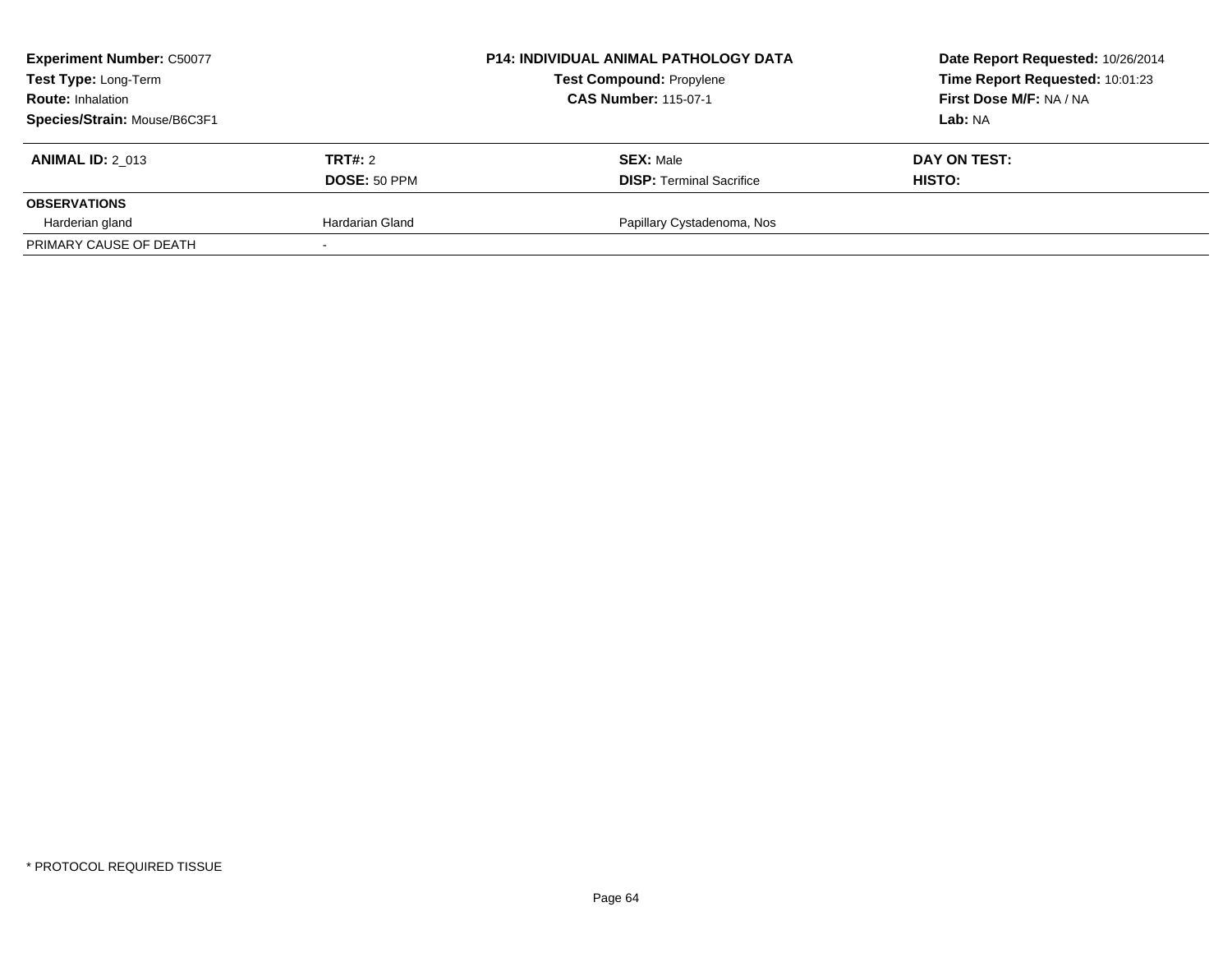**Experiment Number:** C50077
**Test Type:** Long-Term
**Route:** Inhalation
**Species/Strain:** Mouse/B6C3F1

**P14: INDIVIDUAL ANIMAL PATHOLOGY DATA**
**Test Compound:** Propylene
**CAS Number:** 115-07-1

**Date Report Requested:** 10/26/2014
**Time Report Requested:** 10:01:23
**First Dose M/F:** NA / NA
**Lab:** NA

| **ANIMAL ID:** 2_013 | **TRT#:** 2 | **SEX:** Male | **DAY ON TEST:** |
|---|---|---|---|
| | **DOSE:** 50 PPM | **DISP:** Terminal Sacrifice | **HISTO:** |
| **OBSERVATIONS** | | | |
| Harderian gland | Hardarian Gland | Papillary Cystadenoma, Nos | |
| PRIMARY CAUSE OF DEATH | - | | |

* PROTOCOL REQUIRED TISSUE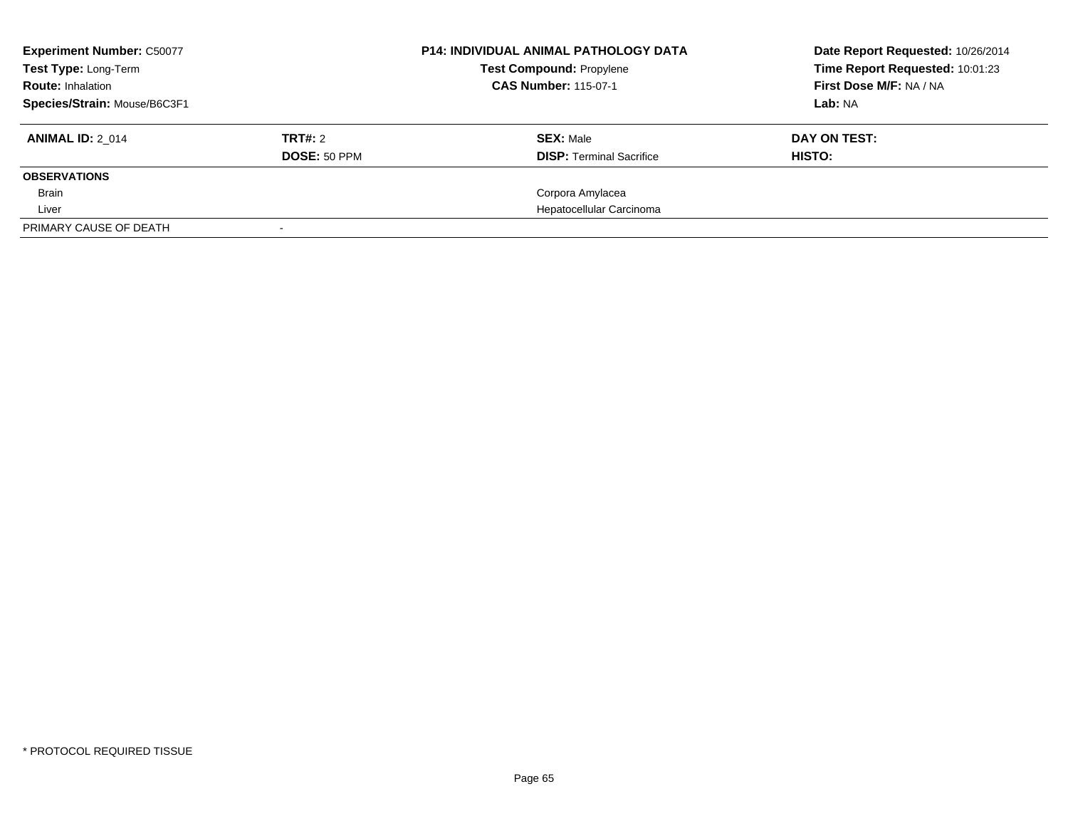**Experiment Number:** C50077
**Test Type:** Long-Term
**Route:** Inhalation
**Species/Strain:** Mouse/B6C3F1

**P14: INDIVIDUAL ANIMAL PATHOLOGY DATA**
**Test Compound:** Propylene
**CAS Number:** 115-07-1

**Date Report Requested:** 10/26/2014
**Time Report Requested:** 10:01:23
**First Dose M/F:** NA / NA
**Lab:** NA

| **ANIMAL ID:** 2_014 | **TRT#:** 2 | **SEX:** Male | **DAY ON TEST:** |
|---|---|---|---|
| | **DOSE:** 50 PPM | **DISP:** Terminal Sacrifice | **HISTO:** |
| **OBSERVATIONS** | | | |
| Brain | | Corpora Amylacea | |
| Liver | | Hepatocellular Carcinoma | |
| PRIMARY CAUSE OF DEATH | - | | |

* PROTOCOL REQUIRED TISSUE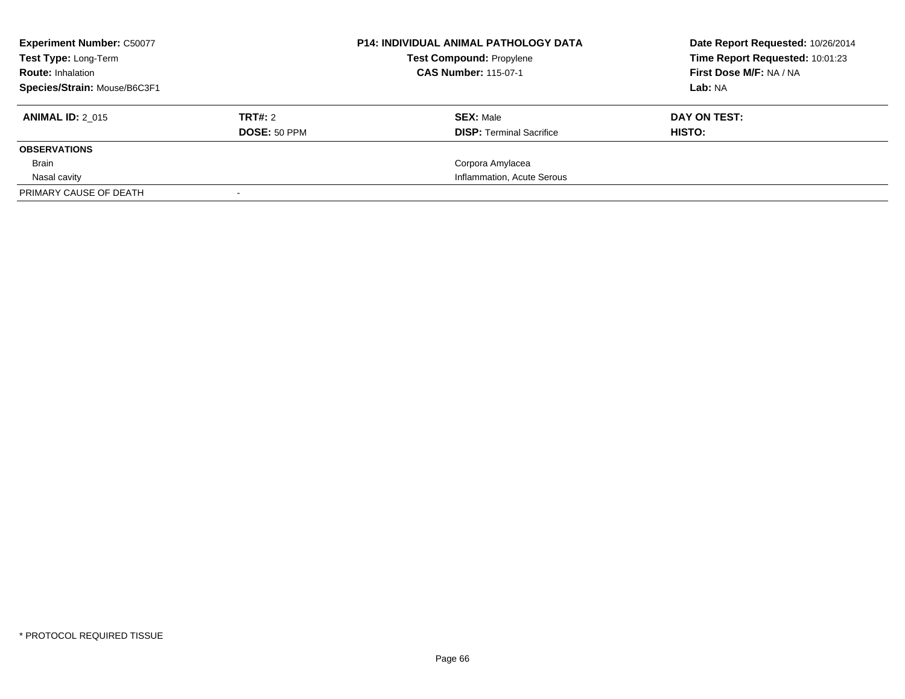**Experiment Number:** C50077
**Test Type:** Long-Term
**Route:** Inhalation
**Species/Strain:** Mouse/B6C3F1

**P14: INDIVIDUAL ANIMAL PATHOLOGY DATA**
**Test Compound:** Propylene
**CAS Number:** 115-07-1

**Date Report Requested:** 10/26/2014
**Time Report Requested:** 10:01:23
**First Dose M/F:** NA / NA
**Lab:** NA

| **ANIMAL ID:** 2_015 | **TRT#:** 2 | **SEX:** Male | **DAY ON TEST:** |
|---|---|---|---|
| | **DOSE:** 50 PPM | **DISP:** Terminal Sacrifice | **HISTO:** |
| **OBSERVATIONS** | | | |
| Brain | | Corpora Amylacea | |
| Nasal cavity | | Inflammation, Acute Serous | |
| PRIMARY CAUSE OF DEATH | - | | |

* PROTOCOL REQUIRED TISSUE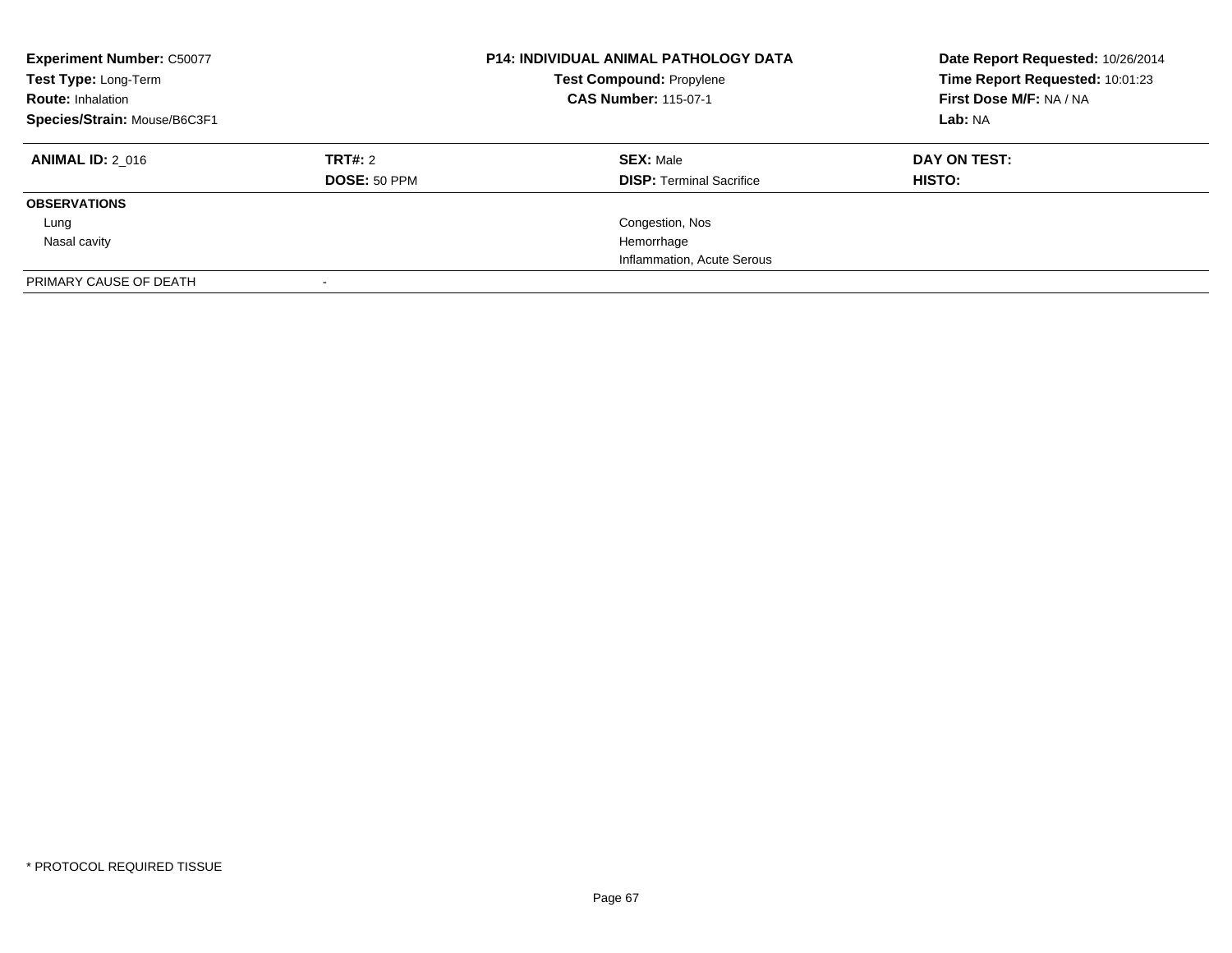**Experiment Number:** C50077
**Test Type:** Long-Term
**Route:** Inhalation
**Species/Strain:** Mouse/B6C3F1

**P14: INDIVIDUAL ANIMAL PATHOLOGY DATA**
**Test Compound:** Propylene
**CAS Number:** 115-07-1

**Date Report Requested:** 10/26/2014
**Time Report Requested:** 10:01:23
**First Dose M/F:** NA / NA
**Lab:** NA

| **ANIMAL ID:** 2_016 | **TRT#:** 2 | **SEX:** Male | **DAY ON TEST:** |
|---|---|---|---|
| | **DOSE:** 50 PPM | **DISP:** Terminal Sacrifice | **HISTO:** |
| **OBSERVATIONS** | | | |
| Lung | | Congestion, Nos | |
| Nasal cavity | | Hemorrhage | |
| | | Inflammation, Acute Serous | |
| PRIMARY CAUSE OF DEATH | - | | |

* PROTOCOL REQUIRED TISSUE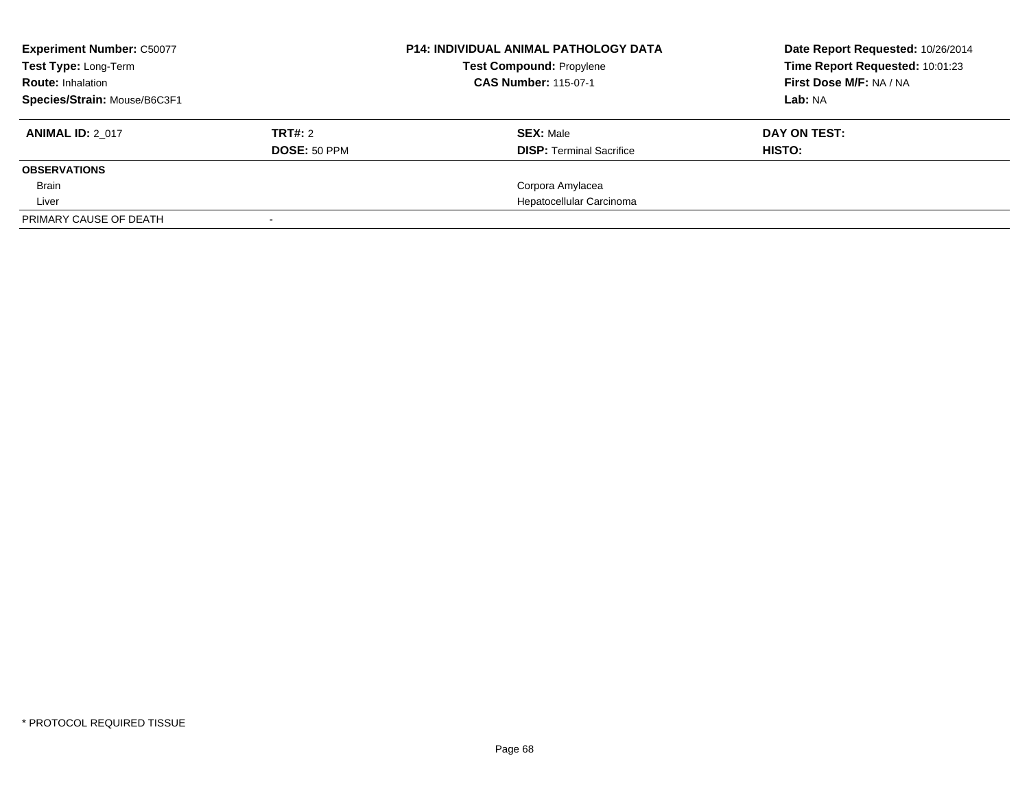**Experiment Number:** C50077
**Test Type:** Long-Term
**Route:** Inhalation
**Species/Strain:** Mouse/B6C3F1

**P14: INDIVIDUAL ANIMAL PATHOLOGY DATA**
**Test Compound:** Propylene
**CAS Number:** 115-07-1

**Date Report Requested:** 10/26/2014
**Time Report Requested:** 10:01:23
**First Dose M/F:** NA / NA
**Lab:** NA

| **ANIMAL ID:** 2_017 | **TRT#:** 2 | **SEX:** Male | **DAY ON TEST:** |
|---|---|---|---|
| | **DOSE:** 50 PPM | **DISP:** Terminal Sacrifice | **HISTO:** |
| **OBSERVATIONS** | | | |
| Brain | | Corpora Amylacea | |
| Liver | | Hepatocellular Carcinoma | |
| PRIMARY CAUSE OF DEATH | - | | |

* PROTOCOL REQUIRED TISSUE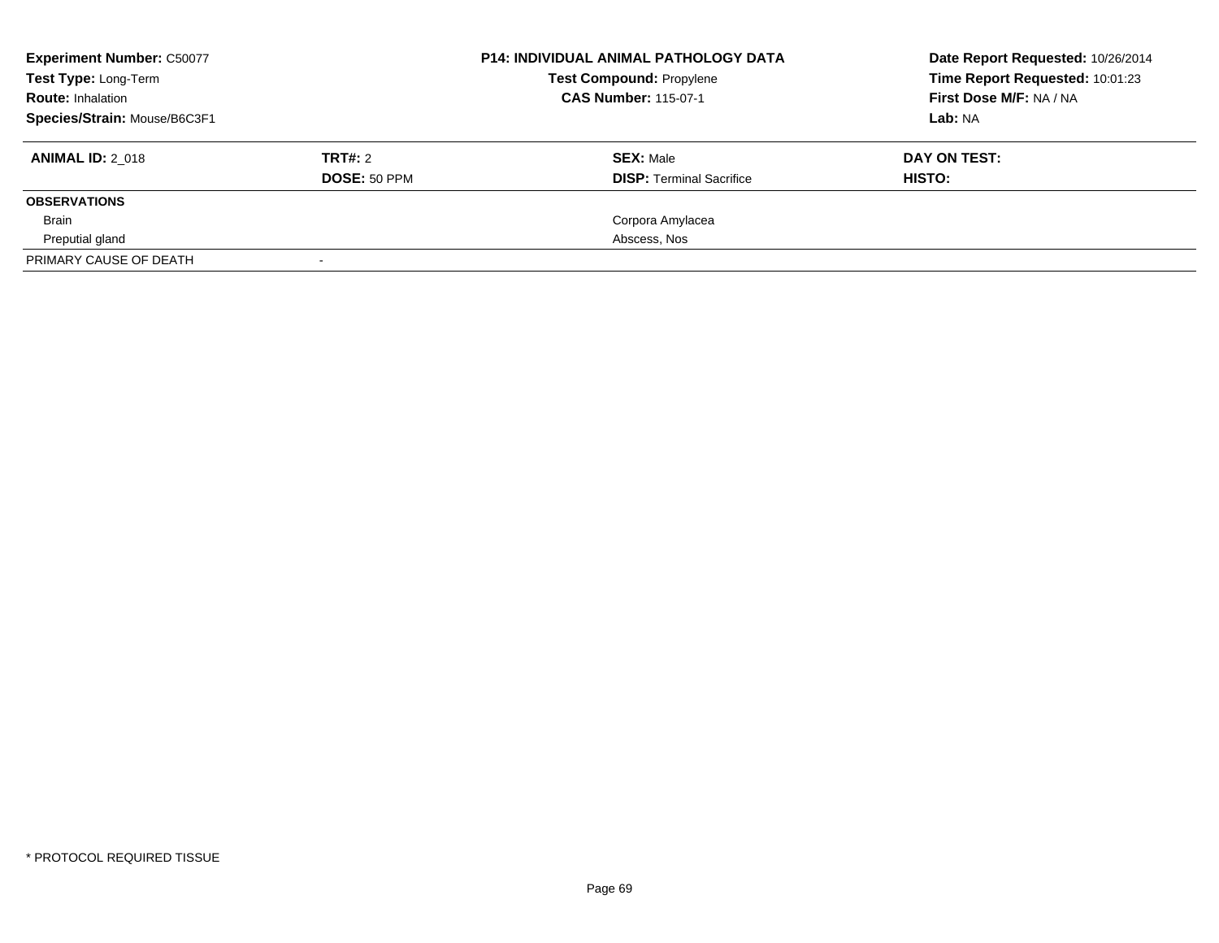**Experiment Number:** C50077
**Test Type:** Long-Term
**Route:** Inhalation
**Species/Strain:** Mouse/B6C3F1

**P14: INDIVIDUAL ANIMAL PATHOLOGY DATA**
**Test Compound:** Propylene
**CAS Number:** 115-07-1

**Date Report Requested:** 10/26/2014
**Time Report Requested:** 10:01:23
**First Dose M/F:** NA / NA
**Lab:** NA

| **ANIMAL ID:** 2_018 | **TRT#:** 2 | **SEX:** Male | **DAY ON TEST:** |
|---|---|---|---|
| | **DOSE:** 50 PPM | **DISP:** Terminal Sacrifice | **HISTO:** |
| **OBSERVATIONS** | | | |
| Brain | | Corpora Amylacea | |
| Preputial gland | | Abscess, Nos | |
| PRIMARY CAUSE OF DEATH | - | | |

* PROTOCOL REQUIRED TISSUE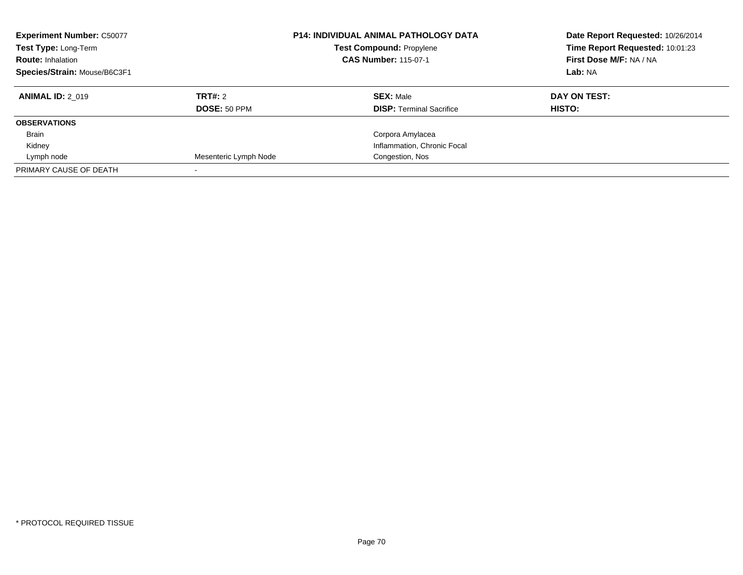**Experiment Number:** C50077
**Test Type:** Long-Term
**Route:** Inhalation
**Species/Strain:** Mouse/B6C3F1

**P14: INDIVIDUAL ANIMAL PATHOLOGY DATA**
**Test Compound:** Propylene
**CAS Number:** 115-07-1

**Date Report Requested:** 10/26/2014
**Time Report Requested:** 10:01:23
**First Dose M/F:** NA / NA
**Lab:** NA

| **ANIMAL ID:** 2_019 | **TRT#:** 2 | **SEX:** Male | **DAY ON TEST:** |
|---|---|---|---|
| | **DOSE:** 50 PPM | **DISP:** Terminal Sacrifice | **HISTO:** |
| **OBSERVATIONS** | | | |
| Brain | | Corpora Amylacea | |
| Kidney | | Inflammation, Chronic Focal | |
| Lymph node | Mesenteric Lymph Node | Congestion, Nos | |
| PRIMARY CAUSE OF DEATH | - | | |

* PROTOCOL REQUIRED TISSUE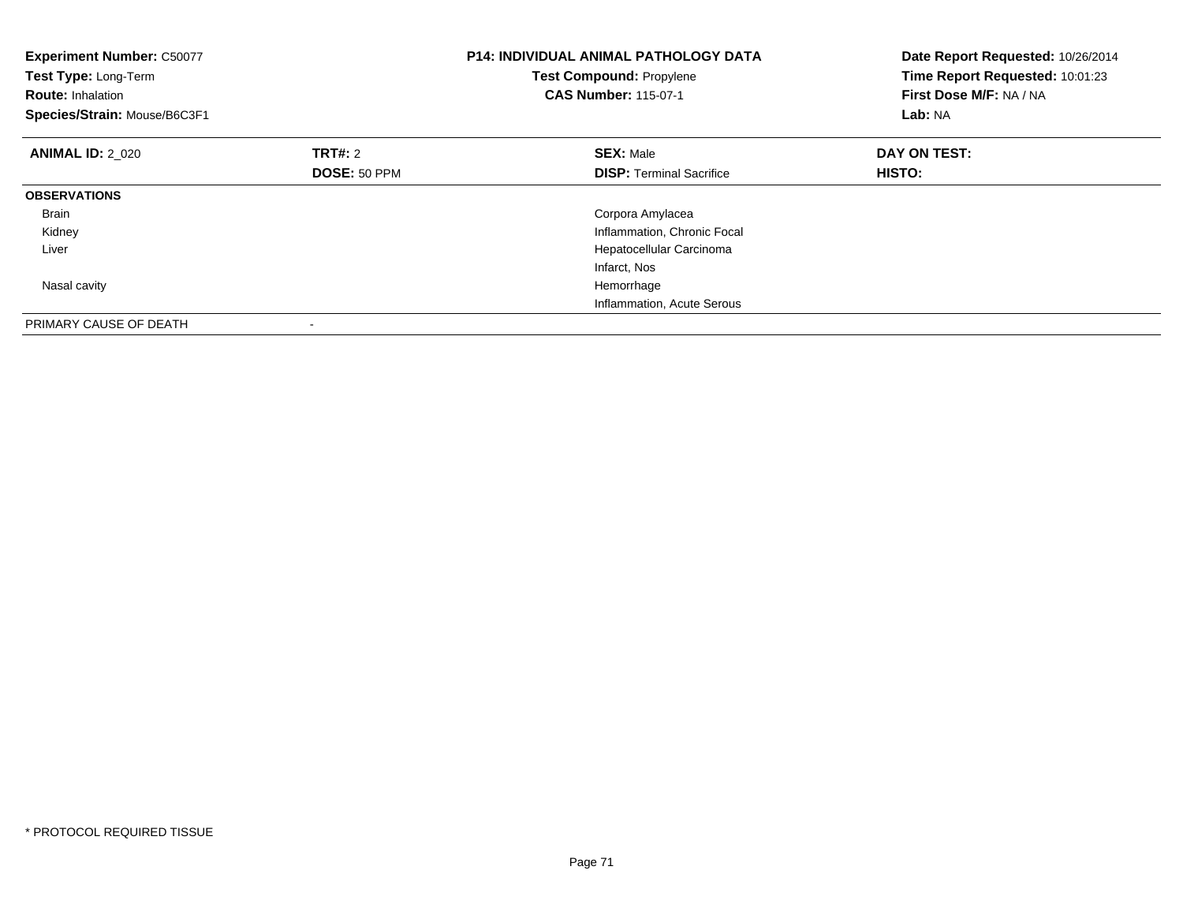**Experiment Number:** C50077
**Test Type:** Long-Term
**Route:** Inhalation
**Species/Strain:** Mouse/B6C3F1

**P14: INDIVIDUAL ANIMAL PATHOLOGY DATA**
**Test Compound:** Propylene
**CAS Number:** 115-07-1

**Date Report Requested:** 10/26/2014
**Time Report Requested:** 10:01:23
**First Dose M/F:** NA / NA
**Lab:** NA

| **ANIMAL ID:** 2_020 | **TRT#:** 2 | **SEX:** Male | **DAY ON TEST:** |
|---|---|---|---|
| | **DOSE:** 50 PPM | **DISP:** Terminal Sacrifice | **HISTO:** |
| **OBSERVATIONS** | | | |
| Brain | | Corpora Amylacea | |
| Kidney | | Inflammation, Chronic Focal | |
| Liver | | Hepatocellular Carcinoma | |
| | | Infarct, Nos | |
| Nasal cavity | | Hemorrhage | |
| | | Inflammation, Acute Serous | |
| PRIMARY CAUSE OF DEATH | - | | |

* PROTOCOL REQUIRED TISSUE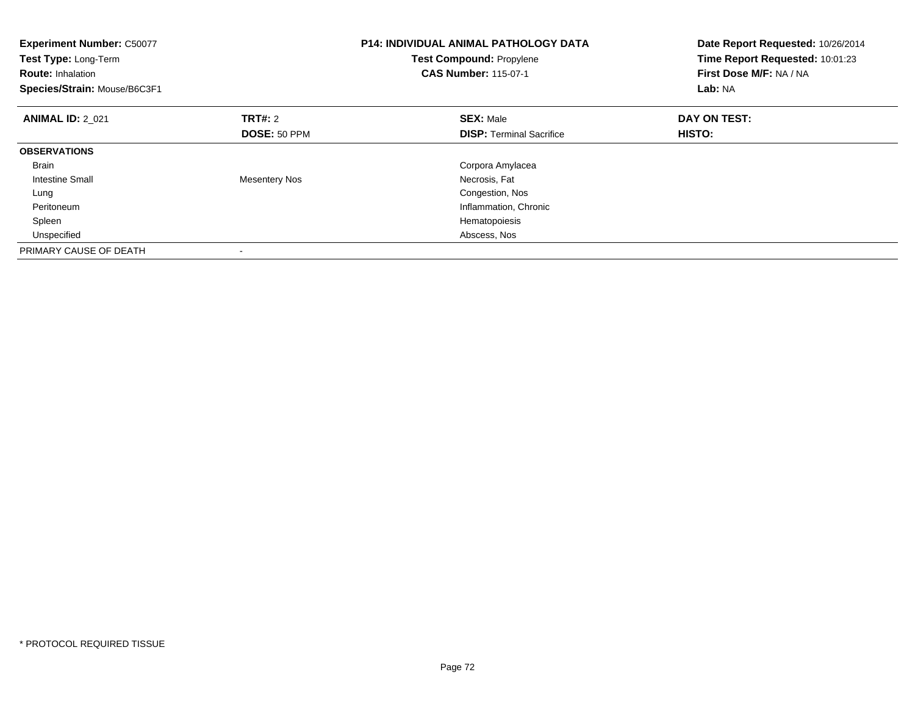**Experiment Number:** C50077
**Test Type:** Long-Term
**Route:** Inhalation
**Species/Strain:** Mouse/B6C3F1

**P14: INDIVIDUAL ANIMAL PATHOLOGY DATA**
**Test Compound:** Propylene
**CAS Number:** 115-07-1

**Date Report Requested:** 10/26/2014
**Time Report Requested:** 10:01:23
**First Dose M/F:** NA / NA
**Lab:** NA

| **ANIMAL ID:** 2_021 | **TRT#:** 2 | **SEX:** Male | **DAY ON TEST:** |
|---|---|---|---|
| | **DOSE:** 50 PPM | **DISP:** Terminal Sacrifice | **HISTO:** |
| **OBSERVATIONS** | | | |
| Brain | | Corpora Amylacea | |
| Intestine Small | Mesentery Nos | Necrosis, Fat | |
| Lung | | Congestion, Nos | |
| Peritoneum | | Inflammation, Chronic | |
| Spleen | | Hematopoiesis | |
| Unspecified | | Abscess, Nos | |
| PRIMARY CAUSE OF DEATH | - | | |

* PROTOCOL REQUIRED TISSUE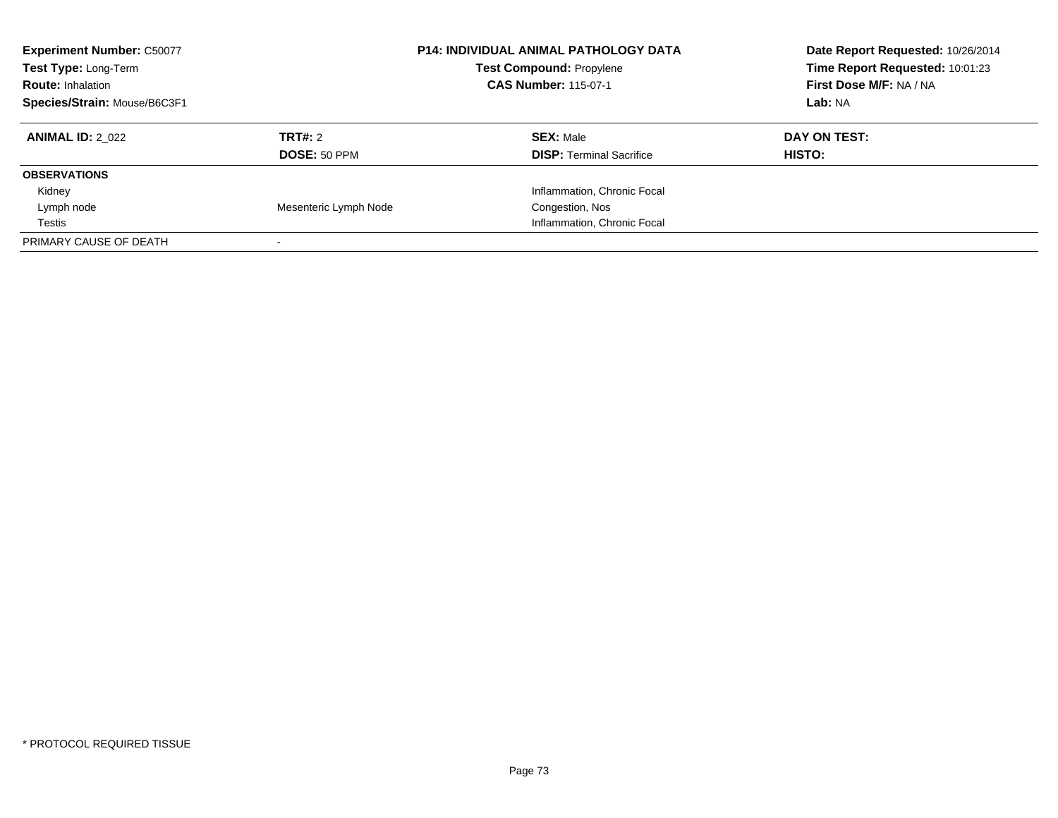**Experiment Number:** C50077
**Test Type:** Long-Term
**Route:** Inhalation
**Species/Strain:** Mouse/B6C3F1

**P14: INDIVIDUAL ANIMAL PATHOLOGY DATA**
**Test Compound:** Propylene
**CAS Number:** 115-07-1

**Date Report Requested:** 10/26/2014
**Time Report Requested:** 10:01:23
**First Dose M/F:** NA / NA
**Lab:** NA

| **ANIMAL ID:** 2_022 | **TRT#:** 2 | **SEX:** Male | **DAY ON TEST:** |
|---|---|---|---|
| | **DOSE:** 50 PPM | **DISP:** Terminal Sacrifice | **HISTO:** |
| **OBSERVATIONS** | | | |
| Kidney | | Inflammation, Chronic Focal | |
| Lymph node | Mesenteric Lymph Node | Congestion, Nos | |
| Testis | | Inflammation, Chronic Focal | |
| PRIMARY CAUSE OF DEATH | - | | |

* PROTOCOL REQUIRED TISSUE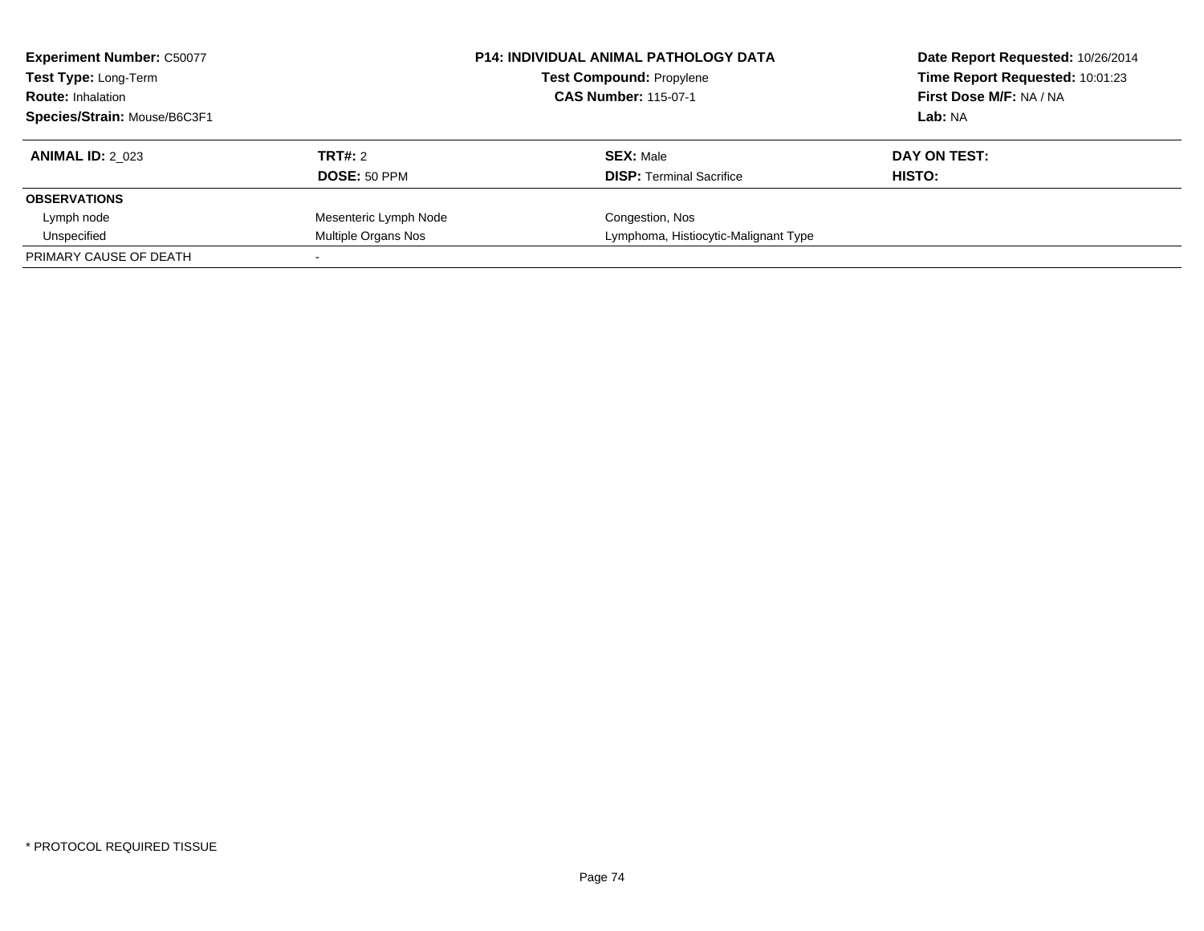**Experiment Number:** C50077
**Test Type:** Long-Term
**Route:** Inhalation
**Species/Strain:** Mouse/B6C3F1

**P14: INDIVIDUAL ANIMAL PATHOLOGY DATA**
**Test Compound:** Propylene
**CAS Number:** 115-07-1

**Date Report Requested:** 10/26/2014
**Time Report Requested:** 10:01:23
**First Dose M/F:** NA / NA
**Lab:** NA

| **ANIMAL ID:** 2_023 | **TRT#:** 2 | **SEX:** Male | **DAY ON TEST:** |
|---|---|---|---|
| | **DOSE:** 50 PPM | **DISP:** Terminal Sacrifice | **HISTO:** |
| **OBSERVATIONS** | | | |
| Lymph node | Mesenteric Lymph Node | Congestion, Nos | |
| Unspecified | Multiple Organs Nos | Lymphoma, Histiocytic-Malignant Type | |
| PRIMARY CAUSE OF DEATH | - | | |

* PROTOCOL REQUIRED TISSUE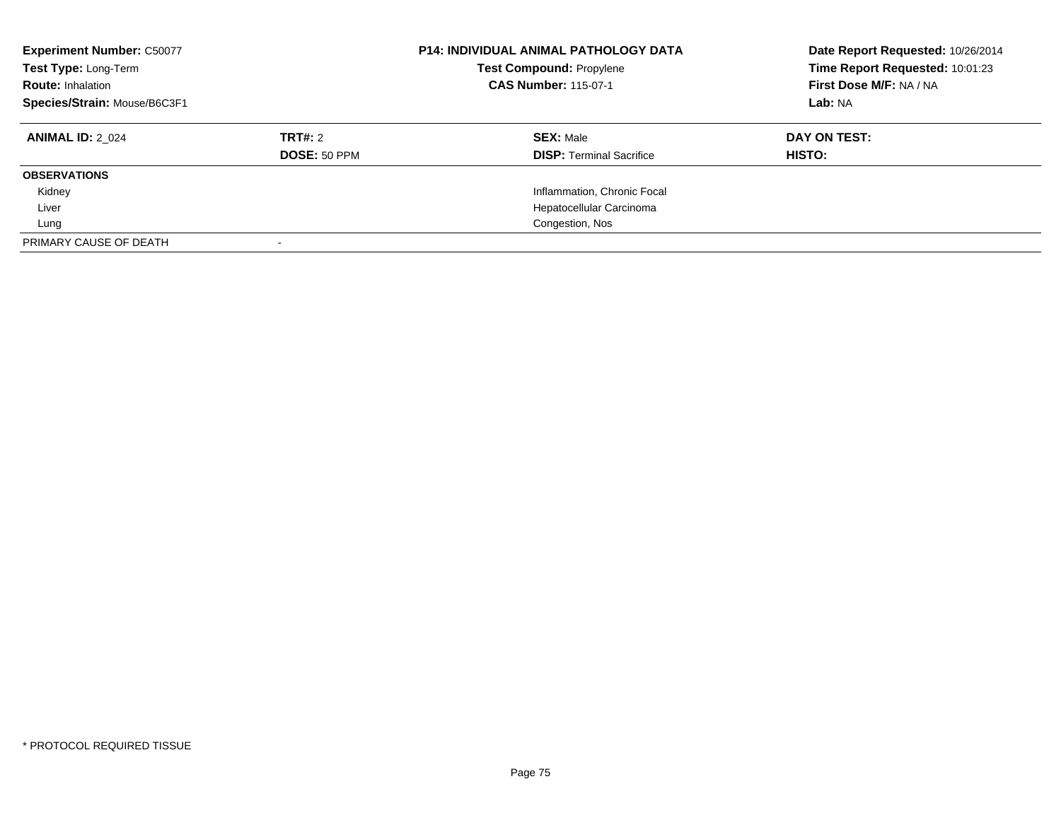**Experiment Number:** C50077
**Test Type:** Long-Term
**Route:** Inhalation
**Species/Strain:** Mouse/B6C3F1

**P14: INDIVIDUAL ANIMAL PATHOLOGY DATA**
**Test Compound:** Propylene
**CAS Number:** 115-07-1

**Date Report Requested:** 10/26/2014
**Time Report Requested:** 10:01:23
**First Dose M/F:** NA / NA
**Lab:** NA

| **ANIMAL ID:** 2_024 | **TRT#:** 2 | **SEX:** Male | **DAY ON TEST:** |
|---|---|---|---|
| | **DOSE:** 50 PPM | **DISP:** Terminal Sacrifice | **HISTO:** |
| **OBSERVATIONS** | | | |
| Kidney | | Inflammation, Chronic Focal | |
| Liver | | Hepatocellular Carcinoma | |
| Lung | | Congestion, Nos | |
| PRIMARY CAUSE OF DEATH | - | | |

* PROTOCOL REQUIRED TISSUE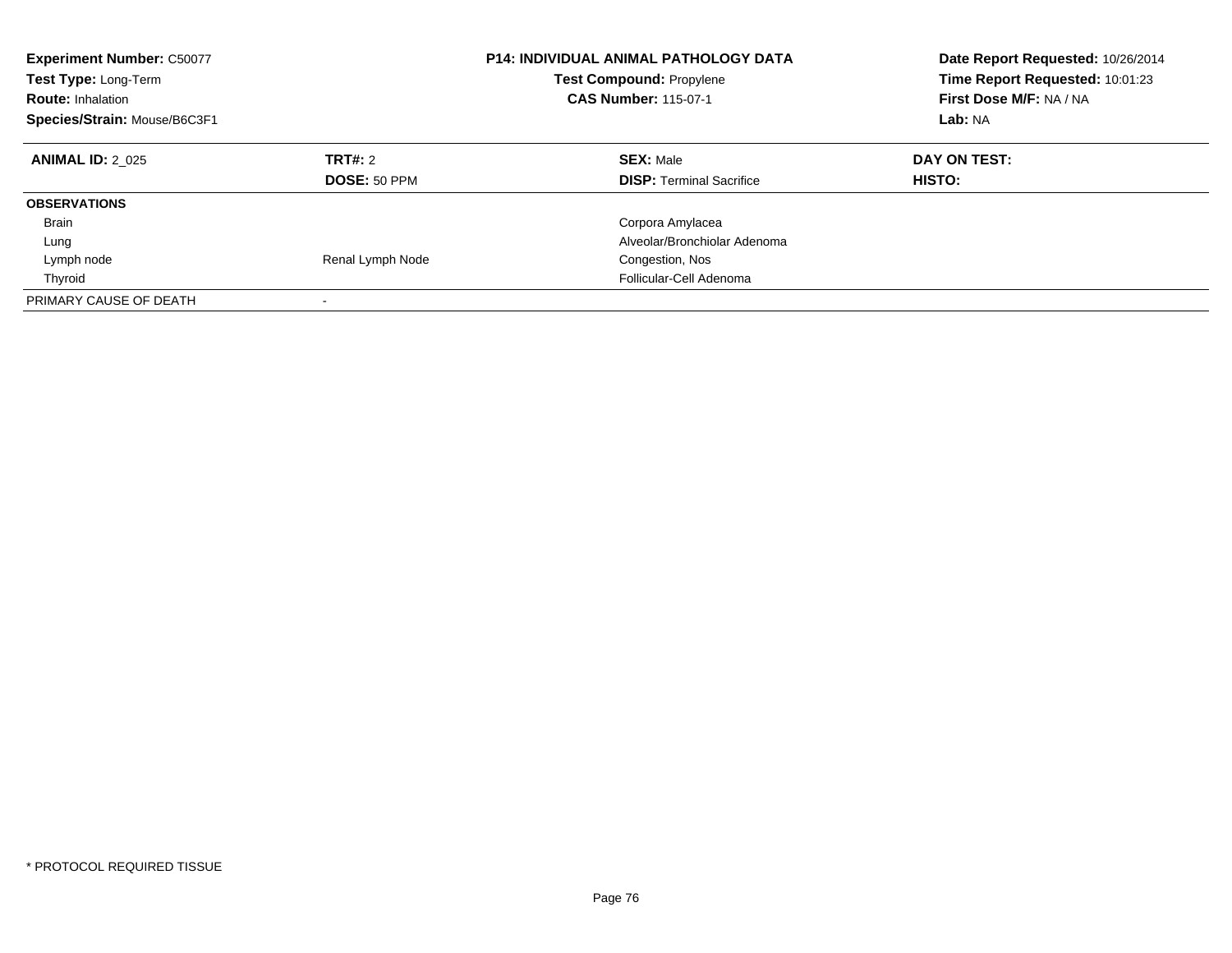**Experiment Number:** C50077
**Test Type:** Long-Term
**Route:** Inhalation
**Species/Strain:** Mouse/B6C3F1

**P14: INDIVIDUAL ANIMAL PATHOLOGY DATA**
**Test Compound:** Propylene
**CAS Number:** 115-07-1

**Date Report Requested:** 10/26/2014
**Time Report Requested:** 10:01:23
**First Dose M/F:** NA / NA
**Lab:** NA

| **ANIMAL ID:** 2_025 | **TRT#:** 2 | **SEX:** Male | **DAY ON TEST:** |
|---|---|---|---|
| | **DOSE:** 50 PPM | **DISP:** Terminal Sacrifice | **HISTO:** |
| **OBSERVATIONS** | | | |
| Brain | | Corpora Amylacea | |
| Lung | | Alveolar/Bronchiolar Adenoma | |
| Lymph node | Renal Lymph Node | Congestion, Nos | |
| Thyroid | | Follicular-Cell Adenoma | |
| PRIMARY CAUSE OF DEATH | - | | |

* PROTOCOL REQUIRED TISSUE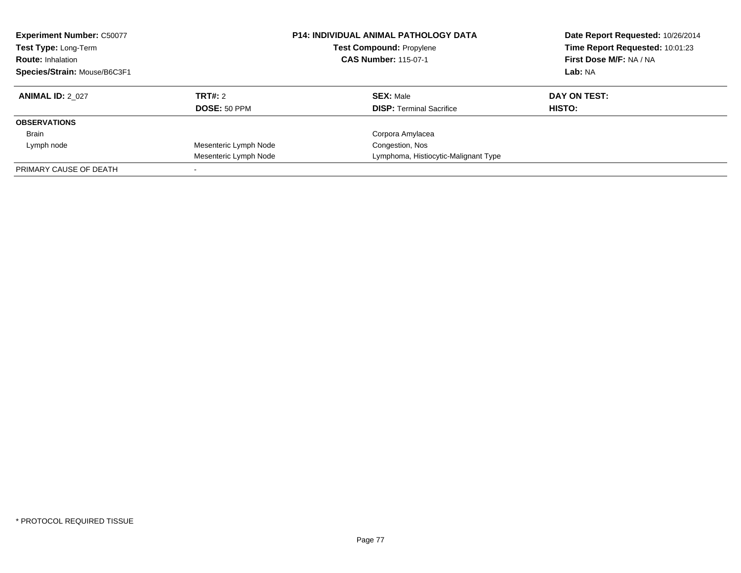**Experiment Number:** C50077
**Test Type:** Long-Term
**Route:** Inhalation
**Species/Strain:** Mouse/B6C3F1

**P14: INDIVIDUAL ANIMAL PATHOLOGY DATA**
**Test Compound:** Propylene
**CAS Number:** 115-07-1

**Date Report Requested:** 10/26/2014
**Time Report Requested:** 10:01:23
**First Dose M/F:** NA / NA
**Lab:** NA

| **ANIMAL ID:** 2_027 | **TRT#:** 2 | **SEX:** Male | **DAY ON TEST:** |
|---|---|---|---|
| | **DOSE:** 50 PPM | **DISP:** Terminal Sacrifice | **HISTO:** |
| **OBSERVATIONS** | | | |
| Brain | | Corpora Amylacea | |
| Lymph node | Mesenteric Lymph Node | Congestion, Nos | |
| | Mesenteric Lymph Node | Lymphoma, Histiocytic-Malignant Type | |
| PRIMARY CAUSE OF DEATH | - | | |

* PROTOCOL REQUIRED TISSUE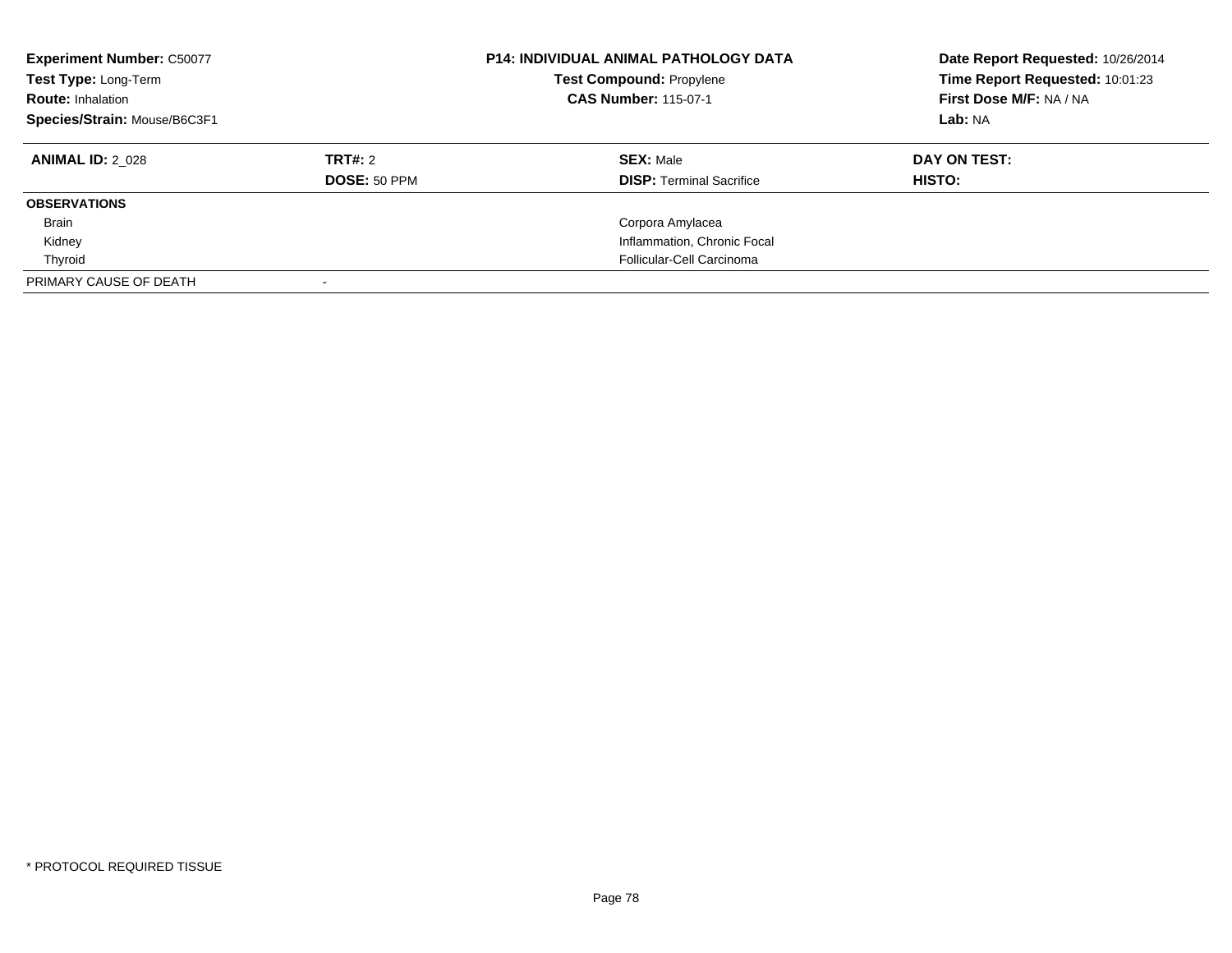**Experiment Number:** C50077
**Test Type:** Long-Term
**Route:** Inhalation
**Species/Strain:** Mouse/B6C3F1

**P14: INDIVIDUAL ANIMAL PATHOLOGY DATA**
**Test Compound:** Propylene
**CAS Number:** 115-07-1

**Date Report Requested:** 10/26/2014
**Time Report Requested:** 10:01:23
**First Dose M/F:** NA / NA
**Lab:** NA

| **ANIMAL ID:** 2_028 | **TRT#:** 2 | **SEX:** Male | **DAY ON TEST:** |
|---|---|---|---|
| | **DOSE:** 50 PPM | **DISP:** Terminal Sacrifice | **HISTO:** |
| **OBSERVATIONS** | | | |
| Brain | | Corpora Amylacea | |
| Kidney | | Inflammation, Chronic Focal | |
| Thyroid | | Follicular-Cell Carcinoma | |
| PRIMARY CAUSE OF DEATH | - | | |

\* PROTOCOL REQUIRED TISSUE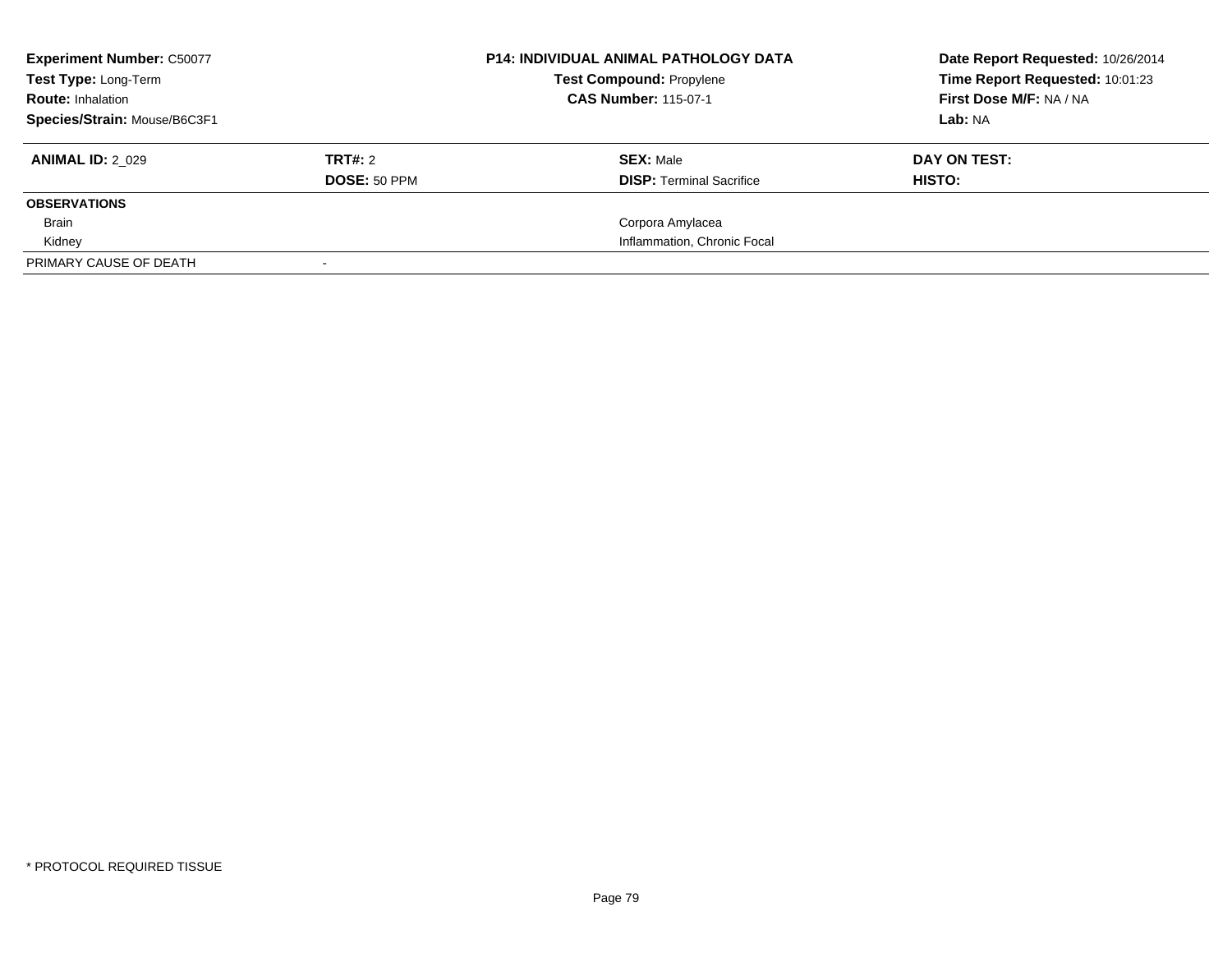**Experiment Number:** C50077
**Test Type:** Long-Term
**Route:** Inhalation
**Species/Strain:** Mouse/B6C3F1

**P14: INDIVIDUAL ANIMAL PATHOLOGY DATA**
**Test Compound:** Propylene
**CAS Number:** 115-07-1

**Date Report Requested:** 10/26/2014
**Time Report Requested:** 10:01:23
**First Dose M/F:** NA / NA
**Lab:** NA

| **ANIMAL ID:** 2_029 | **TRT#:** 2 | **SEX:** Male | **DAY ON TEST:** |
|---|---|---|---|
| | **DOSE:** 50 PPM | **DISP:** Terminal Sacrifice | **HISTO:** |
| **OBSERVATIONS** | | | |
| Brain | | Corpora Amylacea | |
| Kidney | | Inflammation, Chronic Focal | |
| PRIMARY CAUSE OF DEATH | - | | |

* PROTOCOL REQUIRED TISSUE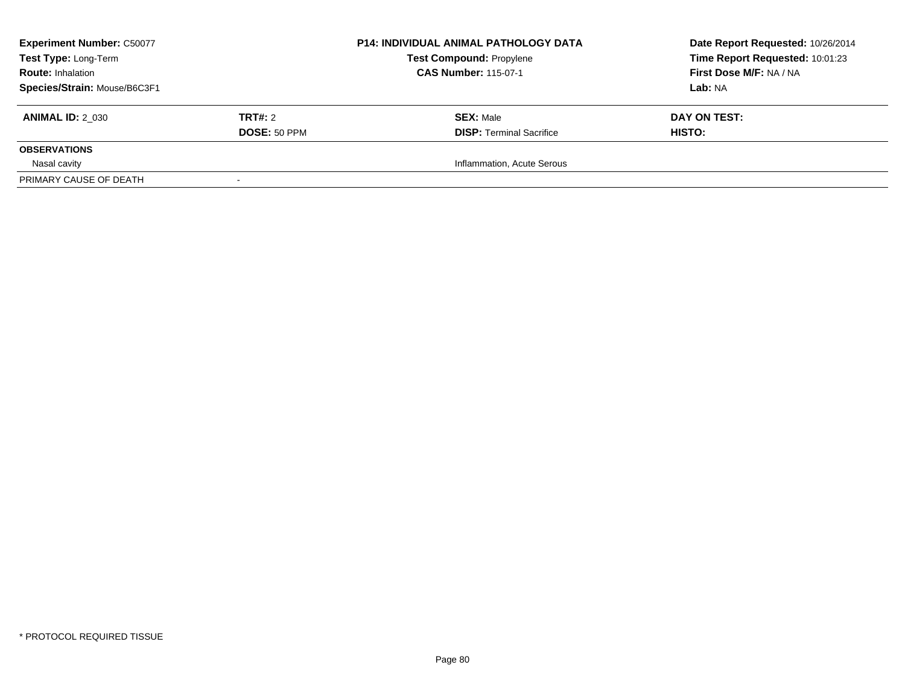**Experiment Number:** C50077
**Test Type:** Long-Term
**Route:** Inhalation
**Species/Strain:** Mouse/B6C3F1

**P14: INDIVIDUAL ANIMAL PATHOLOGY DATA**
**Test Compound:** Propylene
**CAS Number:** 115-07-1

**Date Report Requested:** 10/26/2014
**Time Report Requested:** 10:01:23
**First Dose M/F:** NA / NA
**Lab:** NA

| **ANIMAL ID:** 2_030 | **TRT#:** 2 | **SEX:** Male | **DAY ON TEST:** |
|---|---|---|---|
| | **DOSE:** 50 PPM | **DISP:** Terminal Sacrifice | **HISTO:** |
| **OBSERVATIONS** | | | |
| Nasal cavity | | Inflammation, Acute Serous | |
| PRIMARY CAUSE OF DEATH | - | | |

* PROTOCOL REQUIRED TISSUE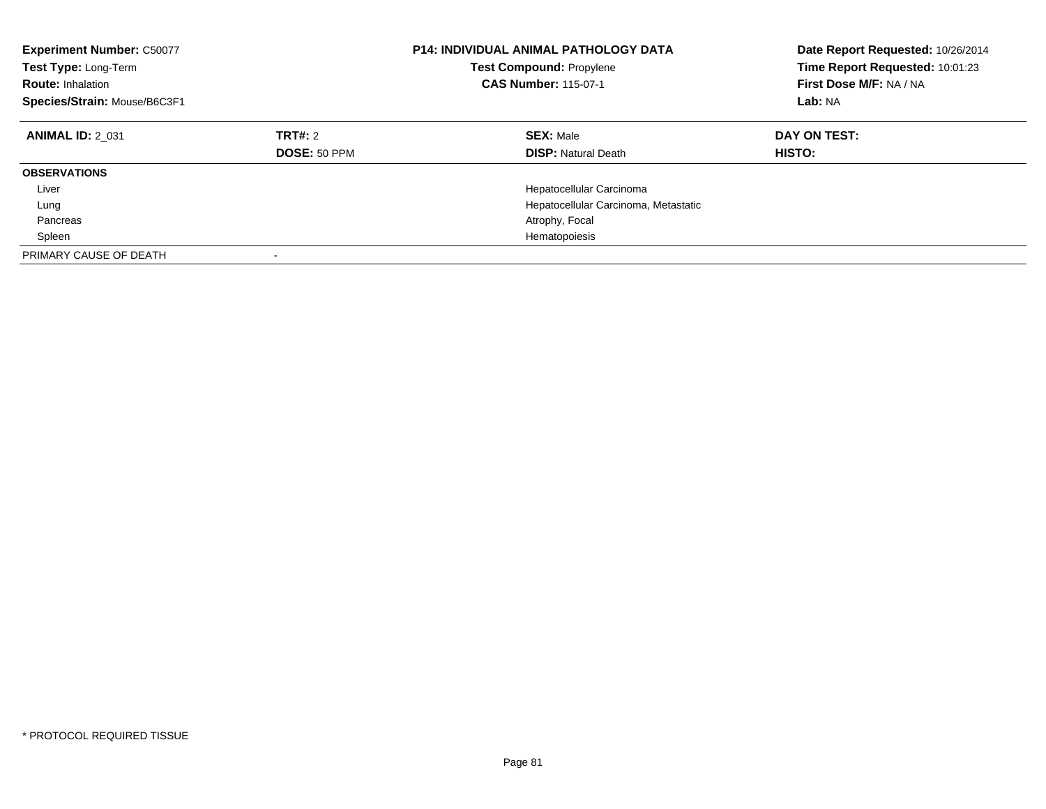**Experiment Number:** C50077
**Test Type:** Long-Term
**Route:** Inhalation
**Species/Strain:** Mouse/B6C3F1

**P14: INDIVIDUAL ANIMAL PATHOLOGY DATA**
**Test Compound:** Propylene
**CAS Number:** 115-07-1

**Date Report Requested:** 10/26/2014
**Time Report Requested:** 10:01:23
**First Dose M/F:** NA / NA
**Lab:** NA

| **ANIMAL ID:** 2_031 | **TRT#:** 2 | **SEX:** Male | **DAY ON TEST:** |
|---|---|---|---|
| | **DOSE:** 50 PPM | **DISP:** Natural Death | **HISTO:** |
| **OBSERVATIONS** | | | |
| Liver | | Hepatocellular Carcinoma | |
| Lung | | Hepatocellular Carcinoma, Metastatic | |
| Pancreas | | Atrophy, Focal | |
| Spleen | | Hematopoiesis | |
| PRIMARY CAUSE OF DEATH | - | | |

* PROTOCOL REQUIRED TISSUE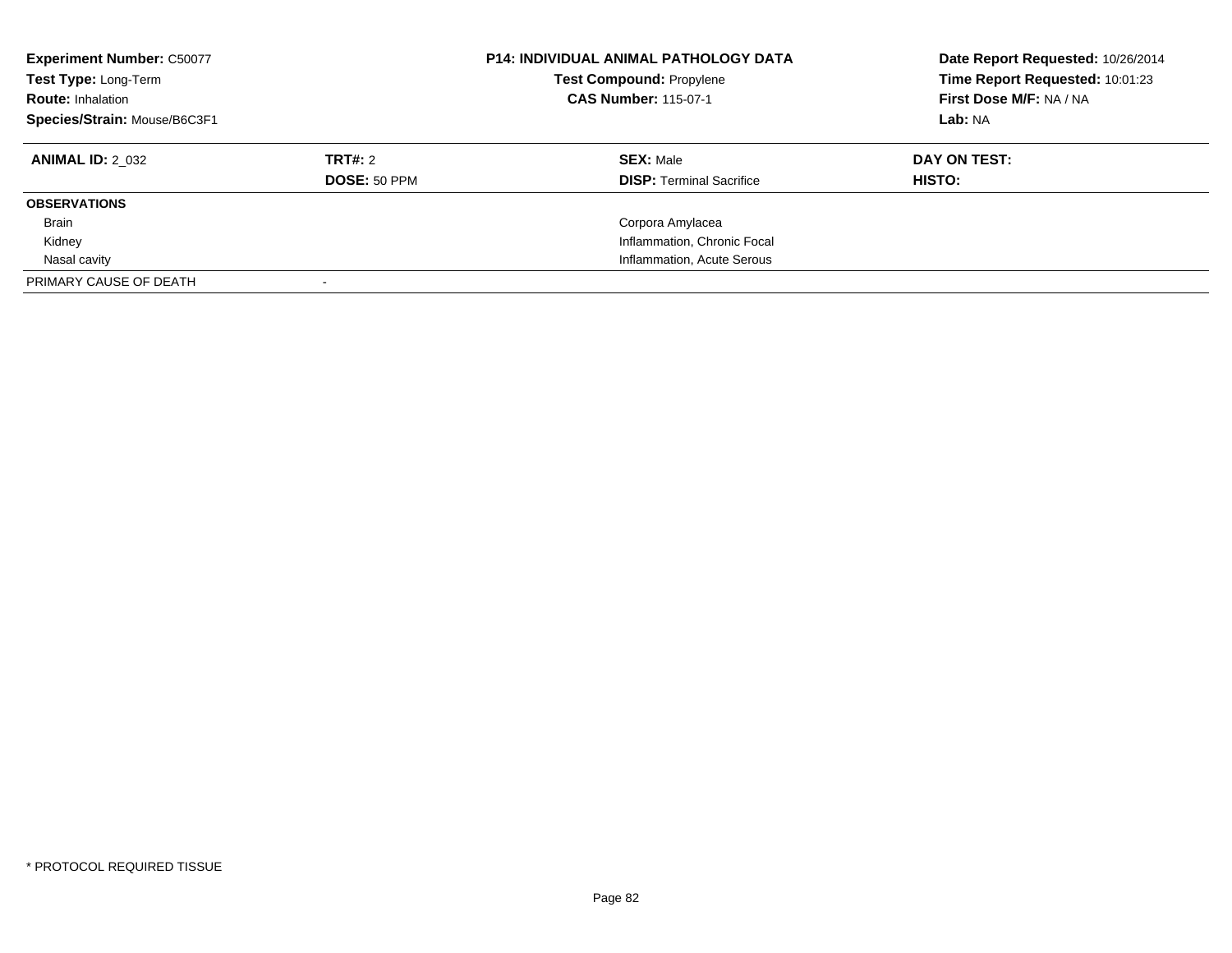**Experiment Number:** C50077
**Test Type:** Long-Term
**Route:** Inhalation
**Species/Strain:** Mouse/B6C3F1

**P14: INDIVIDUAL ANIMAL PATHOLOGY DATA**
**Test Compound:** Propylene
**CAS Number:** 115-07-1

**Date Report Requested:** 10/26/2014
**Time Report Requested:** 10:01:23
**First Dose M/F:** NA / NA
**Lab:** NA

| **ANIMAL ID:** 2_032 | **TRT#:** 2 | **SEX:** Male | **DAY ON TEST:** |
|---|---|---|---|
| | **DOSE:** 50 PPM | **DISP:** Terminal Sacrifice | **HISTO:** |
| **OBSERVATIONS** | | | |
| Brain | | Corpora Amylacea | |
| Kidney | | Inflammation, Chronic Focal | |
| Nasal cavity | | Inflammation, Acute Serous | |
| PRIMARY CAUSE OF DEATH | - | | |

* PROTOCOL REQUIRED TISSUE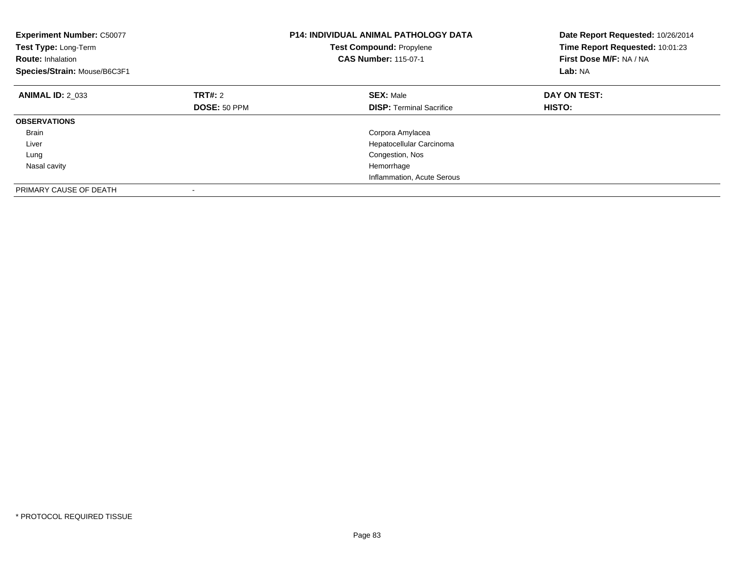**Experiment Number:** C50077
**Test Type:** Long-Term
**Route:** Inhalation
**Species/Strain:** Mouse/B6C3F1

**P14: INDIVIDUAL ANIMAL PATHOLOGY DATA**
**Test Compound:** Propylene
**CAS Number:** 115-07-1

**Date Report Requested:** 10/26/2014
**Time Report Requested:** 10:01:23
**First Dose M/F:** NA / NA
**Lab:** NA

| **ANIMAL ID:** 2_033 | **TRT#:** 2 | **SEX:** Male | **DAY ON TEST:** |
|---|---|---|---|
| | **DOSE:** 50 PPM | **DISP:** Terminal Sacrifice | **HISTO:** |
| **OBSERVATIONS** | | | |
| Brain | | Corpora Amylacea | |
| Liver | | Hepatocellular Carcinoma | |
| Lung | | Congestion, Nos | |
| Nasal cavity | | Hemorrhage | |
| | | Inflammation, Acute Serous | |
| PRIMARY CAUSE OF DEATH | - | | |

* PROTOCOL REQUIRED TISSUE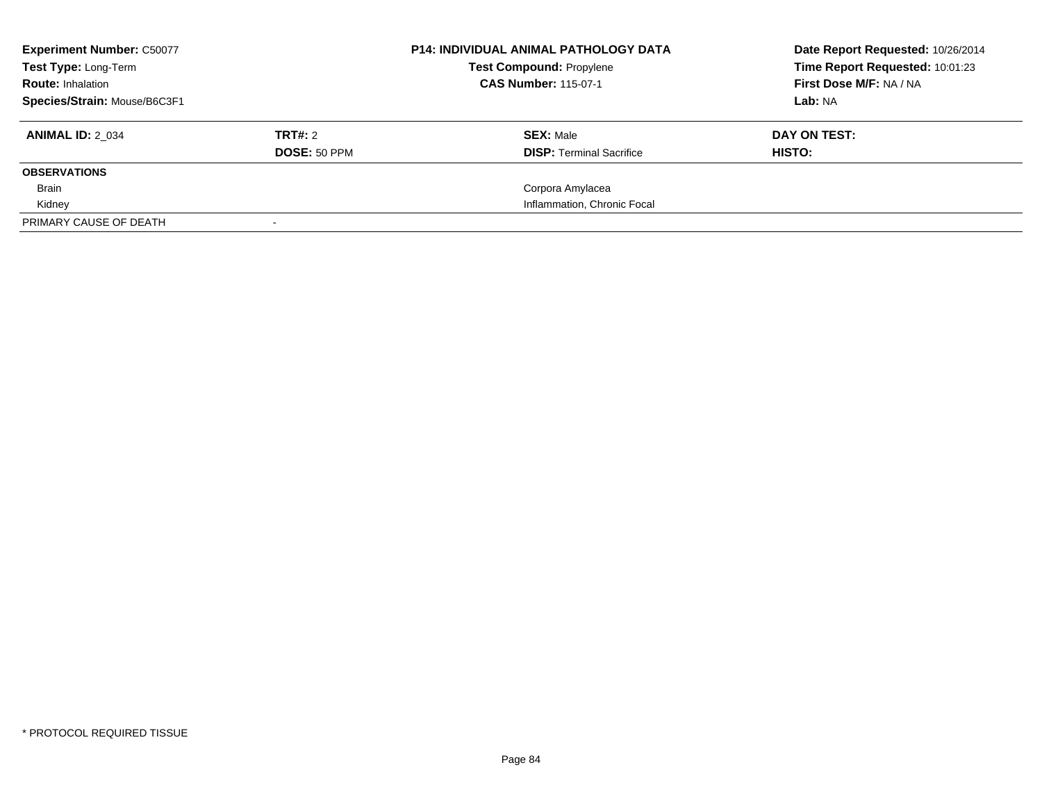**Experiment Number:** C50077
**Test Type:** Long-Term
**Route:** Inhalation
**Species/Strain:** Mouse/B6C3F1

**P14: INDIVIDUAL ANIMAL PATHOLOGY DATA**
**Test Compound:** Propylene
**CAS Number:** 115-07-1

**Date Report Requested:** 10/26/2014
**Time Report Requested:** 10:01:23
**First Dose M/F:** NA / NA
**Lab:** NA

| **ANIMAL ID:** 2_034 | **TRT#:** 2 | **SEX:** Male | **DAY ON TEST:** |
|---|---|---|---|
| | **DOSE:** 50 PPM | **DISP:** Terminal Sacrifice | **HISTO:** |
| **OBSERVATIONS** | | | |
| Brain | | Corpora Amylacea | |
| Kidney | | Inflammation, Chronic Focal | |
| PRIMARY CAUSE OF DEATH | - | | |

* PROTOCOL REQUIRED TISSUE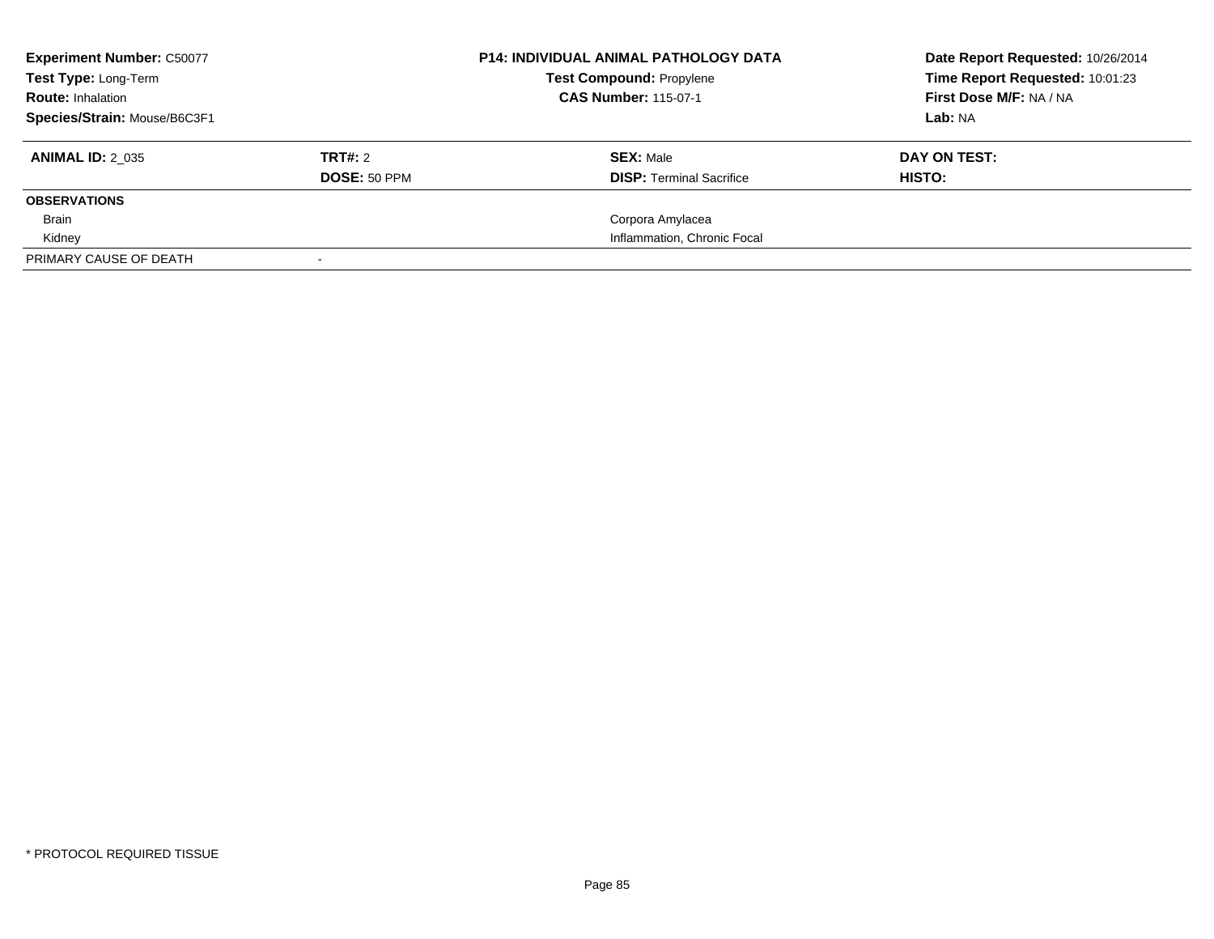**Experiment Number:** C50077
**Test Type:** Long-Term
**Route:** Inhalation
**Species/Strain:** Mouse/B6C3F1

**P14: INDIVIDUAL ANIMAL PATHOLOGY DATA**
**Test Compound:** Propylene
**CAS Number:** 115-07-1

**Date Report Requested:** 10/26/2014
**Time Report Requested:** 10:01:23
**First Dose M/F:** NA / NA
**Lab:** NA

| **ANIMAL ID:** 2_035 | **TRT#:** 2 | **SEX:** Male | **DAY ON TEST:** |
|---|---|---|---|
| | **DOSE:** 50 PPM | **DISP:** Terminal Sacrifice | **HISTO:** |
| **OBSERVATIONS** | | | |
| Brain | | Corpora Amylacea | |
| Kidney | | Inflammation, Chronic Focal | |
| PRIMARY CAUSE OF DEATH | - | | |

* PROTOCOL REQUIRED TISSUE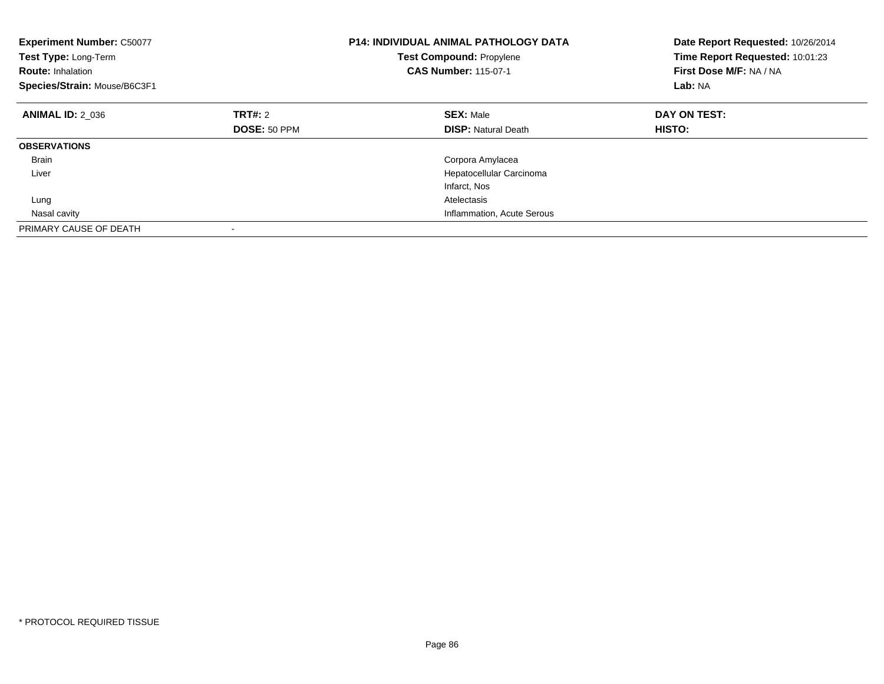**Experiment Number:** C50077
**Test Type:** Long-Term
**Route:** Inhalation
**Species/Strain:** Mouse/B6C3F1

**P14: INDIVIDUAL ANIMAL PATHOLOGY DATA**
**Test Compound:** Propylene
**CAS Number:** 115-07-1

**Date Report Requested:** 10/26/2014
**Time Report Requested:** 10:01:23
**First Dose M/F:** NA / NA
**Lab:** NA

| **ANIMAL ID:** 2_036 | **TRT#:** 2 | **SEX:** Male | **DAY ON TEST:** |
|---|---|---|---|
| | **DOSE:** 50 PPM | **DISP:** Natural Death | **HISTO:** |
| **OBSERVATIONS** | | | |
| Brain | | Corpora Amylacea | |
| Liver | | Hepatocellular Carcinoma | |
| | | Infarct, Nos | |
| Lung | | Atelectasis | |
| Nasal cavity | | Inflammation, Acute Serous | |
| PRIMARY CAUSE OF DEATH | - | | |

* PROTOCOL REQUIRED TISSUE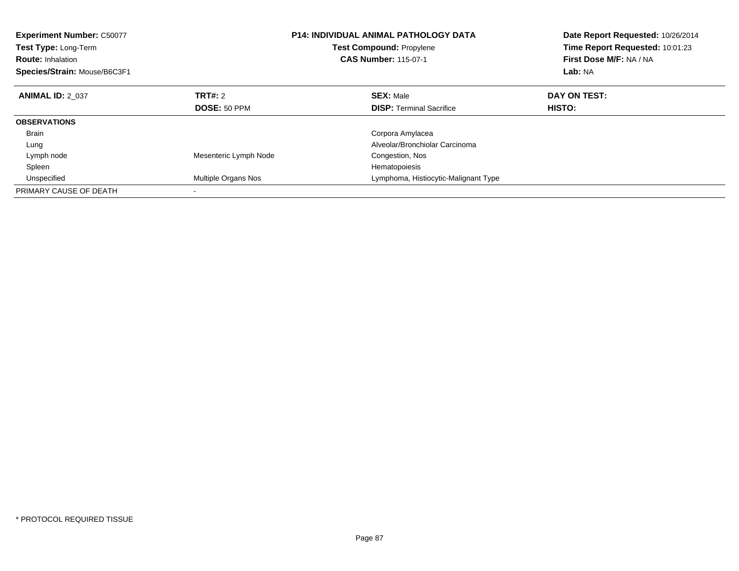**Experiment Number:** C50077
**Test Type:** Long-Term
**Route:** Inhalation
**Species/Strain:** Mouse/B6C3F1

**P14: INDIVIDUAL ANIMAL PATHOLOGY DATA**
**Test Compound:** Propylene
**CAS Number:** 115-07-1

**Date Report Requested:** 10/26/2014
**Time Report Requested:** 10:01:23
**First Dose M/F:** NA / NA
**Lab:** NA

| **ANIMAL ID:** 2_037 | **TRT#:** 2 | **SEX:** Male | **DAY ON TEST:** |
|---|---|---|---|
| | **DOSE:** 50 PPM | **DISP:** Terminal Sacrifice | **HISTO:** |
| **OBSERVATIONS** | | | |
| Brain | | Corpora Amylacea | |
| Lung | | Alveolar/Bronchiolar Carcinoma | |
| Lymph node | Mesenteric Lymph Node | Congestion, Nos | |
| Spleen | | Hematopoiesis | |
| Unspecified | Multiple Organs Nos | Lymphoma, Histiocytic-Malignant Type | |
| PRIMARY CAUSE OF DEATH | - | | |

* PROTOCOL REQUIRED TISSUE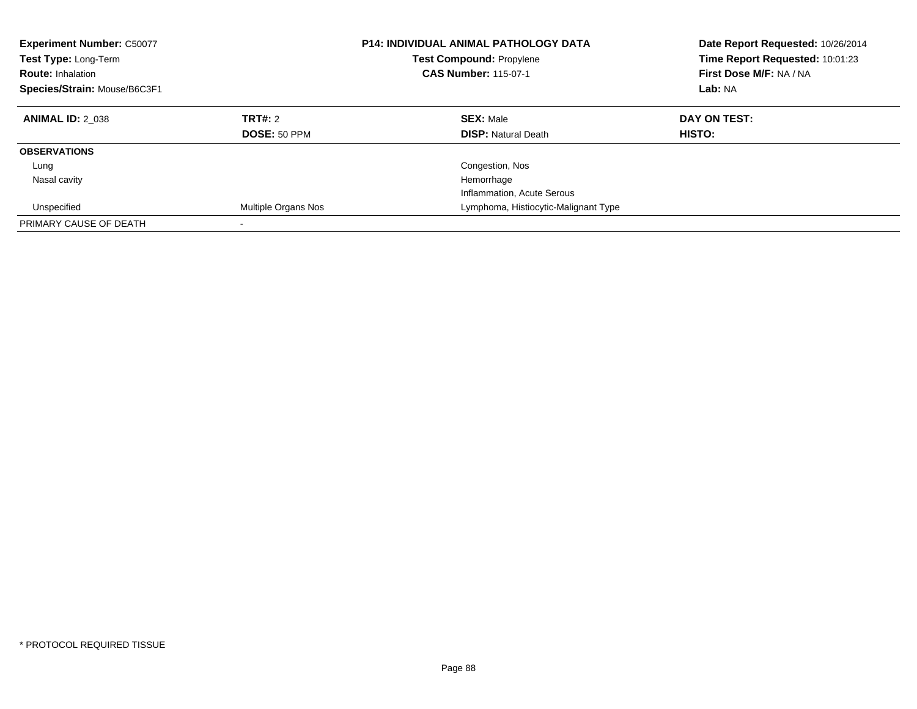**Experiment Number:** C50077
**Test Type:** Long-Term
**Route:** Inhalation
**Species/Strain:** Mouse/B6C3F1

**P14: INDIVIDUAL ANIMAL PATHOLOGY DATA**
**Test Compound:** Propylene
**CAS Number:** 115-07-1

**Date Report Requested:** 10/26/2014
**Time Report Requested:** 10:01:23
**First Dose M/F:** NA / NA
**Lab:** NA

| **ANIMAL ID:** 2_038 | **TRT#:** 2 | **SEX:** Male | **DAY ON TEST:** |
|---|---|---|---|
| | **DOSE:** 50 PPM | **DISP:** Natural Death | **HISTO:** |
| **OBSERVATIONS** | | | |
| Lung | | Congestion, Nos | |
| Nasal cavity | | Hemorrhage | |
| | | Inflammation, Acute Serous | |
| Unspecified | Multiple Organs Nos | Lymphoma, Histiocytic-Malignant Type | |
| PRIMARY CAUSE OF DEATH | - | | |

* PROTOCOL REQUIRED TISSUE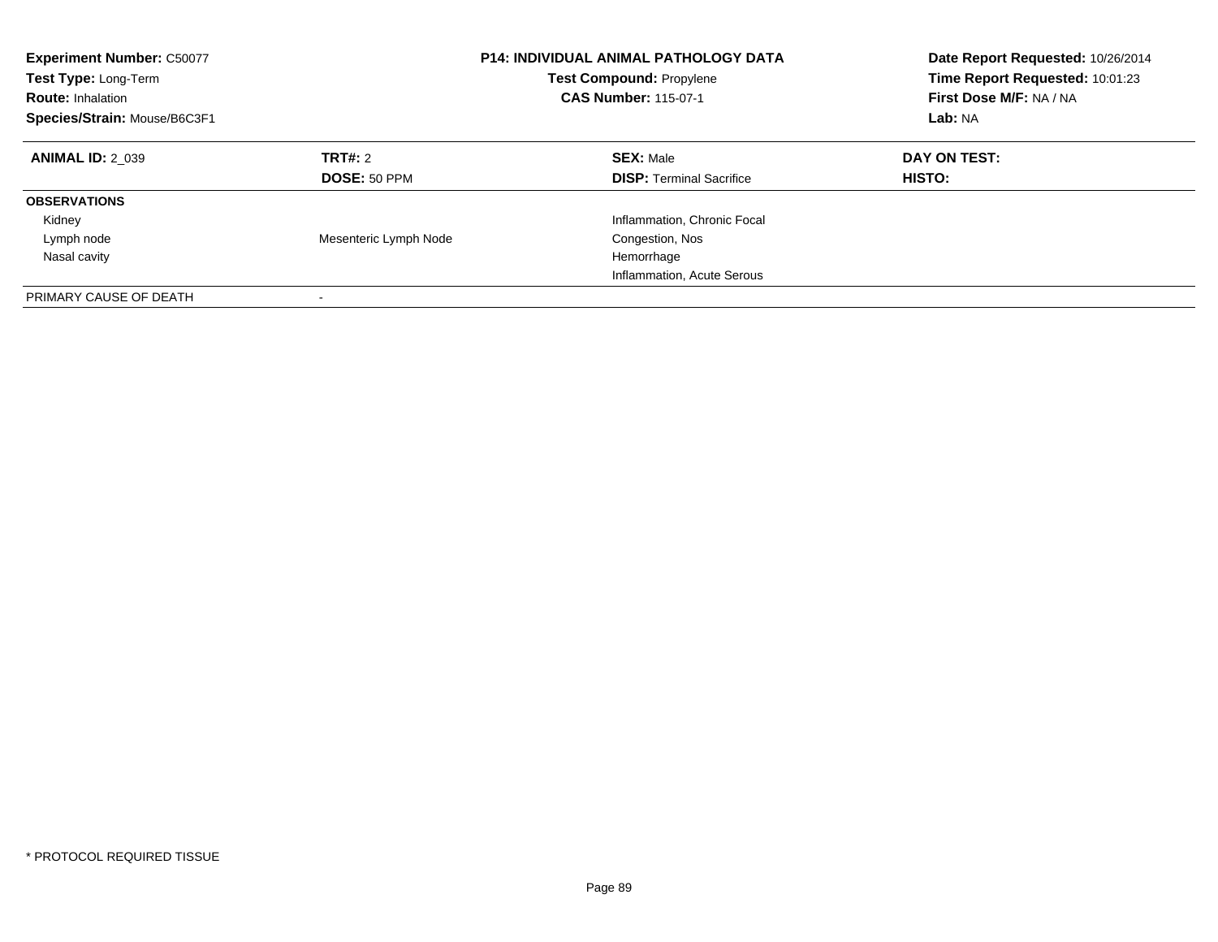**Experiment Number:** C50077
**Test Type:** Long-Term
**Route:** Inhalation
**Species/Strain:** Mouse/B6C3F1

**P14: INDIVIDUAL ANIMAL PATHOLOGY DATA**
**Test Compound:** Propylene
**CAS Number:** 115-07-1

**Date Report Requested:** 10/26/2014
**Time Report Requested:** 10:01:23
**First Dose M/F:** NA / NA
**Lab:** NA

| **ANIMAL ID:** 2_039 | **TRT#:** 2 | **SEX:** Male | **DAY ON TEST:** |
|---|---|---|---|
| | **DOSE:** 50 PPM | **DISP:** Terminal Sacrifice | **HISTO:** |
| **OBSERVATIONS** | | | |
| Kidney | | Inflammation, Chronic Focal | |
| Lymph node | Mesenteric Lymph Node | Congestion, Nos | |
| Nasal cavity | | Hemorrhage | |
| | | Inflammation, Acute Serous | |
| PRIMARY CAUSE OF DEATH | - | | |

* PROTOCOL REQUIRED TISSUE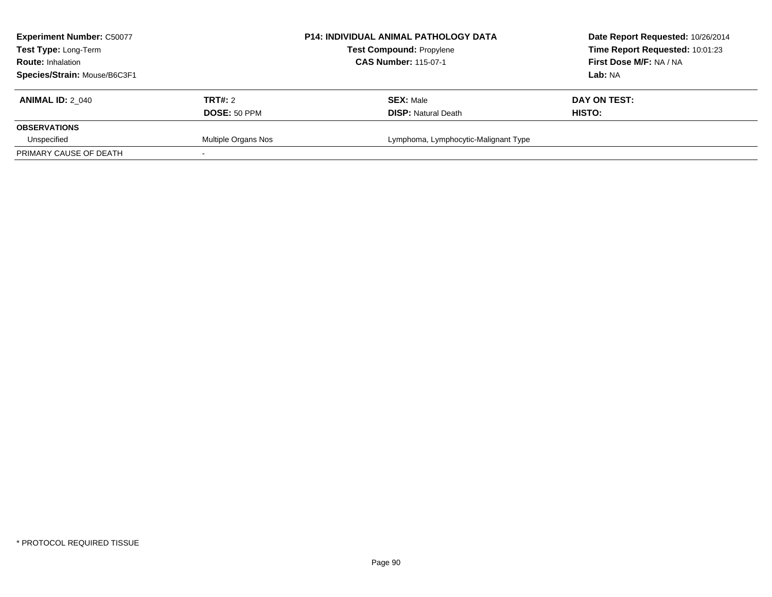| **Experiment Number:** C50077 | **P14: INDIVIDUAL ANIMAL PATHOLOGY DATA** | **Date Report Requested:** 10/26/2014 |
|---|---|---|
| **Test Type:** Long-Term | **Test Compound:** Propylene | **Time Report Requested:** 10:01:23 |
| **Route:** Inhalation | **CAS Number:** 115-07-1 | **First Dose M/F:** NA / NA |
| **Species/Strain:** Mouse/B6C3F1 | | **Lab:** NA |

| **ANIMAL ID:** 2_040 | **TRT#:** 2 | **SEX:** Male | **DAY ON TEST:** |
|---|---|---|---|
| | **DOSE:** 50 PPM | **DISP:** Natural Death | **HISTO:** |
| **OBSERVATIONS** | | | |
| Unspecified | Multiple Organs Nos | Lymphoma, Lymphocytic-Malignant Type | |
| PRIMARY CAUSE OF DEATH | - | | |

* PROTOCOL REQUIRED TISSUE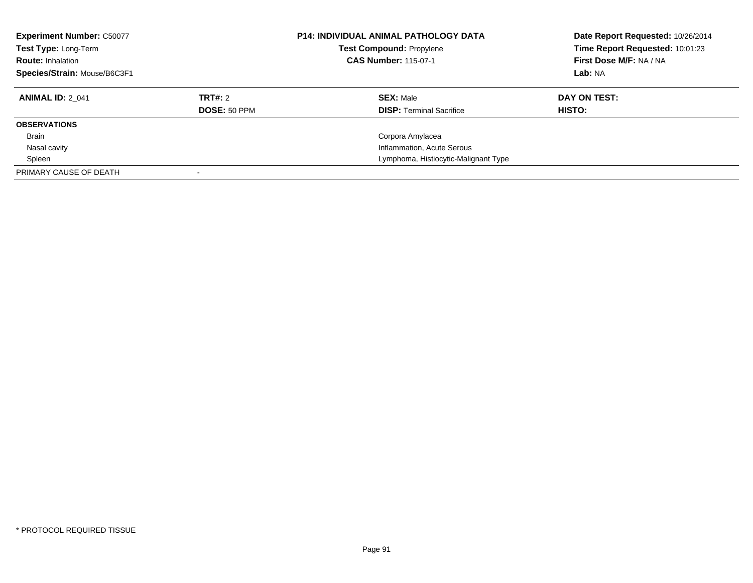**Experiment Number:** C50077
**Test Type:** Long-Term
**Route:** Inhalation
**Species/Strain:** Mouse/B6C3F1

**P14: INDIVIDUAL ANIMAL PATHOLOGY DATA**
**Test Compound:** Propylene
**CAS Number:** 115-07-1

**Date Report Requested:** 10/26/2014
**Time Report Requested:** 10:01:23
**First Dose M/F:** NA / NA
**Lab:** NA

| **ANIMAL ID:** 2_041 | **TRT#:** 2 | **SEX:** Male | **DAY ON TEST:** |
|---|---|---|---|
| | **DOSE:** 50 PPM | **DISP:** Terminal Sacrifice | **HISTO:** |
| **OBSERVATIONS** | | | |
| Brain | | Corpora Amylacea | |
| Nasal cavity | | Inflammation, Acute Serous | |
| Spleen | | Lymphoma, Histiocytic-Malignant Type | |
| PRIMARY CAUSE OF DEATH | - | | |

* PROTOCOL REQUIRED TISSUE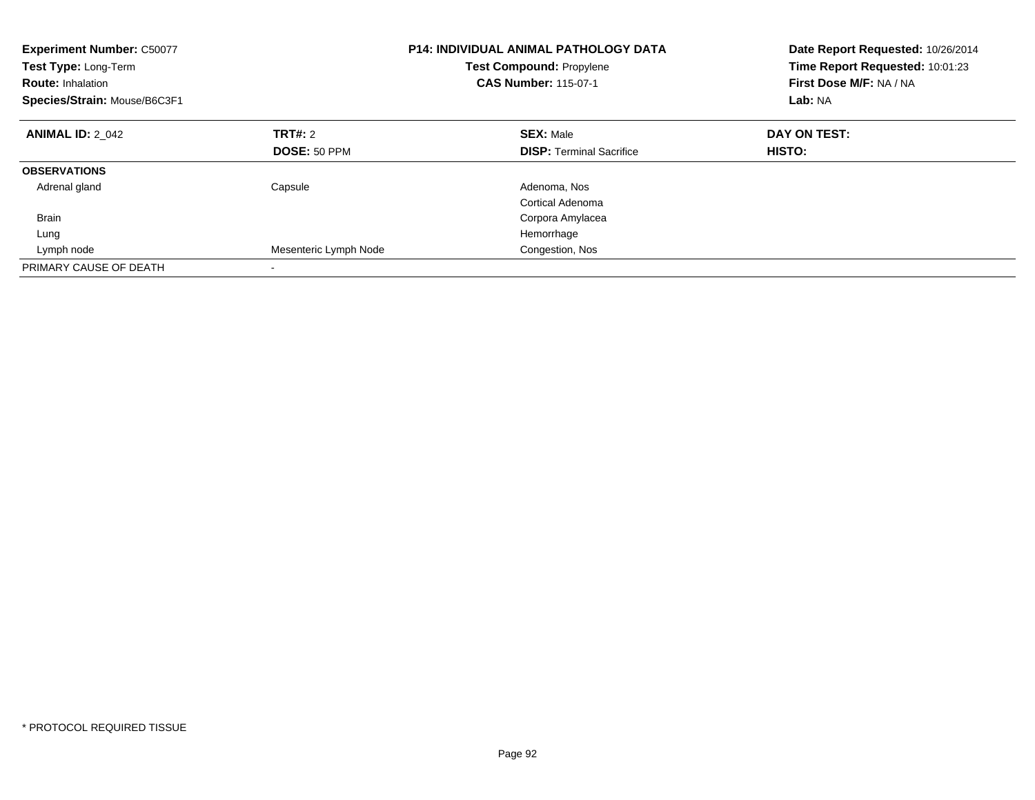**Experiment Number:** C50077
**Test Type:** Long-Term
**Route:** Inhalation
**Species/Strain:** Mouse/B6C3F1

**P14: INDIVIDUAL ANIMAL PATHOLOGY DATA**
**Test Compound:** Propylene
**CAS Number:** 115-07-1

**Date Report Requested:** 10/26/2014
**Time Report Requested:** 10:01:23
**First Dose M/F:** NA / NA
**Lab:** NA

| **ANIMAL ID:** 2_042 | **TRT#:** 2 | **SEX:** Male | **DAY ON TEST:** |
|---|---|---|---|
| | **DOSE:** 50 PPM | **DISP:** Terminal Sacrifice | **HISTO:** |
| **OBSERVATIONS** | | | |
| Adrenal gland | Capsule | Adenoma, Nos | |
| | | Cortical Adenoma | |
| Brain | | Corpora Amylacea | |
| Lung | | Hemorrhage | |
| Lymph node | Mesenteric Lymph Node | Congestion, Nos | |
| PRIMARY CAUSE OF DEATH | - | | |

* PROTOCOL REQUIRED TISSUE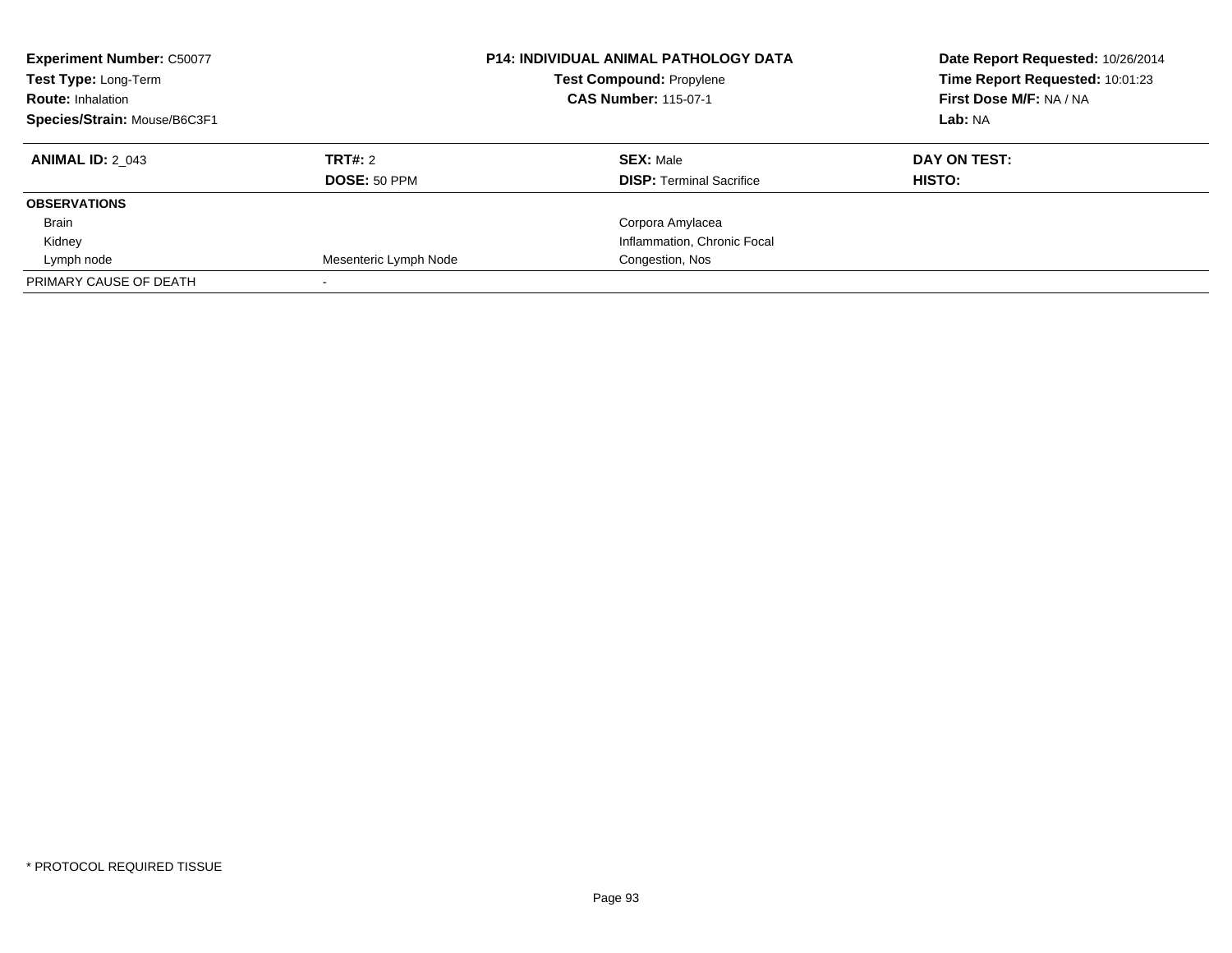**Experiment Number:** C50077
**Test Type:** Long-Term
**Route:** Inhalation
**Species/Strain:** Mouse/B6C3F1

**P14: INDIVIDUAL ANIMAL PATHOLOGY DATA**
**Test Compound:** Propylene
**CAS Number:** 115-07-1

**Date Report Requested:** 10/26/2014
**Time Report Requested:** 10:01:23
**First Dose M/F:** NA / NA
**Lab:** NA

| **ANIMAL ID:** 2_043 | **TRT#:** 2 | **SEX:** Male | **DAY ON TEST:** |
|---|---|---|---|
| | **DOSE:** 50 PPM | **DISP:** Terminal Sacrifice | **HISTO:** |
| **OBSERVATIONS** | | | |
| Brain | | Corpora Amylacea | |
| Kidney | | Inflammation, Chronic Focal | |
| Lymph node | Mesenteric Lymph Node | Congestion, Nos | |
| PRIMARY CAUSE OF DEATH | - | | |

* PROTOCOL REQUIRED TISSUE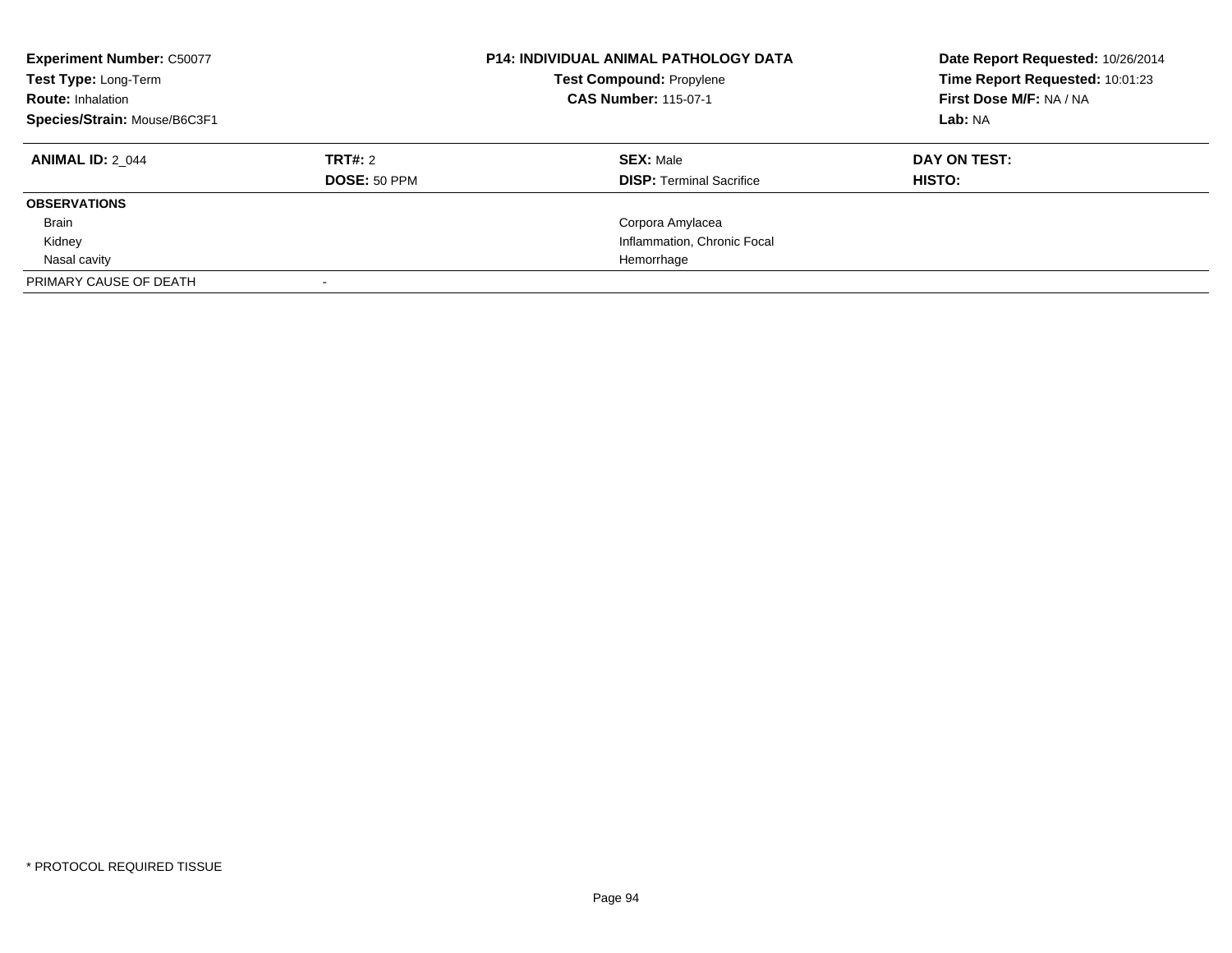**Experiment Number:** C50077
**Test Type:** Long-Term
**Route:** Inhalation
**Species/Strain:** Mouse/B6C3F1

**P14: INDIVIDUAL ANIMAL PATHOLOGY DATA**
**Test Compound:** Propylene
**CAS Number:** 115-07-1

**Date Report Requested:** 10/26/2014
**Time Report Requested:** 10:01:23
**First Dose M/F:** NA / NA
**Lab:** NA

| **ANIMAL ID:** 2_044 | **TRT#:** 2 | **SEX:** Male | **DAY ON TEST:** |
|---|---|---|---|
| | **DOSE:** 50 PPM | **DISP:** Terminal Sacrifice | **HISTO:** |
| **OBSERVATIONS** | | | |
| Brain | | Corpora Amylacea | |
| Kidney | | Inflammation, Chronic Focal | |
| Nasal cavity | | Hemorrhage | |
| PRIMARY CAUSE OF DEATH | - | | |

* PROTOCOL REQUIRED TISSUE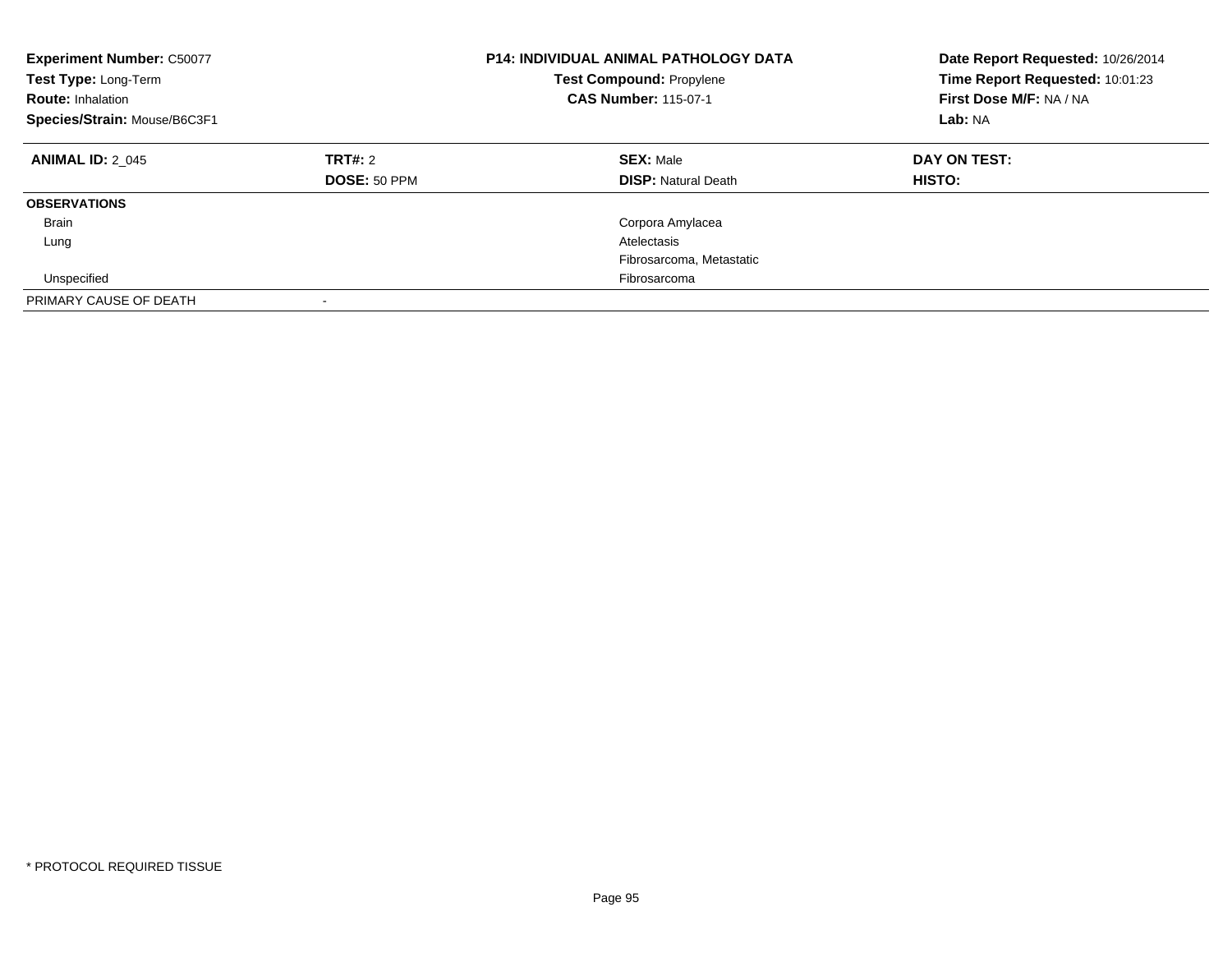**Experiment Number:** C50077
**Test Type:** Long-Term
**Route:** Inhalation
**Species/Strain:** Mouse/B6C3F1

**P14: INDIVIDUAL ANIMAL PATHOLOGY DATA**
**Test Compound:** Propylene
**CAS Number:** 115-07-1

**Date Report Requested:** 10/26/2014
**Time Report Requested:** 10:01:23
**First Dose M/F:** NA / NA
**Lab:** NA

| **ANIMAL ID:** 2_045 | **TRT#:** 2 | **SEX:** Male | **DAY ON TEST:** |
|---|---|---|---|
| | **DOSE:** 50 PPM | **DISP:** Natural Death | **HISTO:** |
| **OBSERVATIONS** | | | |
| Brain | | Corpora Amylacea | |
| Lung | | Atelectasis | |
| | | Fibrosarcoma, Metastatic | |
| Unspecified | | Fibrosarcoma | |
| PRIMARY CAUSE OF DEATH | - | | |

* PROTOCOL REQUIRED TISSUE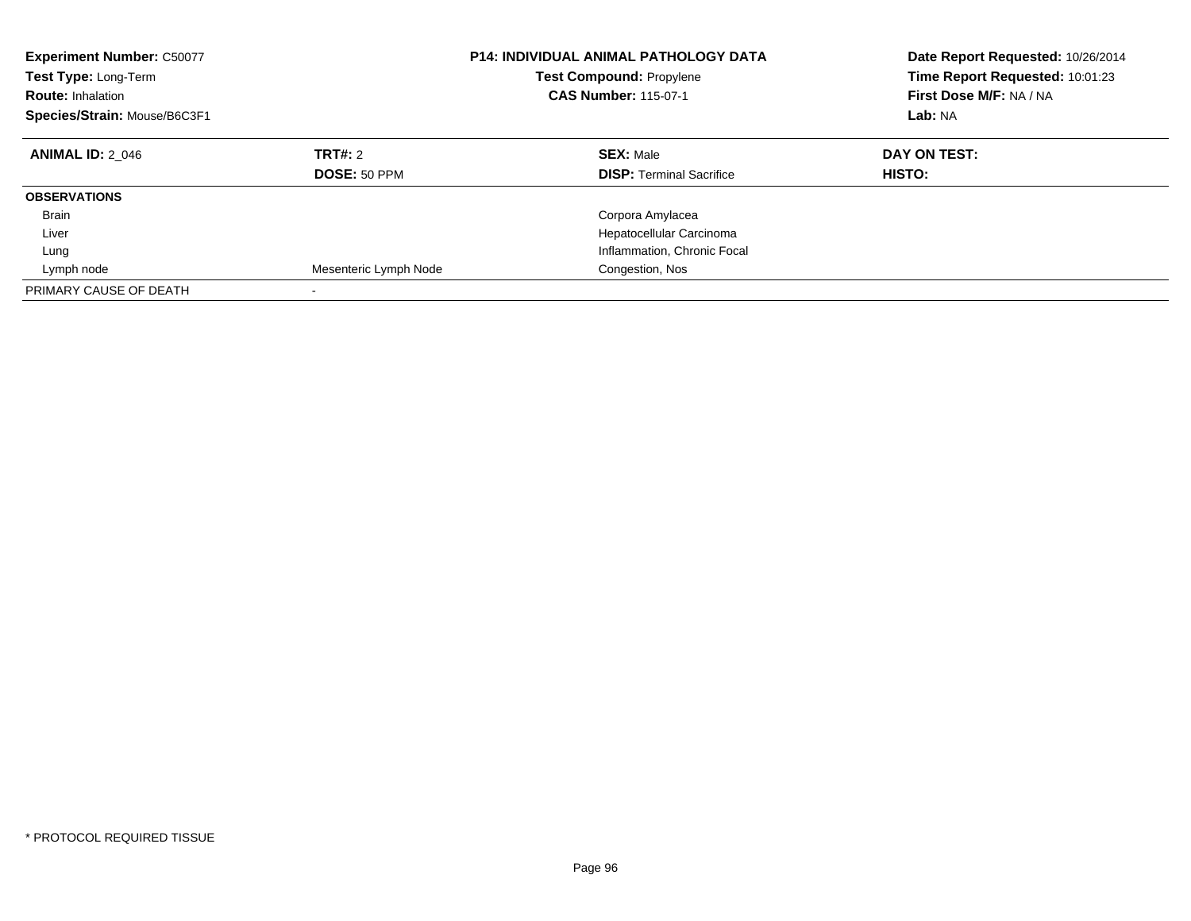**Experiment Number:** C50077
**Test Type:** Long-Term
**Route:** Inhalation
**Species/Strain:** Mouse/B6C3F1

**P14: INDIVIDUAL ANIMAL PATHOLOGY DATA**
**Test Compound:** Propylene
**CAS Number:** 115-07-1

**Date Report Requested:** 10/26/2014
**Time Report Requested:** 10:01:23
**First Dose M/F:** NA / NA
**Lab:** NA

| **ANIMAL ID:** 2_046 | **TRT#:** 2 | **SEX:** Male | **DAY ON TEST:** |
|---|---|---|---|
| | **DOSE:** 50 PPM | **DISP:** Terminal Sacrifice | **HISTO:** |
| **OBSERVATIONS** | | | |
| Brain | | Corpora Amylacea | |
| Liver | | Hepatocellular Carcinoma | |
| Lung | | Inflammation, Chronic Focal | |
| Lymph node | Mesenteric Lymph Node | Congestion, Nos | |
| PRIMARY CAUSE OF DEATH | - | | |

* PROTOCOL REQUIRED TISSUE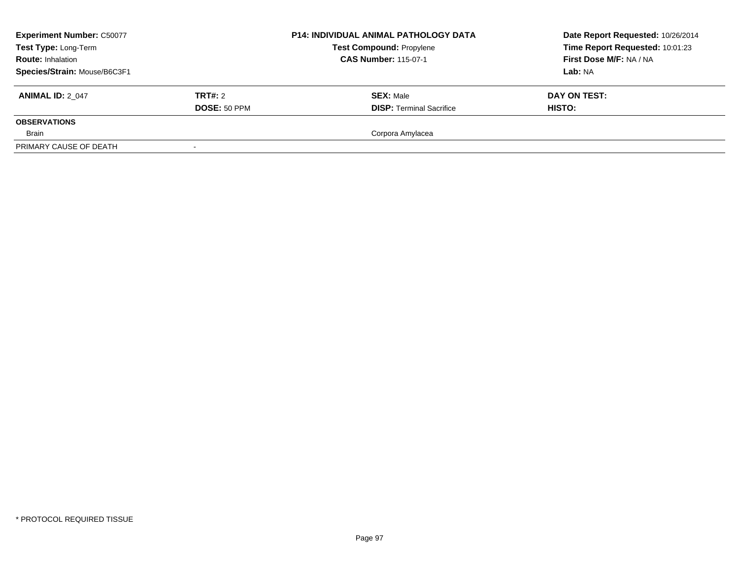| **Experiment Number:** C50077 | | **P14: INDIVIDUAL ANIMAL PATHOLOGY DATA** | **Date Report Requested:** 10/26/2014 |
|---|---|---|---|
| **Test Type:** Long-Term | | **Test Compound:** Propylene | **Time Report Requested:** 10:01:23 |
| **Route:** Inhalation | | **CAS Number:** 115-07-1 | **First Dose M/F:** NA / NA |
| **Species/Strain:** Mouse/B6C3F1 | | | **Lab:** NA |

| **ANIMAL ID:** 2_047 | **TRT#:** 2 | **SEX:** Male | **DAY ON TEST:** |
|---|---|---|---|
| | **DOSE:** 50 PPM | **DISP:** Terminal Sacrifice | **HISTO:** |
| **OBSERVATIONS** | | | |
| Brain | | Corpora Amylacea | |
| PRIMARY CAUSE OF DEATH | - | | |

* PROTOCOL REQUIRED TISSUE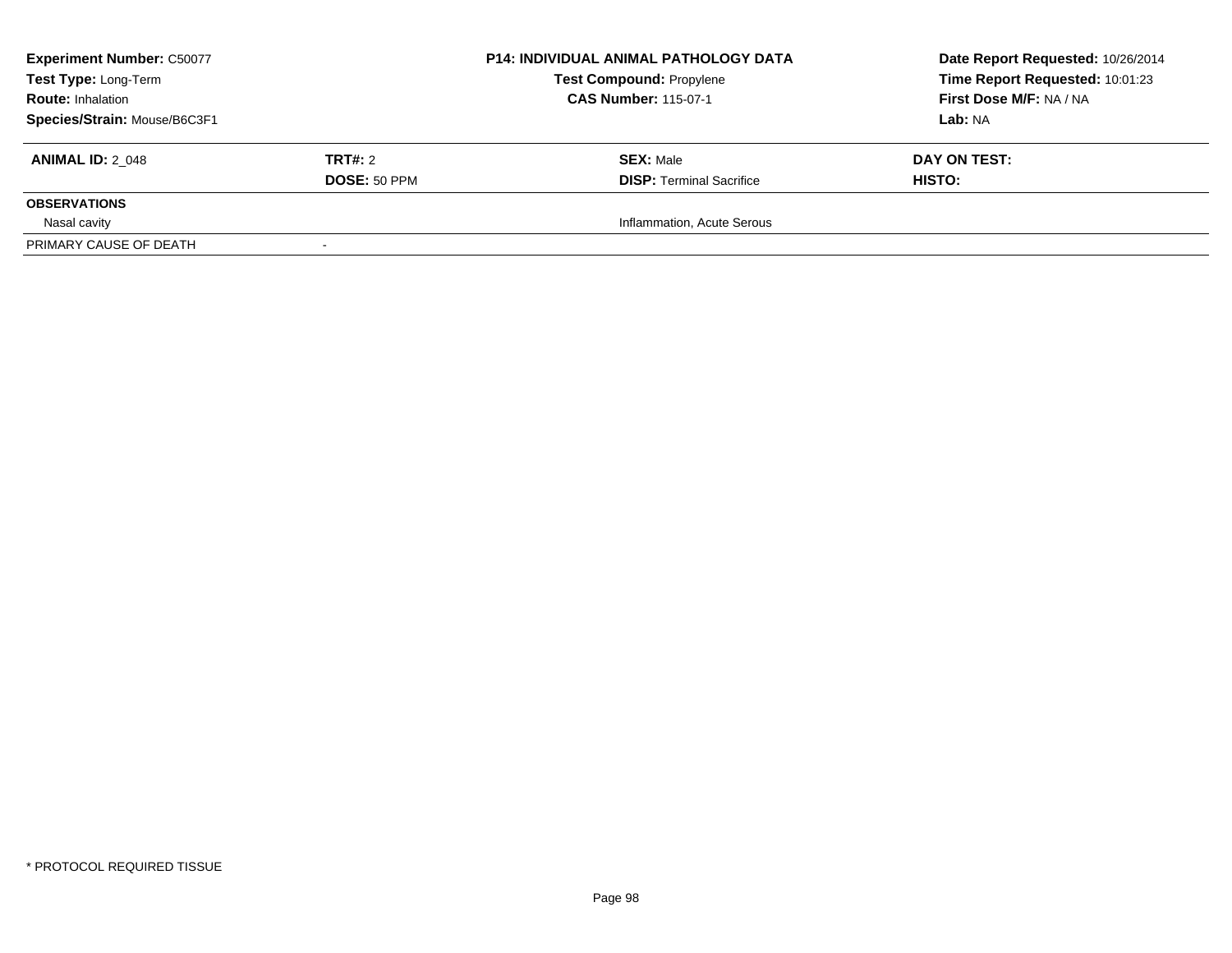| **Experiment Number:** C50077 | **P14: INDIVIDUAL ANIMAL PATHOLOGY DATA** | **Date Report Requested:** 10/26/2014 |
|---|---|---|
| **Test Type:** Long-Term | **Test Compound:** Propylene | **Time Report Requested:** 10:01:23 |
| **Route:** Inhalation | **CAS Number:** 115-07-1 | **First Dose M/F:** NA / NA |
| **Species/Strain:** Mouse/B6C3F1 | | **Lab:** NA |

| **ANIMAL ID:** 2_048 | **TRT#:** 2 | **SEX:** Male | **DAY ON TEST:** |
|---|---|---|---|
| | **DOSE:** 50 PPM | **DISP:** Terminal Sacrifice | **HISTO:** |
| **OBSERVATIONS** | | | |
| Nasal cavity | | Inflammation, Acute Serous | |
| PRIMARY CAUSE OF DEATH | - | | |

\* PROTOCOL REQUIRED TISSUE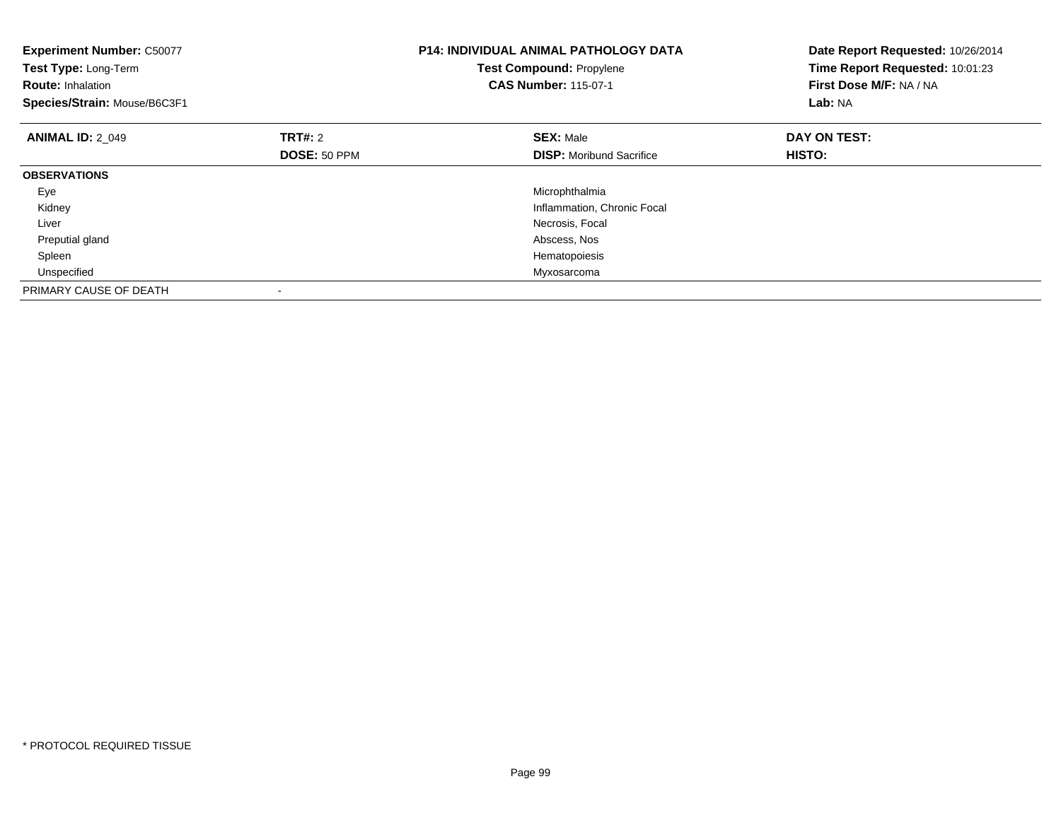**Experiment Number:** C50077
**Test Type:** Long-Term
**Route:** Inhalation
**Species/Strain:** Mouse/B6C3F1

**P14: INDIVIDUAL ANIMAL PATHOLOGY DATA**
**Test Compound:** Propylene
**CAS Number:** 115-07-1

**Date Report Requested:** 10/26/2014
**Time Report Requested:** 10:01:23
**First Dose M/F:** NA / NA
**Lab:** NA

| **ANIMAL ID:** 2_049 | **TRT#:** 2 | **SEX:** Male | **DAY ON TEST:** |
|---|---|---|---|
| | **DOSE:** 50 PPM | **DISP:** Moribund Sacrifice | **HISTO:** |
| **OBSERVATIONS** | | | |
| Eye | | Microphthalmia | |
| Kidney | | Inflammation, Chronic Focal | |
| Liver | | Necrosis, Focal | |
| Preputial gland | | Abscess, Nos | |
| Spleen | | Hematopoiesis | |
| Unspecified | | Myxosarcoma | |
| PRIMARY CAUSE OF DEATH | - | | |

* PROTOCOL REQUIRED TISSUE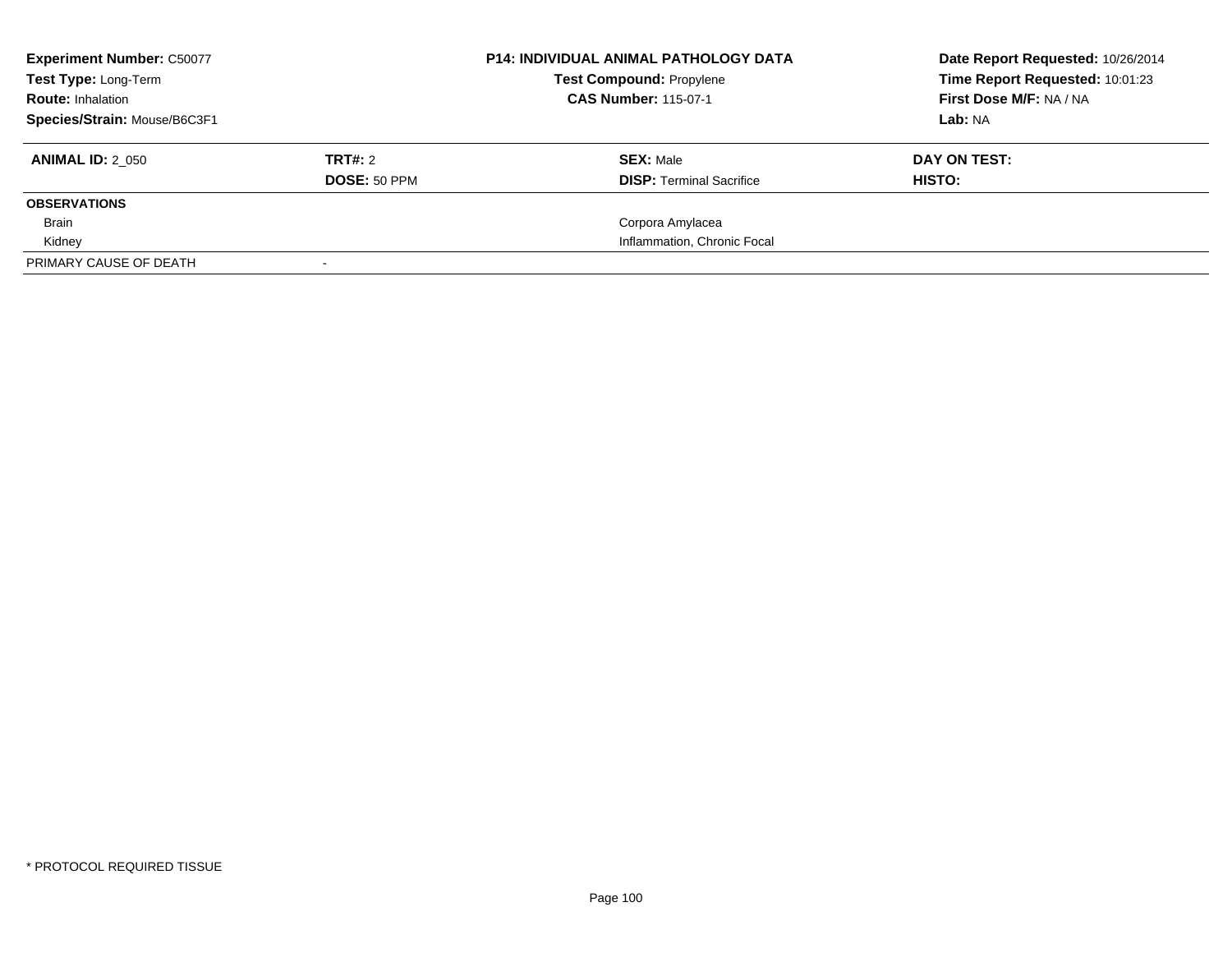**Experiment Number:** C50077
**Test Type:** Long-Term
**Route:** Inhalation
**Species/Strain:** Mouse/B6C3F1

**P14: INDIVIDUAL ANIMAL PATHOLOGY DATA**
**Test Compound:** Propylene
**CAS Number:** 115-07-1

**Date Report Requested:** 10/26/2014
**Time Report Requested:** 10:01:23
**First Dose M/F:** NA / NA
**Lab:** NA

| **ANIMAL ID:** 2_050 | **TRT#:** 2 | **SEX:** Male | **DAY ON TEST:** |
|---|---|---|---|
| | **DOSE:** 50 PPM | **DISP:** Terminal Sacrifice | **HISTO:** |
| **OBSERVATIONS** | | | |
| Brain | | Corpora Amylacea | |
| Kidney | | Inflammation, Chronic Focal | |
| PRIMARY CAUSE OF DEATH | - | | |

* PROTOCOL REQUIRED TISSUE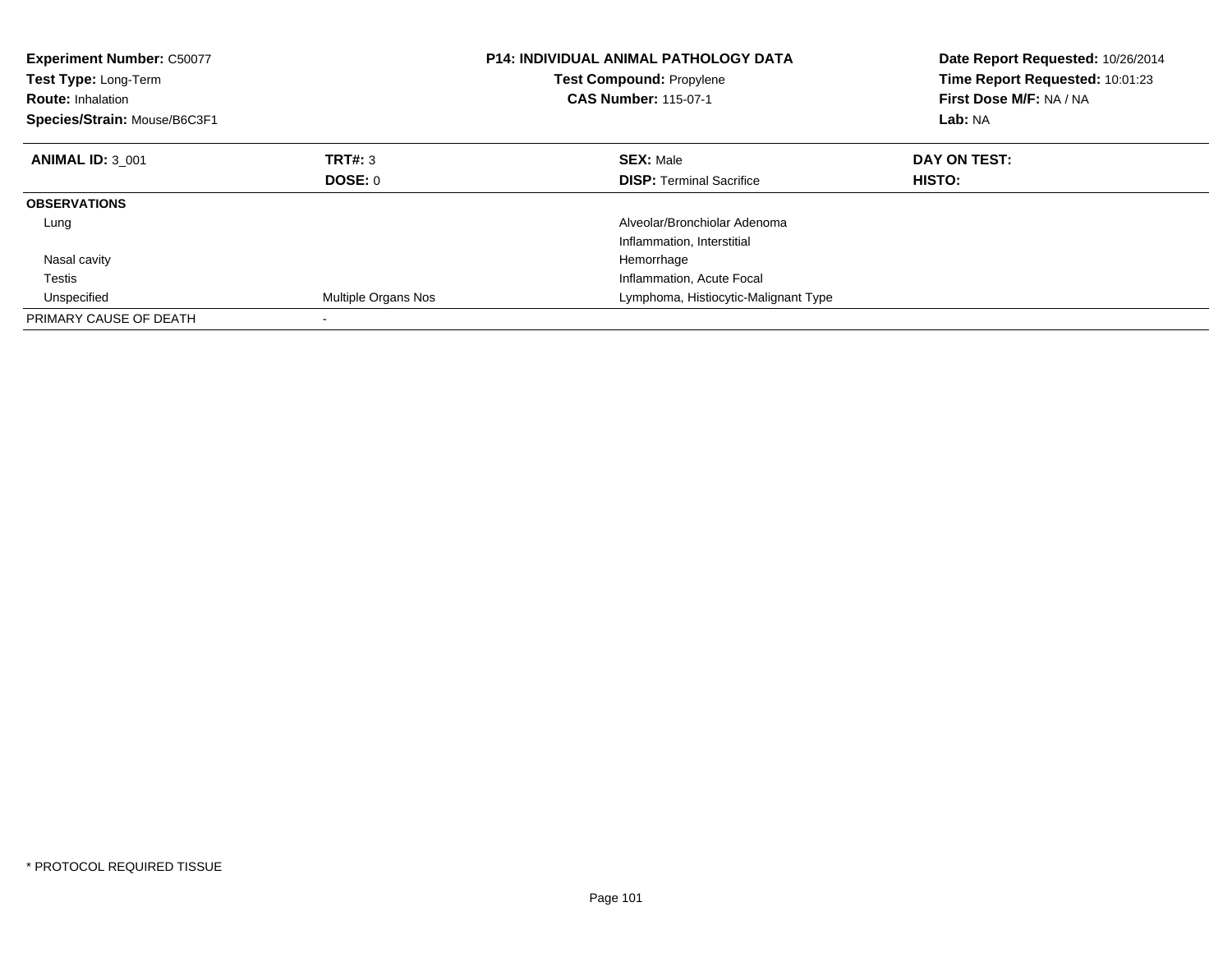**Experiment Number:** C50077
**Test Type:** Long-Term
**Route:** Inhalation
**Species/Strain:** Mouse/B6C3F1

**P14: INDIVIDUAL ANIMAL PATHOLOGY DATA**
**Test Compound:** Propylene
**CAS Number:** 115-07-1

**Date Report Requested:** 10/26/2014
**Time Report Requested:** 10:01:23
**First Dose M/F:** NA / NA
**Lab:** NA

| **ANIMAL ID:** 3_001 | **TRT#:** 3 | **SEX:** Male | **DAY ON TEST:** |
|---|---|---|---|
| | **DOSE:** 0 | **DISP:** Terminal Sacrifice | **HISTO:** |
| **OBSERVATIONS** | | | |
| Lung | | Alveolar/Bronchiolar Adenoma | |
| | | Inflammation, Interstitial | |
| Nasal cavity | | Hemorrhage | |
| Testis | | Inflammation, Acute Focal | |
| Unspecified | Multiple Organs Nos | Lymphoma, Histiocytic-Malignant Type | |
| PRIMARY CAUSE OF DEATH | - | | |

\* PROTOCOL REQUIRED TISSUE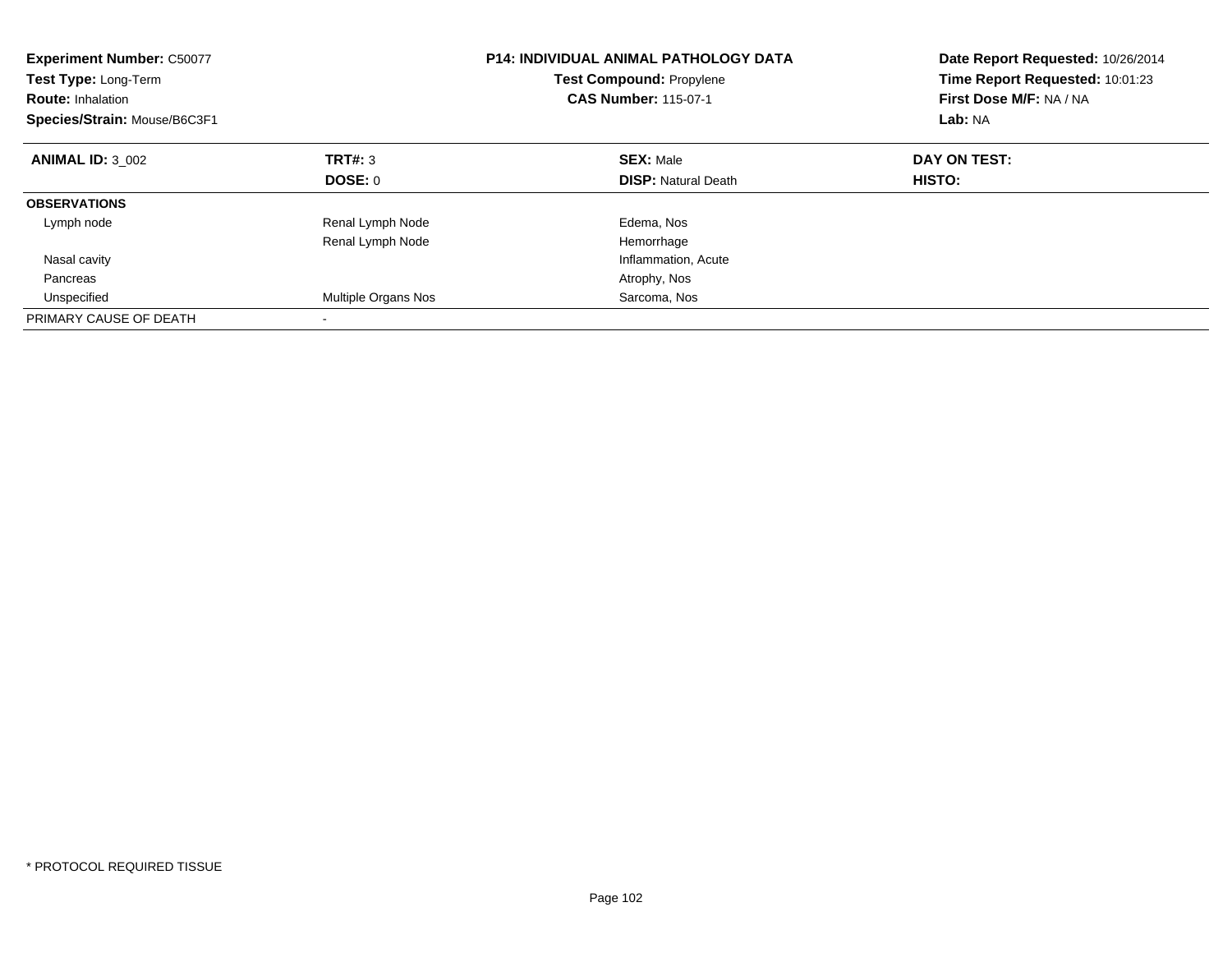**Experiment Number:** C50077
**Test Type:** Long-Term
**Route:** Inhalation
**Species/Strain:** Mouse/B6C3F1

**P14: INDIVIDUAL ANIMAL PATHOLOGY DATA**
**Test Compound:** Propylene
**CAS Number:** 115-07-1

**Date Report Requested:** 10/26/2014
**Time Report Requested:** 10:01:23
**First Dose M/F:** NA / NA
**Lab:** NA

| **ANIMAL ID:** 3_002 | **TRT#:** 3 | **SEX:** Male | **DAY ON TEST:** |
|---|---|---|---|
| | **DOSE:** 0 | **DISP:** Natural Death | **HISTO:** |
| **OBSERVATIONS** | | | |
| Lymph node | Renal Lymph Node | Edema, Nos | |
| | Renal Lymph Node | Hemorrhage | |
| Nasal cavity | | Inflammation, Acute | |
| Pancreas | | Atrophy, Nos | |
| Unspecified | Multiple Organs Nos | Sarcoma, Nos | |
| PRIMARY CAUSE OF DEATH | - | | |

* PROTOCOL REQUIRED TISSUE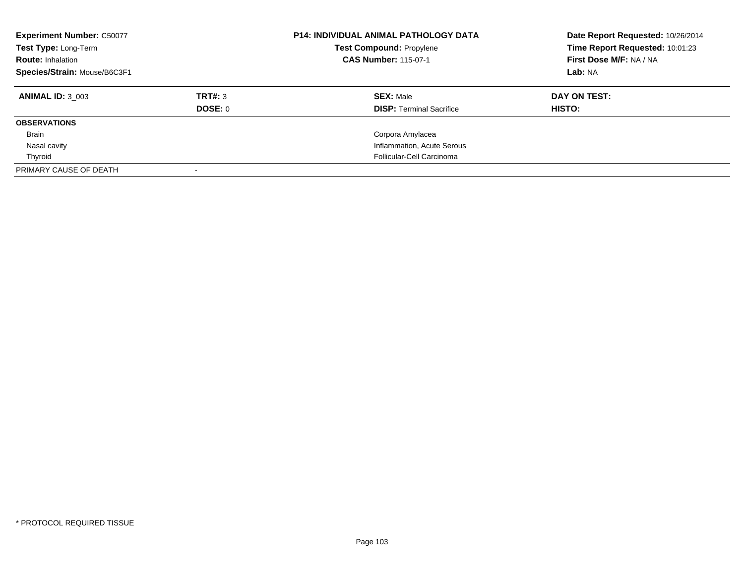**Experiment Number:** C50077
**Test Type:** Long-Term
**Route:** Inhalation
**Species/Strain:** Mouse/B6C3F1

**P14: INDIVIDUAL ANIMAL PATHOLOGY DATA**
**Test Compound:** Propylene
**CAS Number:** 115-07-1

**Date Report Requested:** 10/26/2014
**Time Report Requested:** 10:01:23
**First Dose M/F:** NA / NA
**Lab:** NA

| **ANIMAL ID:** 3_003 | **TRT#:** 3 | **SEX:** Male | **DAY ON TEST:** |
|---|---|---|---|
| | **DOSE:** 0 | **DISP:** Terminal Sacrifice | **HISTO:** |
| **OBSERVATIONS** | | | |
| Brain | | Corpora Amylacea | |
| Nasal cavity | | Inflammation, Acute Serous | |
| Thyroid | | Follicular-Cell Carcinoma | |
| PRIMARY CAUSE OF DEATH | - | | |

* PROTOCOL REQUIRED TISSUE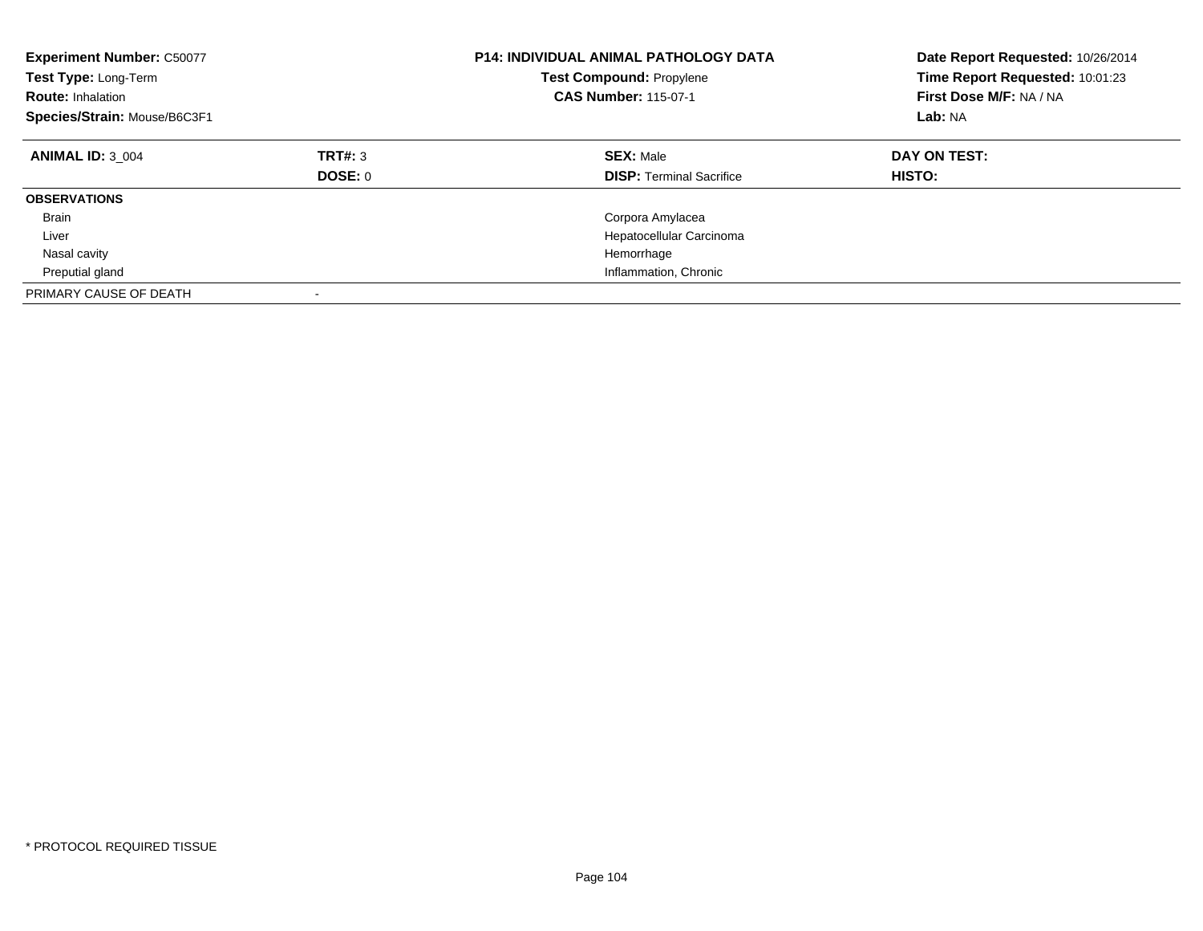**Experiment Number:** C50077
**Test Type:** Long-Term
**Route:** Inhalation
**Species/Strain:** Mouse/B6C3F1

**P14: INDIVIDUAL ANIMAL PATHOLOGY DATA**
**Test Compound:** Propylene
**CAS Number:** 115-07-1

**Date Report Requested:** 10/26/2014
**Time Report Requested:** 10:01:23
**First Dose M/F:** NA / NA
**Lab:** NA

| **ANIMAL ID:** 3_004 | **TRT#:** 3 | **SEX:** Male | **DAY ON TEST:** |
|---|---|---|---|
| | **DOSE:** 0 | **DISP:** Terminal Sacrifice | **HISTO:** |
| **OBSERVATIONS** | | | |
| Brain | | Corpora Amylacea | |
| Liver | | Hepatocellular Carcinoma | |
| Nasal cavity | | Hemorrhage | |
| Preputial gland | | Inflammation, Chronic | |
| PRIMARY CAUSE OF DEATH | - | | |

* PROTOCOL REQUIRED TISSUE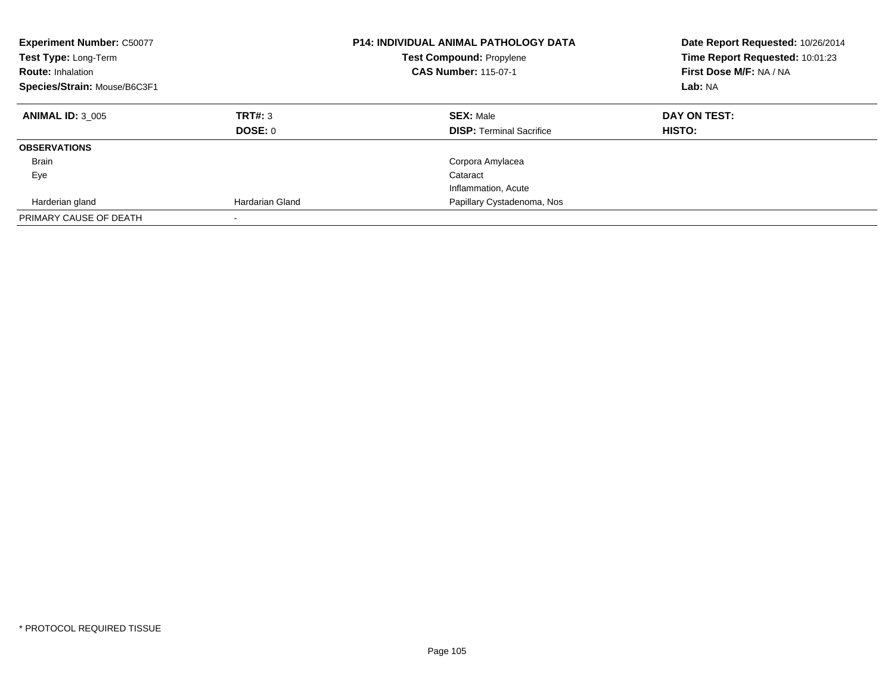**Experiment Number:** C50077
**Test Type:** Long-Term
**Route:** Inhalation
**Species/Strain:** Mouse/B6C3F1

**P14: INDIVIDUAL ANIMAL PATHOLOGY DATA**
**Test Compound:** Propylene
**CAS Number:** 115-07-1

**Date Report Requested:** 10/26/2014
**Time Report Requested:** 10:01:23
**First Dose M/F:** NA / NA
**Lab:** NA

| **ANIMAL ID:** 3_005 | **TRT#:** 3 | **SEX:** Male | **DAY ON TEST:** |
|---|---|---|---|
| | **DOSE:** 0 | **DISP:** Terminal Sacrifice | **HISTO:** |
| **OBSERVATIONS** | | | |
| Brain | | Corpora Amylacea | |
| Eye | | Cataract | |
| | | Inflammation, Acute | |
| Harderian gland | Hardarian Gland | Papillary Cystadenoma, Nos | |
| PRIMARY CAUSE OF DEATH | - | | |

* PROTOCOL REQUIRED TISSUE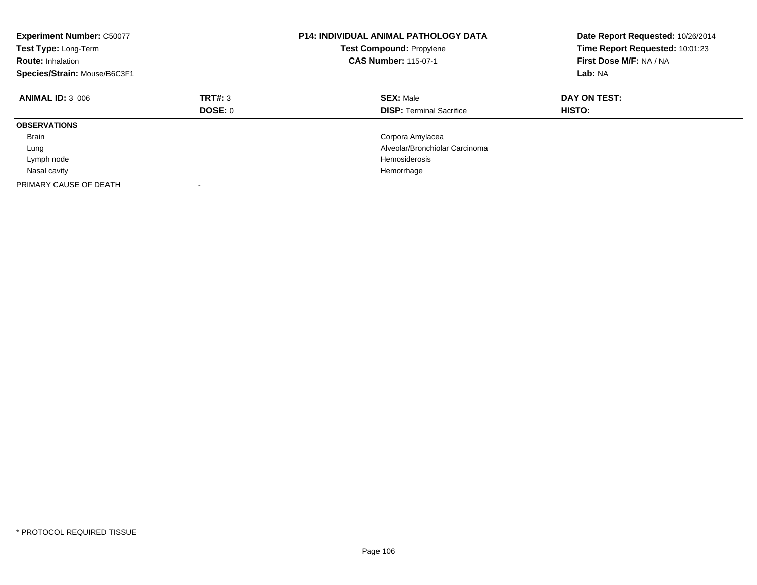**Experiment Number:** C50077
**Test Type:** Long-Term
**Route:** Inhalation
**Species/Strain:** Mouse/B6C3F1

**P14: INDIVIDUAL ANIMAL PATHOLOGY DATA**
**Test Compound:** Propylene
**CAS Number:** 115-07-1

**Date Report Requested:** 10/26/2014
**Time Report Requested:** 10:01:23
**First Dose M/F:** NA / NA
**Lab:** NA

| **ANIMAL ID:** 3_006 | **TRT#:** 3 | **SEX:** Male | **DAY ON TEST:** |
|---|---|---|---|
| | **DOSE:** 0 | **DISP:** Terminal Sacrifice | **HISTO:** |
| **OBSERVATIONS** | | | |
| Brain | | Corpora Amylacea | |
| Lung | | Alveolar/Bronchiolar Carcinoma | |
| Lymph node | | Hemosiderosis | |
| Nasal cavity | | Hemorrhage | |
| PRIMARY CAUSE OF DEATH | - | | |

* PROTOCOL REQUIRED TISSUE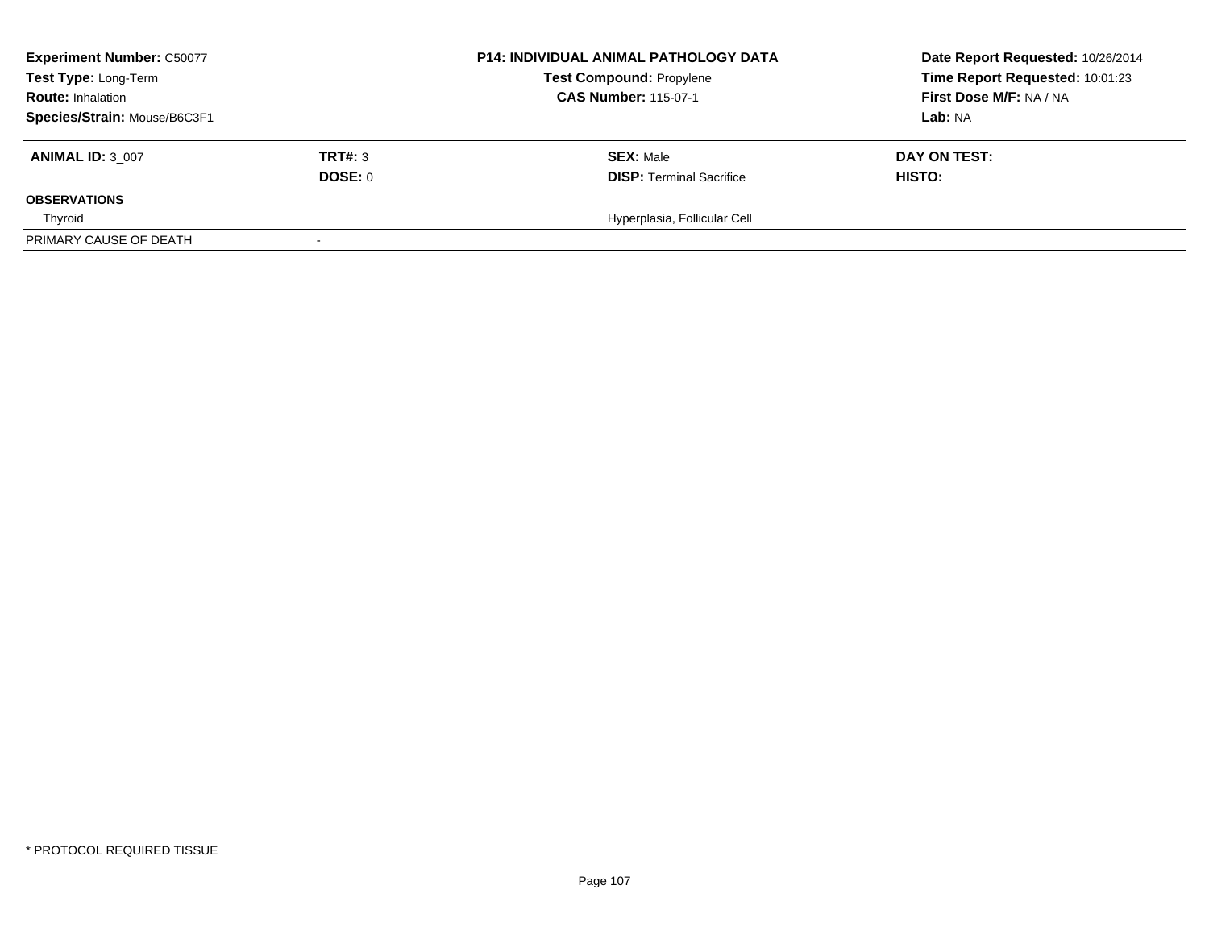**Experiment Number:** C50077
**Test Type:** Long-Term
**Route:** Inhalation
**Species/Strain:** Mouse/B6C3F1

**P14: INDIVIDUAL ANIMAL PATHOLOGY DATA**
**Test Compound:** Propylene
**CAS Number:** 115-07-1

**Date Report Requested:** 10/26/2014
**Time Report Requested:** 10:01:23
**First Dose M/F:** NA / NA
**Lab:** NA

| **ANIMAL ID:** 3_007 | **TRT#:** 3 | **SEX:** Male | **DAY ON TEST:** |
|---|---|---|---|
| | **DOSE:** 0 | **DISP:** Terminal Sacrifice | **HISTO:** |
| **OBSERVATIONS** | | | |
| Thyroid | | Hyperplasia, Follicular Cell | |
| PRIMARY CAUSE OF DEATH | - | | |

\* PROTOCOL REQUIRED TISSUE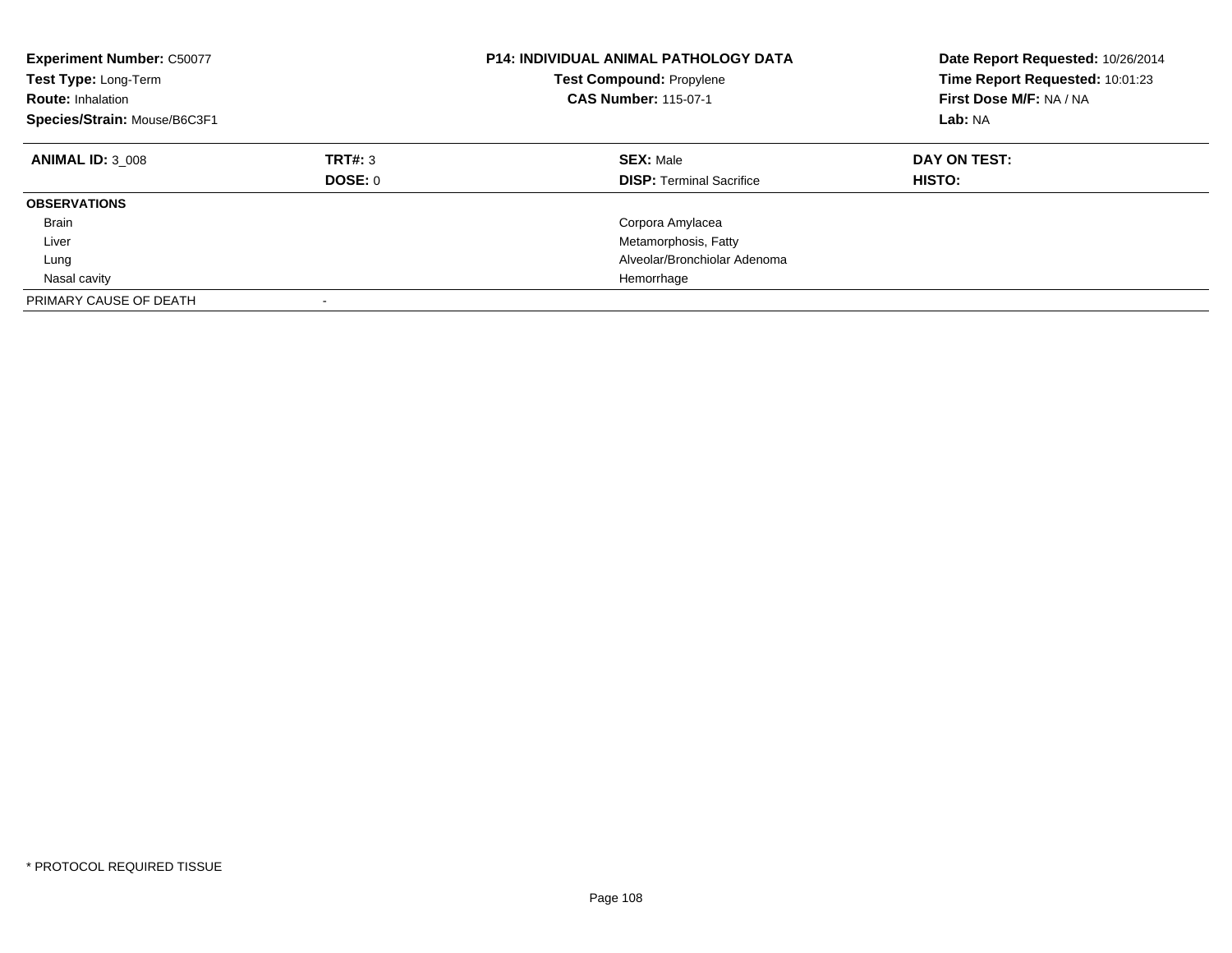**Experiment Number:** C50077
**Test Type:** Long-Term
**Route:** Inhalation
**Species/Strain:** Mouse/B6C3F1

**P14: INDIVIDUAL ANIMAL PATHOLOGY DATA**
**Test Compound:** Propylene
**CAS Number:** 115-07-1

**Date Report Requested:** 10/26/2014
**Time Report Requested:** 10:01:23
**First Dose M/F:** NA / NA
**Lab:** NA

| **ANIMAL ID:** 3_008 | **TRT#:** 3 | **SEX:** Male | **DAY ON TEST:** |
|---|---|---|---|
| | **DOSE:** 0 | **DISP:** Terminal Sacrifice | **HISTO:** |
| **OBSERVATIONS** | | | |
| Brain | | Corpora Amylacea | |
| Liver | | Metamorphosis, Fatty | |
| Lung | | Alveolar/Bronchiolar Adenoma | |
| Nasal cavity | | Hemorrhage | |
| PRIMARY CAUSE OF DEATH | - | | |

\* PROTOCOL REQUIRED TISSUE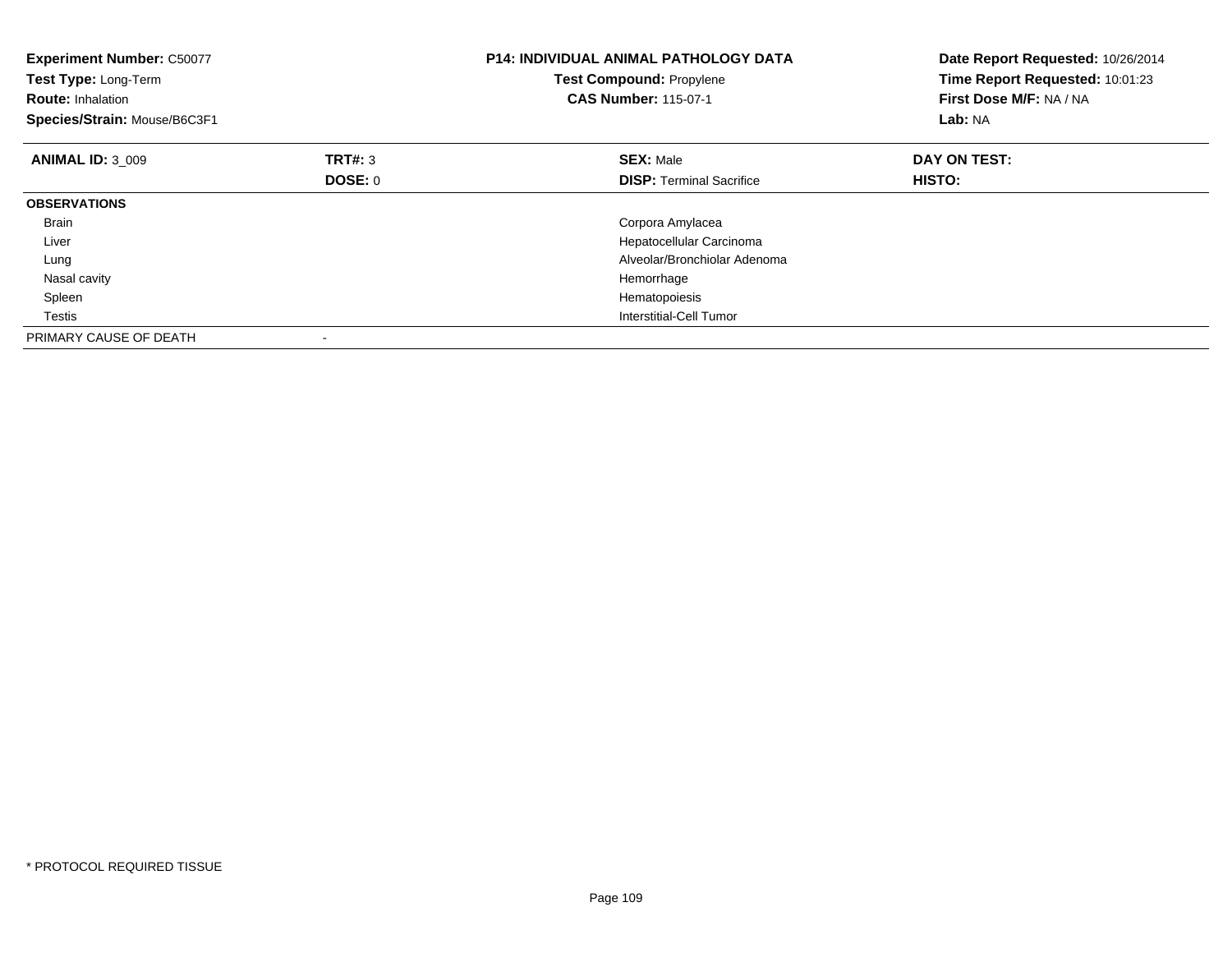**Experiment Number:** C50077
**Test Type:** Long-Term
**Route:** Inhalation
**Species/Strain:** Mouse/B6C3F1

**P14: INDIVIDUAL ANIMAL PATHOLOGY DATA**
**Test Compound:** Propylene
**CAS Number:** 115-07-1

**Date Report Requested:** 10/26/2014
**Time Report Requested:** 10:01:23
**First Dose M/F:** NA / NA
**Lab:** NA

| **ANIMAL ID:** 3_009 | **TRT#:** 3 | **SEX:** Male | **DAY ON TEST:** |
|---|---|---|---|
| | **DOSE:** 0 | **DISP:** Terminal Sacrifice | **HISTO:** |
| **OBSERVATIONS** | | | |
| Brain | | Corpora Amylacea | |
| Liver | | Hepatocellular Carcinoma | |
| Lung | | Alveolar/Bronchiolar Adenoma | |
| Nasal cavity | | Hemorrhage | |
| Spleen | | Hematopoiesis | |
| Testis | | Interstitial-Cell Tumor | |
| PRIMARY CAUSE OF DEATH | - | | |

* PROTOCOL REQUIRED TISSUE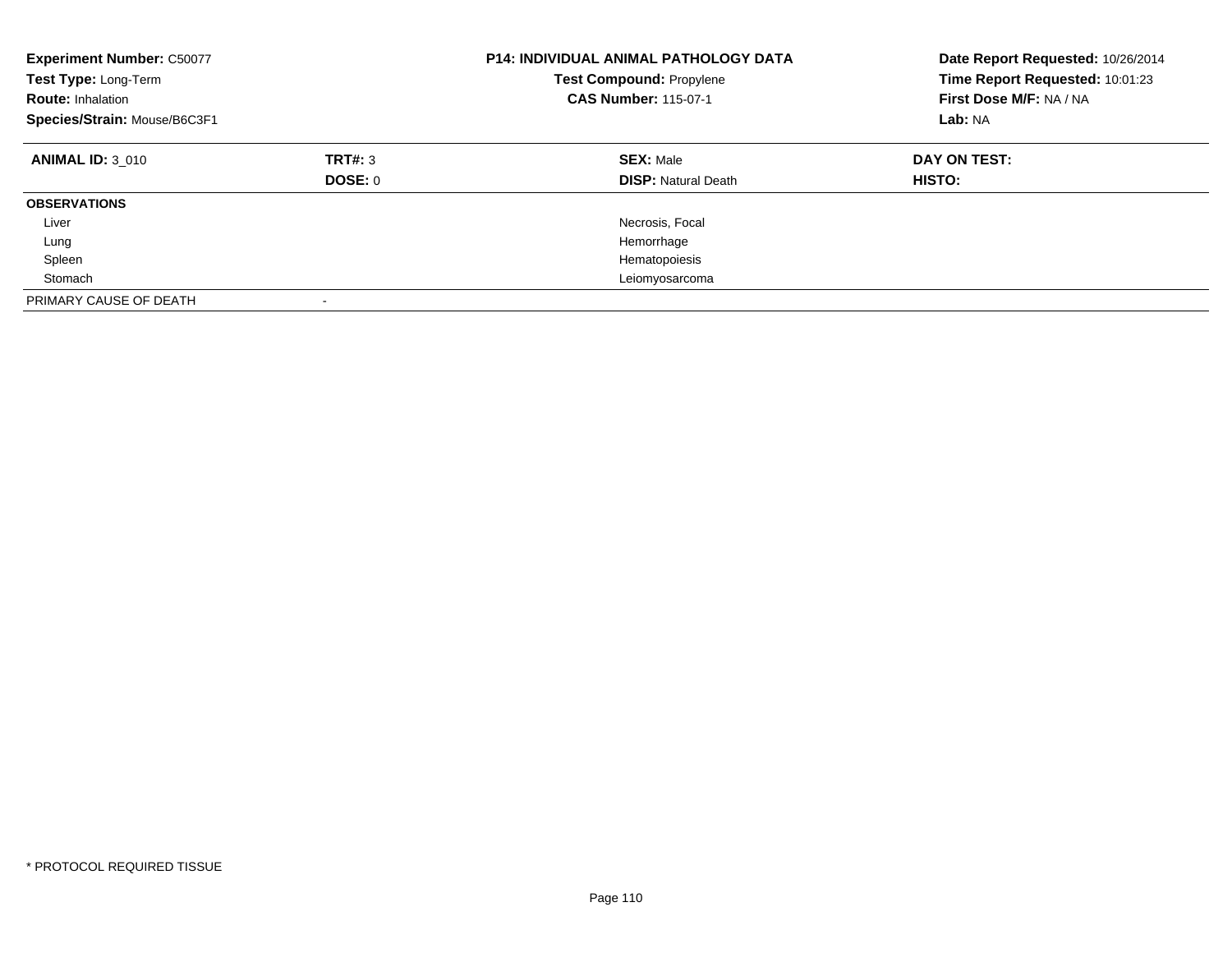| **Experiment Number:** C50077 | **P14: INDIVIDUAL ANIMAL PATHOLOGY DATA** | **Date Report Requested:** 10/26/2014 |
|---|---|---|
| **Test Type:** Long-Term | **Test Compound:** Propylene | **Time Report Requested:** 10:01:23 |
| **Route:** Inhalation | **CAS Number:** 115-07-1 | **First Dose M/F:** NA / NA |
| **Species/Strain:** Mouse/B6C3F1 | | **Lab:** NA |

| **ANIMAL ID:** 3_010 | **TRT#:** 3 | **SEX:** Male | **DAY ON TEST:** |
|---|---|---|---|
| | **DOSE:** 0 | **DISP:** Natural Death | **HISTO:** |
| **OBSERVATIONS** | | | |
| Liver | | Necrosis, Focal | |
| Lung | | Hemorrhage | |
| Spleen | | Hematopoiesis | |
| Stomach | | Leiomyosarcoma | |
| PRIMARY CAUSE OF DEATH | - | | |

* PROTOCOL REQUIRED TISSUE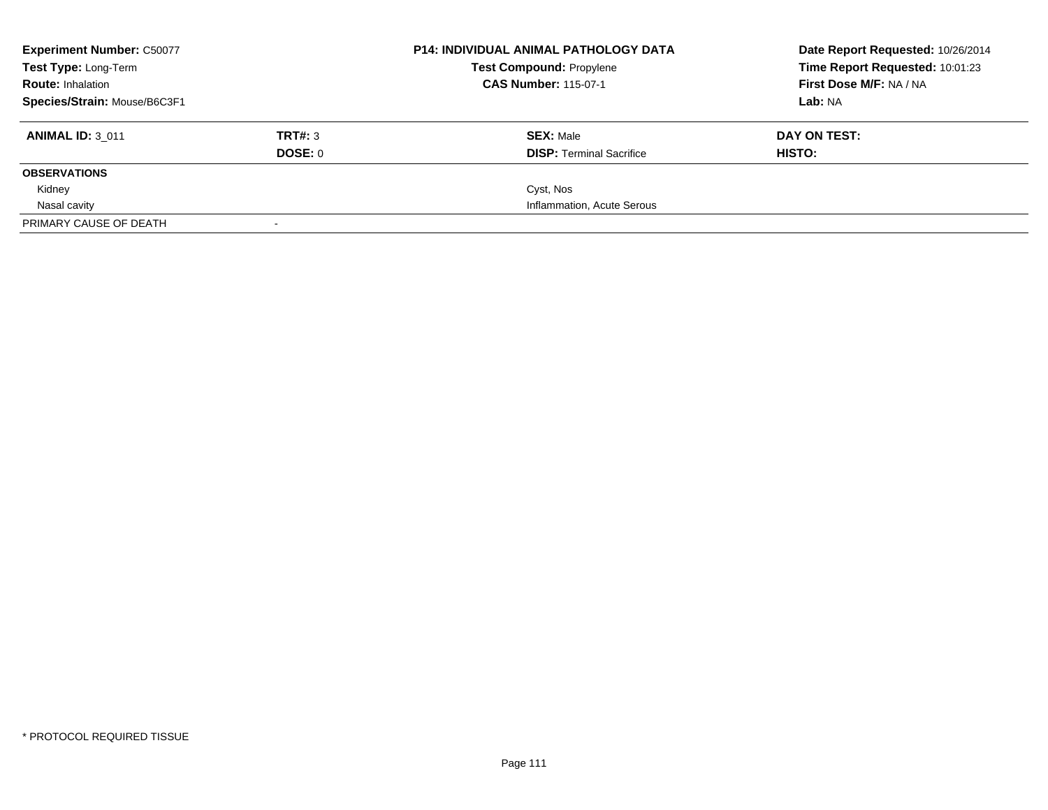**Experiment Number:** C50077
**Test Type:** Long-Term
**Route:** Inhalation
**Species/Strain:** Mouse/B6C3F1

**P14: INDIVIDUAL ANIMAL PATHOLOGY DATA**
**Test Compound:** Propylene
**CAS Number:** 115-07-1

**Date Report Requested:** 10/26/2014
**Time Report Requested:** 10:01:23
**First Dose M/F:** NA / NA
**Lab:** NA

| **ANIMAL ID:** 3_011 | **TRT#:** 3 | **SEX:** Male | **DAY ON TEST:** |
|---|---|---|---|
| | **DOSE:** 0 | **DISP:** Terminal Sacrifice | **HISTO:** |
| **OBSERVATIONS** | | | |
| Kidney | | Cyst, Nos | |
| Nasal cavity | | Inflammation, Acute Serous | |
| PRIMARY CAUSE OF DEATH | - | | |

* PROTOCOL REQUIRED TISSUE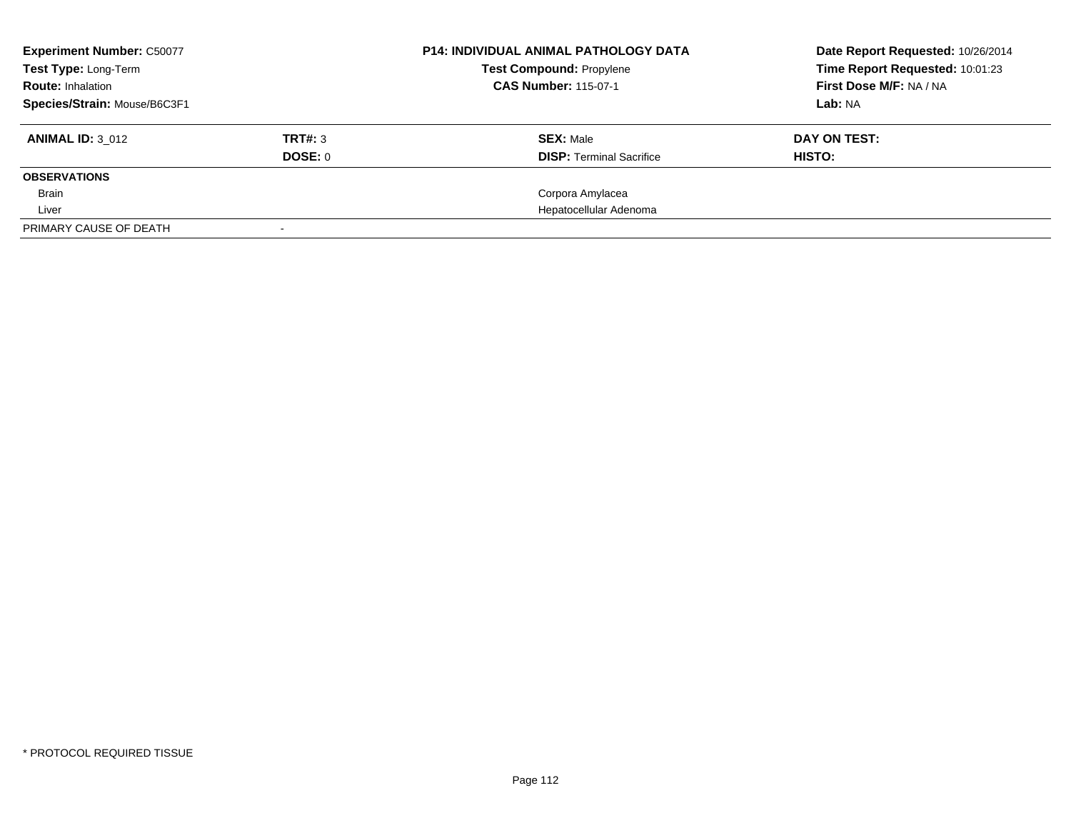**Experiment Number:** C50077
**Test Type:** Long-Term
**Route:** Inhalation
**Species/Strain:** Mouse/B6C3F1

**P14: INDIVIDUAL ANIMAL PATHOLOGY DATA**
**Test Compound:** Propylene
**CAS Number:** 115-07-1

**Date Report Requested:** 10/26/2014
**Time Report Requested:** 10:01:23
**First Dose M/F:** NA / NA
**Lab:** NA

| **ANIMAL ID:** 3_012 | **TRT#:** 3 | **SEX:** Male | **DAY ON TEST:** |
|---|---|---|---|
| | **DOSE:** 0 | **DISP:** Terminal Sacrifice | **HISTO:** |
| **OBSERVATIONS** | | | |
| Brain | | Corpora Amylacea | |
| Liver | | Hepatocellular Adenoma | |
| PRIMARY CAUSE OF DEATH | - | | |

* PROTOCOL REQUIRED TISSUE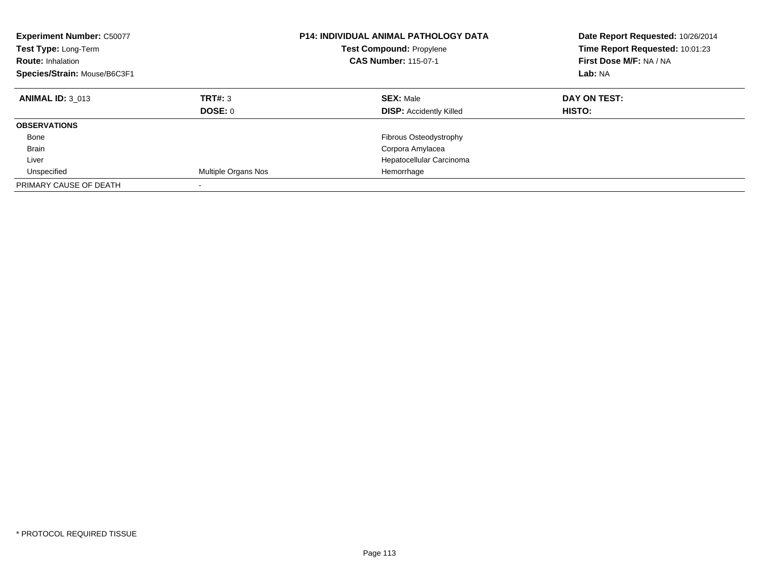**Experiment Number:** C50077
**Test Type:** Long-Term
**Route:** Inhalation
**Species/Strain:** Mouse/B6C3F1

**P14: INDIVIDUAL ANIMAL PATHOLOGY DATA**
**Test Compound:** Propylene
**CAS Number:** 115-07-1

**Date Report Requested:** 10/26/2014
**Time Report Requested:** 10:01:23
**First Dose M/F:** NA / NA
**Lab:** NA

| **ANIMAL ID:** 3_013 | **TRT#:** 3 | **SEX:** Male | **DAY ON TEST:** |
|---|---|---|---|
| | **DOSE:** 0 | **DISP:** Accidently Killed | **HISTO:** |
| **OBSERVATIONS** | | | |
| Bone | | Fibrous Osteodystrophy | |
| Brain | | Corpora Amylacea | |
| Liver | | Hepatocellular Carcinoma | |
| Unspecified | Multiple Organs Nos | Hemorrhage | |
| PRIMARY CAUSE OF DEATH | - | | |

* PROTOCOL REQUIRED TISSUE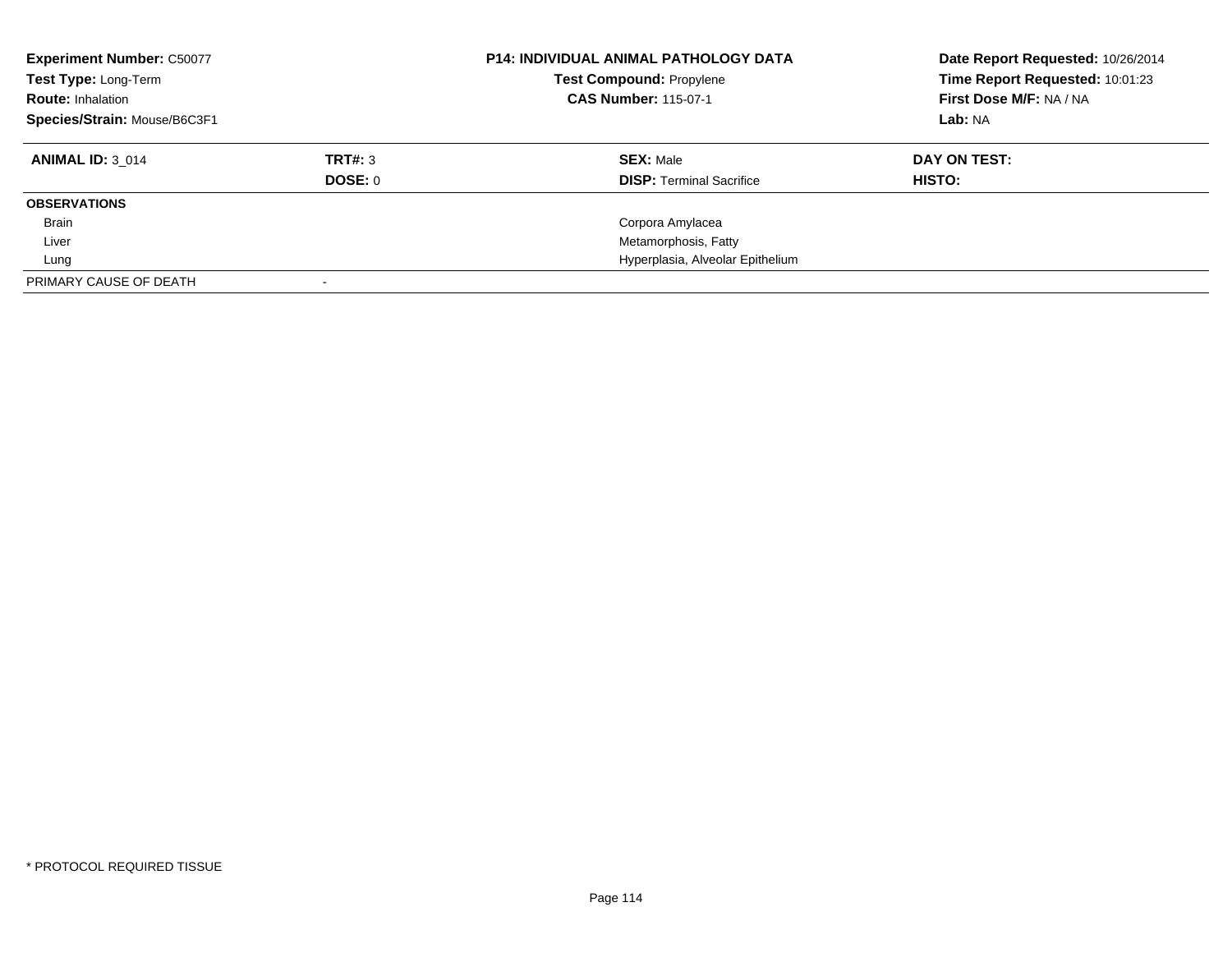**Experiment Number:** C50077
**Test Type:** Long-Term
**Route:** Inhalation
**Species/Strain:** Mouse/B6C3F1

**P14: INDIVIDUAL ANIMAL PATHOLOGY DATA**
**Test Compound:** Propylene
**CAS Number:** 115-07-1

**Date Report Requested:** 10/26/2014
**Time Report Requested:** 10:01:23
**First Dose M/F:** NA / NA
**Lab:** NA

| **ANIMAL ID:** 3_014 | **TRT#:** 3 | **SEX:** Male | **DAY ON TEST:** |
|---|---|---|---|
| | **DOSE:** 0 | **DISP:** Terminal Sacrifice | **HISTO:** |
| **OBSERVATIONS** | | | |
| Brain | | Corpora Amylacea | |
| Liver | | Metamorphosis, Fatty | |
| Lung | | Hyperplasia, Alveolar Epithelium | |
| PRIMARY CAUSE OF DEATH | - | | |

* PROTOCOL REQUIRED TISSUE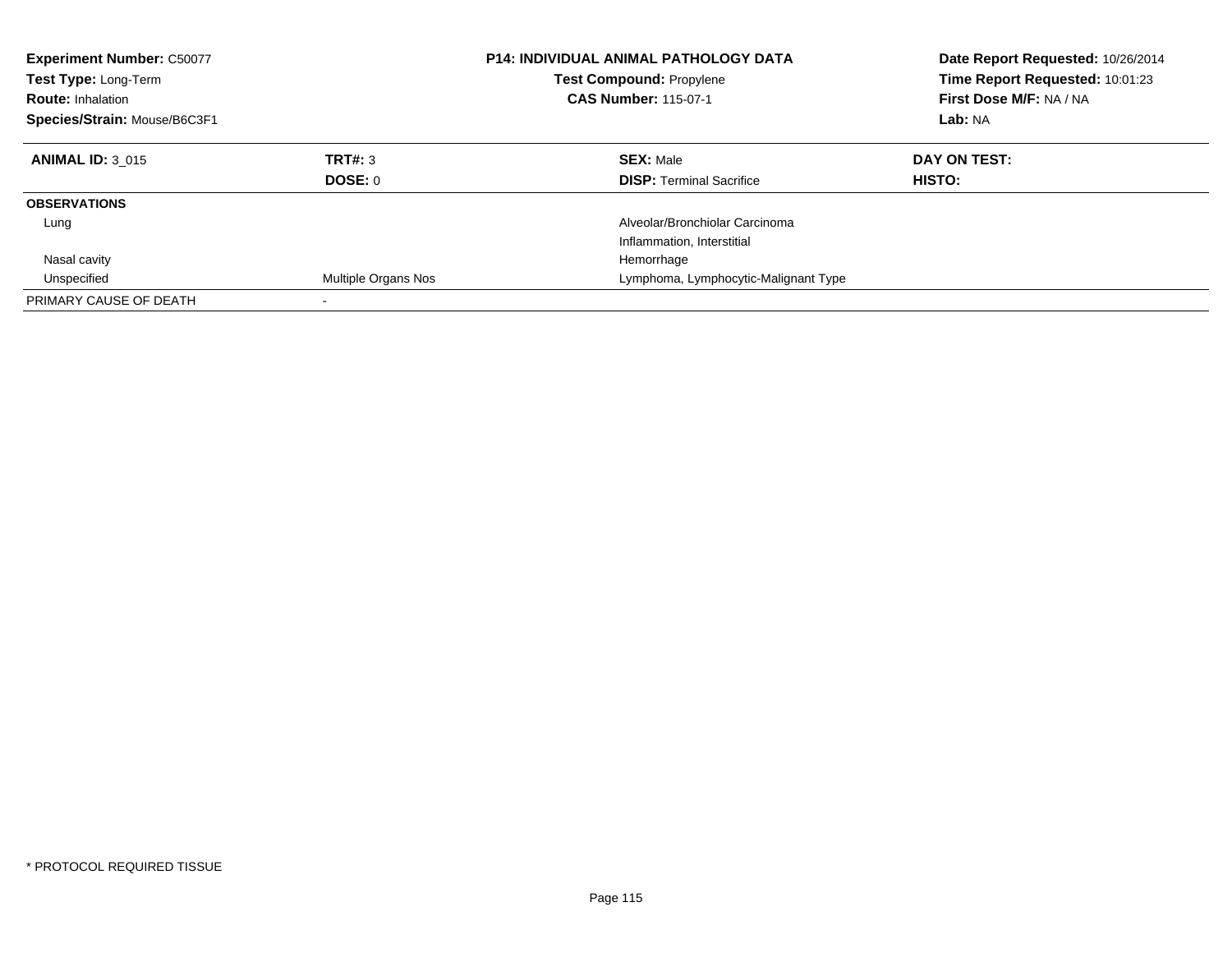**Experiment Number:** C50077
**Test Type:** Long-Term
**Route:** Inhalation
**Species/Strain:** Mouse/B6C3F1

**P14: INDIVIDUAL ANIMAL PATHOLOGY DATA**
**Test Compound:** Propylene
**CAS Number:** 115-07-1

**Date Report Requested:** 10/26/2014
**Time Report Requested:** 10:01:23
**First Dose M/F:** NA / NA
**Lab:** NA

| **ANIMAL ID:** 3_015 | **TRT#:** 3 | **SEX:** Male | **DAY ON TEST:** |
|---|---|---|---|
| | **DOSE:** 0 | **DISP:** Terminal Sacrifice | **HISTO:** |
| **OBSERVATIONS** | | | |
| Lung | | Alveolar/Bronchiolar Carcinoma | |
| | | Inflammation, Interstitial | |
| Nasal cavity | | Hemorrhage | |
| Unspecified | Multiple Organs Nos | Lymphoma, Lymphocytic-Malignant Type | |
| PRIMARY CAUSE OF DEATH | - | | |

* PROTOCOL REQUIRED TISSUE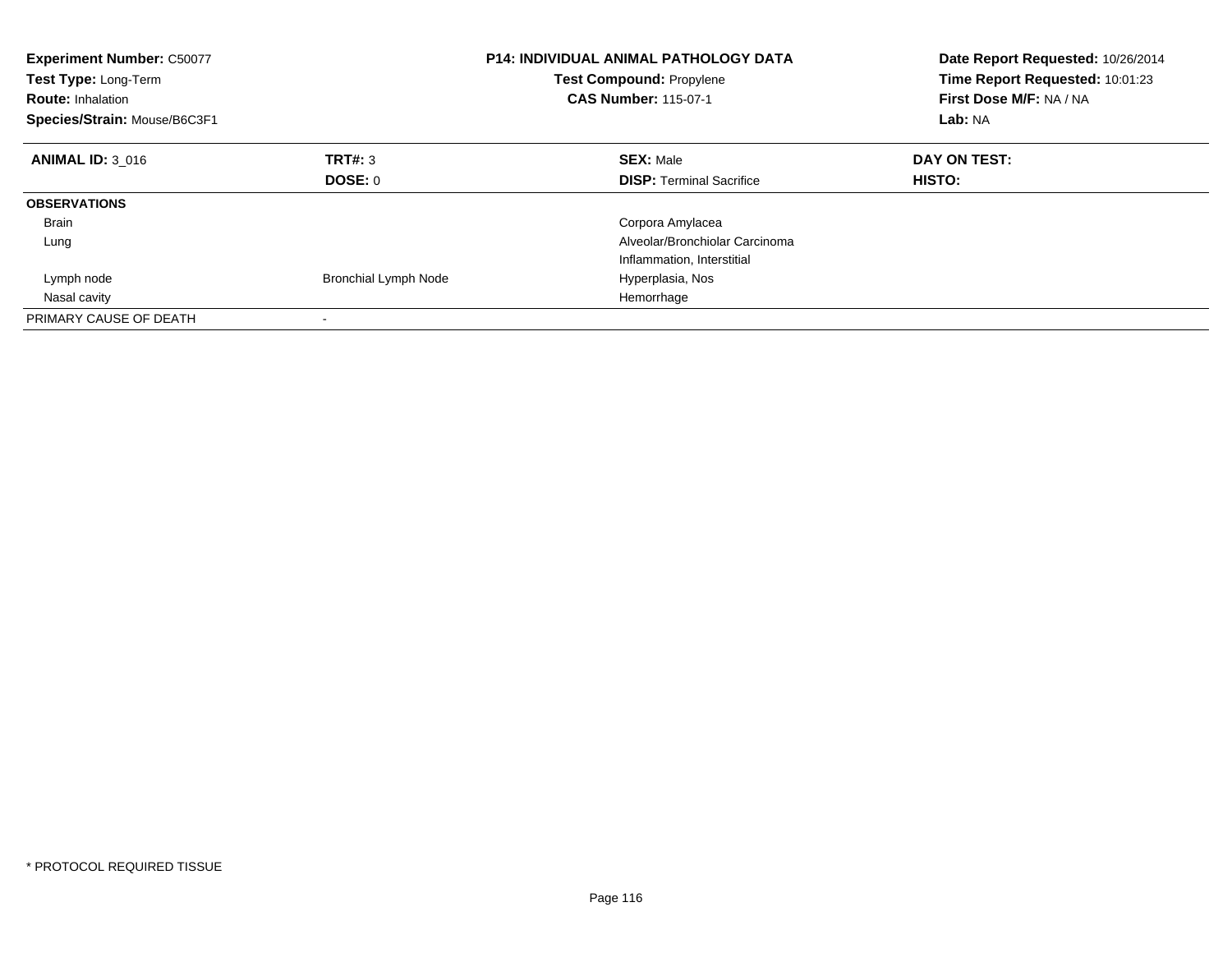**Experiment Number:** C50077
**Test Type:** Long-Term
**Route:** Inhalation
**Species/Strain:** Mouse/B6C3F1

**P14: INDIVIDUAL ANIMAL PATHOLOGY DATA**
**Test Compound:** Propylene
**CAS Number:** 115-07-1

**Date Report Requested:** 10/26/2014
**Time Report Requested:** 10:01:23
**First Dose M/F:** NA / NA
**Lab:** NA

| **ANIMAL ID:** 3_016 | **TRT#:** 3 | **SEX:** Male | **DAY ON TEST:** |
|---|---|---|---|
| | **DOSE:** 0 | **DISP:** Terminal Sacrifice | **HISTO:** |
| **OBSERVATIONS** | | | |
| Brain | | Corpora Amylacea | |
| Lung | | Alveolar/Bronchiolar Carcinoma | |
| | | Inflammation, Interstitial | |
| Lymph node | Bronchial Lymph Node | Hyperplasia, Nos | |
| Nasal cavity | | Hemorrhage | |
| PRIMARY CAUSE OF DEATH | - | | |

* PROTOCOL REQUIRED TISSUE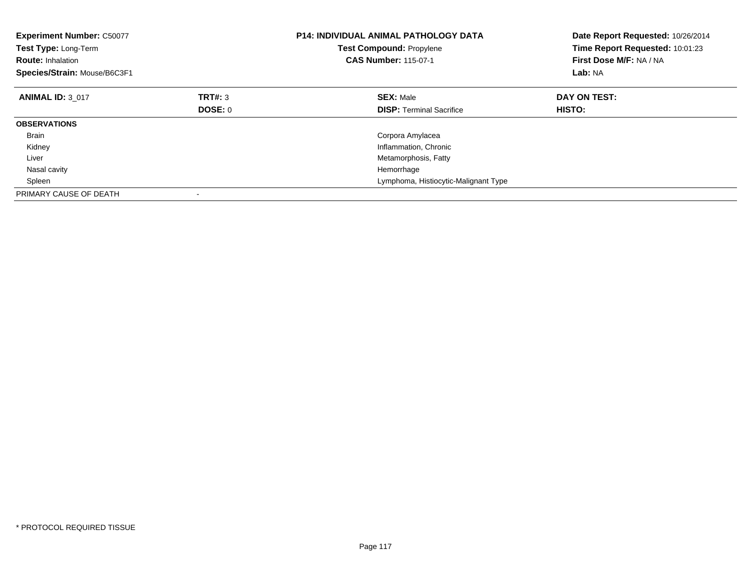**Experiment Number:** C50077
**Test Type:** Long-Term
**Route:** Inhalation
**Species/Strain:** Mouse/B6C3F1

**P14: INDIVIDUAL ANIMAL PATHOLOGY DATA**
**Test Compound:** Propylene
**CAS Number:** 115-07-1

**Date Report Requested:** 10/26/2014
**Time Report Requested:** 10:01:23
**First Dose M/F:** NA / NA
**Lab:** NA

| **ANIMAL ID:** 3_017 | **TRT#:** 3 | **SEX:** Male | **DAY ON TEST:** |
|---|---|---|---|
| | **DOSE:** 0 | **DISP:** Terminal Sacrifice | **HISTO:** |
| **OBSERVATIONS** | | | |
| Brain | | Corpora Amylacea | |
| Kidney | | Inflammation, Chronic | |
| Liver | | Metamorphosis, Fatty | |
| Nasal cavity | | Hemorrhage | |
| Spleen | | Lymphoma, Histiocytic-Malignant Type | |
| PRIMARY CAUSE OF DEATH | - | | |

* PROTOCOL REQUIRED TISSUE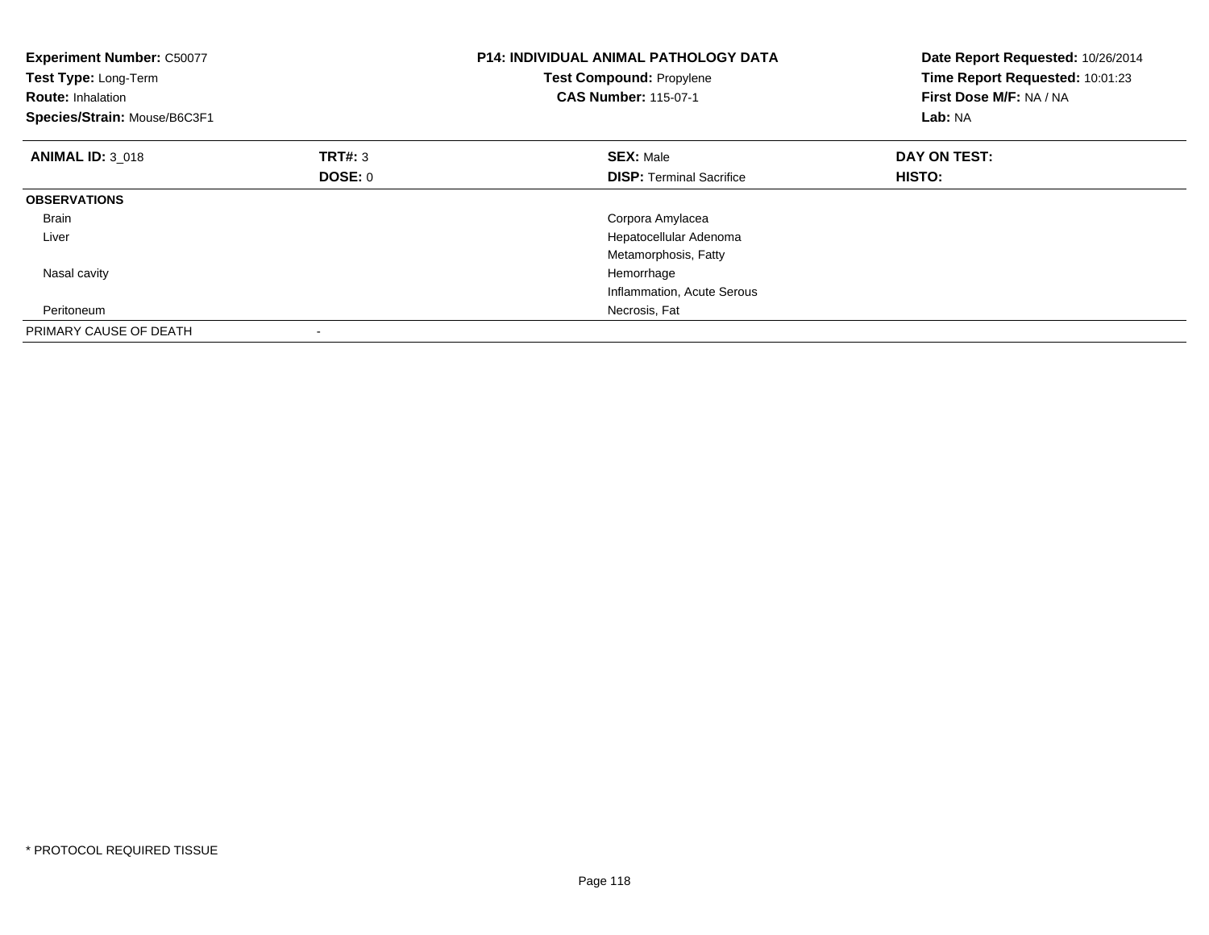**Experiment Number:** C50077
**Test Type:** Long-Term
**Route:** Inhalation
**Species/Strain:** Mouse/B6C3F1

**P14: INDIVIDUAL ANIMAL PATHOLOGY DATA**
**Test Compound:** Propylene
**CAS Number:** 115-07-1

**Date Report Requested:** 10/26/2014
**Time Report Requested:** 10:01:23
**First Dose M/F:** NA / NA
**Lab:** NA

| **ANIMAL ID:** 3_018 | **TRT#:** 3 | **SEX:** Male | **DAY ON TEST:** |
|---|---|---|---|
| | **DOSE:** 0 | **DISP:** Terminal Sacrifice | **HISTO:** |
| **OBSERVATIONS** | | | |
| Brain | | Corpora Amylacea | |
| Liver | | Hepatocellular Adenoma | |
| | | Metamorphosis, Fatty | |
| Nasal cavity | | Hemorrhage | |
| | | Inflammation, Acute Serous | |
| Peritoneum | | Necrosis, Fat | |
| PRIMARY CAUSE OF DEATH | - | | |

* PROTOCOL REQUIRED TISSUE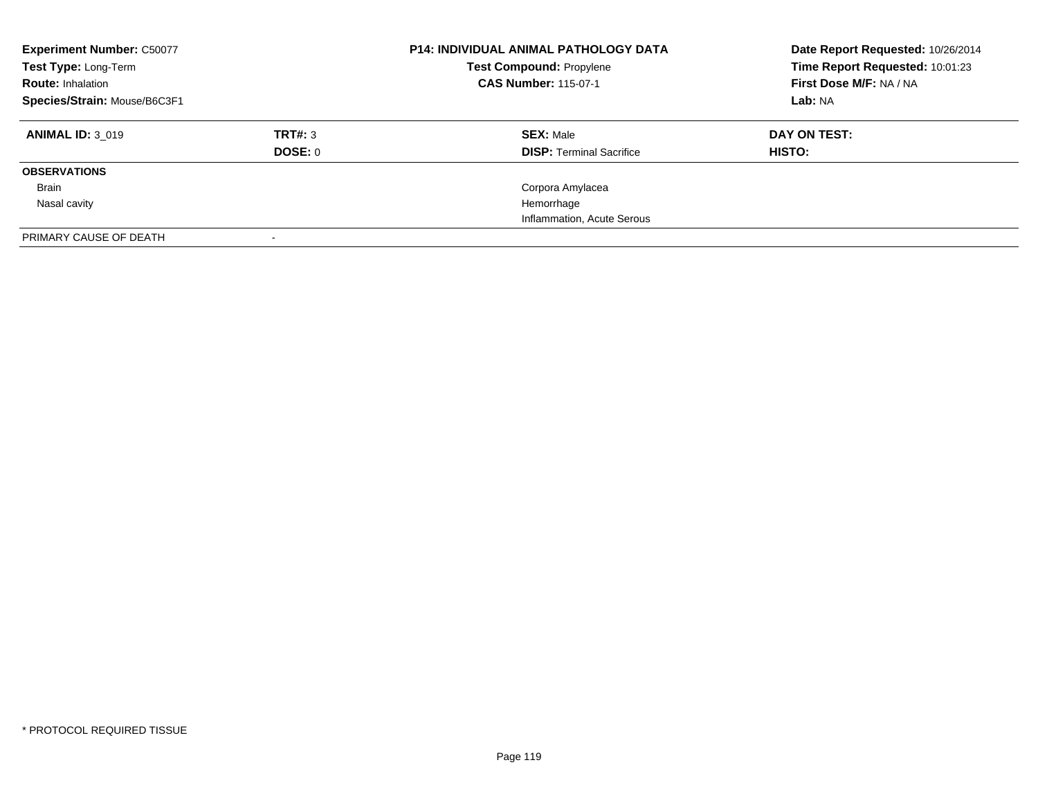**Experiment Number:** C50077
**Test Type:** Long-Term
**Route:** Inhalation
**Species/Strain:** Mouse/B6C3F1

**P14: INDIVIDUAL ANIMAL PATHOLOGY DATA**
**Test Compound:** Propylene
**CAS Number:** 115-07-1

**Date Report Requested:** 10/26/2014
**Time Report Requested:** 10:01:23
**First Dose M/F:** NA / NA
**Lab:** NA

| **ANIMAL ID:** 3_019 | **TRT#:** 3 | **SEX:** Male | **DAY ON TEST:** |
|---|---|---|---|
| | **DOSE:** 0 | **DISP:** Terminal Sacrifice | **HISTO:** |
| **OBSERVATIONS** | | | |
| Brain | | Corpora Amylacea | |
| Nasal cavity | | Hemorrhage | |
| | | Inflammation, Acute Serous | |
| PRIMARY CAUSE OF DEATH | - | | |

* PROTOCOL REQUIRED TISSUE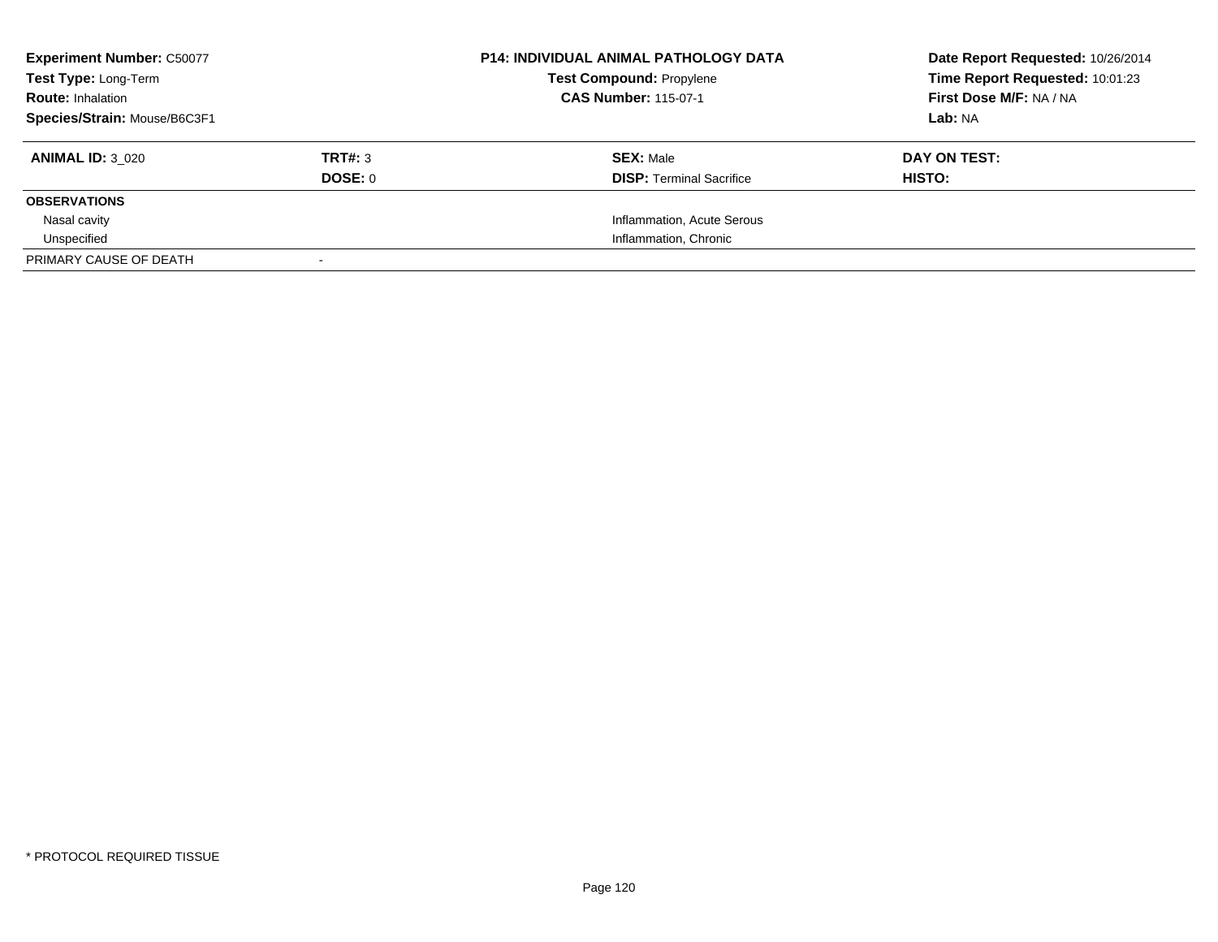**Experiment Number:** C50077
**Test Type:** Long-Term
**Route:** Inhalation
**Species/Strain:** Mouse/B6C3F1

**P14: INDIVIDUAL ANIMAL PATHOLOGY DATA**
**Test Compound:** Propylene
**CAS Number:** 115-07-1

**Date Report Requested:** 10/26/2014
**Time Report Requested:** 10:01:23
**First Dose M/F:** NA / NA
**Lab:** NA

| **ANIMAL ID:** 3_020 | **TRT#:** 3 | **SEX:** Male | **DAY ON TEST:** |
|---|---|---|---|
| | **DOSE:** 0 | **DISP:** Terminal Sacrifice | **HISTO:** |
| **OBSERVATIONS** | | | |
| Nasal cavity | | Inflammation, Acute Serous | |
| Unspecified | | Inflammation, Chronic | |
| PRIMARY CAUSE OF DEATH | - | | |

* PROTOCOL REQUIRED TISSUE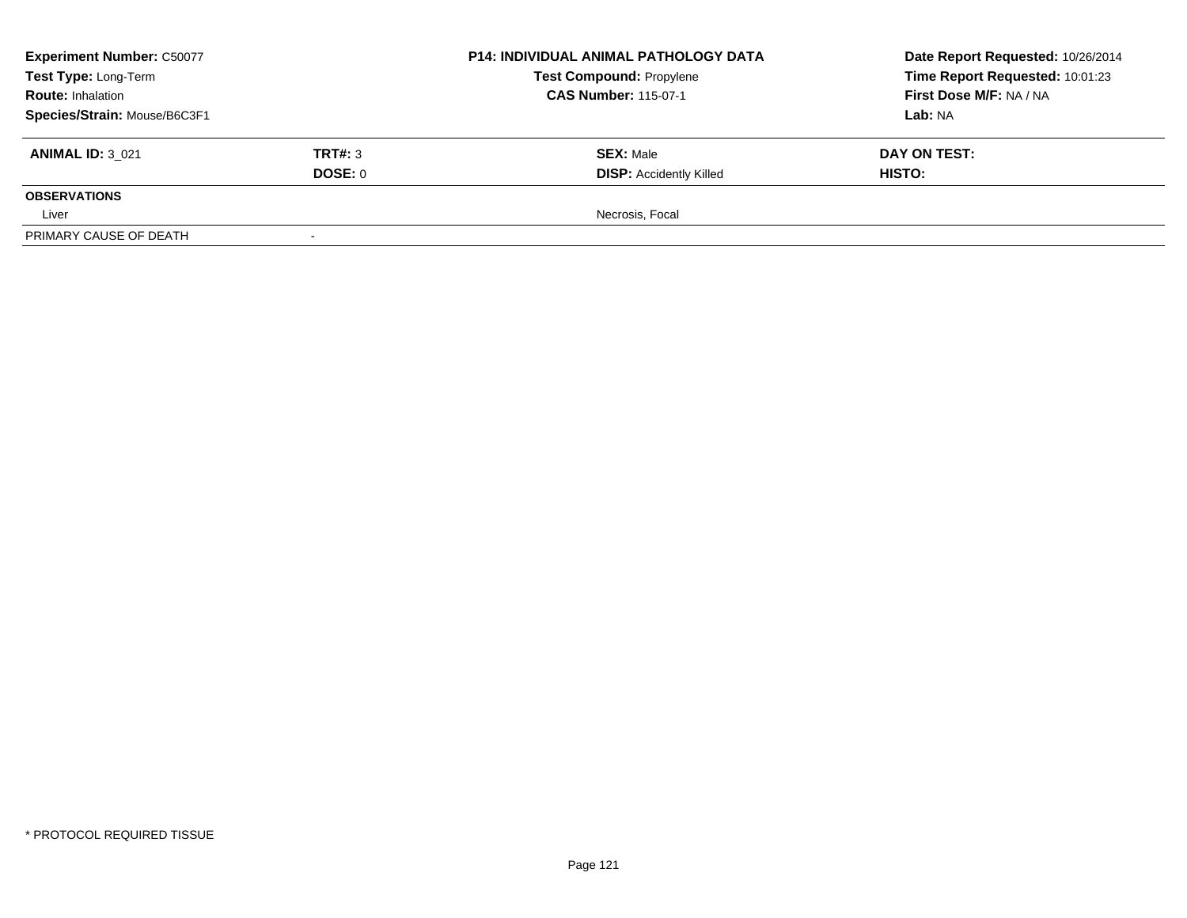**Experiment Number:** C50077
**Test Type:** Long-Term
**Route:** Inhalation
**Species/Strain:** Mouse/B6C3F1

**P14: INDIVIDUAL ANIMAL PATHOLOGY DATA**
**Test Compound:** Propylene
**CAS Number:** 115-07-1

**Date Report Requested:** 10/26/2014
**Time Report Requested:** 10:01:23
**First Dose M/F:** NA / NA
**Lab:** NA

| **ANIMAL ID:** 3_021 | **TRT#:** 3 | **SEX:** Male | **DAY ON TEST:** |
|---|---|---|---|
| | **DOSE:** 0 | **DISP:** Accidently Killed | **HISTO:** |
| **OBSERVATIONS** | | | |
| Liver | | Necrosis, Focal | |
| PRIMARY CAUSE OF DEATH | - | | |

\* PROTOCOL REQUIRED TISSUE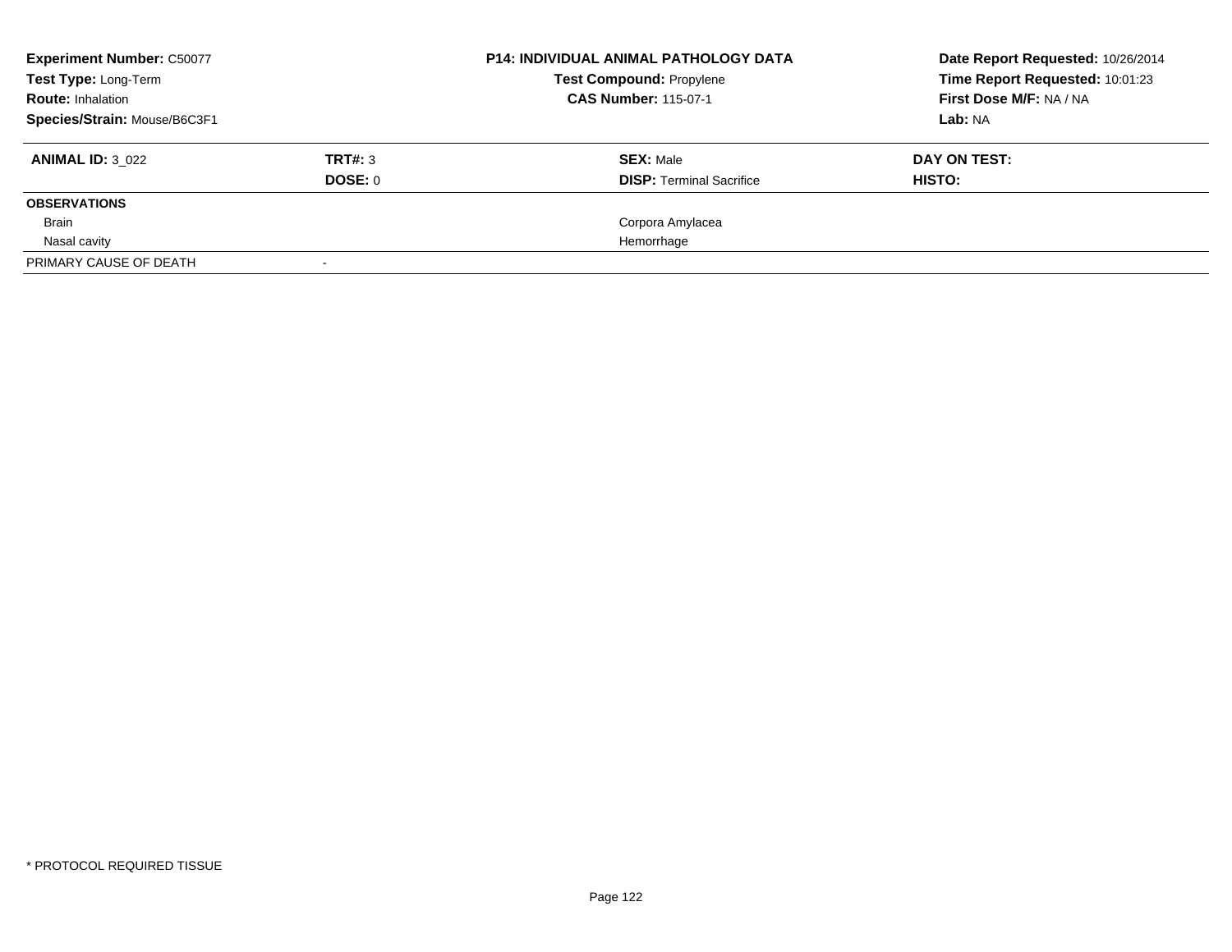| **Experiment Number:** C50077 | | **P14: INDIVIDUAL ANIMAL PATHOLOGY DATA** | **Date Report Requested:** 10/26/2014 |
|---|---|---|---|
| **Test Type:** Long-Term | | **Test Compound:** Propylene | **Time Report Requested:** 10:01:23 |
| **Route:** Inhalation | | **CAS Number:** 115-07-1 | **First Dose M/F:** NA / NA |
| **Species/Strain:** Mouse/B6C3F1 | | | **Lab:** NA |

| **ANIMAL ID:** 3_022 | **TRT#:** 3 | **SEX:** Male | **DAY ON TEST:** |
|---|---|---|---|
| | **DOSE:** 0 | **DISP:** Terminal Sacrifice | **HISTO:** |
| **OBSERVATIONS** | | | |
| Brain | | Corpora Amylacea | |
| Nasal cavity | | Hemorrhage | |
| PRIMARY CAUSE OF DEATH | - | | |

* PROTOCOL REQUIRED TISSUE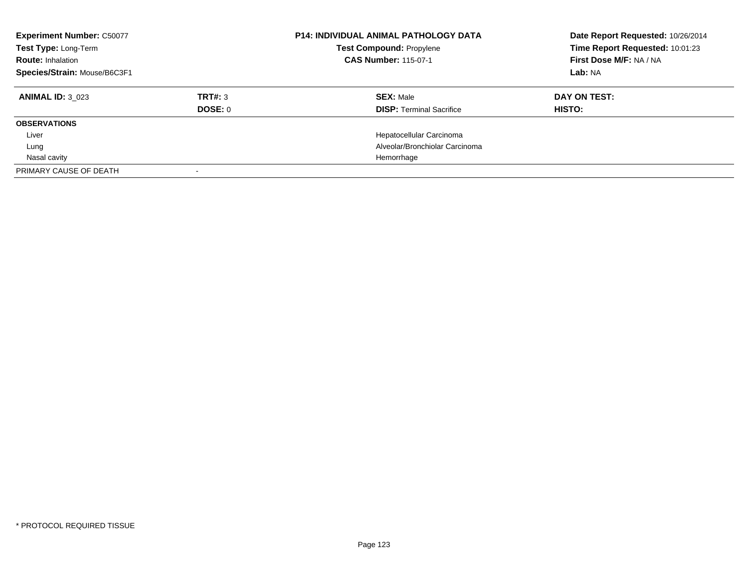**Experiment Number:** C50077
**Test Type:** Long-Term
**Route:** Inhalation
**Species/Strain:** Mouse/B6C3F1

**P14: INDIVIDUAL ANIMAL PATHOLOGY DATA**
**Test Compound:** Propylene
**CAS Number:** 115-07-1

**Date Report Requested:** 10/26/2014
**Time Report Requested:** 10:01:23
**First Dose M/F:** NA / NA
**Lab:** NA

| **ANIMAL ID:** 3_023 | **TRT#:** 3 | **SEX:** Male | **DAY ON TEST:** |
|---|---|---|---|
| | **DOSE:** 0 | **DISP:** Terminal Sacrifice | **HISTO:** |
| **OBSERVATIONS** | | | |
| Liver | | Hepatocellular Carcinoma | |
| Lung | | Alveolar/Bronchiolar Carcinoma | |
| Nasal cavity | | Hemorrhage | |
| PRIMARY CAUSE OF DEATH | - | | |

* PROTOCOL REQUIRED TISSUE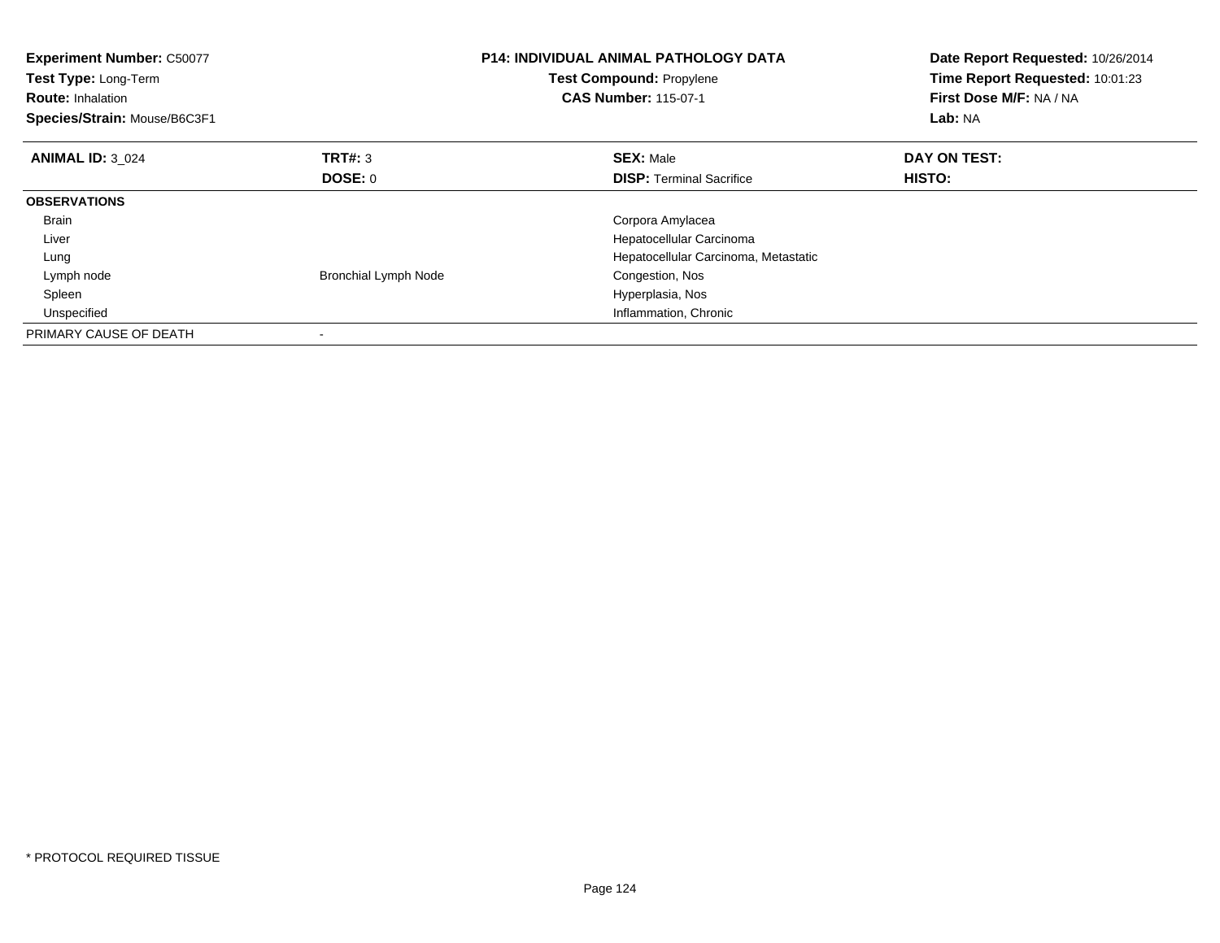**Experiment Number:** C50077
**Test Type:** Long-Term
**Route:** Inhalation
**Species/Strain:** Mouse/B6C3F1

**P14: INDIVIDUAL ANIMAL PATHOLOGY DATA**
**Test Compound:** Propylene
**CAS Number:** 115-07-1

**Date Report Requested:** 10/26/2014
**Time Report Requested:** 10:01:23
**First Dose M/F:** NA / NA
**Lab:** NA

| **ANIMAL ID:** 3_024 | **TRT#:** 3 | **SEX:** Male | **DAY ON TEST:** |
|---|---|---|---|
| | **DOSE:** 0 | **DISP:** Terminal Sacrifice | **HISTO:** |
| **OBSERVATIONS** | | | |
| Brain | | Corpora Amylacea | |
| Liver | | Hepatocellular Carcinoma | |
| Lung | | Hepatocellular Carcinoma, Metastatic | |
| Lymph node | Bronchial Lymph Node | Congestion, Nos | |
| Spleen | | Hyperplasia, Nos | |
| Unspecified | | Inflammation, Chronic | |
| PRIMARY CAUSE OF DEATH | - | | |

* PROTOCOL REQUIRED TISSUE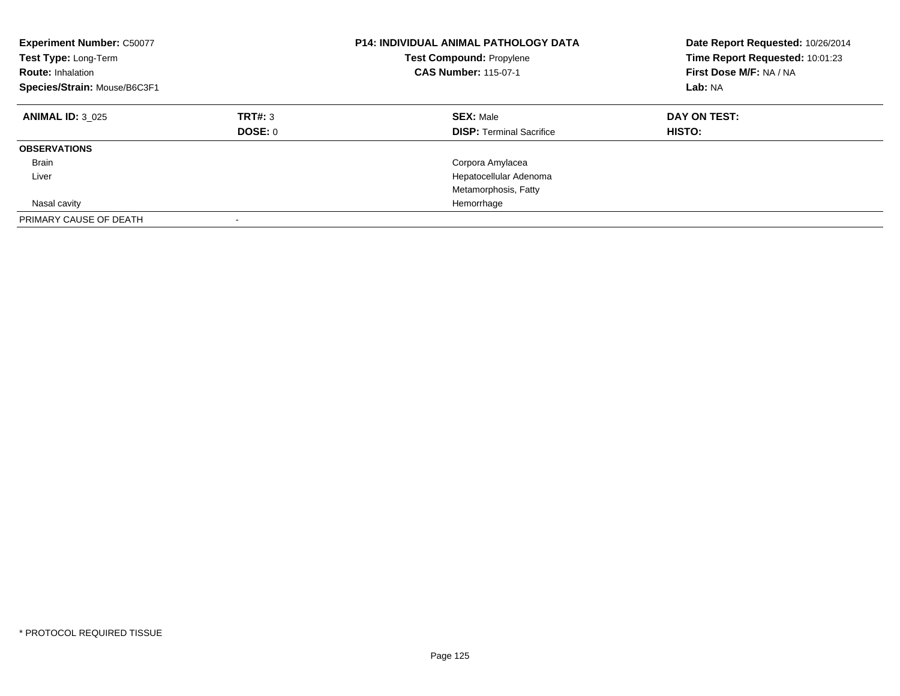**Experiment Number:** C50077
**Test Type:** Long-Term
**Route:** Inhalation
**Species/Strain:** Mouse/B6C3F1

**P14: INDIVIDUAL ANIMAL PATHOLOGY DATA**
**Test Compound:** Propylene
**CAS Number:** 115-07-1

**Date Report Requested:** 10/26/2014
**Time Report Requested:** 10:01:23
**First Dose M/F:** NA / NA
**Lab:** NA

| **ANIMAL ID:** 3_025 | **TRT#:** 3 | **SEX:** Male | **DAY ON TEST:** |
|---|---|---|---|
| | **DOSE:** 0 | **DISP:** Terminal Sacrifice | **HISTO:** |
| **OBSERVATIONS** | | | |
| Brain | | Corpora Amylacea | |
| Liver | | Hepatocellular Adenoma | |
| | | Metamorphosis, Fatty | |
| Nasal cavity | | Hemorrhage | |
| PRIMARY CAUSE OF DEATH | - | | |

* PROTOCOL REQUIRED TISSUE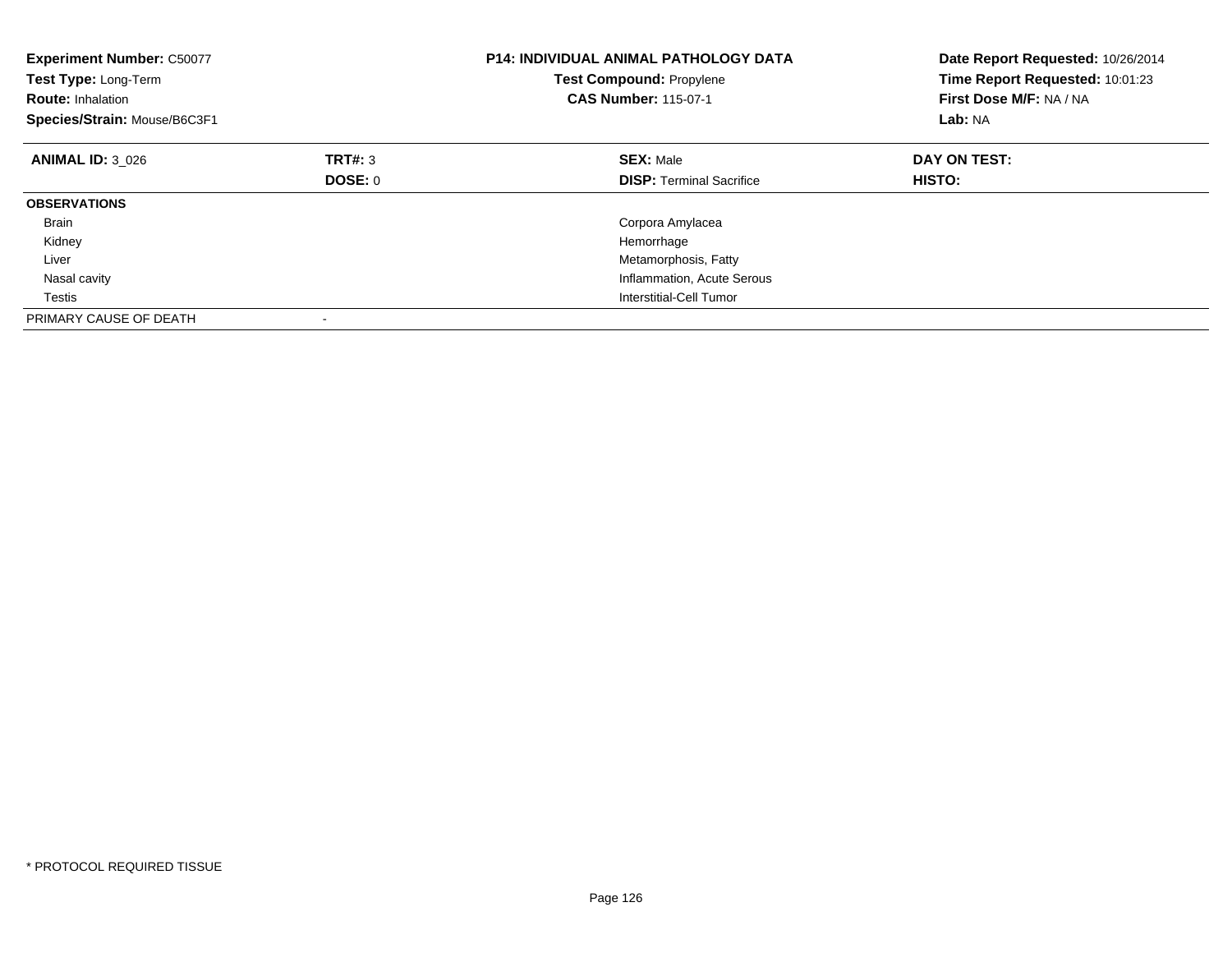**Experiment Number:** C50077
**Test Type:** Long-Term
**Route:** Inhalation
**Species/Strain:** Mouse/B6C3F1

**P14: INDIVIDUAL ANIMAL PATHOLOGY DATA**
**Test Compound:** Propylene
**CAS Number:** 115-07-1

**Date Report Requested:** 10/26/2014
**Time Report Requested:** 10:01:23
**First Dose M/F:** NA / NA
**Lab:** NA

| **ANIMAL ID:** 3_026 | **TRT#:** 3 | **SEX:** Male | **DAY ON TEST:** |
|---|---|---|---|
| | **DOSE:** 0 | **DISP:** Terminal Sacrifice | **HISTO:** |
| **OBSERVATIONS** | | | |
| Brain | | Corpora Amylacea | |
| Kidney | | Hemorrhage | |
| Liver | | Metamorphosis, Fatty | |
| Nasal cavity | | Inflammation, Acute Serous | |
| Testis | | Interstitial-Cell Tumor | |
| PRIMARY CAUSE OF DEATH | - | | |

* PROTOCOL REQUIRED TISSUE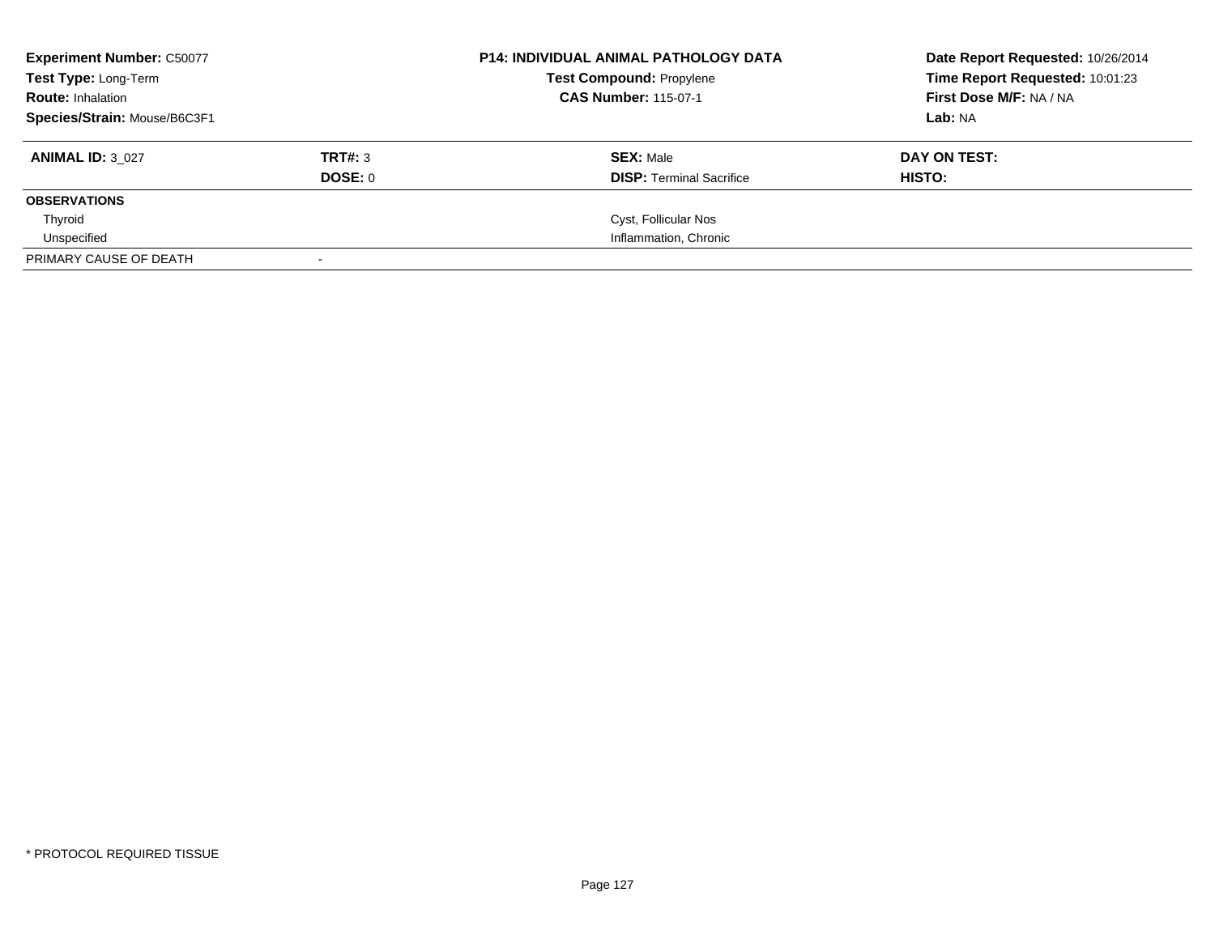| **Experiment Number:** C50077 | **P14: INDIVIDUAL ANIMAL PATHOLOGY DATA** | **Date Report Requested:** 10/26/2014 |
|---|---|---|
| **Test Type:** Long-Term | **Test Compound:** Propylene | **Time Report Requested:** 10:01:23 |
| **Route:** Inhalation | **CAS Number:** 115-07-1 | **First Dose M/F:** NA / NA |
| **Species/Strain:** Mouse/B6C3F1 | | **Lab:** NA |

| **ANIMAL ID:** 3_027 | **TRT#:** 3 | **SEX:** Male | **DAY ON TEST:** |
|---|---|---|---|
| | **DOSE:** 0 | **DISP:** Terminal Sacrifice | **HISTO:** |
| **OBSERVATIONS** | | | |
| Thyroid | | Cyst, Follicular Nos | |
| Unspecified | | Inflammation, Chronic | |
| PRIMARY CAUSE OF DEATH | - | | |

* PROTOCOL REQUIRED TISSUE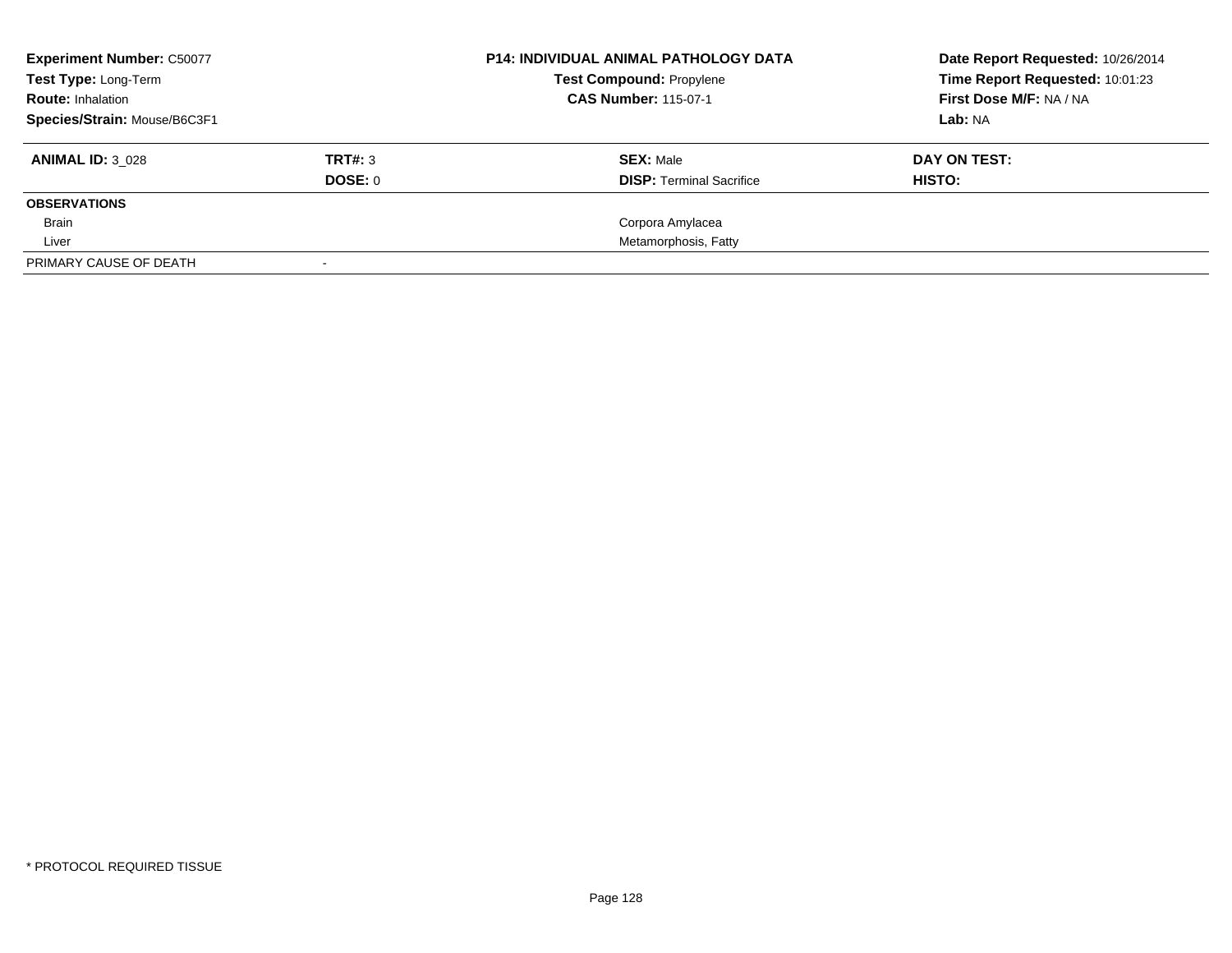| **Experiment Number:** C50077 | | **P14: INDIVIDUAL ANIMAL PATHOLOGY DATA** | **Date Report Requested:** 10/26/2014 |
|---|---|---|---|
| **Test Type:** Long-Term | | **Test Compound:** Propylene | **Time Report Requested:** 10:01:23 |
| **Route:** Inhalation | | **CAS Number:** 115-07-1 | **First Dose M/F:** NA / NA |
| **Species/Strain:** Mouse/B6C3F1 | | | **Lab:** NA |

| **ANIMAL ID:** 3_028 | **TRT#:** 3 | **SEX:** Male | **DAY ON TEST:** |
|---|---|---|---|
| | **DOSE:** 0 | **DISP:** Terminal Sacrifice | **HISTO:** |
| **OBSERVATIONS** | | | |
| Brain | | Corpora Amylacea | |
| Liver | | Metamorphosis, Fatty | |
| PRIMARY CAUSE OF DEATH | - | | |

* PROTOCOL REQUIRED TISSUE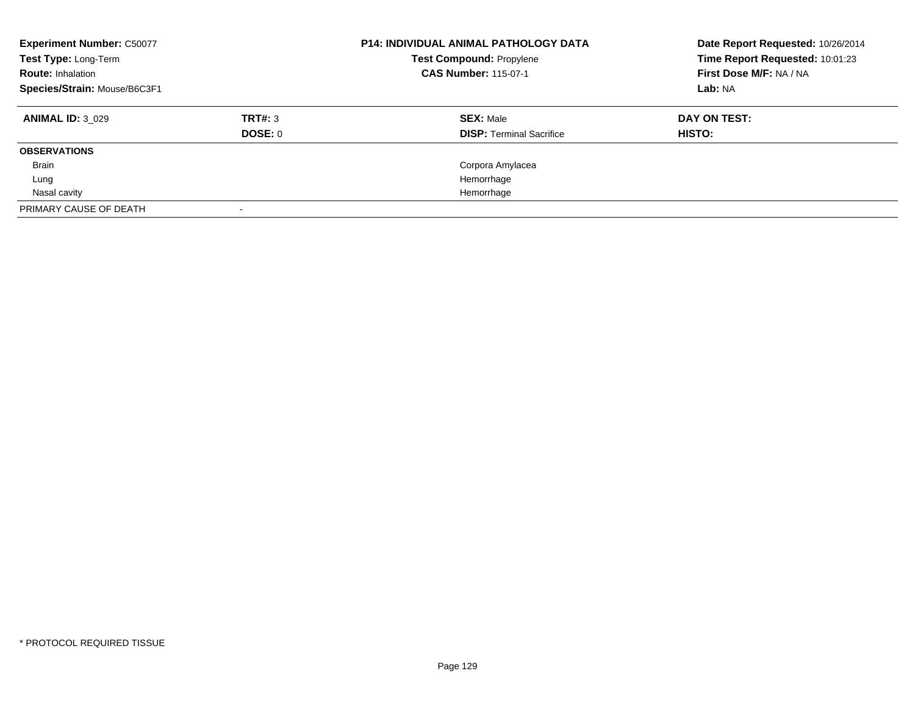**Experiment Number:** C50077
**Test Type:** Long-Term
**Route:** Inhalation
**Species/Strain:** Mouse/B6C3F1

**P14: INDIVIDUAL ANIMAL PATHOLOGY DATA**
**Test Compound:** Propylene
**CAS Number:** 115-07-1

**Date Report Requested:** 10/26/2014
**Time Report Requested:** 10:01:23
**First Dose M/F:** NA / NA
**Lab:** NA

| **ANIMAL ID:** 3_029 | **TRT#:** 3 | **SEX:** Male | **DAY ON TEST:** |
|---|---|---|---|
| | **DOSE:** 0 | **DISP:** Terminal Sacrifice | **HISTO:** |
| **OBSERVATIONS** | | | |
| Brain | | Corpora Amylacea | |
| Lung | | Hemorrhage | |
| Nasal cavity | | Hemorrhage | |
| PRIMARY CAUSE OF DEATH | - | | |

* PROTOCOL REQUIRED TISSUE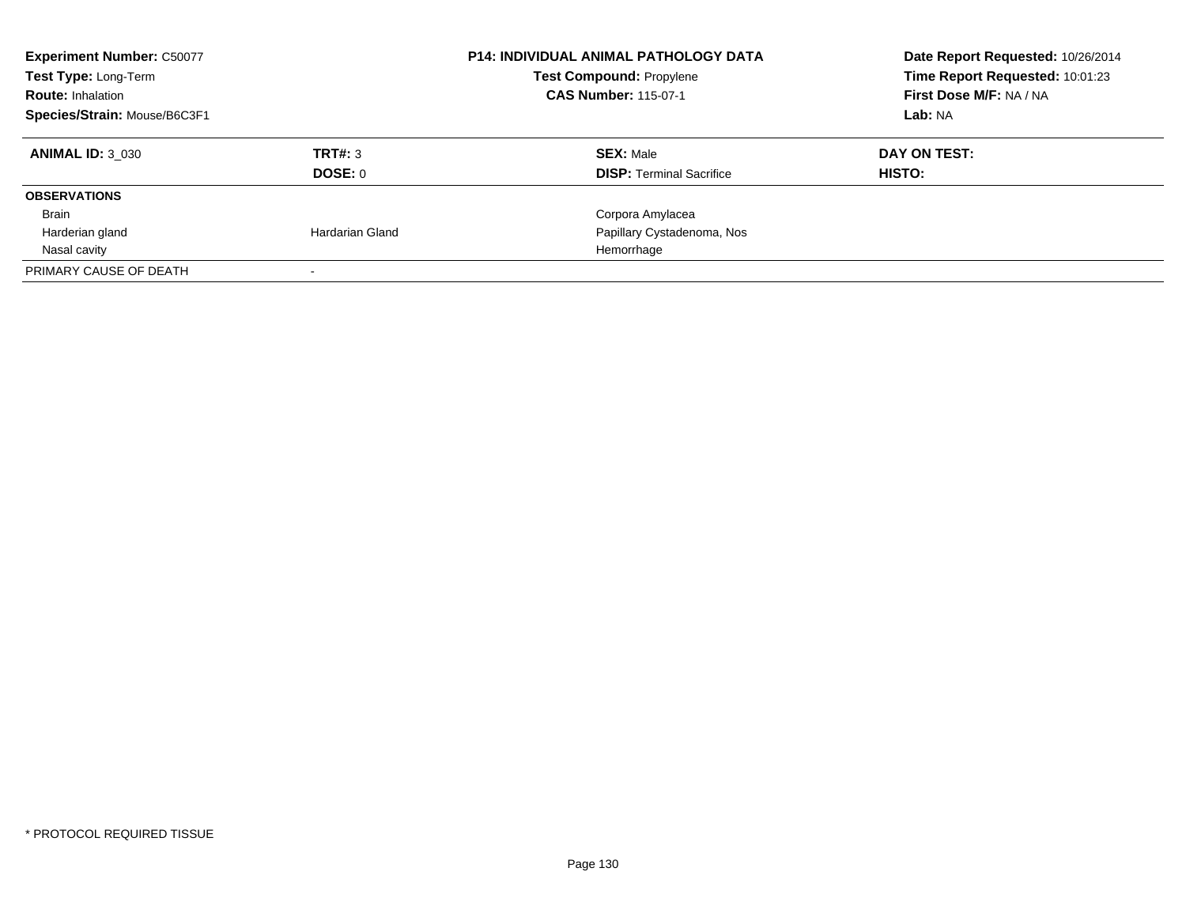**Experiment Number:** C50077
**Test Type:** Long-Term
**Route:** Inhalation
**Species/Strain:** Mouse/B6C3F1

**P14: INDIVIDUAL ANIMAL PATHOLOGY DATA**
**Test Compound:** Propylene
**CAS Number:** 115-07-1

**Date Report Requested:** 10/26/2014
**Time Report Requested:** 10:01:23
**First Dose M/F:** NA / NA
**Lab:** NA

| **ANIMAL ID:** 3_030 | **TRT#:** 3 | **SEX:** Male | **DAY ON TEST:** |
|---|---|---|---|
| | **DOSE:** 0 | **DISP:** Terminal Sacrifice | **HISTO:** |
| **OBSERVATIONS** | | | |
| Brain | | Corpora Amylacea | |
| Harderian gland | Hardarian Gland | Papillary Cystadenoma, Nos | |
| Nasal cavity | | Hemorrhage | |
| PRIMARY CAUSE OF DEATH | - | | |

* PROTOCOL REQUIRED TISSUE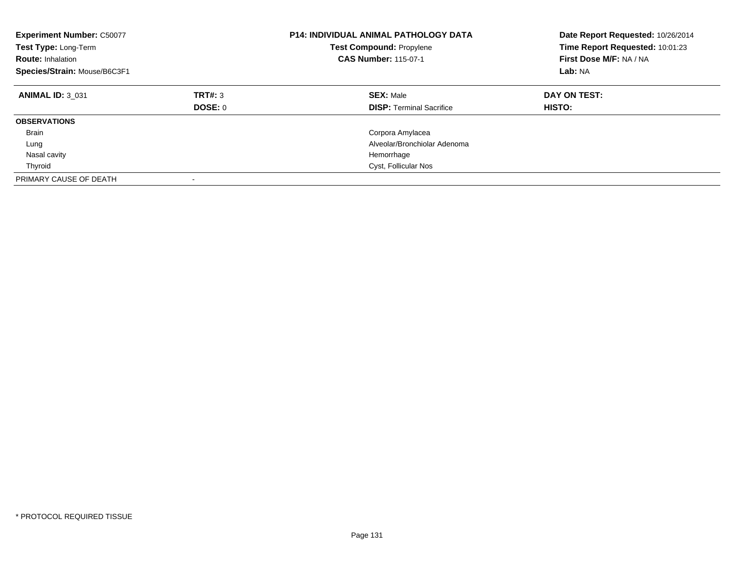**Experiment Number:** C50077
**Test Type:** Long-Term
**Route:** Inhalation
**Species/Strain:** Mouse/B6C3F1

**P14: INDIVIDUAL ANIMAL PATHOLOGY DATA**
**Test Compound:** Propylene
**CAS Number:** 115-07-1

**Date Report Requested:** 10/26/2014
**Time Report Requested:** 10:01:23
**First Dose M/F:** NA / NA
**Lab:** NA

| **ANIMAL ID:** 3_031 | **TRT#:** 3 | **SEX:** Male | **DAY ON TEST:** |
|---|---|---|---|
| | **DOSE:** 0 | **DISP:** Terminal Sacrifice | **HISTO:** |
| **OBSERVATIONS** | | | |
| Brain | | Corpora Amylacea | |
| Lung | | Alveolar/Bronchiolar Adenoma | |
| Nasal cavity | | Hemorrhage | |
| Thyroid | | Cyst, Follicular Nos | |
| PRIMARY CAUSE OF DEATH | - | | |

* PROTOCOL REQUIRED TISSUE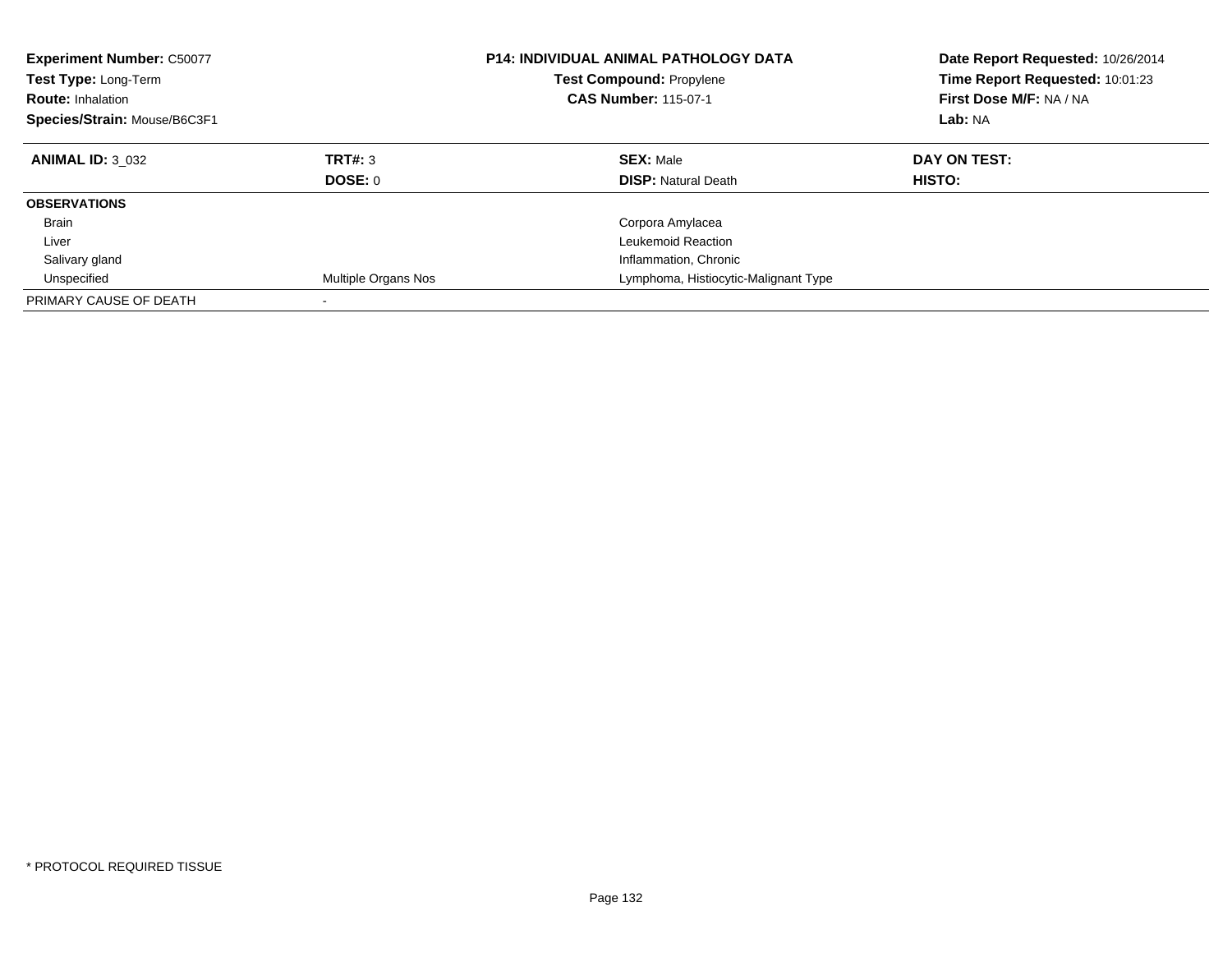**Experiment Number:** C50077
**Test Type:** Long-Term
**Route:** Inhalation
**Species/Strain:** Mouse/B6C3F1

**P14: INDIVIDUAL ANIMAL PATHOLOGY DATA**
**Test Compound:** Propylene
**CAS Number:** 115-07-1

**Date Report Requested:** 10/26/2014
**Time Report Requested:** 10:01:23
**First Dose M/F:** NA / NA
**Lab:** NA

| **ANIMAL ID:** 3_032 | **TRT#:** 3 | **SEX:** Male | **DAY ON TEST:** |
|---|---|---|---|
| | **DOSE:** 0 | **DISP:** Natural Death | **HISTO:** |
| **OBSERVATIONS** | | | |
| Brain | | Corpora Amylacea | |
| Liver | | Leukemoid Reaction | |
| Salivary gland | | Inflammation, Chronic | |
| Unspecified | Multiple Organs Nos | Lymphoma, Histiocytic-Malignant Type | |
| PRIMARY CAUSE OF DEATH | - | | |

* PROTOCOL REQUIRED TISSUE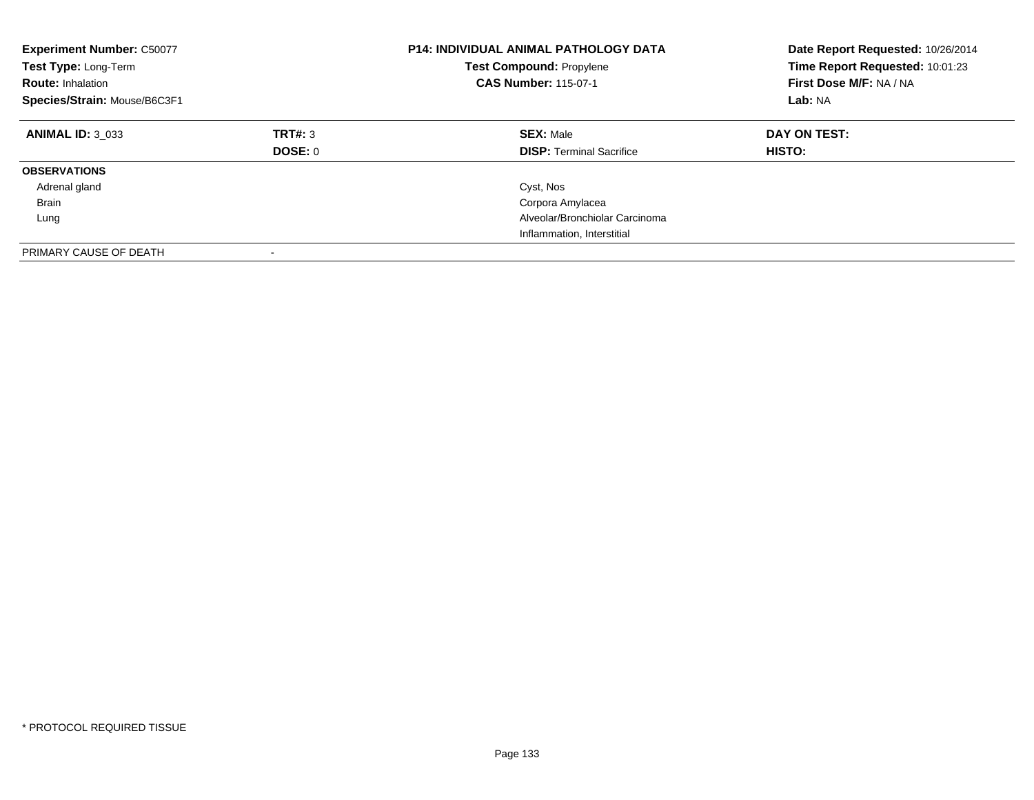**Experiment Number:** C50077
**Test Type:** Long-Term
**Route:** Inhalation
**Species/Strain:** Mouse/B6C3F1

**P14: INDIVIDUAL ANIMAL PATHOLOGY DATA**
**Test Compound:** Propylene
**CAS Number:** 115-07-1

**Date Report Requested:** 10/26/2014
**Time Report Requested:** 10:01:23
**First Dose M/F:** NA / NA
**Lab:** NA

| **ANIMAL ID:** 3_033 | **TRT#:** 3 | **SEX:** Male | **DAY ON TEST:** |
|---|---|---|---|
| | **DOSE:** 0 | **DISP:** Terminal Sacrifice | **HISTO:** |
| **OBSERVATIONS** | | | |
| Adrenal gland | | Cyst, Nos | |
| Brain | | Corpora Amylacea | |
| Lung | | Alveolar/Bronchiolar Carcinoma | |
| | | Inflammation, Interstitial | |
| PRIMARY CAUSE OF DEATH | - | | |

* PROTOCOL REQUIRED TISSUE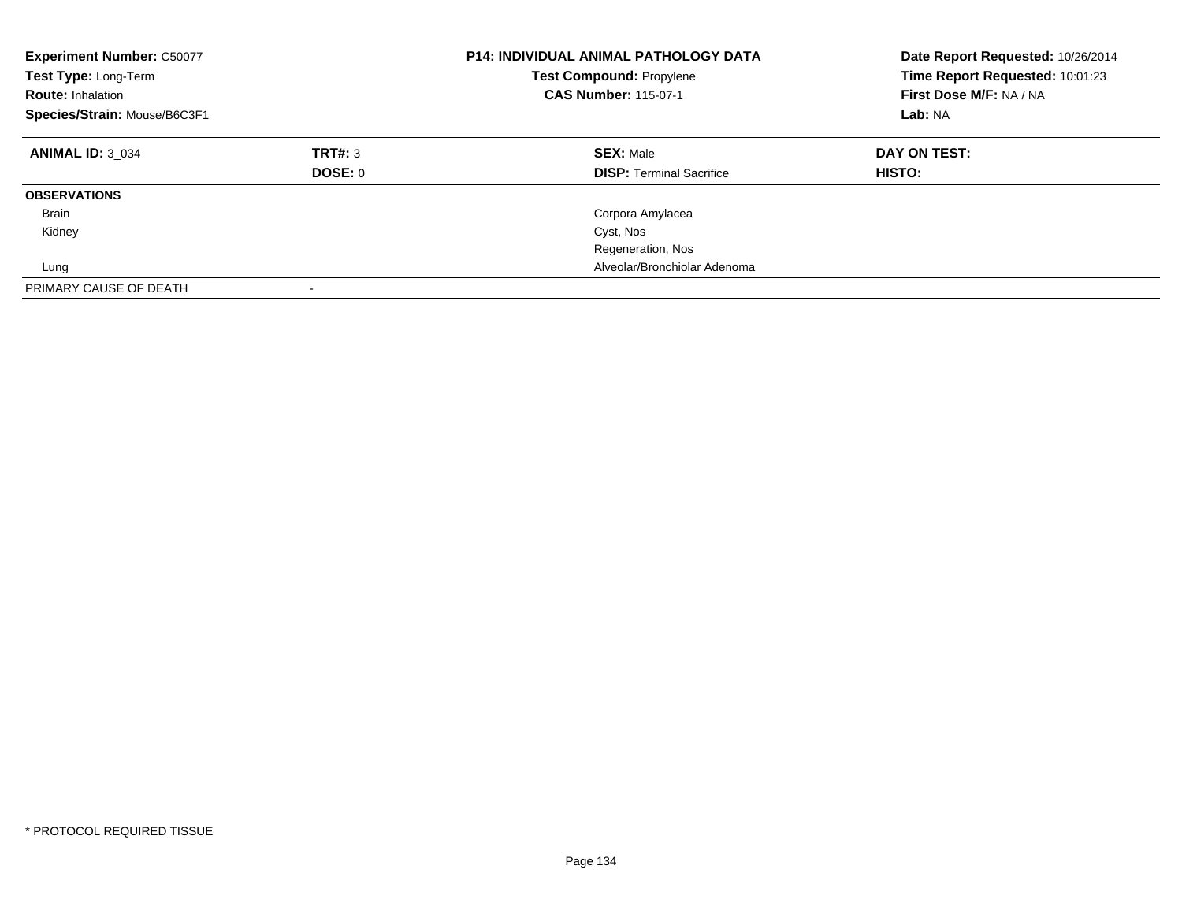**Experiment Number:** C50077
**Test Type:** Long-Term
**Route:** Inhalation
**Species/Strain:** Mouse/B6C3F1

**P14: INDIVIDUAL ANIMAL PATHOLOGY DATA**
**Test Compound:** Propylene
**CAS Number:** 115-07-1

**Date Report Requested:** 10/26/2014
**Time Report Requested:** 10:01:23
**First Dose M/F:** NA / NA
**Lab:** NA

| **ANIMAL ID:** 3_034 | **TRT#:** 3 | **SEX:** Male | **DAY ON TEST:** |
|---|---|---|---|
| | **DOSE:** 0 | **DISP:** Terminal Sacrifice | **HISTO:** |
| **OBSERVATIONS** | | | |
| Brain | | Corpora Amylacea | |
| Kidney | | Cyst, Nos | |
| | | Regeneration, Nos | |
| Lung | | Alveolar/Bronchiolar Adenoma | |
| PRIMARY CAUSE OF DEATH | - | | |

* PROTOCOL REQUIRED TISSUE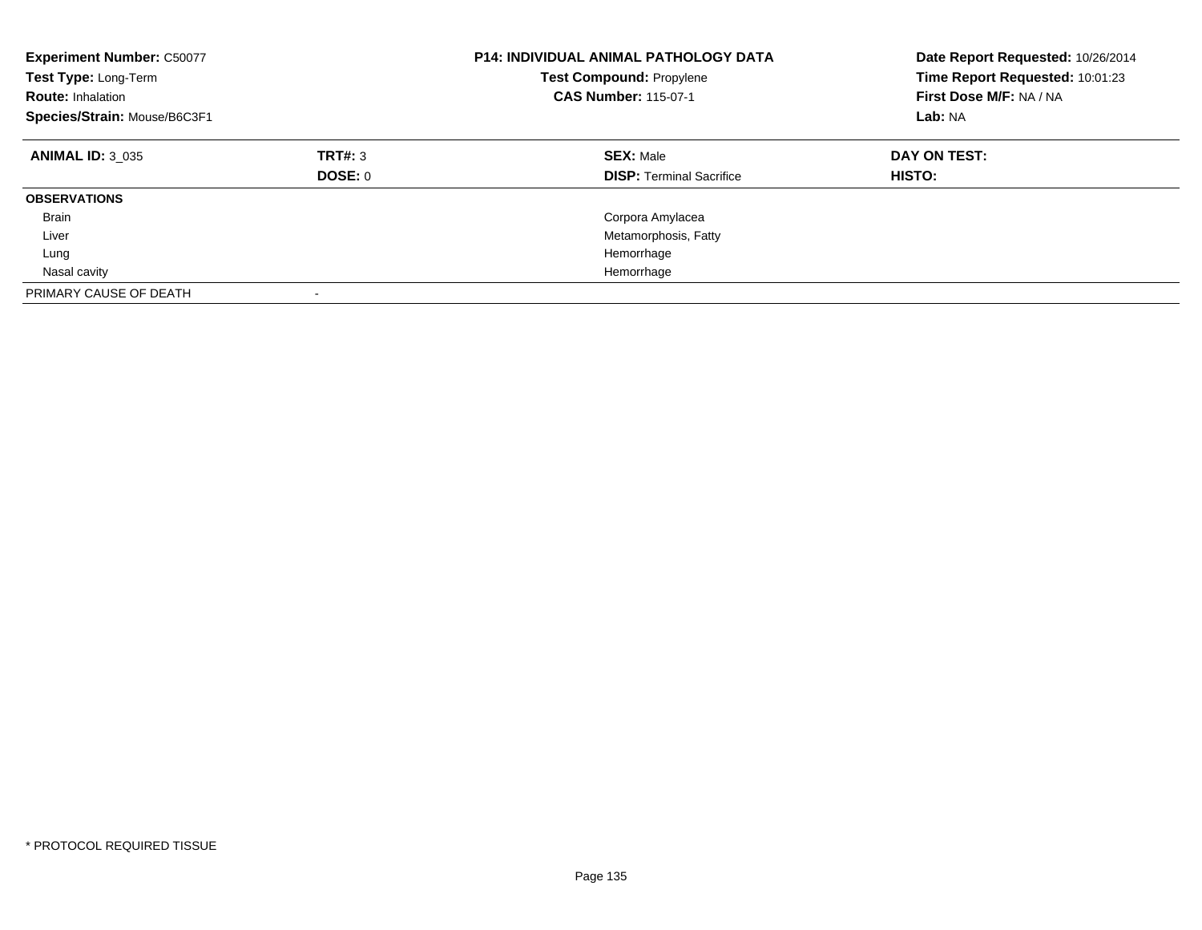| | | | |
|---|---|---|---|
| **Experiment Number:** C50077 | | **P14: INDIVIDUAL ANIMAL PATHOLOGY DATA** | **Date Report Requested:** 10/26/2014 |
| **Test Type:** Long-Term | | **Test Compound:** Propylene | **Time Report Requested:** 10:01:23 |
| **Route:** Inhalation | | **CAS Number:** 115-07-1 | **First Dose M/F:** NA / NA |
| **Species/Strain:** Mouse/B6C3F1 | | | **Lab:** NA |

| **ANIMAL ID:** 3_035 | **TRT#:** 3 | **SEX:** Male | **DAY ON TEST:** |
|---|---|---|---|
| | **DOSE:** 0 | **DISP:** Terminal Sacrifice | **HISTO:** |
| **OBSERVATIONS** | | | |
| Brain | | Corpora Amylacea | |
| Liver | | Metamorphosis, Fatty | |
| Lung | | Hemorrhage | |
| Nasal cavity | | Hemorrhage | |
| PRIMARY CAUSE OF DEATH | - | | |

* PROTOCOL REQUIRED TISSUE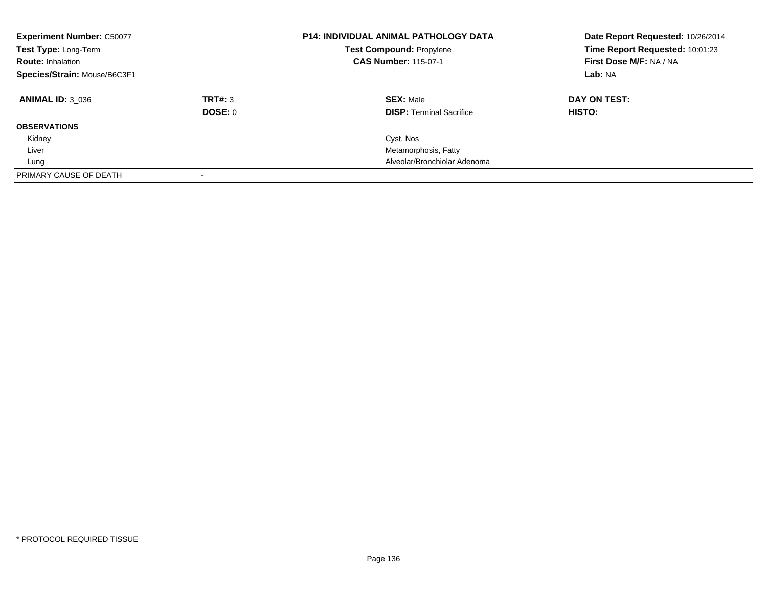**Experiment Number:** C50077
**Test Type:** Long-Term
**Route:** Inhalation
**Species/Strain:** Mouse/B6C3F1

**P14: INDIVIDUAL ANIMAL PATHOLOGY DATA**
**Test Compound:** Propylene
**CAS Number:** 115-07-1

**Date Report Requested:** 10/26/2014
**Time Report Requested:** 10:01:23
**First Dose M/F:** NA / NA
**Lab:** NA

| **ANIMAL ID:** 3_036 | **TRT#:** 3 | **SEX:** Male | **DAY ON TEST:** |
|---|---|---|---|
| | **DOSE:** 0 | **DISP:** Terminal Sacrifice | **HISTO:** |
| **OBSERVATIONS** | | | |
| Kidney | | Cyst, Nos | |
| Liver | | Metamorphosis, Fatty | |
| Lung | | Alveolar/Bronchiolar Adenoma | |
| PRIMARY CAUSE OF DEATH | - | | |

* PROTOCOL REQUIRED TISSUE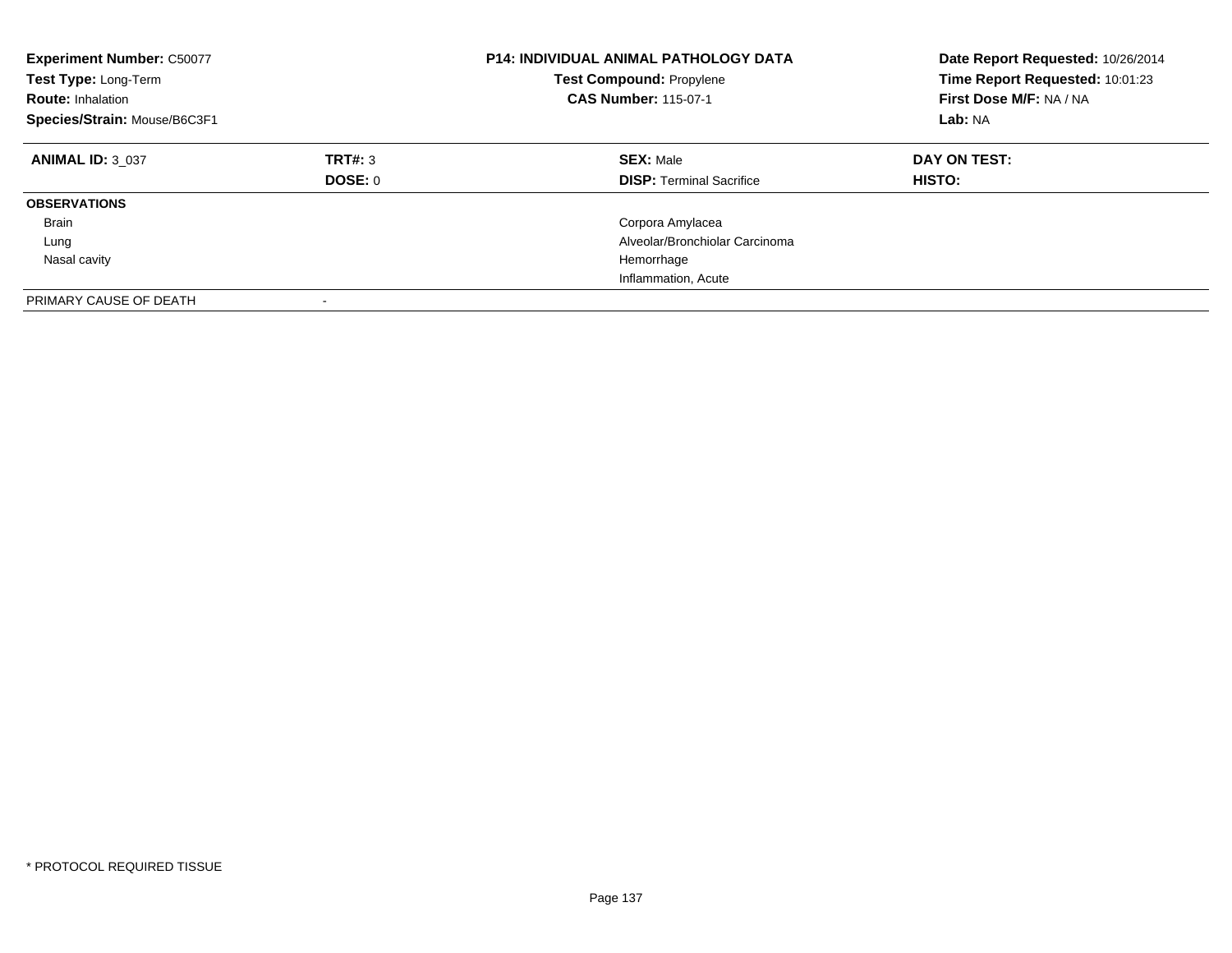| **Experiment Number:** C50077 | | **P14: INDIVIDUAL ANIMAL PATHOLOGY DATA** | **Date Report Requested:** 10/26/2014 |
|---|---|---|---|
| **Test Type:** Long-Term | | **Test Compound:** Propylene | **Time Report Requested:** 10:01:23 |
| **Route:** Inhalation | | **CAS Number:** 115-07-1 | **First Dose M/F:** NA / NA |
| **Species/Strain:** Mouse/B6C3F1 | | | **Lab:** NA |

| **ANIMAL ID:** 3_037 | **TRT#:** 3 | **SEX:** Male | **DAY ON TEST:** |
|---|---|---|---|
| | **DOSE:** 0 | **DISP:** Terminal Sacrifice | **HISTO:** |
| **OBSERVATIONS** | | | |
| Brain | | Corpora Amylacea | |
| Lung | | Alveolar/Bronchiolar Carcinoma | |
| Nasal cavity | | Hemorrhage | |
| | | Inflammation, Acute | |
| PRIMARY CAUSE OF DEATH | - | | |

\* PROTOCOL REQUIRED TISSUE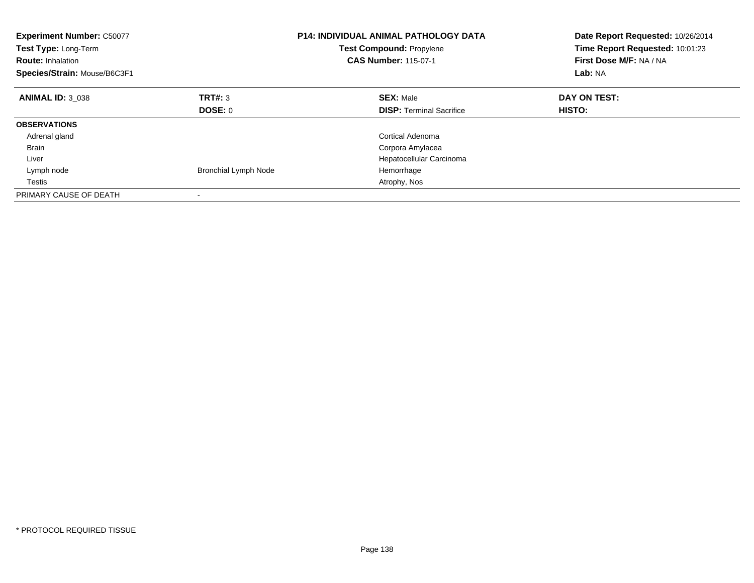**Experiment Number:** C50077
**Test Type:** Long-Term
**Route:** Inhalation
**Species/Strain:** Mouse/B6C3F1

**P14: INDIVIDUAL ANIMAL PATHOLOGY DATA**
**Test Compound:** Propylene
**CAS Number:** 115-07-1

**Date Report Requested:** 10/26/2014
**Time Report Requested:** 10:01:23
**First Dose M/F:** NA / NA
**Lab:** NA

| **ANIMAL ID:** 3_038 | **TRT#:** 3 | **SEX:** Male | **DAY ON TEST:** |
|---|---|---|---|
| | **DOSE:** 0 | **DISP:** Terminal Sacrifice | **HISTO:** |
| **OBSERVATIONS** | | | |
| Adrenal gland | | Cortical Adenoma | |
| Brain | | Corpora Amylacea | |
| Liver | | Hepatocellular Carcinoma | |
| Lymph node | Bronchial Lymph Node | Hemorrhage | |
| Testis | | Atrophy, Nos | |
| PRIMARY CAUSE OF DEATH | - | | |

* PROTOCOL REQUIRED TISSUE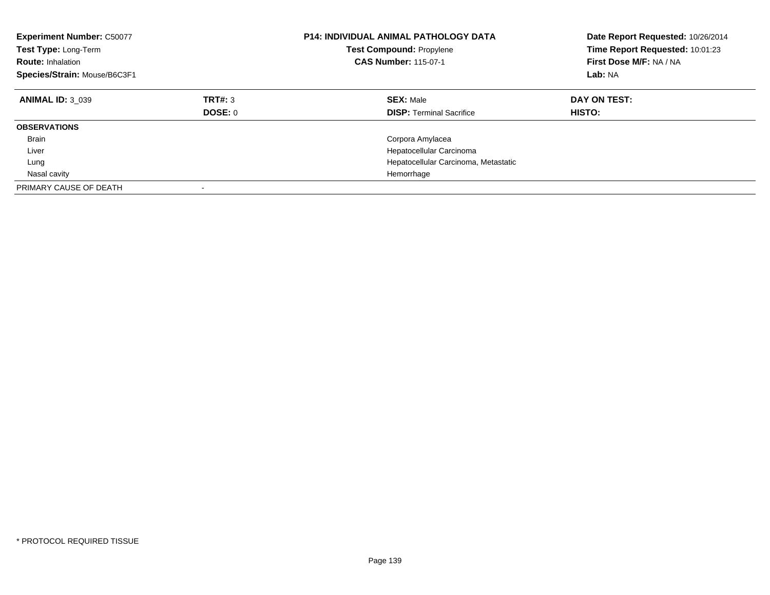| **Experiment Number:** C50077 | **P14: INDIVIDUAL ANIMAL PATHOLOGY DATA** | **Date Report Requested:** 10/26/2014 |
|---|---|---|
| **Test Type:** Long-Term | **Test Compound:** Propylene | **Time Report Requested:** 10:01:23 |
| **Route:** Inhalation | **CAS Number:** 115-07-1 | **First Dose M/F:** NA / NA |
| **Species/Strain:** Mouse/B6C3F1 | | **Lab:** NA |

| **ANIMAL ID:** 3_039 | **TRT#:** 3 | **SEX:** Male | **DAY ON TEST:** |
|---|---|---|---|
| | **DOSE:** 0 | **DISP:** Terminal Sacrifice | **HISTO:** |
| **OBSERVATIONS** | | | |
| Brain | | Corpora Amylacea | |
| Liver | | Hepatocellular Carcinoma | |
| Lung | | Hepatocellular Carcinoma, Metastatic | |
| Nasal cavity | | Hemorrhage | |
| PRIMARY CAUSE OF DEATH | - | | |

* PROTOCOL REQUIRED TISSUE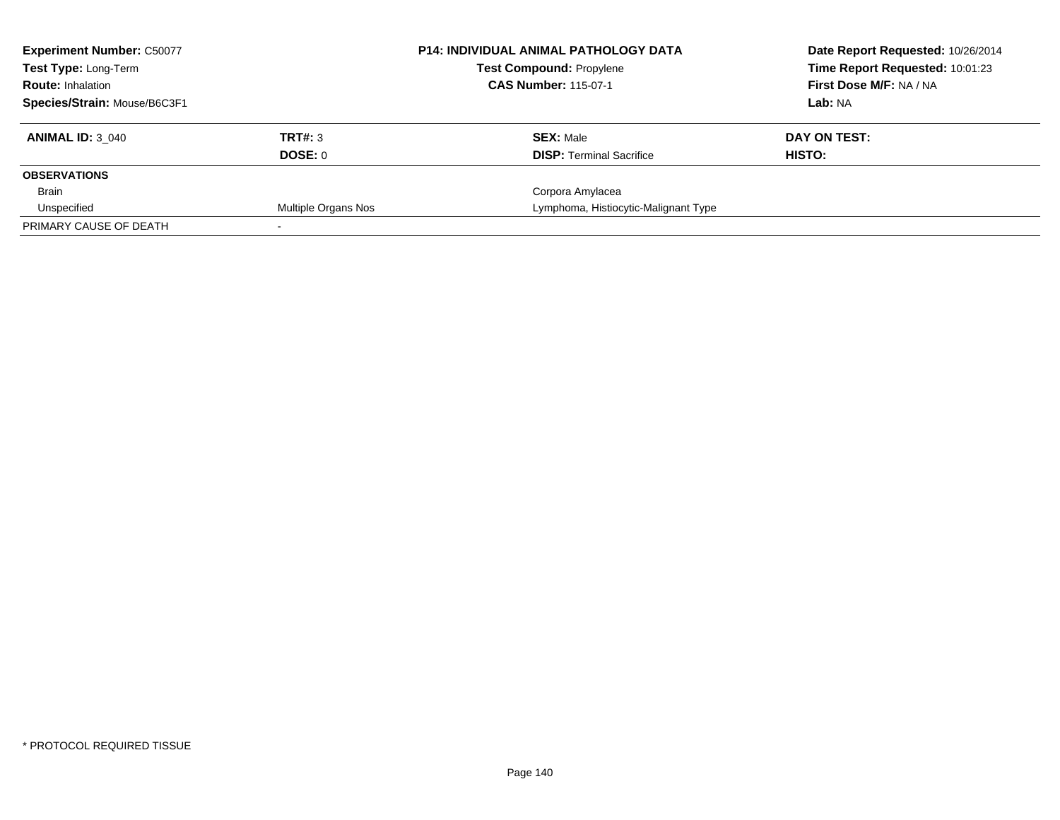**Experiment Number:** C50077
**Test Type:** Long-Term
**Route:** Inhalation
**Species/Strain:** Mouse/B6C3F1

**P14: INDIVIDUAL ANIMAL PATHOLOGY DATA**
**Test Compound:** Propylene
**CAS Number:** 115-07-1

**Date Report Requested:** 10/26/2014
**Time Report Requested:** 10:01:23
**First Dose M/F:** NA / NA
**Lab:** NA

| **ANIMAL ID:** 3_040 | **TRT#:** 3 | **SEX:** Male | **DAY ON TEST:** |
|---|---|---|---|
| | **DOSE:** 0 | **DISP:** Terminal Sacrifice | **HISTO:** |
| **OBSERVATIONS** | | | |
| Brain | | Corpora Amylacea | |
| Unspecified | Multiple Organs Nos | Lymphoma, Histiocytic-Malignant Type | |
| PRIMARY CAUSE OF DEATH | - | | |

* PROTOCOL REQUIRED TISSUE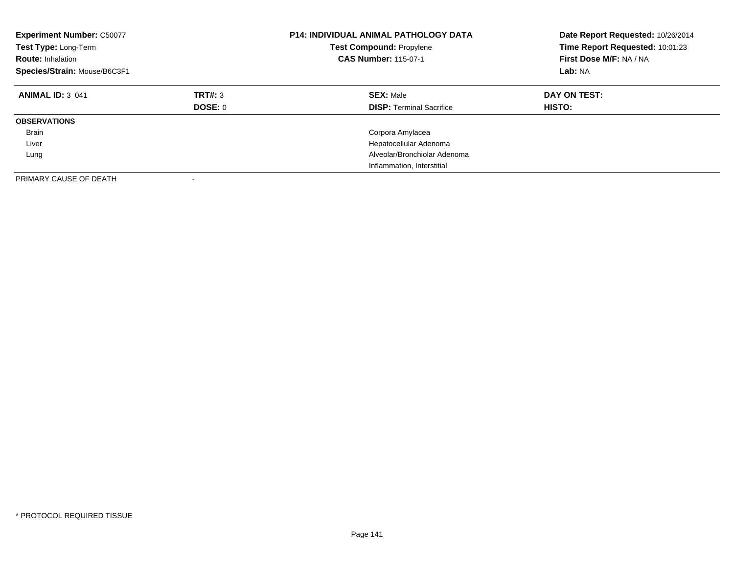**Experiment Number:** C50077
**Test Type:** Long-Term
**Route:** Inhalation
**Species/Strain:** Mouse/B6C3F1

**P14: INDIVIDUAL ANIMAL PATHOLOGY DATA**
**Test Compound:** Propylene
**CAS Number:** 115-07-1

**Date Report Requested:** 10/26/2014
**Time Report Requested:** 10:01:23
**First Dose M/F:** NA / NA
**Lab:** NA

| **ANIMAL ID:** 3_041 | **TRT#:** 3 | **SEX:** Male | **DAY ON TEST:** |
|---|---|---|---|
| | **DOSE:** 0 | **DISP:** Terminal Sacrifice | **HISTO:** |
| **OBSERVATIONS** | | | |
| Brain | | Corpora Amylacea | |
| Liver | | Hepatocellular Adenoma | |
| Lung | | Alveolar/Bronchiolar Adenoma | |
| | | Inflammation, Interstitial | |
| PRIMARY CAUSE OF DEATH | - | | |

* PROTOCOL REQUIRED TISSUE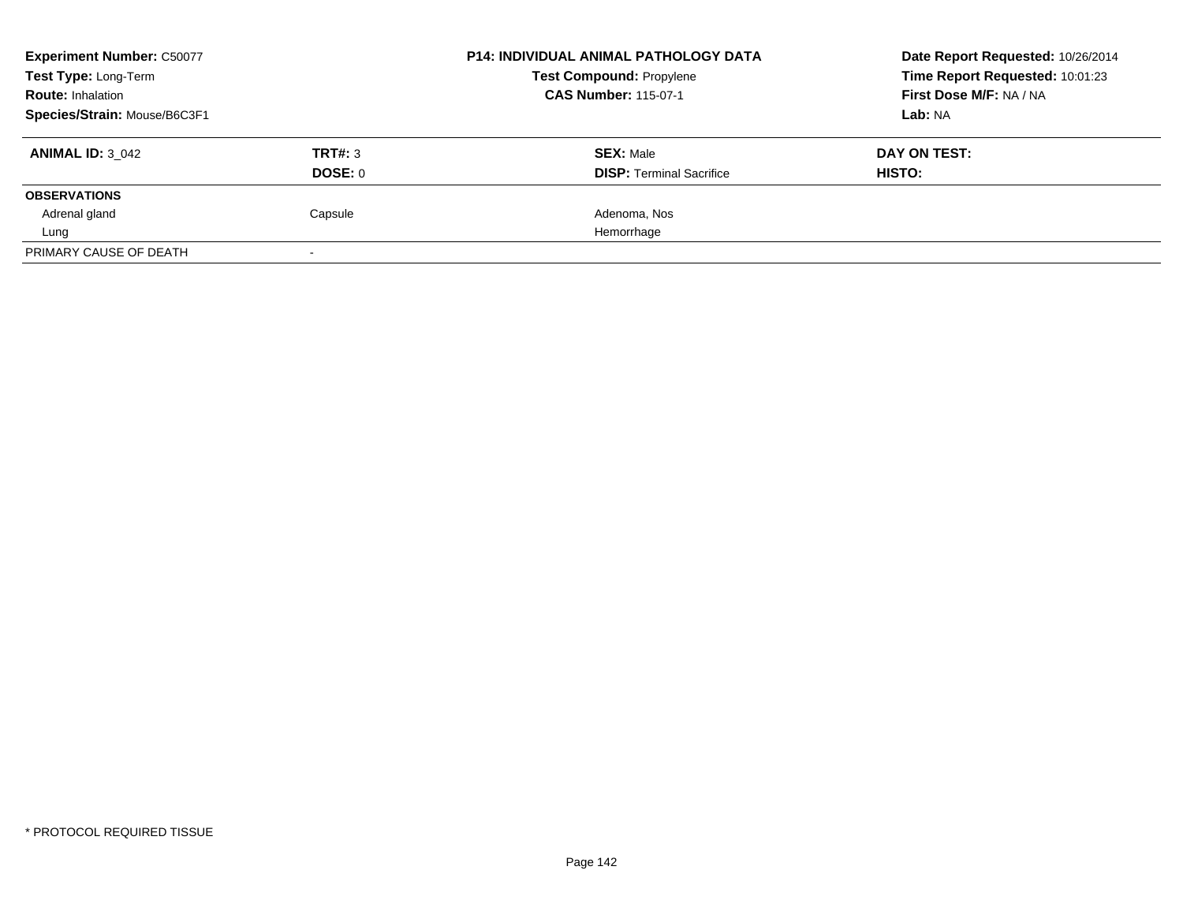**Experiment Number:** C50077
**Test Type:** Long-Term
**Route:** Inhalation
**Species/Strain:** Mouse/B6C3F1

**P14: INDIVIDUAL ANIMAL PATHOLOGY DATA**
**Test Compound:** Propylene
**CAS Number:** 115-07-1

**Date Report Requested:** 10/26/2014
**Time Report Requested:** 10:01:23
**First Dose M/F:** NA / NA
**Lab:** NA

| **ANIMAL ID:** 3_042 | **TRT#:** 3 | **SEX:** Male | **DAY ON TEST:** |
|---|---|---|---|
| | **DOSE:** 0 | **DISP:** Terminal Sacrifice | **HISTO:** |
| **OBSERVATIONS** | | | |
| Adrenal gland | Capsule | Adenoma, Nos | |
| Lung | | Hemorrhage | |
| PRIMARY CAUSE OF DEATH | - | | |

\* PROTOCOL REQUIRED TISSUE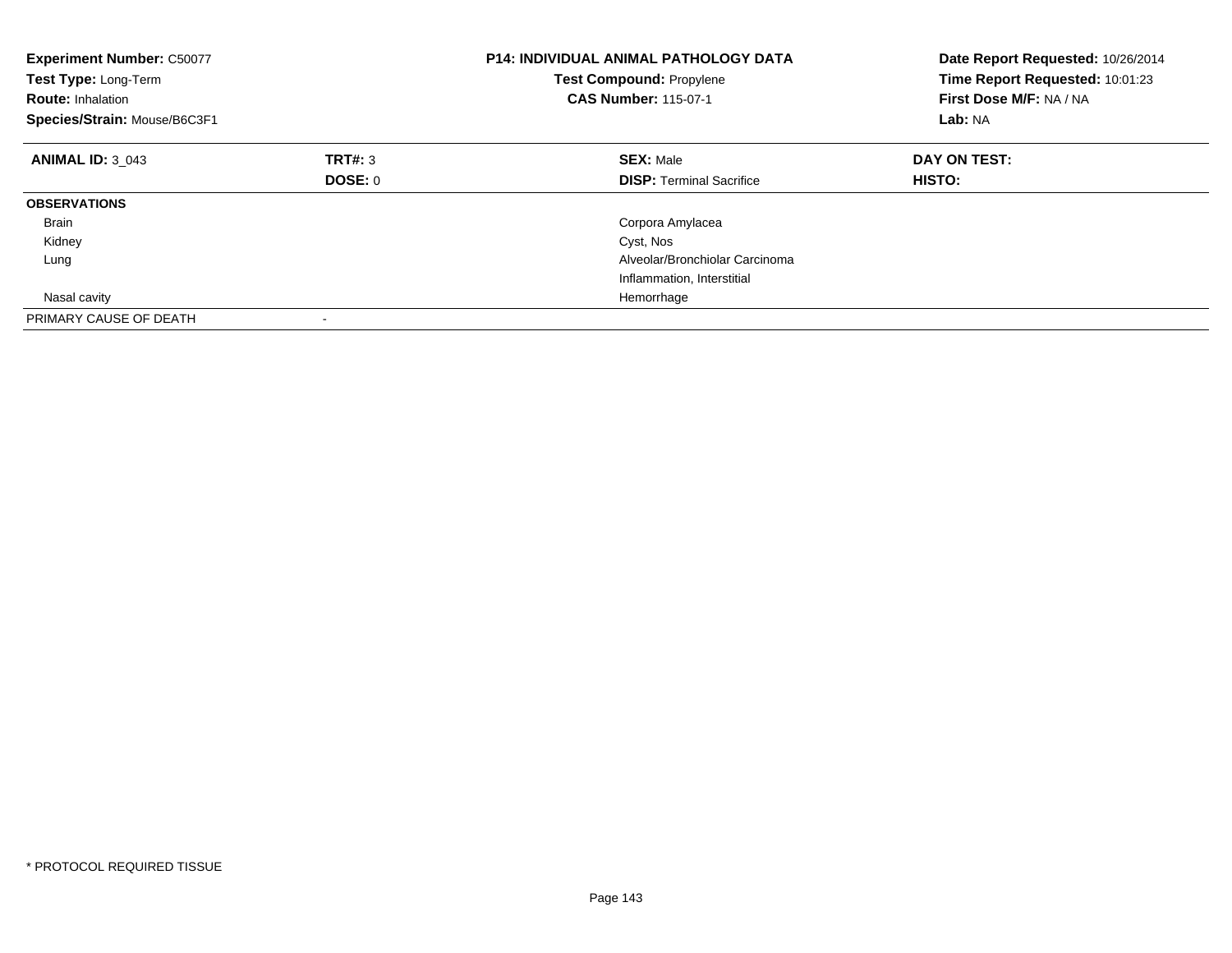**Experiment Number:** C50077
**Test Type:** Long-Term
**Route:** Inhalation
**Species/Strain:** Mouse/B6C3F1

**P14: INDIVIDUAL ANIMAL PATHOLOGY DATA**
**Test Compound:** Propylene
**CAS Number:** 115-07-1

**Date Report Requested:** 10/26/2014
**Time Report Requested:** 10:01:23
**First Dose M/F:** NA / NA
**Lab:** NA

| **ANIMAL ID:** 3_043 | **TRT#:** 3 | **SEX:** Male | **DAY ON TEST:** |
|---|---|---|---|
| | **DOSE:** 0 | **DISP:** Terminal Sacrifice | **HISTO:** |
| **OBSERVATIONS** | | | |
| Brain | | Corpora Amylacea | |
| Kidney | | Cyst, Nos | |
| Lung | | Alveolar/Bronchiolar Carcinoma | |
| | | Inflammation, Interstitial | |
| Nasal cavity | | Hemorrhage | |
| PRIMARY CAUSE OF DEATH | - | | |

* PROTOCOL REQUIRED TISSUE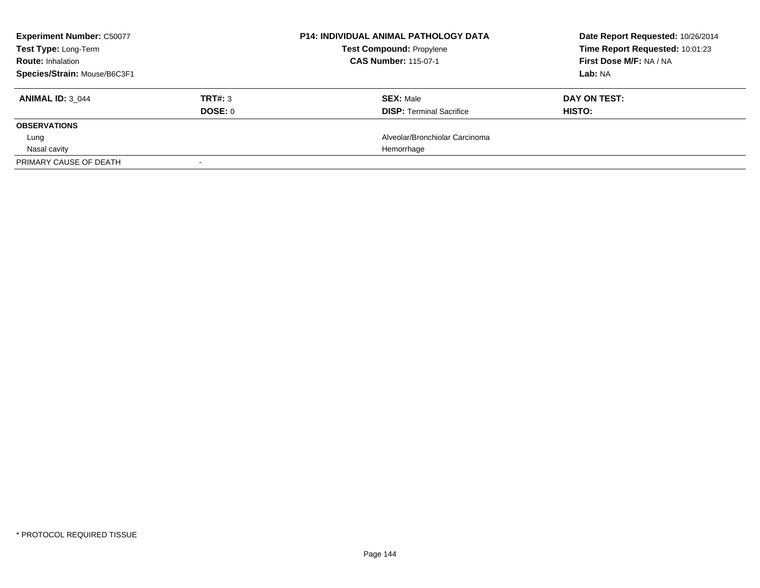**Experiment Number:** C50077
**Test Type:** Long-Term
**Route:** Inhalation
**Species/Strain:** Mouse/B6C3F1

**P14: INDIVIDUAL ANIMAL PATHOLOGY DATA**
**Test Compound:** Propylene
**CAS Number:** 115-07-1

**Date Report Requested:** 10/26/2014
**Time Report Requested:** 10:01:23
**First Dose M/F:** NA / NA
**Lab:** NA

| **ANIMAL ID:** 3_044 | **TRT#:** 3 | **SEX:** Male | **DAY ON TEST:** |
|---|---|---|---|
| | **DOSE:** 0 | **DISP:** Terminal Sacrifice | **HISTO:** |
| **OBSERVATIONS** | | | |
| Lung | | Alveolar/Bronchiolar Carcinoma | |
| Nasal cavity | | Hemorrhage | |
| PRIMARY CAUSE OF DEATH | - | | |

* PROTOCOL REQUIRED TISSUE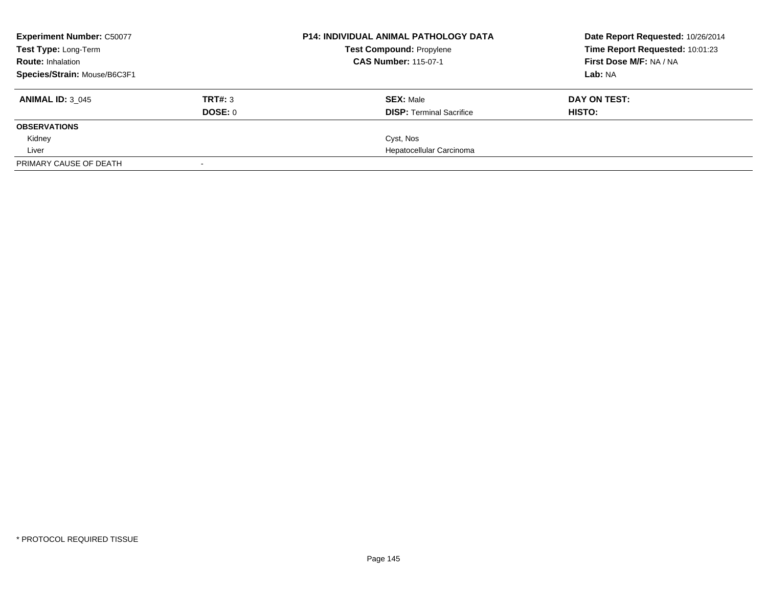| **Experiment Number:** C50077 | | **P14: INDIVIDUAL ANIMAL PATHOLOGY DATA** | **Date Report Requested:** 10/26/2014 |
|---|---|---|---|
| **Test Type:** Long-Term | | **Test Compound:** Propylene | **Time Report Requested:** 10:01:23 |
| **Route:** Inhalation | | **CAS Number:** 115-07-1 | **First Dose M/F:** NA / NA |
| **Species/Strain:** Mouse/B6C3F1 | | | **Lab:** NA |

| **ANIMAL ID:** 3_045 | **TRT#:** 3 | **SEX:** Male | **DAY ON TEST:** |
|---|---|---|---|
| | **DOSE:** 0 | **DISP:** Terminal Sacrifice | **HISTO:** |
| **OBSERVATIONS** | | | |
| Kidney | | Cyst, Nos | |
| Liver | | Hepatocellular Carcinoma | |
| PRIMARY CAUSE OF DEATH | - | | |

* PROTOCOL REQUIRED TISSUE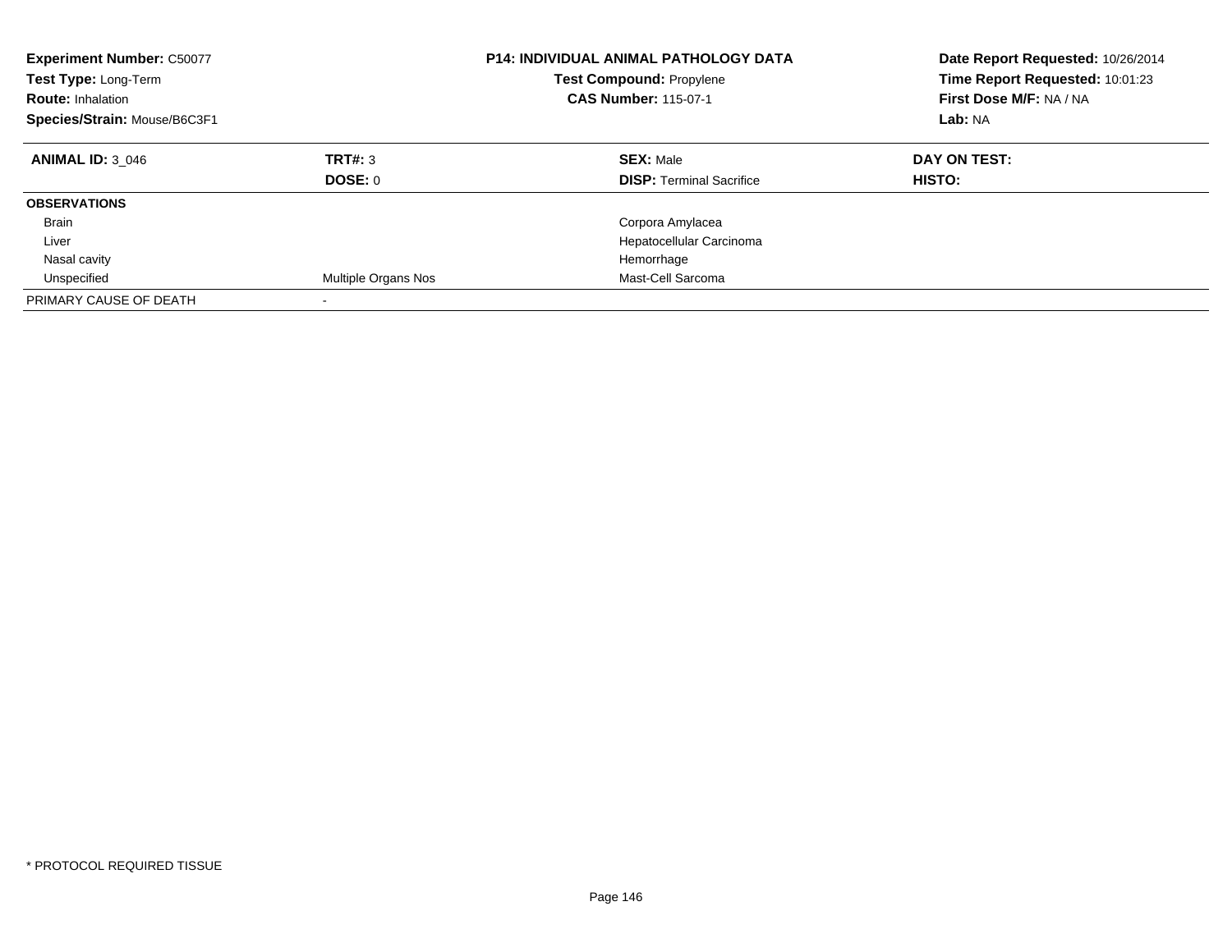**Experiment Number:** C50077
**Test Type:** Long-Term
**Route:** Inhalation
**Species/Strain:** Mouse/B6C3F1

**P14: INDIVIDUAL ANIMAL PATHOLOGY DATA**
**Test Compound:** Propylene
**CAS Number:** 115-07-1

**Date Report Requested:** 10/26/2014
**Time Report Requested:** 10:01:23
**First Dose M/F:** NA / NA
**Lab:** NA

| **ANIMAL ID:** 3_046 | **TRT#:** 3 | **SEX:** Male | **DAY ON TEST:** |
|---|---|---|---|
| | **DOSE:** 0 | **DISP:** Terminal Sacrifice | **HISTO:** |
| **OBSERVATIONS** | | | |
| Brain | | Corpora Amylacea | |
| Liver | | Hepatocellular Carcinoma | |
| Nasal cavity | | Hemorrhage | |
| Unspecified | Multiple Organs Nos | Mast-Cell Sarcoma | |
| PRIMARY CAUSE OF DEATH | - | | |

* PROTOCOL REQUIRED TISSUE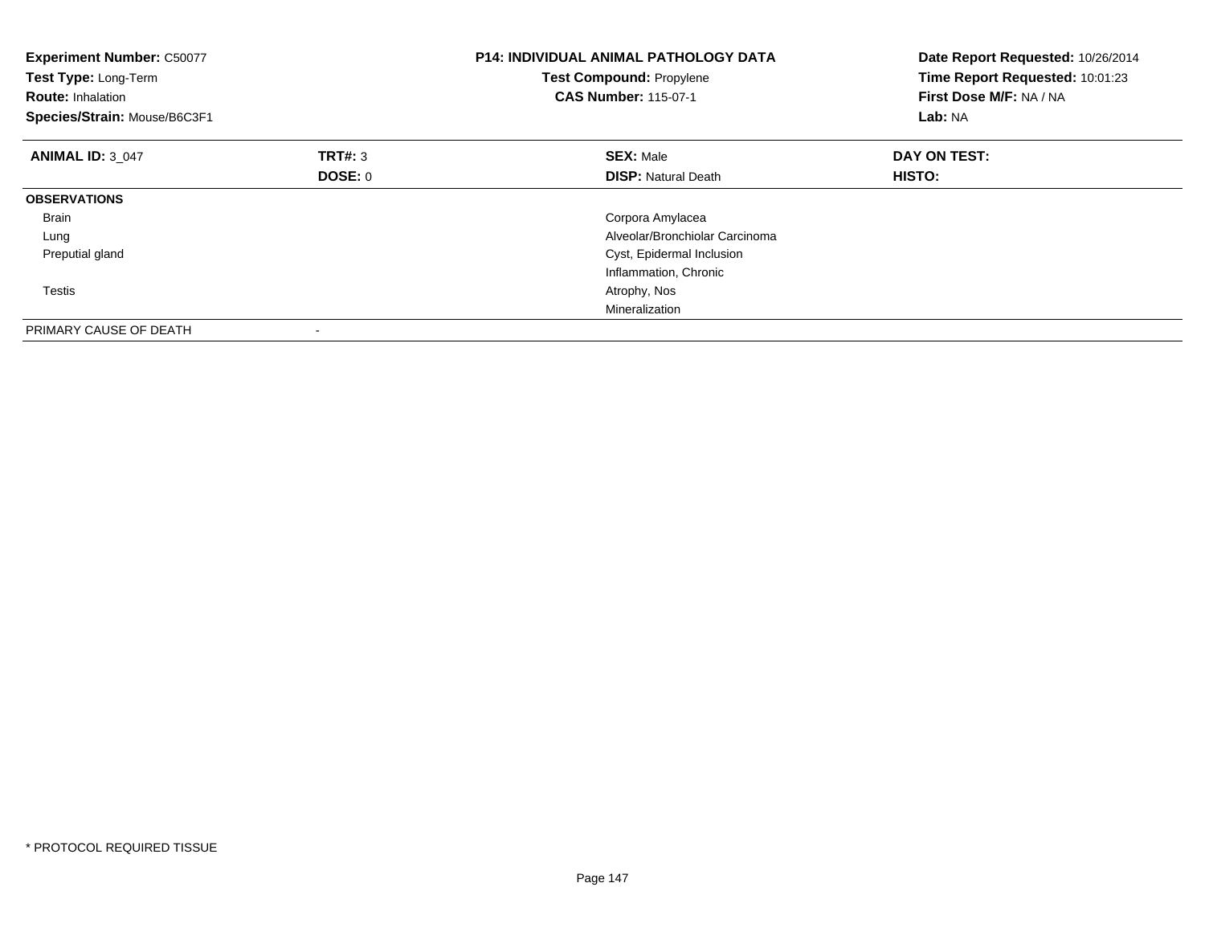**Experiment Number:** C50077
**Test Type:** Long-Term
**Route:** Inhalation
**Species/Strain:** Mouse/B6C3F1

**P14: INDIVIDUAL ANIMAL PATHOLOGY DATA**
**Test Compound:** Propylene
**CAS Number:** 115-07-1

**Date Report Requested:** 10/26/2014
**Time Report Requested:** 10:01:23
**First Dose M/F:** NA / NA
**Lab:** NA

| **ANIMAL ID:** 3_047 | **TRT#:** 3 | **SEX:** Male | **DAY ON TEST:** |
|---|---|---|---|
| | **DOSE:** 0 | **DISP:** Natural Death | **HISTO:** |
| **OBSERVATIONS** | | | |
| Brain | | Corpora Amylacea | |
| Lung | | Alveolar/Bronchiolar Carcinoma | |
| Preputial gland | | Cyst, Epidermal Inclusion | |
| | | Inflammation, Chronic | |
| Testis | | Atrophy, Nos | |
| | | Mineralization | |
| PRIMARY CAUSE OF DEATH | - | | |

* PROTOCOL REQUIRED TISSUE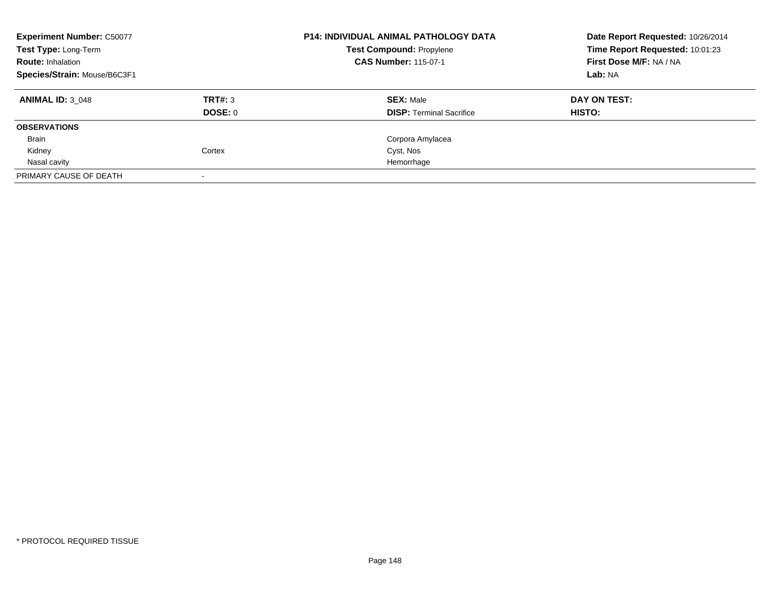| **Experiment Number:** C50077 | **P14: INDIVIDUAL ANIMAL PATHOLOGY DATA** | **Date Report Requested:** 10/26/2014 |
|---|---|---|
| **Test Type:** Long-Term | **Test Compound:** Propylene | **Time Report Requested:** 10:01:23 |
| **Route:** Inhalation | **CAS Number:** 115-07-1 | **First Dose M/F:** NA / NA |
| **Species/Strain:** Mouse/B6C3F1 | | **Lab:** NA |

| **ANIMAL ID:** 3_048 | **TRT#:** 3 | **SEX:** Male | **DAY ON TEST:** |
|---|---|---|---|
| | **DOSE:** 0 | **DISP:** Terminal Sacrifice | **HISTO:** |
| **OBSERVATIONS** | | | |
| Brain | | Corpora Amylacea | |
| Kidney | Cortex | Cyst, Nos | |
| Nasal cavity | | Hemorrhage | |
| PRIMARY CAUSE OF DEATH | - | | |

\* PROTOCOL REQUIRED TISSUE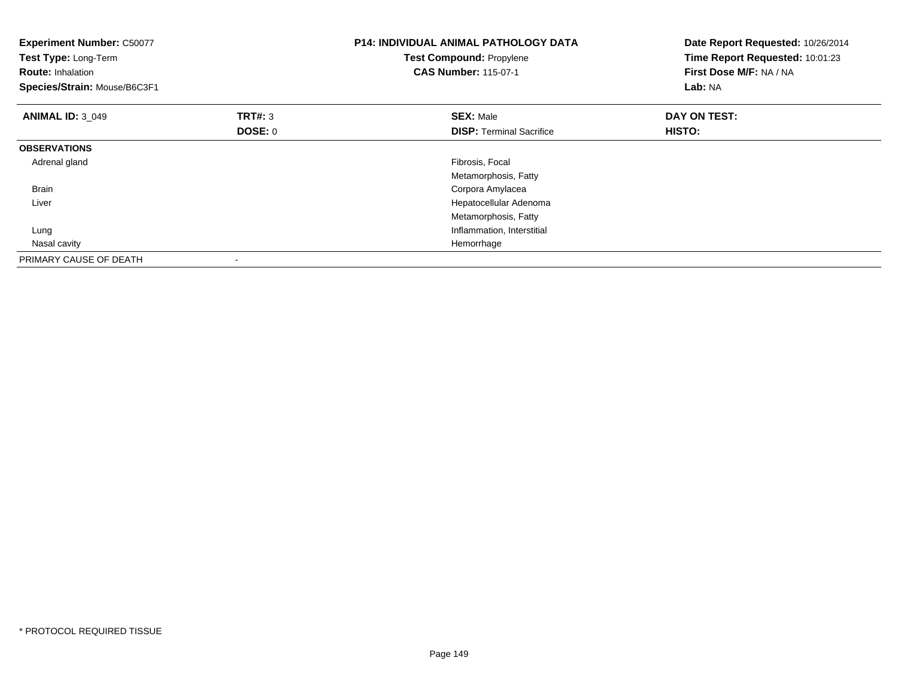**Experiment Number:** C50077
**Test Type:** Long-Term
**Route:** Inhalation
**Species/Strain:** Mouse/B6C3F1

**P14: INDIVIDUAL ANIMAL PATHOLOGY DATA**
**Test Compound:** Propylene
**CAS Number:** 115-07-1

**Date Report Requested:** 10/26/2014
**Time Report Requested:** 10:01:23
**First Dose M/F:** NA / NA
**Lab:** NA

| **ANIMAL ID:** 3_049 | **TRT#:** 3 | **SEX:** Male | **DAY ON TEST:** |
|---|---|---|---|
| | **DOSE:** 0 | **DISP:** Terminal Sacrifice | **HISTO:** |
| **OBSERVATIONS** | | | |
| Adrenal gland | | Fibrosis, Focal | |
| | | Metamorphosis, Fatty | |
| Brain | | Corpora Amylacea | |
| Liver | | Hepatocellular Adenoma | |
| | | Metamorphosis, Fatty | |
| Lung | | Inflammation, Interstitial | |
| Nasal cavity | | Hemorrhage | |
| PRIMARY CAUSE OF DEATH | - | | |

* PROTOCOL REQUIRED TISSUE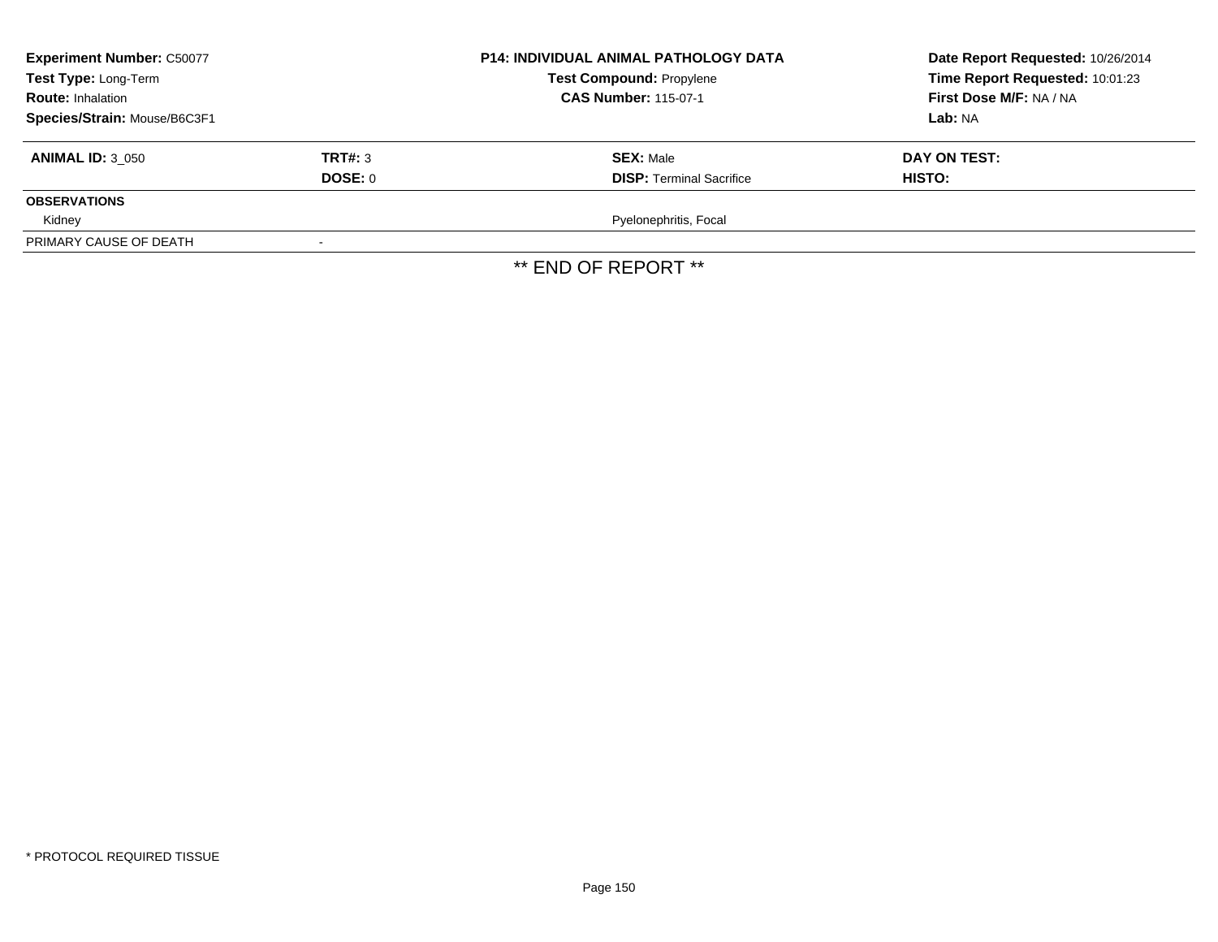| | | | |
|---|---|---|---|
| **Experiment Number:** C50077 | | **P14: INDIVIDUAL ANIMAL PATHOLOGY DATA** | **Date Report Requested:** 10/26/2014 |
| **Test Type:** Long-Term | | **Test Compound:** Propylene | **Time Report Requested:** 10:01:23 |
| **Route:** Inhalation | | **CAS Number:** 115-07-1 | **First Dose M/F:** NA / NA |
| **Species/Strain:** Mouse/B6C3F1 | | | **Lab:** NA |

| **ANIMAL ID:** 3_050 | **TRT#:** 3 | **SEX:** Male | **DAY ON TEST:** |
|---|---|---|---|
| | **DOSE:** 0 | **DISP:** Terminal Sacrifice | **HISTO:** |
| **OBSERVATIONS** | | | |
| Kidney | | Pyelonephritis, Focal | |
| PRIMARY CAUSE OF DEATH | - | | |

** END OF REPORT **

* PROTOCOL REQUIRED TISSUE